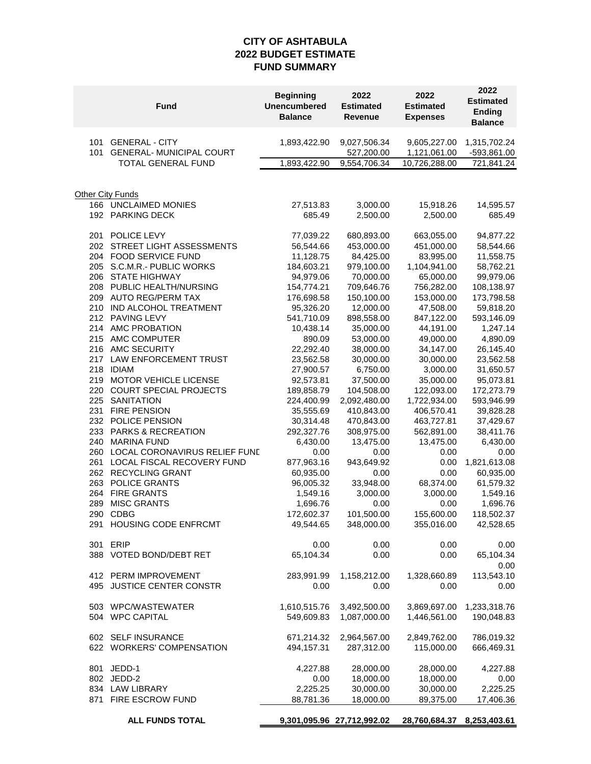# CITY OF ASHTABULA
## 2022 BUDGET ESTIMATE
## FUND SUMMARY

| | Fund | Beginning Unencumbered Balance | 2022 Estimated Revenue | 2022 Estimated Expenses | 2022 Estimated Ending Balance |
|---|---|---|---|---|---|
| 101 | GENERAL - CITY | 1,893,422.90 | 9,027,506.34 | 9,605,227.00 | 1,315,702.24 |
| 101 | GENERAL- MUNICIPAL COURT | | 527,200.00 | 1,121,061.00 | -593,861.00 |
| | TOTAL GENERAL FUND | 1,893,422.90 | 9,554,706.34 | 10,726,288.00 | 721,841.24 |
| | | | | | |
| Other City Funds | | | | | |
| 166 | UNCLAIMED MONIES | 27,513.83 | 3,000.00 | 15,918.26 | 14,595.57 |
| 192 | PARKING DECK | 685.49 | 2,500.00 | 2,500.00 | 685.49 |
| | | | | | |
| 201 | POLICE LEVY | 77,039.22 | 680,893.00 | 663,055.00 | 94,877.22 |
| 202 | STREET LIGHT ASSESSMENTS | 56,544.66 | 453,000.00 | 451,000.00 | 58,544.66 |
| 204 | FOOD SERVICE FUND | 11,128.75 | 84,425.00 | 83,995.00 | 11,558.75 |
| 205 | S.C.M.R.- PUBLIC WORKS | 184,603.21 | 979,100.00 | 1,104,941.00 | 58,762.21 |
| 206 | STATE HIGHWAY | 94,979.06 | 70,000.00 | 65,000.00 | 99,979.06 |
| 208 | PUBLIC HEALTH/NURSING | 154,774.21 | 709,646.76 | 756,282.00 | 108,138.97 |
| 209 | AUTO REG/PERM TAX | 176,698.58 | 150,100.00 | 153,000.00 | 173,798.58 |
| 210 | IND ALCOHOL TREATMENT | 95,326.20 | 12,000.00 | 47,508.00 | 59,818.20 |
| 212 | PAVING LEVY | 541,710.09 | 898,558.00 | 847,122.00 | 593,146.09 |
| 214 | AMC PROBATION | 10,438.14 | 35,000.00 | 44,191.00 | 1,247.14 |
| 215 | AMC COMPUTER | 890.09 | 53,000.00 | 49,000.00 | 4,890.09 |
| 216 | AMC SECURITY | 22,292.40 | 38,000.00 | 34,147.00 | 26,145.40 |
| 217 | LAW ENFORCEMENT TRUST | 23,562.58 | 30,000.00 | 30,000.00 | 23,562.58 |
| 218 | IDIAM | 27,900.57 | 6,750.00 | 3,000.00 | 31,650.57 |
| 219 | MOTOR VEHICLE LICENSE | 92,573.81 | 37,500.00 | 35,000.00 | 95,073.81 |
| 220 | COURT SPECIAL PROJECTS | 189,858.79 | 104,508.00 | 122,093.00 | 172,273.79 |
| 225 | SANITATION | 224,400.99 | 2,092,480.00 | 1,722,934.00 | 593,946.99 |
| 231 | FIRE PENSION | 35,555.69 | 410,843.00 | 406,570.41 | 39,828.28 |
| 232 | POLICE PENSION | 30,314.48 | 470,843.00 | 463,727.81 | 37,429.67 |
| 233 | PARKS & RECREATION | 292,327.76 | 308,975.00 | 562,891.00 | 38,411.76 |
| 240 | MARINA FUND | 6,430.00 | 13,475.00 | 13,475.00 | 6,430.00 |
| 260 | LOCAL CORONAVIRUS RELIEF FUNI | 0.00 | 0.00 | 0.00 | 0.00 |
| 261 | LOCAL FISCAL RECOVERY FUND | 877,963.16 | 943,649.92 | 0.00 | 1,821,613.08 |
| 262 | RECYCLING GRANT | 60,935.00 | 0.00 | 0.00 | 60,935.00 |
| 263 | POLICE GRANTS | 96,005.32 | 33,948.00 | 68,374.00 | 61,579.32 |
| 264 | FIRE GRANTS | 1,549.16 | 3,000.00 | 3,000.00 | 1,549.16 |
| 289 | MISC GRANTS | 1,696.76 | 0.00 | 0.00 | 1,696.76 |
| 290 | CDBG | 172,602.37 | 101,500.00 | 155,600.00 | 118,502.37 |
| 291 | HOUSING CODE ENFRCMT | 49,544.65 | 348,000.00 | 355,016.00 | 42,528.65 |
| | | | | | |
| 301 | ERIP | 0.00 | 0.00 | 0.00 | 0.00 |
| 388 | VOTED BOND/DEBT RET | 65,104.34 | 0.00 | 0.00 | 65,104.34 |
| | | | | | 0.00 |
| 412 | PERM IMPROVEMENT | 283,991.99 | 1,158,212.00 | 1,328,660.89 | 113,543.10 |
| 495 | JUSTICE CENTER CONSTR | 0.00 | 0.00 | 0.00 | 0.00 |
| | | | | | |
| 503 | WPC/WASTEWATER | 1,610,515.76 | 3,492,500.00 | 3,869,697.00 | 1,233,318.76 |
| 504 | WPC CAPITAL | 549,609.83 | 1,087,000.00 | 1,446,561.00 | 190,048.83 |
| | | | | | |
| 602 | SELF INSURANCE | 671,214.32 | 2,964,567.00 | 2,849,762.00 | 786,019.32 |
| 622 | WORKERS' COMPENSATION | 494,157.31 | 287,312.00 | 115,000.00 | 666,469.31 |
| | | | | | |
| 801 | JEDD-1 | 4,227.88 | 28,000.00 | 28,000.00 | 4,227.88 |
| 802 | JEDD-2 | 0.00 | 18,000.00 | 18,000.00 | 0.00 |
| 834 | LAW LIBRARY | 2,225.25 | 30,000.00 | 30,000.00 | 2,225.25 |
| 871 | FIRE ESCROW FUND | 88,781.36 | 18,000.00 | 89,375.00 | 17,406.36 |
| | | | | | |
| | **ALL FUNDS TOTAL** | **9,301,095.96** | **27,712,992.02** | **28,760,684.37** | **8,253,403.61** |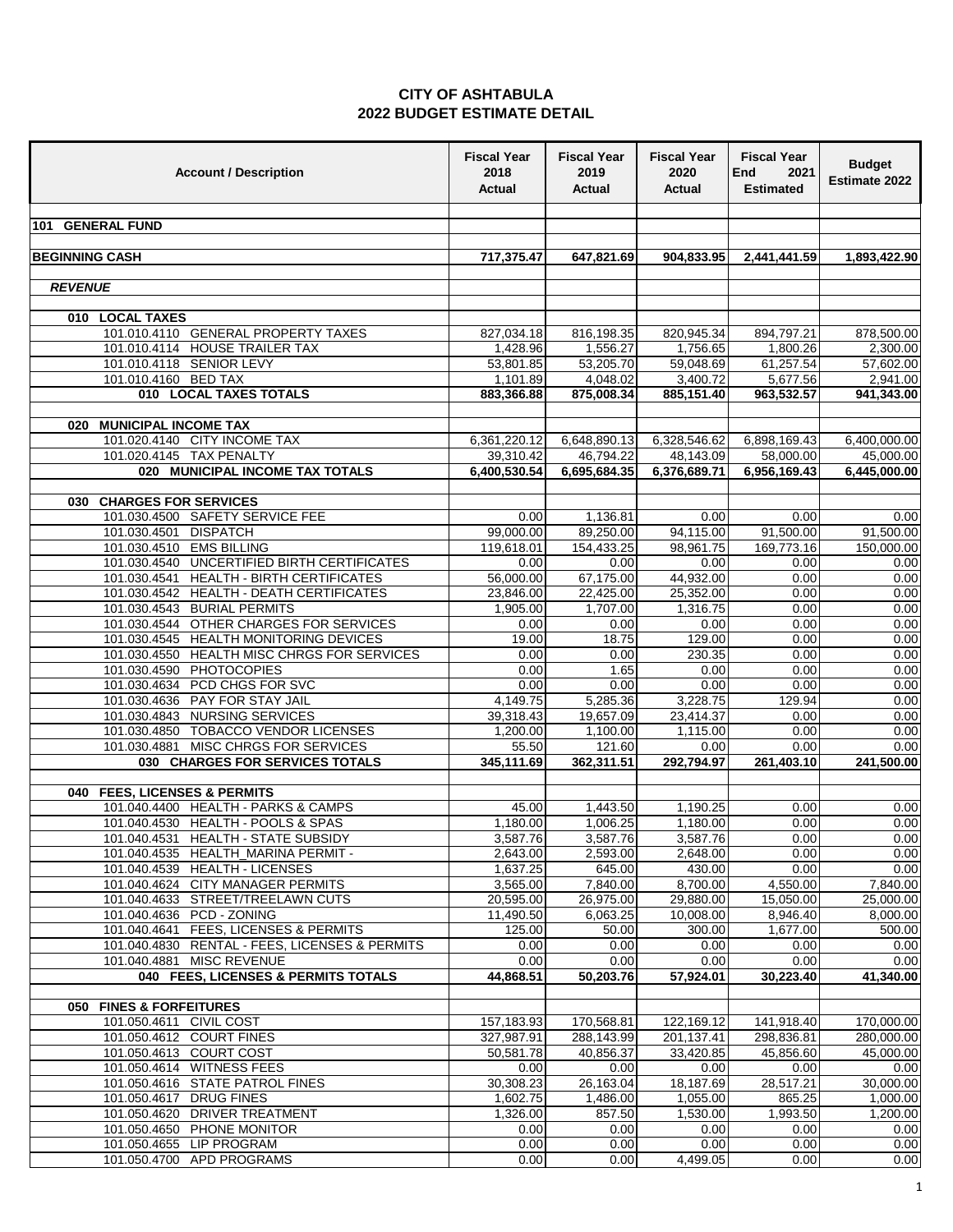# CITY OF ASHTABULA
## 2022 BUDGET ESTIMATE DETAIL

| Account / Description | Fiscal Year 2018 Actual | Fiscal Year 2019 Actual | Fiscal Year 2020 Actual | Fiscal Year End 2021 Estimated | Budget Estimate 2022 |
|---|---|---|---|---|---|
| **101 GENERAL FUND** | | | | | |
| **BEGINNING CASH** | **717,375.47** | **647,821.69** | **904,833.95** | **2,441,441.59** | **1,893,422.90** |
| ***REVENUE*** | | | | | |
| **010 LOCAL TAXES** | | | | | |
| 101.010.4110 GENERAL PROPERTY TAXES | 827,034.18 | 816,198.35 | 820,945.34 | 894,797.21 | 878,500.00 |
| 101.010.4114 HOUSE TRAILER TAX | 1,428.96 | 1,556.27 | 1,756.65 | 1,800.26 | 2,300.00 |
| 101.010.4118 SENIOR LEVY | 53,801.85 | 53,205.70 | 59,048.69 | 61,257.54 | 57,602.00 |
| 101.010.4160 BED TAX | 1,101.89 | 4,048.02 | 3,400.72 | 5,677.56 | 2,941.00 |
| **010 LOCAL TAXES TOTALS** | **883,366.88** | **875,008.34** | **885,151.40** | **963,532.57** | **941,343.00** |
| **020 MUNICIPAL INCOME TAX** | | | | | |
| 101.020.4140 CITY INCOME TAX | 6,361,220.12 | 6,648,890.13 | 6,328,546.62 | 6,898,169.43 | 6,400,000.00 |
| 101.020.4145 TAX PENALTY | 39,310.42 | 46,794.22 | 48,143.09 | 58,000.00 | 45,000.00 |
| **020 MUNICIPAL INCOME TAX TOTALS** | **6,400,530.54** | **6,695,684.35** | **6,376,689.71** | **6,956,169.43** | **6,445,000.00** |
| **030 CHARGES FOR SERVICES** | | | | | |
| 101.030.4500 SAFETY SERVICE FEE | 0.00 | 1,136.81 | 0.00 | 0.00 | 0.00 |
| 101.030.4501 DISPATCH | 99,000.00 | 89,250.00 | 94,115.00 | 91,500.00 | 91,500.00 |
| 101.030.4510 EMS BILLING | 119,618.01 | 154,433.25 | 98,961.75 | 169,773.16 | 150,000.00 |
| 101.030.4540 UNCERTIFIED BIRTH CERTIFICATES | 0.00 | 0.00 | 0.00 | 0.00 | 0.00 |
| 101.030.4541 HEALTH - BIRTH CERTIFICATES | 56,000.00 | 67,175.00 | 44,932.00 | 0.00 | 0.00 |
| 101.030.4542 HEALTH - DEATH CERTIFICATES | 23,846.00 | 22,425.00 | 25,352.00 | 0.00 | 0.00 |
| 101.030.4543 BURIAL PERMITS | 1,905.00 | 1,707.00 | 1,316.75 | 0.00 | 0.00 |
| 101.030.4544 OTHER CHARGES FOR SERVICES | 0.00 | 0.00 | 0.00 | 0.00 | 0.00 |
| 101.030.4545 HEALTH MONITORING DEVICES | 19.00 | 18.75 | 129.00 | 0.00 | 0.00 |
| 101.030.4550 HEALTH MISC CHRGS FOR SERVICES | 0.00 | 0.00 | 230.35 | 0.00 | 0.00 |
| 101.030.4590 PHOTOCOPIES | 0.00 | 1.65 | 0.00 | 0.00 | 0.00 |
| 101.030.4634 PCD CHGS FOR SVC | 0.00 | 0.00 | 0.00 | 0.00 | 0.00 |
| 101.030.4636 PAY FOR STAY JAIL | 4,149.75 | 5,285.36 | 3,228.75 | 129.94 | 0.00 |
| 101.030.4843 NURSING SERVICES | 39,318.43 | 19,657.09 | 23,414.37 | 0.00 | 0.00 |
| 101.030.4850 TOBACCO VENDOR LICENSES | 1,200.00 | 1,100.00 | 1,115.00 | 0.00 | 0.00 |
| 101.030.4881 MISC CHRGS FOR SERVICES | 55.50 | 121.60 | 0.00 | 0.00 | 0.00 |
| **030 CHARGES FOR SERVICES TOTALS** | **345,111.69** | **362,311.51** | **292,794.97** | **261,403.10** | **241,500.00** |
| **040 FEES, LICENSES & PERMITS** | | | | | |
| 101.040.4400 HEALTH - PARKS & CAMPS | 45.00 | 1,443.50 | 1,190.25 | 0.00 | 0.00 |
| 101.040.4530 HEALTH - POOLS & SPAS | 1,180.00 | 1,006.25 | 1,180.00 | 0.00 | 0.00 |
| 101.040.4531 HEALTH - STATE SUBSIDY | 3,587.76 | 3,587.76 | 3,587.76 | 0.00 | 0.00 |
| 101.040.4535 HEALTH_MARINA PERMIT - | 2,643.00 | 2,593.00 | 2,648.00 | 0.00 | 0.00 |
| 101.040.4539 HEALTH - LICENSES | 1,637.25 | 645.00 | 430.00 | 0.00 | 0.00 |
| 101.040.4624 CITY MANAGER PERMITS | 3,565.00 | 7,840.00 | 8,700.00 | 4,550.00 | 7,840.00 |
| 101.040.4633 STREET/TREELAWN CUTS | 20,595.00 | 26,975.00 | 29,880.00 | 15,050.00 | 25,000.00 |
| 101.040.4636 PCD - ZONING | 11,490.50 | 6,063.25 | 10,008.00 | 8,946.40 | 8,000.00 |
| 101.040.4641 FEES, LICENSES & PERMITS | 125.00 | 50.00 | 300.00 | 1,677.00 | 500.00 |
| 101.040.4830 RENTAL - FEES, LICENSES & PERMITS | 0.00 | 0.00 | 0.00 | 0.00 | 0.00 |
| 101.040.4881 MISC REVENUE | 0.00 | 0.00 | 0.00 | 0.00 | 0.00 |
| **040 FEES, LICENSES & PERMITS TOTALS** | **44,868.51** | **50,203.76** | **57,924.01** | **30,223.40** | **41,340.00** |
| **050 FINES & FORFEITURES** | | | | | |
| 101.050.4611 CIVIL COST | 157,183.93 | 170,568.81 | 122,169.12 | 141,918.40 | 170,000.00 |
| 101.050.4612 COURT FINES | 327,987.91 | 288,143.99 | 201,137.41 | 298,836.81 | 280,000.00 |
| 101.050.4613 COURT COST | 50,581.78 | 40,856.37 | 33,420.85 | 45,856.60 | 45,000.00 |
| 101.050.4614 WITNESS FEES | 0.00 | 0.00 | 0.00 | 0.00 | 0.00 |
| 101.050.4616 STATE PATROL FINES | 30,308.23 | 26,163.04 | 18,187.69 | 28,517.21 | 30,000.00 |
| 101.050.4617 DRUG FINES | 1,602.75 | 1,486.00 | 1,055.00 | 865.25 | 1,000.00 |
| 101.050.4620 DRIVER TREATMENT | 1,326.00 | 857.50 | 1,530.00 | 1,993.50 | 1,200.00 |
| 101.050.4650 PHONE MONITOR | 0.00 | 0.00 | 0.00 | 0.00 | 0.00 |
| 101.050.4655 LIP PROGRAM | 0.00 | 0.00 | 0.00 | 0.00 | 0.00 |
| 101.050.4700 APD PROGRAMS | 0.00 | 0.00 | 4,499.05 | 0.00 | 0.00 |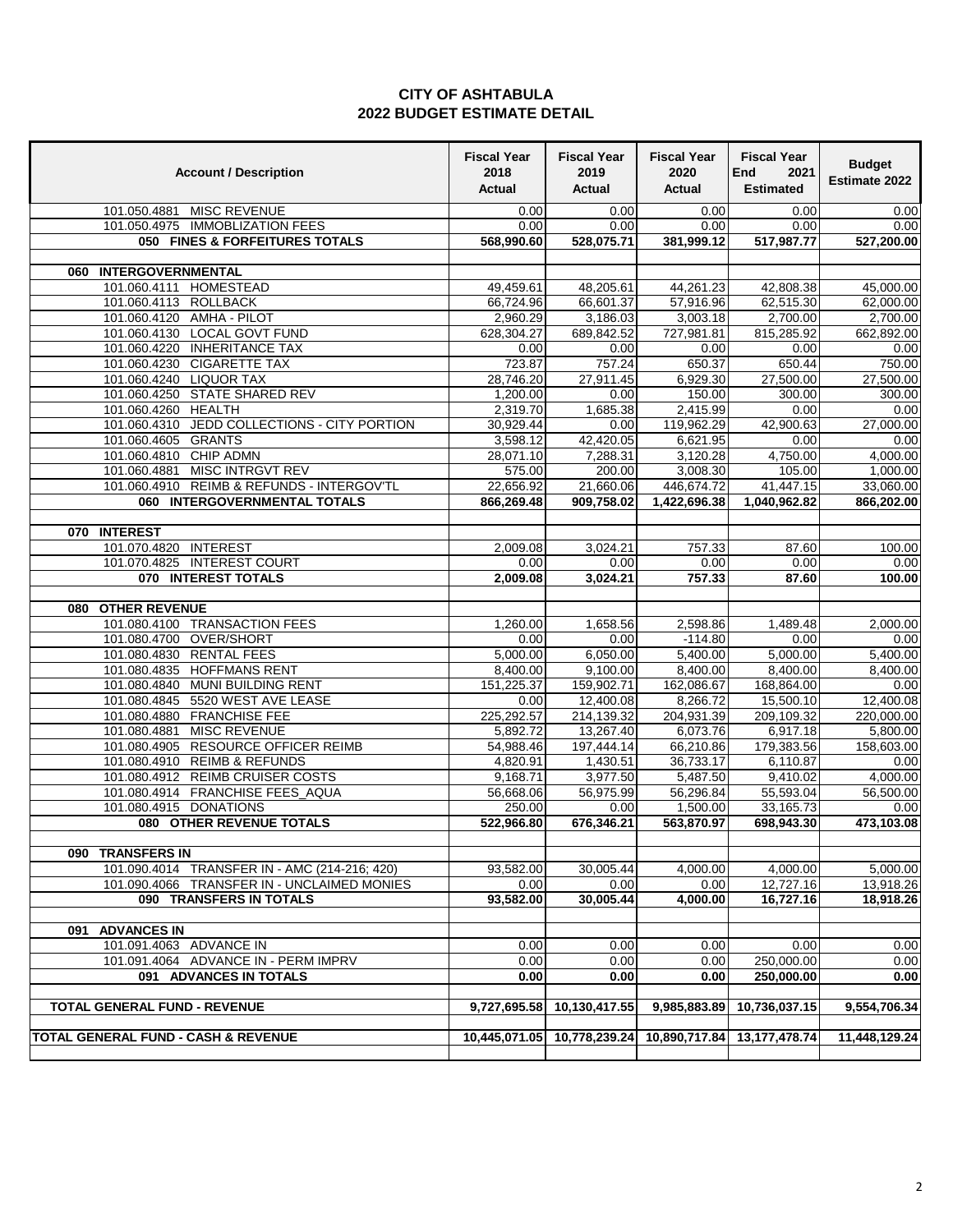# CITY OF ASHTABULA
## 2022 BUDGET ESTIMATE DETAIL

| Account / Description | Fiscal Year 2018 Actual | Fiscal Year 2019 Actual | Fiscal Year 2020 Actual | Fiscal Year End 2021 Estimated | Budget Estimate 2022 |
|---|---|---|---|---|---|
| 101.050.4881 MISC REVENUE | 0.00 | 0.00 | 0.00 | 0.00 | 0.00 |
| 101.050.4975 IMMOBLIZATION FEES | 0.00 | 0.00 | 0.00 | 0.00 | 0.00 |
| **050 FINES & FORFEITURES TOTALS** | **568,990.60** | **528,075.71** | **381,999.12** | **517,987.77** | **527,200.00** |
| | | | | | |
| **060 INTERGOVERNMENTAL** | | | | | |
| 101.060.4111 HOMESTEAD | 49,459.61 | 48,205.61 | 44,261.23 | 42,808.38 | 45,000.00 |
| 101.060.4113 ROLLBACK | 66,724.96 | 66,601.37 | 57,916.96 | 62,515.30 | 62,000.00 |
| 101.060.4120 AMHA - PILOT | 2,960.29 | 3,186.03 | 3,003.18 | 2,700.00 | 2,700.00 |
| 101.060.4130 LOCAL GOVT FUND | 628,304.27 | 689,842.52 | 727,981.81 | 815,285.92 | 662,892.00 |
| 101.060.4220 INHERITANCE TAX | 0.00 | 0.00 | 0.00 | 0.00 | 0.00 |
| 101.060.4230 CIGARETTE TAX | 723.87 | 757.24 | 650.37 | 650.44 | 750.00 |
| 101.060.4240 LIQUOR TAX | 28,746.20 | 27,911.45 | 6,929.30 | 27,500.00 | 27,500.00 |
| 101.060.4250 STATE SHARED REV | 1,200.00 | 0.00 | 150.00 | 300.00 | 300.00 |
| 101.060.4260 HEALTH | 2,319.70 | 1,685.38 | 2,415.99 | 0.00 | 0.00 |
| 101.060.4310 JEDD COLLECTIONS - CITY PORTION | 30,929.44 | 0.00 | 119,962.29 | 42,900.63 | 27,000.00 |
| 101.060.4605 GRANTS | 3,598.12 | 42,420.05 | 6,621.95 | 0.00 | 0.00 |
| 101.060.4810 CHIP ADMN | 28,071.10 | 7,288.31 | 3,120.28 | 4,750.00 | 4,000.00 |
| 101.060.4881 MISC INTRGVT REV | 575.00 | 200.00 | 3,008.30 | 105.00 | 1,000.00 |
| 101.060.4910 REIMB & REFUNDS - INTERGOV'TL | 22,656.92 | 21,660.06 | 446,674.72 | 41,447.15 | 33,060.00 |
| **060 INTERGOVERNMENTAL TOTALS** | **866,269.48** | **909,758.02** | **1,422,696.38** | **1,040,962.82** | **866,202.00** |
| | | | | | |
| **070 INTEREST** | | | | | |
| 101.070.4820 INTEREST | 2,009.08 | 3,024.21 | 757.33 | 87.60 | 100.00 |
| 101.070.4825 INTEREST COURT | 0.00 | 0.00 | 0.00 | 0.00 | 0.00 |
| **070 INTEREST TOTALS** | **2,009.08** | **3,024.21** | **757.33** | **87.60** | **100.00** |
| | | | | | |
| **080 OTHER REVENUE** | | | | | |
| 101.080.4100 TRANSACTION FEES | 1,260.00 | 1,658.56 | 2,598.86 | 1,489.48 | 2,000.00 |
| 101.080.4700 OVER/SHORT | 0.00 | 0.00 | -114.80 | 0.00 | 0.00 |
| 101.080.4830 RENTAL FEES | 5,000.00 | 6,050.00 | 5,400.00 | 5,000.00 | 5,400.00 |
| 101.080.4835 HOFFMANS RENT | 8,400.00 | 9,100.00 | 8,400.00 | 8,400.00 | 8,400.00 |
| 101.080.4840 MUNI BUILDING RENT | 151,225.37 | 159,902.71 | 162,086.67 | 168,864.00 | 0.00 |
| 101.080.4845 5520 WEST AVE LEASE | 0.00 | 12,400.08 | 8,266.72 | 15,500.10 | 12,400.08 |
| 101.080.4880 FRANCHISE FEE | 225,292.57 | 214,139.32 | 204,931.39 | 209,109.32 | 220,000.00 |
| 101.080.4881 MISC REVENUE | 5,892.72 | 13,267.40 | 6,073.76 | 6,917.18 | 5,800.00 |
| 101.080.4905 RESOURCE OFFICER REIMB | 54,988.46 | 197,444.14 | 66,210.86 | 179,383.56 | 158,603.00 |
| 101.080.4910 REIMB & REFUNDS | 4,820.91 | 1,430.51 | 36,733.17 | 6,110.87 | 0.00 |
| 101.080.4912 REIMB CRUISER COSTS | 9,168.71 | 3,977.50 | 5,487.50 | 9,410.02 | 4,000.00 |
| 101.080.4914 FRANCHISE FEES_AQUA | 56,668.06 | 56,975.99 | 56,296.84 | 55,593.04 | 56,500.00 |
| 101.080.4915 DONATIONS | 250.00 | 0.00 | 1,500.00 | 33,165.73 | 0.00 |
| **080 OTHER REVENUE TOTALS** | **522,966.80** | **676,346.21** | **563,870.97** | **698,943.30** | **473,103.08** |
| | | | | | |
| **090 TRANSFERS IN** | | | | | |
| 101.090.4014 TRANSFER IN - AMC (214-216; 420) | 93,582.00 | 30,005.44 | 4,000.00 | 4,000.00 | 5,000.00 |
| 101.090.4066 TRANSFER IN - UNCLAIMED MONIES | 0.00 | 0.00 | 0.00 | 12,727.16 | 13,918.26 |
| **090 TRANSFERS IN TOTALS** | **93,582.00** | **30,005.44** | **4,000.00** | **16,727.16** | **18,918.26** |
| | | | | | |
| **091 ADVANCES IN** | | | | | |
| 101.091.4063 ADVANCE IN | 0.00 | 0.00 | 0.00 | 0.00 | 0.00 |
| 101.091.4064 ADVANCE IN - PERM IMPRV | 0.00 | 0.00 | 0.00 | 250,000.00 | 0.00 |
| **091 ADVANCES IN TOTALS** | **0.00** | **0.00** | **0.00** | **250,000.00** | **0.00** |
| | | | | | |
| **TOTAL GENERAL FUND - REVENUE** | **9,727,695.58** | **10,130,417.55** | **9,985,883.89** | **10,736,037.15** | **9,554,706.34** |
| | | | | | |
| **TOTAL GENERAL FUND - CASH & REVENUE** | **10,445,071.05** | **10,778,239.24** | **10,890,717.84** | **13,177,478.74** | **11,448,129.24** |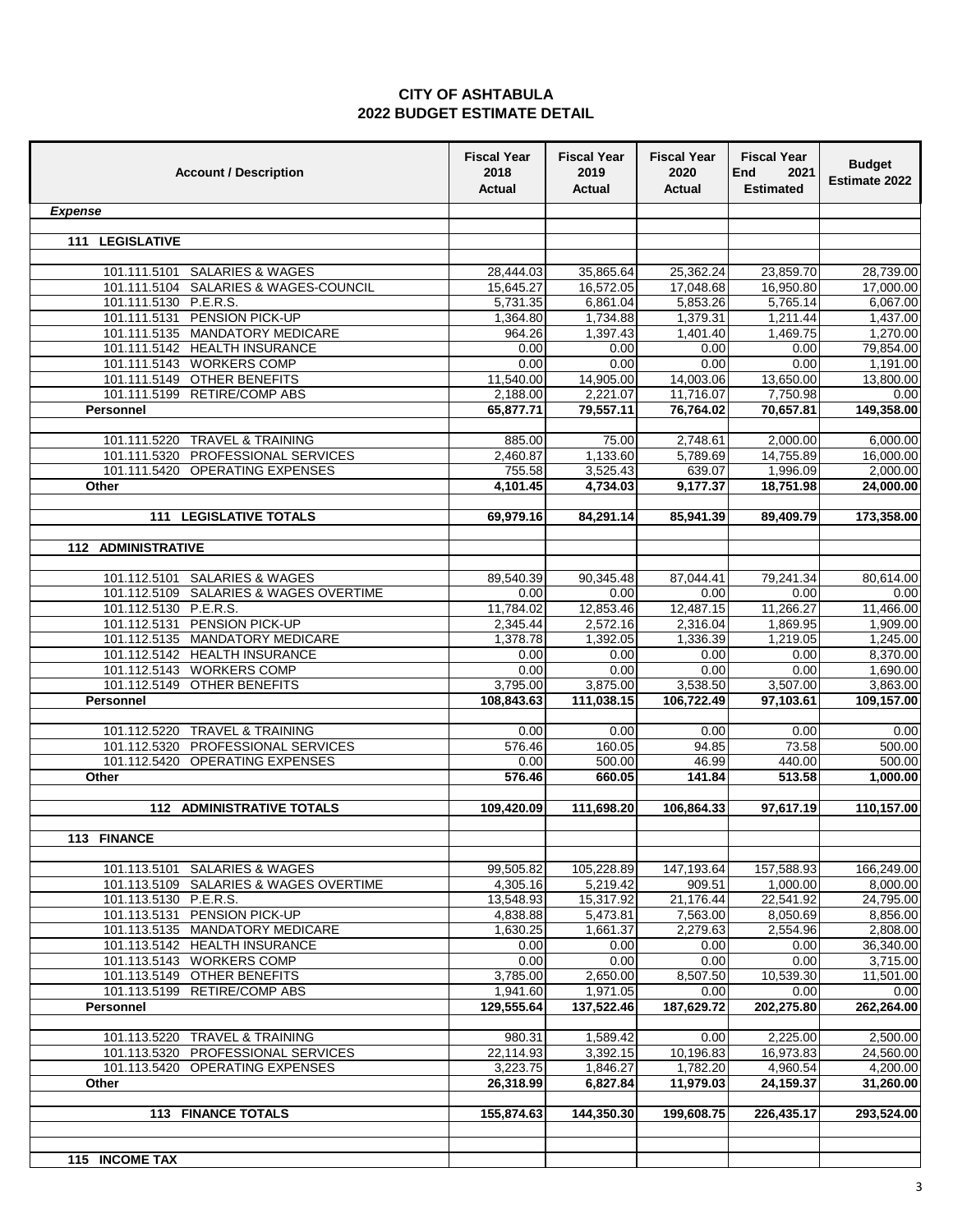# CITY OF ASHTABULA
## 2022 BUDGET ESTIMATE DETAIL

| Account / Description | Fiscal Year 2018 Actual | Fiscal Year 2019 Actual | Fiscal Year 2020 Actual | Fiscal Year End 2021 Estimated | Budget Estimate 2022 |
|---|---|---|---|---|---|
| ***Expense*** | | | | | |
| | | | | | |
| **111 LEGISLATIVE** | | | | | |
| | | | | | |
| 101.111.5101 SALARIES & WAGES | 28,444.03 | 35,865.64 | 25,362.24 | 23,859.70 | 28,739.00 |
| 101.111.5104 SALARIES & WAGES-COUNCIL | 15,645.27 | 16,572.05 | 17,048.68 | 16,950.80 | 17,000.00 |
| 101.111.5130 P.E.R.S. | 5,731.35 | 6,861.04 | 5,853.26 | 5,765.14 | 6,067.00 |
| 101.111.5131 PENSION PICK-UP | 1,364.80 | 1,734.88 | 1,379.31 | 1,211.44 | 1,437.00 |
| 101.111.5135 MANDATORY MEDICARE | 964.26 | 1,397.43 | 1,401.40 | 1,469.75 | 1,270.00 |
| 101.111.5142 HEALTH INSURANCE | 0.00 | 0.00 | 0.00 | 0.00 | 79,854.00 |
| 101.111.5143 WORKERS COMP | 0.00 | 0.00 | 0.00 | 0.00 | 1,191.00 |
| 101.111.5149 OTHER BENEFITS | 11,540.00 | 14,905.00 | 14,003.06 | 13,650.00 | 13,800.00 |
| 101.111.5199 RETIRE/COMP ABS | 2,188.00 | 2,221.07 | 11,716.07 | 7,750.98 | 0.00 |
| **Personnel** | **65,877.71** | **79,557.11** | **76,764.02** | **70,657.81** | **149,358.00** |
| | | | | | |
| 101.111.5220 TRAVEL & TRAINING | 885.00 | 75.00 | 2,748.61 | 2,000.00 | 6,000.00 |
| 101.111.5320 PROFESSIONAL SERVICES | 2,460.87 | 1,133.60 | 5,789.69 | 14,755.89 | 16,000.00 |
| 101.111.5420 OPERATING EXPENSES | 755.58 | 3,525.43 | 639.07 | 1,996.09 | 2,000.00 |
| **Other** | **4,101.45** | **4,734.03** | **9,177.37** | **18,751.98** | **24,000.00** |
| | | | | | |
| **111 LEGISLATIVE TOTALS** | **69,979.16** | **84,291.14** | **85,941.39** | **89,409.79** | **173,358.00** |
| | | | | | |
| **112 ADMINISTRATIVE** | | | | | |
| | | | | | |
| 101.112.5101 SALARIES & WAGES | 89,540.39 | 90,345.48 | 87,044.41 | 79,241.34 | 80,614.00 |
| 101.112.5109 SALARIES & WAGES OVERTIME | 0.00 | 0.00 | 0.00 | 0.00 | 0.00 |
| 101.112.5130 P.E.R.S. | 11,784.02 | 12,853.46 | 12,487.15 | 11,266.27 | 11,466.00 |
| 101.112.5131 PENSION PICK-UP | 2,345.44 | 2,572.16 | 2,316.04 | 1,869.95 | 1,909.00 |
| 101.112.5135 MANDATORY MEDICARE | 1,378.78 | 1,392.05 | 1,336.39 | 1,219.05 | 1,245.00 |
| 101.112.5142 HEALTH INSURANCE | 0.00 | 0.00 | 0.00 | 0.00 | 8,370.00 |
| 101.112.5143 WORKERS COMP | 0.00 | 0.00 | 0.00 | 0.00 | 1,690.00 |
| 101.112.5149 OTHER BENEFITS | 3,795.00 | 3,875.00 | 3,538.50 | 3,507.00 | 3,863.00 |
| **Personnel** | **108,843.63** | **111,038.15** | **106,722.49** | **97,103.61** | **109,157.00** |
| | | | | | |
| 101.112.5220 TRAVEL & TRAINING | 0.00 | 0.00 | 0.00 | 0.00 | 0.00 |
| 101.112.5320 PROFESSIONAL SERVICES | 576.46 | 160.05 | 94.85 | 73.58 | 500.00 |
| 101.112.5420 OPERATING EXPENSES | 0.00 | 500.00 | 46.99 | 440.00 | 500.00 |
| **Other** | **576.46** | **660.05** | **141.84** | **513.58** | **1,000.00** |
| | | | | | |
| **112 ADMINISTRATIVE TOTALS** | **109,420.09** | **111,698.20** | **106,864.33** | **97,617.19** | **110,157.00** |
| | | | | | |
| **113 FINANCE** | | | | | |
| | | | | | |
| 101.113.5101 SALARIES & WAGES | 99,505.82 | 105,228.89 | 147,193.64 | 157,588.93 | 166,249.00 |
| 101.113.5109 SALARIES & WAGES OVERTIME | 4,305.16 | 5,219.42 | 909.51 | 1,000.00 | 8,000.00 |
| 101.113.5130 P.E.R.S. | 13,548.93 | 15,317.92 | 21,176.44 | 22,541.92 | 24,795.00 |
| 101.113.5131 PENSION PICK-UP | 4,838.88 | 5,473.81 | 7,563.00 | 8,050.69 | 8,856.00 |
| 101.113.5135 MANDATORY MEDICARE | 1,630.25 | 1,661.37 | 2,279.63 | 2,554.96 | 2,808.00 |
| 101.113.5142 HEALTH INSURANCE | 0.00 | 0.00 | 0.00 | 0.00 | 36,340.00 |
| 101.113.5143 WORKERS COMP | 0.00 | 0.00 | 0.00 | 0.00 | 3,715.00 |
| 101.113.5149 OTHER BENEFITS | 3,785.00 | 2,650.00 | 8,507.50 | 10,539.30 | 11,501.00 |
| 101.113.5199 RETIRE/COMP ABS | 1,941.60 | 1,971.05 | 0.00 | 0.00 | 0.00 |
| **Personnel** | **129,555.64** | **137,522.46** | **187,629.72** | **202,275.80** | **262,264.00** |
| | | | | | |
| 101.113.5220 TRAVEL & TRAINING | 980.31 | 1,589.42 | 0.00 | 2,225.00 | 2,500.00 |
| 101.113.5320 PROFESSIONAL SERVICES | 22,114.93 | 3,392.15 | 10,196.83 | 16,973.83 | 24,560.00 |
| 101.113.5420 OPERATING EXPENSES | 3,223.75 | 1,846.27 | 1,782.20 | 4,960.54 | 4,200.00 |
| **Other** | **26,318.99** | **6,827.84** | **11,979.03** | **24,159.37** | **31,260.00** |
| | | | | | |
| **113 FINANCE TOTALS** | **155,874.63** | **144,350.30** | **199,608.75** | **226,435.17** | **293,524.00** |
| | | | | | |
| | | | | | |
| **115 INCOME TAX** | | | | | |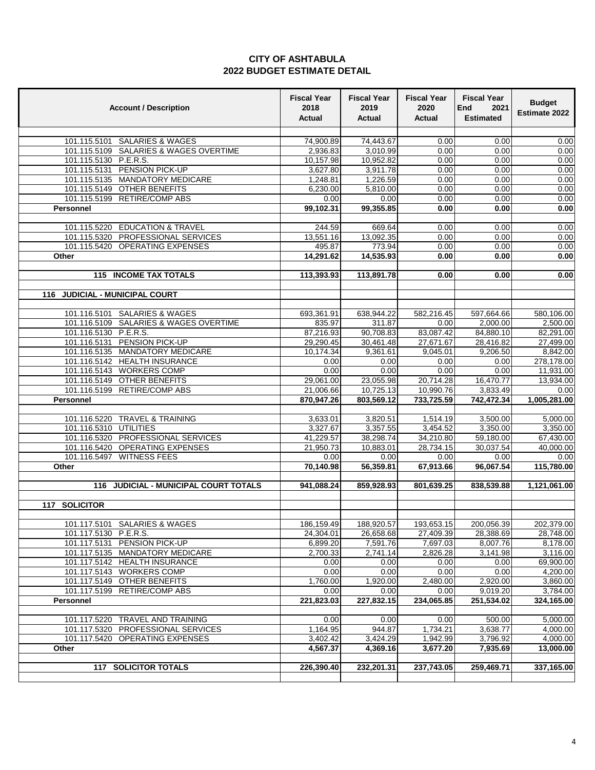# CITY OF ASHTABULA
## 2022 BUDGET ESTIMATE DETAIL

| Account / Description | Fiscal Year 2018 Actual | Fiscal Year 2019 Actual | Fiscal Year 2020 Actual | Fiscal Year End 2021 Estimated | Budget Estimate 2022 |
|---|---|---|---|---|---|
| 101.115.5101 SALARIES & WAGES | 74,900.89 | 74,443.67 | 0.00 | 0.00 | 0.00 |
| 101.115.5109 SALARIES & WAGES OVERTIME | 2,936.83 | 3,010.99 | 0.00 | 0.00 | 0.00 |
| 101.115.5130 P.E.R.S. | 10,157.98 | 10,952.82 | 0.00 | 0.00 | 0.00 |
| 101.115.5131 PENSION PICK-UP | 3,627.80 | 3,911.78 | 0.00 | 0.00 | 0.00 |
| 101.115.5135 MANDATORY MEDICARE | 1,248.81 | 1,226.59 | 0.00 | 0.00 | 0.00 |
| 101.115.5149 OTHER BENEFITS | 6,230.00 | 5,810.00 | 0.00 | 0.00 | 0.00 |
| 101.115.5199 RETIRE/COMP ABS | 0.00 | 0.00 | 0.00 | 0.00 | 0.00 |
| **Personnel** | **99,102.31** | **99,355.85** | **0.00** | **0.00** | **0.00** |
| | | | | | |
| 101.115.5220 EDUCATION & TRAVEL | 244.59 | 669.64 | 0.00 | 0.00 | 0.00 |
| 101.115.5320 PROFESSIONAL SERVICES | 13,551.16 | 13,092.35 | 0.00 | 0.00 | 0.00 |
| 101.115.5420 OPERATING EXPENSES | 495.87 | 773.94 | 0.00 | 0.00 | 0.00 |
| **Other** | **14,291.62** | **14,535.93** | **0.00** | **0.00** | **0.00** |
| | | | | | |
| **115 INCOME TAX TOTALS** | **113,393.93** | **113,891.78** | **0.00** | **0.00** | **0.00** |
| | | | | | |
| **116 JUDICIAL - MUNICIPAL COURT** | | | | | |
| | | | | | |
| 101.116.5101 SALARIES & WAGES | 693,361.91 | 638,944.22 | 582,216.45 | 597,664.66 | 580,106.00 |
| 101.116.5109 SALARIES & WAGES OVERTIME | 835.97 | 311.87 | 0.00 | 2,000.00 | 2,500.00 |
| 101.116.5130 P.E.R.S. | 87,216.93 | 90,708.83 | 83,087.42 | 84,880.10 | 82,291.00 |
| 101.116.5131 PENSION PICK-UP | 29,290.45 | 30,461.48 | 27,671.67 | 28,416.82 | 27,499.00 |
| 101.116.5135 MANDATORY MEDICARE | 10,174.34 | 9,361.61 | 9,045.01 | 9,206.50 | 8,842.00 |
| 101.116.5142 HEALTH INSURANCE | 0.00 | 0.00 | 0.00 | 0.00 | 278,178.00 |
| 101.116.5143 WORKERS COMP | 0.00 | 0.00 | 0.00 | 0.00 | 11,931.00 |
| 101.116.5149 OTHER BENEFITS | 29,061.00 | 23,055.98 | 20,714.28 | 16,470.77 | 13,934.00 |
| 101.116.5199 RETIRE/COMP ABS | 21,006.66 | 10,725.13 | 10,990.76 | 3,833.49 | 0.00 |
| **Personnel** | **870,947.26** | **803,569.12** | **733,725.59** | **742,472.34** | **1,005,281.00** |
| | | | | | |
| 101.116.5220 TRAVEL & TRAINING | 3,633.01 | 3,820.51 | 1,514.19 | 3,500.00 | 5,000.00 |
| 101.116.5310 UTILITIES | 3,327.67 | 3,357.55 | 3,454.52 | 3,350.00 | 3,350.00 |
| 101.116.5320 PROFESSIONAL SERVICES | 41,229.57 | 38,298.74 | 34,210.80 | 59,180.00 | 67,430.00 |
| 101.116.5420 OPERATING EXPENSES | 21,950.73 | 10,883.01 | 28,734.15 | 30,037.54 | 40,000.00 |
| 101.116.5497 WITNESS FEES | 0.00 | 0.00 | 0.00 | 0.00 | 0.00 |
| **Other** | **70,140.98** | **56,359.81** | **67,913.66** | **96,067.54** | **115,780.00** |
| | | | | | |
| **116 JUDICIAL - MUNICIPAL COURT TOTALS** | **941,088.24** | **859,928.93** | **801,639.25** | **838,539.88** | **1,121,061.00** |
| | | | | | |
| **117 SOLICITOR** | | | | | |
| | | | | | |
| 101.117.5101 SALARIES & WAGES | 186,159.49 | 188,920.57 | 193,653.15 | 200,056.39 | 202,379.00 |
| 101.117.5130 P.E.R.S. | 24,304.01 | 26,658.68 | 27,409.39 | 28,388.69 | 28,748.00 |
| 101.117.5131 PENSION PICK-UP | 6,899.20 | 7,591.76 | 7,697.03 | 8,007.76 | 8,178.00 |
| 101.117.5135 MANDATORY MEDICARE | 2,700.33 | 2,741.14 | 2,826.28 | 3,141.98 | 3,116.00 |
| 101.117.5142 HEALTH INSURANCE | 0.00 | 0.00 | 0.00 | 0.00 | 69,900.00 |
| 101.117.5143 WORKERS COMP | 0.00 | 0.00 | 0.00 | 0.00 | 4,200.00 |
| 101.117.5149 OTHER BENEFITS | 1,760.00 | 1,920.00 | 2,480.00 | 2,920.00 | 3,860.00 |
| 101.117.5199 RETIRE/COMP ABS | 0.00 | 0.00 | 0.00 | 9,019.20 | 3,784.00 |
| **Personnel** | **221,823.03** | **227,832.15** | **234,065.85** | **251,534.02** | **324,165.00** |
| | | | | | |
| 101.117.5220 TRAVEL AND TRAINING | 0.00 | 0.00 | 0.00 | 500.00 | 5,000.00 |
| 101.117.5320 PROFESSIONAL SERVICES | 1,164.95 | 944.87 | 1,734.21 | 3,638.77 | 4,000.00 |
| 101.117.5420 OPERATING EXPENSES | 3,402.42 | 3,424.29 | 1,942.99 | 3,796.92 | 4,000.00 |
| **Other** | **4,567.37** | **4,369.16** | **3,677.20** | **7,935.69** | **13,000.00** |
| | | | | | |
| **117 SOLICITOR TOTALS** | **226,390.40** | **232,201.31** | **237,743.05** | **259,469.71** | **337,165.00** |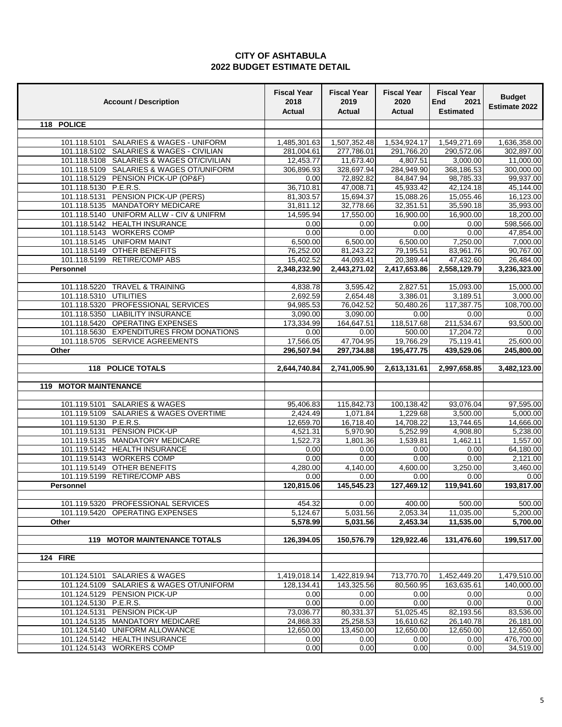# CITY OF ASHTABULA
## 2022 BUDGET ESTIMATE DETAIL

| Account / Description | Fiscal Year 2018 Actual | Fiscal Year 2019 Actual | Fiscal Year 2020 Actual | Fiscal Year End 2021 Estimated | Budget Estimate 2022 |
|---|---|---|---|---|---|
| **118 POLICE** | | | | | |
| | | | | | |
| 101.118.5101 SALARIES & WAGES - UNIFORM | 1,485,301.63 | 1,507,352.48 | 1,534,924.17 | 1,549,271.69 | 1,636,358.00 |
| 101.118.5102 SALARIES & WAGES - CIVILIAN | 281,004.61 | 277,786.01 | 291,766.20 | 290,572.06 | 302,897.00 |
| 101.118.5108 SALARIES & WAGES OT/CIVILIAN | 12,453.77 | 11,673.40 | 4,807.51 | 3,000.00 | 11,000.00 |
| 101.118.5109 SALARIES & WAGES OT/UNIFORM | 306,896.93 | 328,697.94 | 284,949.90 | 368,186.53 | 300,000.00 |
| 101.118.5129 PENSION PICK-UP (OP&F) | 0.00 | 72,892.82 | 84,847.94 | 98,785.33 | 99,937.00 |
| 101.118.5130 P.E.R.S. | 36,710.81 | 47,008.71 | 45,933.42 | 42,124.18 | 45,144.00 |
| 101.118.5131 PENSION PICK-UP (PERS) | 81,303.57 | 15,694.37 | 15,088.26 | 15,055.46 | 16,123.00 |
| 101.118.5135 MANDATORY MEDICARE | 31,811.12 | 32,778.66 | 32,351.51 | 35,590.18 | 35,993.00 |
| 101.118.5140 UNIFORM ALLW - CIV & UNIFRM | 14,595.94 | 17,550.00 | 16,900.00 | 16,900.00 | 18,200.00 |
| 101.118.5142 HEALTH INSURANCE | 0.00 | 0.00 | 0.00 | 0.00 | 598,566.00 |
| 101.118.5143 WORKERS COMP | 0.00 | 0.00 | 0.00 | 0.00 | 47,854.00 |
| 101.118.5145 UNIFORM MAINT | 6,500.00 | 6,500.00 | 6,500.00 | 7,250.00 | 7,000.00 |
| 101.118.5149 OTHER BENEFITS | 76,252.00 | 81,243.22 | 79,195.51 | 83,961.76 | 90,767.00 |
| 101.118.5199 RETIRE/COMP ABS | 15,402.52 | 44,093.41 | 20,389.44 | 47,432.60 | 26,484.00 |
| **Personnel** | **2,348,232.90** | **2,443,271.02** | **2,417,653.86** | **2,558,129.79** | **3,236,323.00** |
| | | | | | |
| 101.118.5220 TRAVEL & TRAINING | 4,838.78 | 3,595.42 | 2,827.51 | 15,093.00 | 15,000.00 |
| 101.118.5310 UTILITIES | 2,692.59 | 2,654.48 | 3,386.01 | 3,189.51 | 3,000.00 |
| 101.118.5320 PROFESSIONAL SERVICES | 94,985.53 | 76,042.52 | 50,480.26 | 117,387.75 | 108,700.00 |
| 101.118.5350 LIABILITY INSURANCE | 3,090.00 | 3,090.00 | 0.00 | 0.00 | 0.00 |
| 101.118.5420 OPERATING EXPENSES | 173,334.99 | 164,647.51 | 118,517.68 | 211,534.67 | 93,500.00 |
| 101.118.5630 EXPENDITURES FROM DONATIONS | 0.00 | 0.00 | 500.00 | 17,204.72 | 0.00 |
| 101.118.5705 SERVICE AGREEMENTS | 17,566.05 | 47,704.95 | 19,766.29 | 75,119.41 | 25,600.00 |
| **Other** | **296,507.94** | **297,734.88** | **195,477.75** | **439,529.06** | **245,800.00** |
| | | | | | |
| **118 POLICE TOTALS** | **2,644,740.84** | **2,741,005.90** | **2,613,131.61** | **2,997,658.85** | **3,482,123.00** |
| | | | | | |
| **119 MOTOR MAINTENANCE** | | | | | |
| | | | | | |
| 101.119.5101 SALARIES & WAGES | 95,406.83 | 115,842.73 | 100,138.42 | 93,076.04 | 97,595.00 |
| 101.119.5109 SALARIES & WAGES OVERTIME | 2,424.49 | 1,071.84 | 1,229.68 | 3,500.00 | 5,000.00 |
| 101.119.5130 P.E.R.S. | 12,659.70 | 16,718.40 | 14,708.22 | 13,744.65 | 14,666.00 |
| 101.119.5131 PENSION PICK-UP | 4,521.31 | 5,970.90 | 5,252.99 | 4,908.80 | 5,238.00 |
| 101.119.5135 MANDATORY MEDICARE | 1,522.73 | 1,801.36 | 1,539.81 | 1,462.11 | 1,557.00 |
| 101.119.5142 HEALTH INSURANCE | 0.00 | 0.00 | 0.00 | 0.00 | 64,180.00 |
| 101.119.5143 WORKERS COMP | 0.00 | 0.00 | 0.00 | 0.00 | 2,121.00 |
| 101.119.5149 OTHER BENEFITS | 4,280.00 | 4,140.00 | 4,600.00 | 3,250.00 | 3,460.00 |
| 101.119.5199 RETIRE/COMP ABS | 0.00 | 0.00 | 0.00 | 0.00 | 0.00 |
| **Personnel** | **120,815.06** | **145,545.23** | **127,469.12** | **119,941.60** | **193,817.00** |
| | | | | | |
| 101.119.5320 PROFESSIONAL SERVICES | 454.32 | 0.00 | 400.00 | 500.00 | 500.00 |
| 101.119.5420 OPERATING EXPENSES | 5,124.67 | 5,031.56 | 2,053.34 | 11,035.00 | 5,200.00 |
| **Other** | **5,578.99** | **5,031.56** | **2,453.34** | **11,535.00** | **5,700.00** |
| | | | | | |
| **119 MOTOR MAINTENANCE TOTALS** | **126,394.05** | **150,576.79** | **129,922.46** | **131,476.60** | **199,517.00** |
| | | | | | |
| **124 FIRE** | | | | | |
| | | | | | |
| 101.124.5101 SALARIES & WAGES | 1,419,018.14 | 1,422,819.94 | 713,770.70 | 1,452,449.20 | 1,479,510.00 |
| 101.124.5109 SALARIES & WAGES OT/UNIFORM | 128,134.41 | 143,325.56 | 80,560.95 | 163,635.61 | 140,000.00 |
| 101.124.5129 PENSION PICK-UP | 0.00 | 0.00 | 0.00 | 0.00 | 0.00 |
| 101.124.5130 P.E.R.S. | 0.00 | 0.00 | 0.00 | 0.00 | 0.00 |
| 101.124.5131 PENSION PICK-UP | 73,036.77 | 80,331.37 | 51,025.45 | 82,193.56 | 83,536.00 |
| 101.124.5135 MANDATORY MEDICARE | 24,868.33 | 25,258.53 | 16,610.62 | 26,140.78 | 26,181.00 |
| 101.124.5140 UNIFORM ALLOWANCE | 12,650.00 | 13,450.00 | 12,650.00 | 12,650.00 | 12,650.00 |
| 101.124.5142 HEALTH INSURANCE | 0.00 | 0.00 | 0.00 | 0.00 | 476,700.00 |
| 101.124.5143 WORKERS COMP | 0.00 | 0.00 | 0.00 | 0.00 | 34,519.00 |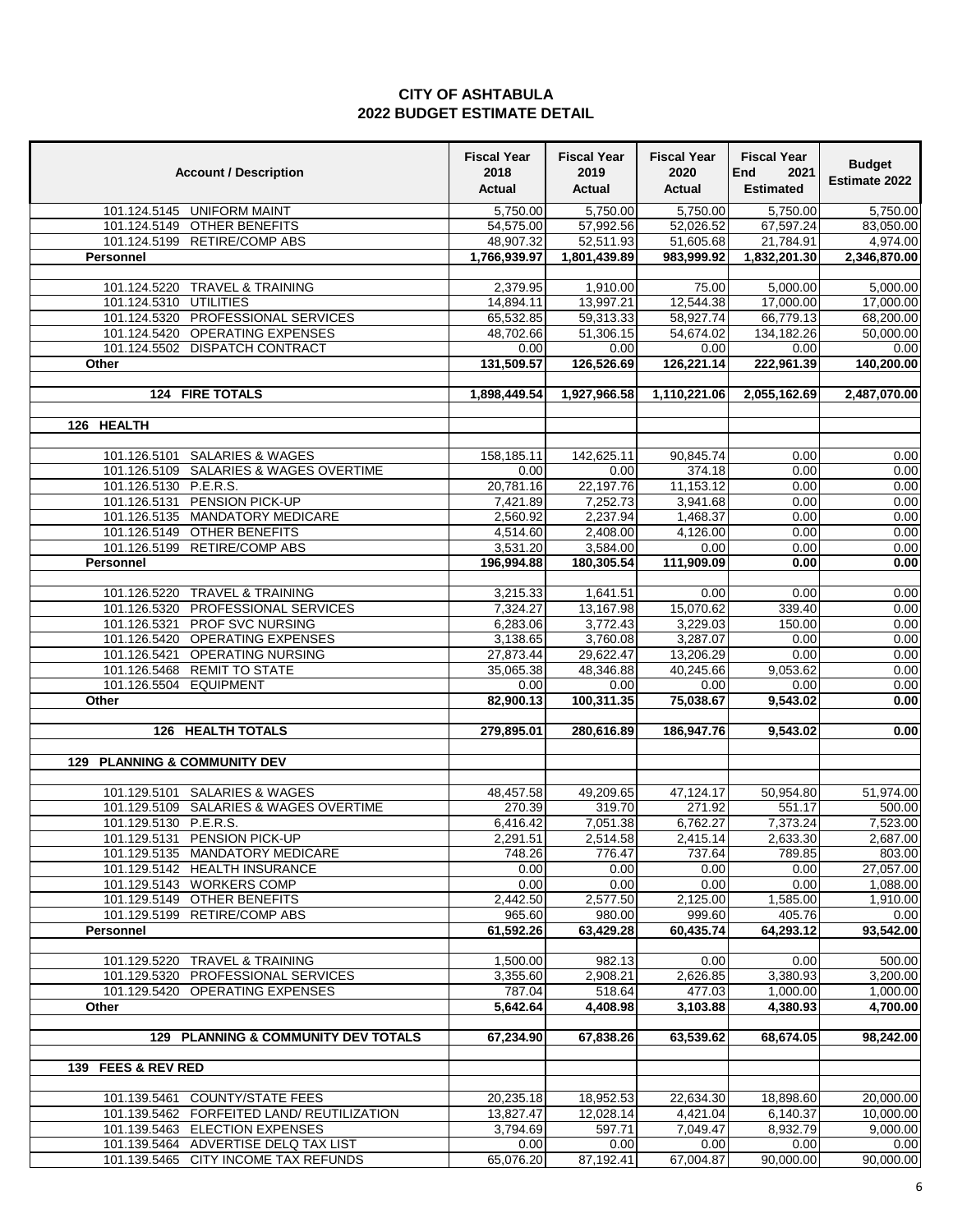# CITY OF ASHTABULA
## 2022 BUDGET ESTIMATE DETAIL

| Account / Description | Fiscal Year 2018 Actual | Fiscal Year 2019 Actual | Fiscal Year 2020 Actual | Fiscal Year End 2021 Estimated | Budget Estimate 2022 |
|---|---|---|---|---|---|
| 101.124.5145 UNIFORM MAINT | 5,750.00 | 5,750.00 | 5,750.00 | 5,750.00 | 5,750.00 |
| 101.124.5149 OTHER BENEFITS | 54,575.00 | 57,992.56 | 52,026.52 | 67,597.24 | 83,050.00 |
| 101.124.5199 RETIRE/COMP ABS | 48,907.32 | 52,511.93 | 51,605.68 | 21,784.91 | 4,974.00 |
| **Personnel** | **1,766,939.97** | **1,801,439.89** | **983,999.92** | **1,832,201.30** | **2,346,870.00** |
| | | | | | |
| 101.124.5220 TRAVEL & TRAINING | 2,379.95 | 1,910.00 | 75.00 | 5,000.00 | 5,000.00 |
| 101.124.5310 UTILITIES | 14,894.11 | 13,997.21 | 12,544.38 | 17,000.00 | 17,000.00 |
| 101.124.5320 PROFESSIONAL SERVICES | 65,532.85 | 59,313.33 | 58,927.74 | 66,779.13 | 68,200.00 |
| 101.124.5420 OPERATING EXPENSES | 48,702.66 | 51,306.15 | 54,674.02 | 134,182.26 | 50,000.00 |
| 101.124.5502 DISPATCH CONTRACT | 0.00 | 0.00 | 0.00 | 0.00 | 0.00 |
| **Other** | **131,509.57** | **126,526.69** | **126,221.14** | **222,961.39** | **140,200.00** |
| | | | | | |
| **124 FIRE TOTALS** | **1,898,449.54** | **1,927,966.58** | **1,110,221.06** | **2,055,162.69** | **2,487,070.00** |
| | | | | | |
| **126 HEALTH** | | | | | |
| | | | | | |
| 101.126.5101 SALARIES & WAGES | 158,185.11 | 142,625.11 | 90,845.74 | 0.00 | 0.00 |
| 101.126.5109 SALARIES & WAGES OVERTIME | 0.00 | 0.00 | 374.18 | 0.00 | 0.00 |
| 101.126.5130 P.E.R.S. | 20,781.16 | 22,197.76 | 11,153.12 | 0.00 | 0.00 |
| 101.126.5131 PENSION PICK-UP | 7,421.89 | 7,252.73 | 3,941.68 | 0.00 | 0.00 |
| 101.126.5135 MANDATORY MEDICARE | 2,560.92 | 2,237.94 | 1,468.37 | 0.00 | 0.00 |
| 101.126.5149 OTHER BENEFITS | 4,514.60 | 2,408.00 | 4,126.00 | 0.00 | 0.00 |
| 101.126.5199 RETIRE/COMP ABS | 3,531.20 | 3,584.00 | 0.00 | 0.00 | 0.00 |
| **Personnel** | **196,994.88** | **180,305.54** | **111,909.09** | **0.00** | **0.00** |
| | | | | | |
| 101.126.5220 TRAVEL & TRAINING | 3,215.33 | 1,641.51 | 0.00 | 0.00 | 0.00 |
| 101.126.5320 PROFESSIONAL SERVICES | 7,324.27 | 13,167.98 | 15,070.62 | 339.40 | 0.00 |
| 101.126.5321 PROF SVC NURSING | 6,283.06 | 3,772.43 | 3,229.03 | 150.00 | 0.00 |
| 101.126.5420 OPERATING EXPENSES | 3,138.65 | 3,760.08 | 3,287.07 | 0.00 | 0.00 |
| 101.126.5421 OPERATING NURSING | 27,873.44 | 29,622.47 | 13,206.29 | 0.00 | 0.00 |
| 101.126.5468 REMIT TO STATE | 35,065.38 | 48,346.88 | 40,245.66 | 9,053.62 | 0.00 |
| 101.126.5504 EQUIPMENT | 0.00 | 0.00 | 0.00 | 0.00 | 0.00 |
| **Other** | **82,900.13** | **100,311.35** | **75,038.67** | **9,543.02** | **0.00** |
| | | | | | |
| **126 HEALTH TOTALS** | **279,895.01** | **280,616.89** | **186,947.76** | **9,543.02** | **0.00** |
| | | | | | |
| **129 PLANNING & COMMUNITY DEV** | | | | | |
| | | | | | |
| 101.129.5101 SALARIES & WAGES | 48,457.58 | 49,209.65 | 47,124.17 | 50,954.80 | 51,974.00 |
| 101.129.5109 SALARIES & WAGES OVERTIME | 270.39 | 319.70 | 271.92 | 551.17 | 500.00 |
| 101.129.5130 P.E.R.S. | 6,416.42 | 7,051.38 | 6,762.27 | 7,373.24 | 7,523.00 |
| 101.129.5131 PENSION PICK-UP | 2,291.51 | 2,514.58 | 2,415.14 | 2,633.30 | 2,687.00 |
| 101.129.5135 MANDATORY MEDICARE | 748.26 | 776.47 | 737.64 | 789.85 | 803.00 |
| 101.129.5142 HEALTH INSURANCE | 0.00 | 0.00 | 0.00 | 0.00 | 27,057.00 |
| 101.129.5143 WORKERS COMP | 0.00 | 0.00 | 0.00 | 0.00 | 1,088.00 |
| 101.129.5149 OTHER BENEFITS | 2,442.50 | 2,577.50 | 2,125.00 | 1,585.00 | 1,910.00 |
| 101.129.5199 RETIRE/COMP ABS | 965.60 | 980.00 | 999.60 | 405.76 | 0.00 |
| **Personnel** | **61,592.26** | **63,429.28** | **60,435.74** | **64,293.12** | **93,542.00** |
| | | | | | |
| 101.129.5220 TRAVEL & TRAINING | 1,500.00 | 982.13 | 0.00 | 0.00 | 500.00 |
| 101.129.5320 PROFESSIONAL SERVICES | 3,355.60 | 2,908.21 | 2,626.85 | 3,380.93 | 3,200.00 |
| 101.129.5420 OPERATING EXPENSES | 787.04 | 518.64 | 477.03 | 1,000.00 | 1,000.00 |
| **Other** | **5,642.64** | **4,408.98** | **3,103.88** | **4,380.93** | **4,700.00** |
| | | | | | |
| **129 PLANNING & COMMUNITY DEV TOTALS** | **67,234.90** | **67,838.26** | **63,539.62** | **68,674.05** | **98,242.00** |
| | | | | | |
| **139 FEES & REV RED** | | | | | |
| | | | | | |
| 101.139.5461 COUNTY/STATE FEES | 20,235.18 | 18,952.53 | 22,634.30 | 18,898.60 | 20,000.00 |
| 101.139.5462 FORFEITED LAND/ REUTILIZATION | 13,827.47 | 12,028.14 | 4,421.04 | 6,140.37 | 10,000.00 |
| 101.139.5463 ELECTION EXPENSES | 3,794.69 | 597.71 | 7,049.47 | 8,932.79 | 9,000.00 |
| 101.139.5464 ADVERTISE DELQ TAX LIST | 0.00 | 0.00 | 0.00 | 0.00 | 0.00 |
| 101.139.5465 CITY INCOME TAX REFUNDS | 65,076.20 | 87,192.41 | 67,004.87 | 90,000.00 | 90,000.00 |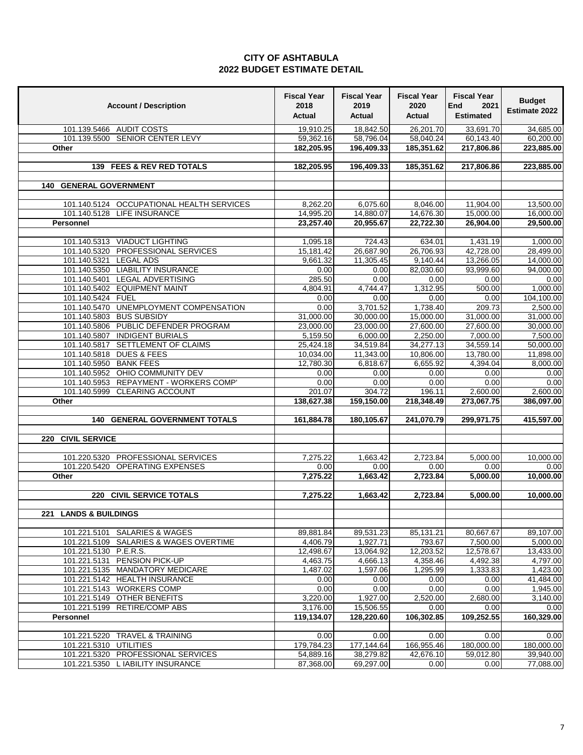# CITY OF ASHTABULA
## 2022 BUDGET ESTIMATE DETAIL

| Account / Description | Fiscal Year 2018 Actual | Fiscal Year 2019 Actual | Fiscal Year 2020 Actual | Fiscal Year End 2021 Estimated | Budget Estimate 2022 |
|---|---|---|---|---|---|
| 101.139.5466 AUDIT COSTS | 19,910.25 | 18,842.50 | 26,201.70 | 33,691.70 | 34,685.00 |
| 101.139.5500 SENIOR CENTER LEVY | 59,362.16 | 58,796.04 | 58,040.24 | 60,143.40 | 60,200.00 |
| **Other** | **182,205.95** | **196,409.33** | **185,351.62** | **217,806.86** | **223,885.00** |
| | | | | | |
| **139 FEES & REV RED TOTALS** | **182,205.95** | **196,409.33** | **185,351.62** | **217,806.86** | **223,885.00** |
| | | | | | |
| **140 GENERAL GOVERNMENT** | | | | | |
| | | | | | |
| 101.140.5124 OCCUPATIONAL HEALTH SERVICES | 8,262.20 | 6,075.60 | 8,046.00 | 11,904.00 | 13,500.00 |
| 101.140.5128 LIFE INSURANCE | 14,995.20 | 14,880.07 | 14,676.30 | 15,000.00 | 16,000.00 |
| **Personnel** | **23,257.40** | **20,955.67** | **22,722.30** | **26,904.00** | **29,500.00** |
| | | | | | |
| 101.140.5313 VIADUCT LIGHTING | 1,095.18 | 724.43 | 634.01 | 1,431.19 | 1,000.00 |
| 101.140.5320 PROFESSIONAL SERVICES | 15,181.42 | 26,687.90 | 26,706.93 | 42,728.00 | 28,499.00 |
| 101.140.5321 LEGAL ADS | 9,661.32 | 11,305.45 | 9,140.44 | 13,266.05 | 14,000.00 |
| 101.140.5350 LIABILITY INSURANCE | 0.00 | 0.00 | 82,030.60 | 93,999.60 | 94,000.00 |
| 101.140.5401 LEGAL ADVERTISING | 285.50 | 0.00 | 0.00 | 0.00 | 0.00 |
| 101.140.5402 EQUIPMENT MAINT | 4,804.91 | 4,744.47 | 1,312.95 | 500.00 | 1,000.00 |
| 101.140.5424 FUEL | 0.00 | 0.00 | 0.00 | 0.00 | 104,100.00 |
| 101.140.5470 UNEMPLOYMENT COMPENSATION | 0.00 | 3,701.52 | 1,738.40 | 209.73 | 2,500.00 |
| 101.140.5803 BUS SUBSIDY | 31,000.00 | 30,000.00 | 15,000.00 | 31,000.00 | 31,000.00 |
| 101.140.5806 PUBLIC DEFENDER PROGRAM | 23,000.00 | 23,000.00 | 27,600.00 | 27,600.00 | 30,000.00 |
| 101.140.5807 INDIGENT BURIALS | 5,159.50 | 6,000.00 | 2,250.00 | 7,000.00 | 7,500.00 |
| 101.140.5817 SETTLEMENT OF CLAIMS | 25,424.18 | 34,519.84 | 34,277.13 | 34,559.14 | 50,000.00 |
| 101.140.5818 DUES & FEES | 10,034.00 | 11,343.00 | 10,806.00 | 13,780.00 | 11,898.00 |
| 101.140.5950 BANK FEES | 12,780.30 | 6,818.67 | 6,655.92 | 4,394.04 | 8,000.00 |
| 101.140.5952 OHIO COMMUNITY DEV | 0.00 | 0.00 | 0.00 | 0.00 | 0.00 |
| 101.140.5953 REPAYMENT - WORKERS COMP' | 0.00 | 0.00 | 0.00 | 0.00 | 0.00 |
| 101.140.5999 CLEARING ACCOUNT | 201.07 | 304.72 | 196.11 | 2,600.00 | 2,600.00 |
| **Other** | **138,627.38** | **159,150.00** | **218,348.49** | **273,067.75** | **386,097.00** |
| | | | | | |
| **140 GENERAL GOVERNMENT TOTALS** | **161,884.78** | **180,105.67** | **241,070.79** | **299,971.75** | **415,597.00** |
| | | | | | |
| **220 CIVIL SERVICE** | | | | | |
| | | | | | |
| 101.220.5320 PROFESSIONAL SERVICES | 7,275.22 | 1,663.42 | 2,723.84 | 5,000.00 | 10,000.00 |
| 101.220.5420 OPERATING EXPENSES | 0.00 | 0.00 | 0.00 | 0.00 | 0.00 |
| **Other** | **7,275.22** | **1,663.42** | **2,723.84** | **5,000.00** | **10,000.00** |
| | | | | | |
| **220 CIVIL SERVICE TOTALS** | **7,275.22** | **1,663.42** | **2,723.84** | **5,000.00** | **10,000.00** |
| | | | | | |
| **221 LANDS & BUILDINGS** | | | | | |
| | | | | | |
| 101.221.5101 SALARIES & WAGES | 89,881.84 | 89,531.23 | 85,131.21 | 80,667.67 | 89,107.00 |
| 101.221.5109 SALARIES & WAGES OVERTIME | 4,406.79 | 1,927.71 | 793.67 | 7,500.00 | 5,000.00 |
| 101.221.5130 P.E.R.S. | 12,498.67 | 13,064.92 | 12,203.52 | 12,578.67 | 13,433.00 |
| 101.221.5131 PENSION PICK-UP | 4,463.75 | 4,666.13 | 4,358.46 | 4,492.38 | 4,797.00 |
| 101.221.5135 MANDATORY MEDICARE | 1,487.02 | 1,597.06 | 1,295.99 | 1,333.83 | 1,423.00 |
| 101.221.5142 HEALTH INSURANCE | 0.00 | 0.00 | 0.00 | 0.00 | 41,484.00 |
| 101.221.5143 WORKERS COMP | 0.00 | 0.00 | 0.00 | 0.00 | 1,945.00 |
| 101.221.5149 OTHER BENEFITS | 3,220.00 | 1,927.00 | 2,520.00 | 2,680.00 | 3,140.00 |
| 101.221.5199 RETIRE/COMP ABS | 3,176.00 | 15,506.55 | 0.00 | 0.00 | 0.00 |
| **Personnel** | **119,134.07** | **128,220.60** | **106,302.85** | **109,252.55** | **160,329.00** |
| | | | | | |
| 101.221.5220 TRAVEL & TRAINING | 0.00 | 0.00 | 0.00 | 0.00 | 0.00 |
| 101.221.5310 UTILITIES | 179,784.23 | 177,144.64 | 166,955.46 | 180,000.00 | 180,000.00 |
| 101.221.5320 PROFESSIONAL SERVICES | 54,889.16 | 38,279.82 | 42,676.10 | 59,012.80 | 39,940.00 |
| 101.221.5350 L IABILITY INSURANCE | 87,368.00 | 69,297.00 | 0.00 | 0.00 | 77,088.00 |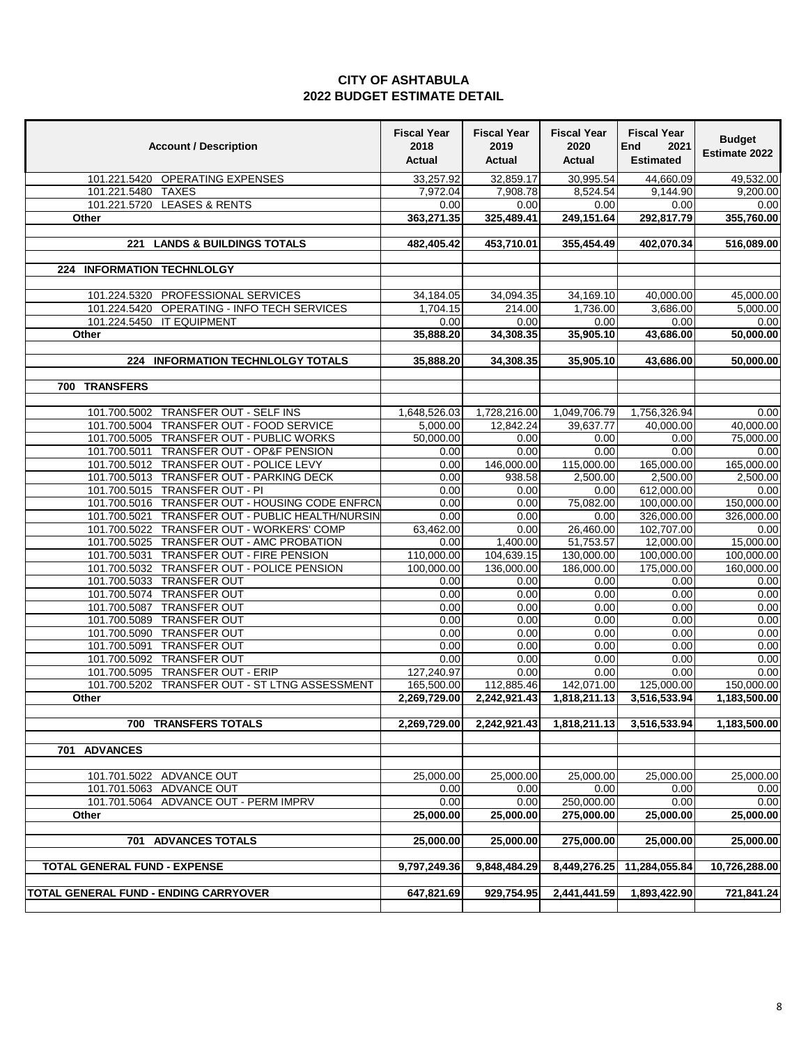# CITY OF ASHTABULA
## 2022 BUDGET ESTIMATE DETAIL

| Account / Description | Fiscal Year 2018 Actual | Fiscal Year 2019 Actual | Fiscal Year 2020 Actual | Fiscal Year End 2021 Estimated | Budget Estimate 2022 |
|---|---|---|---|---|---|
| 101.221.5420 OPERATING EXPENSES | 33,257.92 | 32,859.17 | 30,995.54 | 44,660.09 | 49,532.00 |
| 101.221.5480 TAXES | 7,972.04 | 7,908.78 | 8,524.54 | 9,144.90 | 9,200.00 |
| 101.221.5720 LEASES & RENTS | 0.00 | 0.00 | 0.00 | 0.00 | 0.00 |
| **Other** | **363,271.35** | **325,489.41** | **249,151.64** | **292,817.79** | **355,760.00** |
| | | | | | |
| **221 LANDS & BUILDINGS TOTALS** | **482,405.42** | **453,710.01** | **355,454.49** | **402,070.34** | **516,089.00** |
| | | | | | |
| **224 INFORMATION TECHNLOLGY** | | | | | |
| | | | | | |
| 101.224.5320 PROFESSIONAL SERVICES | 34,184.05 | 34,094.35 | 34,169.10 | 40,000.00 | 45,000.00 |
| 101.224.5420 OPERATING - INFO TECH SERVICES | 1,704.15 | 214.00 | 1,736.00 | 3,686.00 | 5,000.00 |
| 101.224.5450 IT EQUIPMENT | 0.00 | 0.00 | 0.00 | 0.00 | 0.00 |
| **Other** | **35,888.20** | **34,308.35** | **35,905.10** | **43,686.00** | **50,000.00** |
| | | | | | |
| **224 INFORMATION TECHNLOLGY TOTALS** | **35,888.20** | **34,308.35** | **35,905.10** | **43,686.00** | **50,000.00** |
| | | | | | |
| **700 TRANSFERS** | | | | | |
| | | | | | |
| 101.700.5002 TRANSFER OUT - SELF INS | 1,648,526.03 | 1,728,216.00 | 1,049,706.79 | 1,756,326.94 | 0.00 |
| 101.700.5004 TRANSFER OUT - FOOD SERVICE | 5,000.00 | 12,842.24 | 39,637.77 | 40,000.00 | 40,000.00 |
| 101.700.5005 TRANSFER OUT - PUBLIC WORKS | 50,000.00 | 0.00 | 0.00 | 0.00 | 75,000.00 |
| 101.700.5011 TRANSFER OUT - OP&F PENSION | 0.00 | 0.00 | 0.00 | 0.00 | 0.00 |
| 101.700.5012 TRANSFER OUT - POLICE LEVY | 0.00 | 146,000.00 | 115,000.00 | 165,000.00 | 165,000.00 |
| 101.700.5013 TRANSFER OUT - PARKING DECK | 0.00 | 938.58 | 2,500.00 | 2,500.00 | 2,500.00 |
| 101.700.5015 TRANSFER OUT - PI | 0.00 | 0.00 | 0.00 | 612,000.00 | 0.00 |
| 101.700.5016 TRANSFER OUT - HOUSING CODE ENFRCM | 0.00 | 0.00 | 75,082.00 | 100,000.00 | 150,000.00 |
| 101.700.5021 TRANSFER OUT - PUBLIC HEALTH/NURSIN | 0.00 | 0.00 | 0.00 | 326,000.00 | 326,000.00 |
| 101.700.5022 TRANSFER OUT - WORKERS' COMP | 63,462.00 | 0.00 | 26,460.00 | 102,707.00 | 0.00 |
| 101.700.5025 TRANSFER OUT - AMC PROBATION | 0.00 | 1,400.00 | 51,753.57 | 12,000.00 | 15,000.00 |
| 101.700.5031 TRANSFER OUT - FIRE PENSION | 110,000.00 | 104,639.15 | 130,000.00 | 100,000.00 | 100,000.00 |
| 101.700.5032 TRANSFER OUT - POLICE PENSION | 100,000.00 | 136,000.00 | 186,000.00 | 175,000.00 | 160,000.00 |
| 101.700.5033 TRANSFER OUT | 0.00 | 0.00 | 0.00 | 0.00 | 0.00 |
| 101.700.5074 TRANSFER OUT | 0.00 | 0.00 | 0.00 | 0.00 | 0.00 |
| 101.700.5087 TRANSFER OUT | 0.00 | 0.00 | 0.00 | 0.00 | 0.00 |
| 101.700.5089 TRANSFER OUT | 0.00 | 0.00 | 0.00 | 0.00 | 0.00 |
| 101.700.5090 TRANSFER OUT | 0.00 | 0.00 | 0.00 | 0.00 | 0.00 |
| 101.700.5091 TRANSFER OUT | 0.00 | 0.00 | 0.00 | 0.00 | 0.00 |
| 101.700.5092 TRANSFER OUT | 0.00 | 0.00 | 0.00 | 0.00 | 0.00 |
| 101.700.5095 TRANSFER OUT - ERIP | 127,240.97 | 0.00 | 0.00 | 0.00 | 0.00 |
| 101.700.5202 TRANSFER OUT - ST LTNG ASSESSMENT | 165,500.00 | 112,885.46 | 142,071.00 | 125,000.00 | 150,000.00 |
| **Other** | **2,269,729.00** | **2,242,921.43** | **1,818,211.13** | **3,516,533.94** | **1,183,500.00** |
| | | | | | |
| **700 TRANSFERS TOTALS** | **2,269,729.00** | **2,242,921.43** | **1,818,211.13** | **3,516,533.94** | **1,183,500.00** |
| | | | | | |
| **701 ADVANCES** | | | | | |
| | | | | | |
| 101.701.5022 ADVANCE OUT | 25,000.00 | 25,000.00 | 25,000.00 | 25,000.00 | 25,000.00 |
| 101.701.5063 ADVANCE OUT | 0.00 | 0.00 | 0.00 | 0.00 | 0.00 |
| 101.701.5064 ADVANCE OUT - PERM IMPRV | 0.00 | 0.00 | 250,000.00 | 0.00 | 0.00 |
| **Other** | **25,000.00** | **25,000.00** | **275,000.00** | **25,000.00** | **25,000.00** |
| | | | | | |
| **701 ADVANCES TOTALS** | **25,000.00** | **25,000.00** | **275,000.00** | **25,000.00** | **25,000.00** |
| | | | | | |
| **TOTAL GENERAL FUND - EXPENSE** | **9,797,249.36** | **9,848,484.29** | **8,449,276.25** | **11,284,055.84** | **10,726,288.00** |
| | | | | | |
| **TOTAL GENERAL FUND - ENDING CARRYOVER** | **647,821.69** | **929,754.95** | **2,441,441.59** | **1,893,422.90** | **721,841.24** |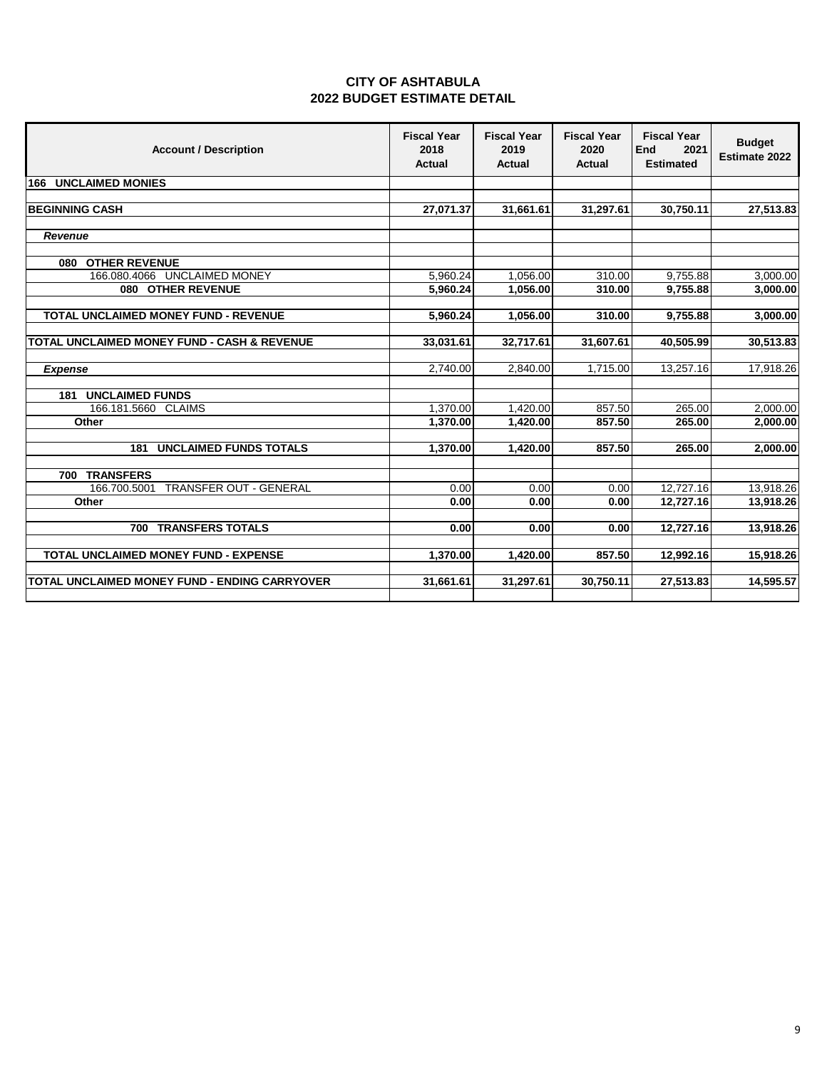# CITY OF ASHTABULA
## 2022 BUDGET ESTIMATE DETAIL

| Account / Description | Fiscal Year 2018 Actual | Fiscal Year 2019 Actual | Fiscal Year 2020 Actual | Fiscal Year End 2021 Estimated | Budget Estimate 2022 |
|---|---|---|---|---|---|
| **166 UNCLAIMED MONIES** | | | | | |
| | | | | | |
| **BEGINNING CASH** | **27,071.37** | **31,661.61** | **31,297.61** | **30,750.11** | **27,513.83** |
| | | | | | |
| ***Revenue*** | | | | | |
| | | | | | |
| **080 OTHER REVENUE** | | | | | |
| 166.080.4066 UNCLAIMED MONEY | 5,960.24 | 1,056.00 | 310.00 | 9,755.88 | 3,000.00 |
| **080 OTHER REVENUE** | **5,960.24** | **1,056.00** | **310.00** | **9,755.88** | **3,000.00** |
| | | | | | |
| **TOTAL UNCLAIMED MONEY FUND - REVENUE** | **5,960.24** | **1,056.00** | **310.00** | **9,755.88** | **3,000.00** |
| | | | | | |
| **TOTAL UNCLAIMED MONEY FUND - CASH & REVENUE** | **33,031.61** | **32,717.61** | **31,607.61** | **40,505.99** | **30,513.83** |
| | | | | | |
| ***Expense*** | 2,740.00 | 2,840.00 | 1,715.00 | 13,257.16 | 17,918.26 |
| | | | | | |
| **181 UNCLAIMED FUNDS** | | | | | |
| 166.181.5660 CLAIMS | 1,370.00 | 1,420.00 | 857.50 | 265.00 | 2,000.00 |
| **Other** | **1,370.00** | **1,420.00** | **857.50** | **265.00** | **2,000.00** |
| | | | | | |
| **181 UNCLAIMED FUNDS TOTALS** | **1,370.00** | **1,420.00** | **857.50** | **265.00** | **2,000.00** |
| | | | | | |
| **700 TRANSFERS** | | | | | |
| 166.700.5001 TRANSFER OUT - GENERAL | 0.00 | 0.00 | 0.00 | 12,727.16 | 13,918.26 |
| **Other** | **0.00** | **0.00** | **0.00** | **12,727.16** | **13,918.26** |
| | | | | | |
| **700 TRANSFERS TOTALS** | **0.00** | **0.00** | **0.00** | **12,727.16** | **13,918.26** |
| | | | | | |
| **TOTAL UNCLAIMED MONEY FUND - EXPENSE** | **1,370.00** | **1,420.00** | **857.50** | **12,992.16** | **15,918.26** |
| | | | | | |
| **TOTAL UNCLAIMED MONEY FUND - ENDING CARRYOVER** | **31,661.61** | **31,297.61** | **30,750.11** | **27,513.83** | **14,595.57** |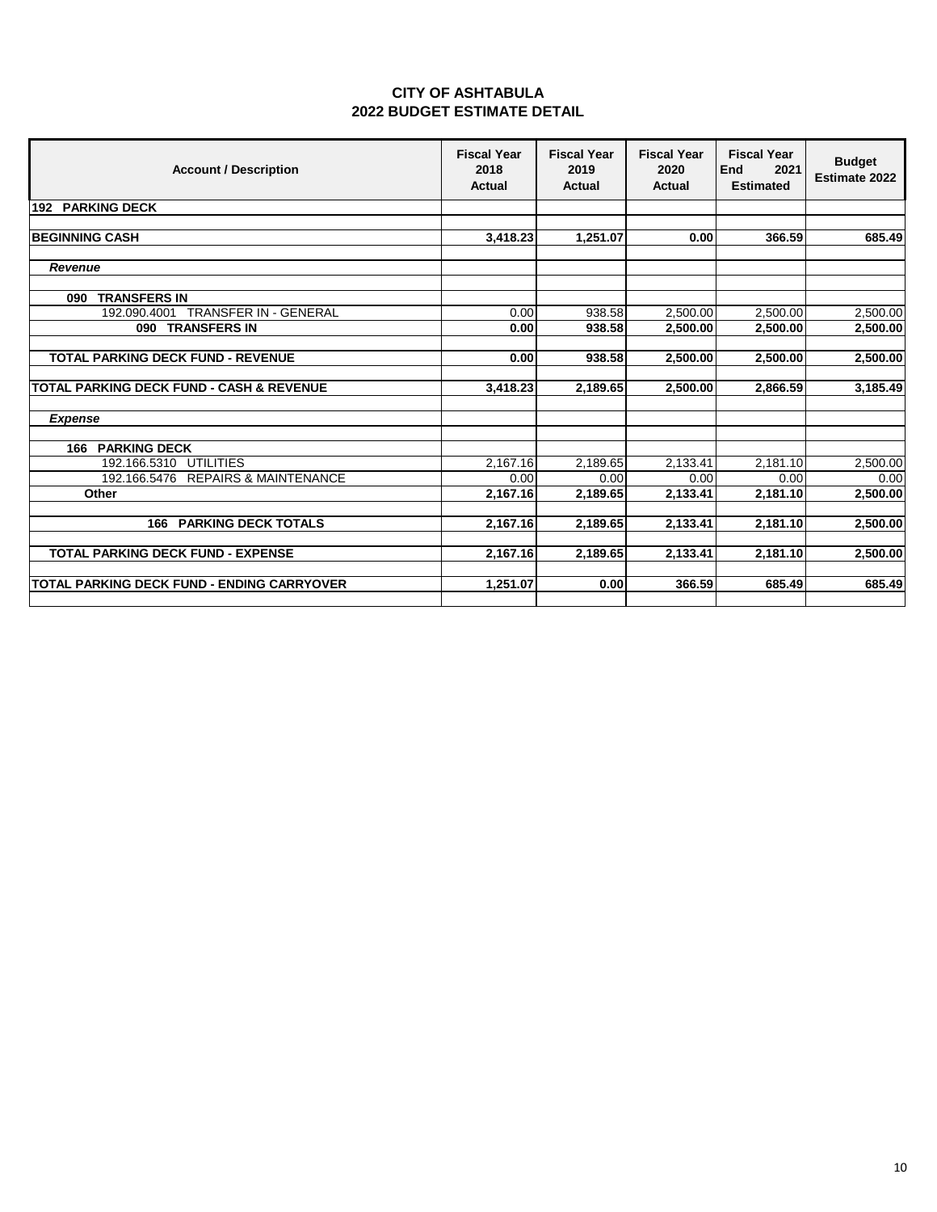# CITY OF ASHTABULA
## 2022 BUDGET ESTIMATE DETAIL

| Account / Description | Fiscal Year 2018 Actual | Fiscal Year 2019 Actual | Fiscal Year 2020 Actual | Fiscal Year End 2021 Estimated | Budget Estimate 2022 |
|---|---|---|---|---|---|
| **192 PARKING DECK** | | | | | |
| | | | | | |
| **BEGINNING CASH** | **3,418.23** | **1,251.07** | **0.00** | **366.59** | **685.49** |
| | | | | | |
| ***Revenue*** | | | | | |
| | | | | | |
| **090 TRANSFERS IN** | | | | | |
| 192.090.4001 TRANSFER IN - GENERAL | 0.00 | 938.58 | 2,500.00 | 2,500.00 | 2,500.00 |
| **090 TRANSFERS IN** | **0.00** | **938.58** | **2,500.00** | **2,500.00** | **2,500.00** |
| | | | | | |
| **TOTAL PARKING DECK FUND - REVENUE** | **0.00** | **938.58** | **2,500.00** | **2,500.00** | **2,500.00** |
| | | | | | |
| **TOTAL PARKING DECK FUND - CASH & REVENUE** | **3,418.23** | **2,189.65** | **2,500.00** | **2,866.59** | **3,185.49** |
| | | | | | |
| ***Expense*** | | | | | |
| | | | | | |
| **166 PARKING DECK** | | | | | |
| 192.166.5310 UTILITIES | 2,167.16 | 2,189.65 | 2,133.41 | 2,181.10 | 2,500.00 |
| 192.166.5476 REPAIRS & MAINTENANCE | 0.00 | 0.00 | 0.00 | 0.00 | 0.00 |
| **Other** | **2,167.16** | **2,189.65** | **2,133.41** | **2,181.10** | **2,500.00** |
| | | | | | |
| **166 PARKING DECK TOTALS** | **2,167.16** | **2,189.65** | **2,133.41** | **2,181.10** | **2,500.00** |
| | | | | | |
| **TOTAL PARKING DECK FUND - EXPENSE** | **2,167.16** | **2,189.65** | **2,133.41** | **2,181.10** | **2,500.00** |
| | | | | | |
| **TOTAL PARKING DECK FUND - ENDING CARRYOVER** | **1,251.07** | **0.00** | **366.59** | **685.49** | **685.49** |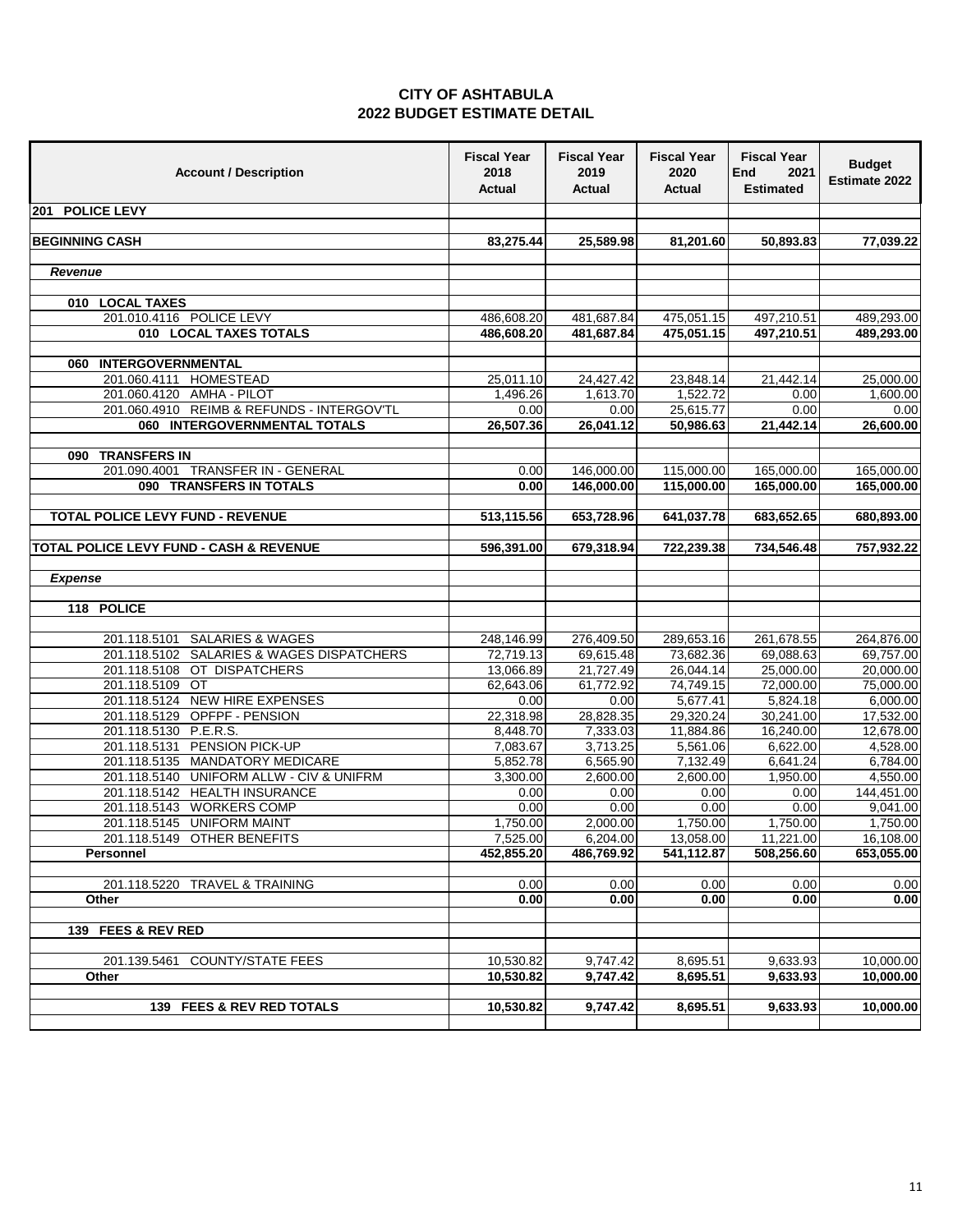# CITY OF ASHTABULA
## 2022 BUDGET ESTIMATE DETAIL

| Account / Description | Fiscal Year 2018 Actual | Fiscal Year 2019 Actual | Fiscal Year 2020 Actual | Fiscal Year End 2021 Estimated | Budget Estimate 2022 |
|---|---|---|---|---|---|
| **201 POLICE LEVY** | | | | | |
| **BEGINNING CASH** | **83,275.44** | **25,589.98** | **81,201.60** | **50,893.83** | **77,039.22** |
| ***Revenue*** | | | | | |
| **010 LOCAL TAXES** | | | | | |
| 201.010.4116 POLICE LEVY | 486,608.20 | 481,687.84 | 475,051.15 | 497,210.51 | 489,293.00 |
| **010 LOCAL TAXES TOTALS** | **486,608.20** | **481,687.84** | **475,051.15** | **497,210.51** | **489,293.00** |
| **060 INTERGOVERNMENTAL** | | | | | |
| 201.060.4111 HOMESTEAD | 25,011.10 | 24,427.42 | 23,848.14 | 21,442.14 | 25,000.00 |
| 201.060.4120 AMHA - PILOT | 1,496.26 | 1,613.70 | 1,522.72 | 0.00 | 1,600.00 |
| 201.060.4910 REIMB & REFUNDS - INTERGOV'TL | 0.00 | 0.00 | 25,615.77 | 0.00 | 0.00 |
| **060 INTERGOVERNMENTAL TOTALS** | **26,507.36** | **26,041.12** | **50,986.63** | **21,442.14** | **26,600.00** |
| **090 TRANSFERS IN** | | | | | |
| 201.090.4001 TRANSFER IN - GENERAL | 0.00 | 146,000.00 | 115,000.00 | 165,000.00 | 165,000.00 |
| **090 TRANSFERS IN TOTALS** | **0.00** | **146,000.00** | **115,000.00** | **165,000.00** | **165,000.00** |
| **TOTAL POLICE LEVY FUND - REVENUE** | **513,115.56** | **653,728.96** | **641,037.78** | **683,652.65** | **680,893.00** |
| **TOTAL POLICE LEVY FUND - CASH & REVENUE** | **596,391.00** | **679,318.94** | **722,239.38** | **734,546.48** | **757,932.22** |
| ***Expense*** | | | | | |
| **118 POLICE** | | | | | |
| 201.118.5101 SALARIES & WAGES | 248,146.99 | 276,409.50 | 289,653.16 | 261,678.55 | 264,876.00 |
| 201.118.5102 SALARIES & WAGES DISPATCHERS | 72,719.13 | 69,615.48 | 73,682.36 | 69,088.63 | 69,757.00 |
| 201.118.5108 OT DISPATCHERS | 13,066.89 | 21,727.49 | 26,044.14 | 25,000.00 | 20,000.00 |
| 201.118.5109 OT | 62,643.06 | 61,772.92 | 74,749.15 | 72,000.00 | 75,000.00 |
| 201.118.5124 NEW HIRE EXPENSES | 0.00 | 0.00 | 5,677.41 | 5,824.18 | 6,000.00 |
| 201.118.5129 OPFPF - PENSION | 22,318.98 | 28,828.35 | 29,320.24 | 30,241.00 | 17,532.00 |
| 201.118.5130 P.E.R.S. | 8,448.70 | 7,333.03 | 11,884.86 | 16,240.00 | 12,678.00 |
| 201.118.5131 PENSION PICK-UP | 7,083.67 | 3,713.25 | 5,561.06 | 6,622.00 | 4,528.00 |
| 201.118.5135 MANDATORY MEDICARE | 5,852.78 | 6,565.90 | 7,132.49 | 6,641.24 | 6,784.00 |
| 201.118.5140 UNIFORM ALLW - CIV & UNIFRM | 3,300.00 | 2,600.00 | 2,600.00 | 1,950.00 | 4,550.00 |
| 201.118.5142 HEALTH INSURANCE | 0.00 | 0.00 | 0.00 | 0.00 | 144,451.00 |
| 201.118.5143 WORKERS COMP | 0.00 | 0.00 | 0.00 | 0.00 | 9,041.00 |
| 201.118.5145 UNIFORM MAINT | 1,750.00 | 2,000.00 | 1,750.00 | 1,750.00 | 1,750.00 |
| 201.118.5149 OTHER BENEFITS | 7,525.00 | 6,204.00 | 13,058.00 | 11,221.00 | 16,108.00 |
| **Personnel** | **452,855.20** | **486,769.92** | **541,112.87** | **508,256.60** | **653,055.00** |
| 201.118.5220 TRAVEL & TRAINING | 0.00 | 0.00 | 0.00 | 0.00 | 0.00 |
| **Other** | **0.00** | **0.00** | **0.00** | **0.00** | **0.00** |
| **139 FEES & REV RED** | | | | | |
| 201.139.5461 COUNTY/STATE FEES | 10,530.82 | 9,747.42 | 8,695.51 | 9,633.93 | 10,000.00 |
| **Other** | **10,530.82** | **9,747.42** | **8,695.51** | **9,633.93** | **10,000.00** |
| **139 FEES & REV RED TOTALS** | **10,530.82** | **9,747.42** | **8,695.51** | **9,633.93** | **10,000.00** |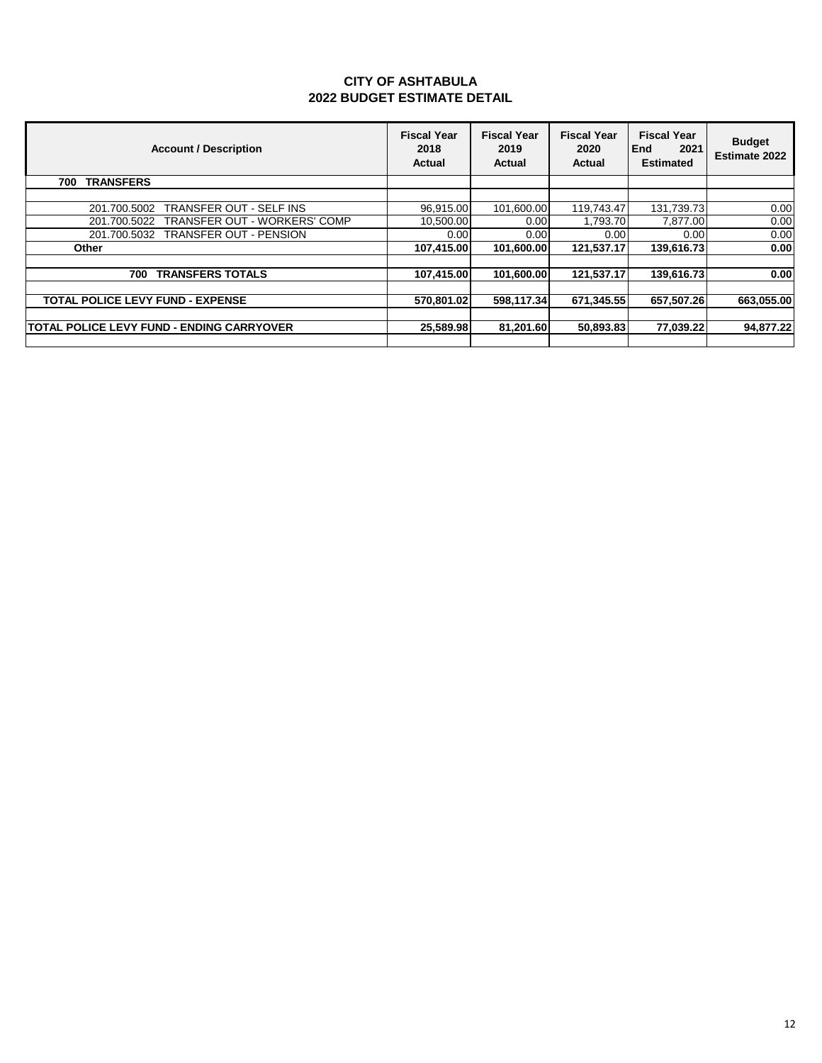# CITY OF ASHTABULA
## 2022 BUDGET ESTIMATE DETAIL

| Account / Description | Fiscal Year 2018 Actual | Fiscal Year 2019 Actual | Fiscal Year 2020 Actual | Fiscal Year End 2021 Estimated | Budget Estimate 2022 |
|---|---|---|---|---|---|
| **700 TRANSFERS** | | | | | |
| | | | | | |
| 201.700.5002 TRANSFER OUT - SELF INS | 96,915.00 | 101,600.00 | 119,743.47 | 131,739.73 | 0.00 |
| 201.700.5022 TRANSFER OUT - WORKERS' COMP | 10,500.00 | 0.00 | 1,793.70 | 7,877.00 | 0.00 |
| 201.700.5032 TRANSFER OUT - PENSION | 0.00 | 0.00 | 0.00 | 0.00 | 0.00 |
| **Other** | **107,415.00** | **101,600.00** | **121,537.17** | **139,616.73** | **0.00** |
| | | | | | |
| **700 TRANSFERS TOTALS** | **107,415.00** | **101,600.00** | **121,537.17** | **139,616.73** | **0.00** |
| | | | | | |
| **TOTAL POLICE LEVY FUND - EXPENSE** | **570,801.02** | **598,117.34** | **671,345.55** | **657,507.26** | **663,055.00** |
| | | | | | |
| **TOTAL POLICE LEVY FUND - ENDING CARRYOVER** | **25,589.98** | **81,201.60** | **50,893.83** | **77,039.22** | **94,877.22** |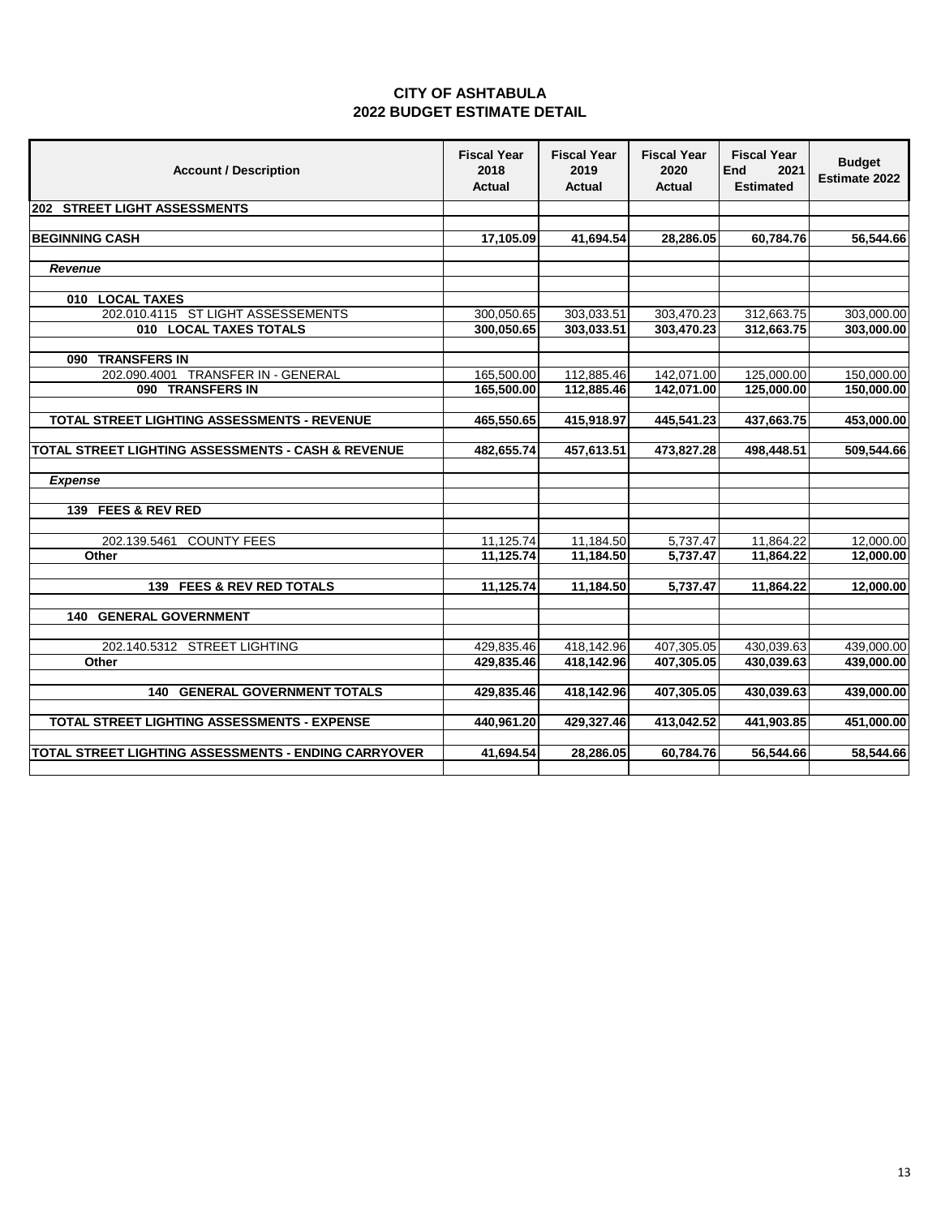# CITY OF ASHTABULA
## 2022 BUDGET ESTIMATE DETAIL

| Account / Description | Fiscal Year 2018 Actual | Fiscal Year 2019 Actual | Fiscal Year 2020 Actual | Fiscal Year End 2021 Estimated | Budget Estimate 2022 |
|---|---|---|---|---|---|
| **202 STREET LIGHT ASSESSMENTS** | | | | | |
| | | | | | |
| **BEGINNING CASH** | **17,105.09** | **41,694.54** | **28,286.05** | **60,784.76** | **56,544.66** |
| | | | | | |
| ***Revenue*** | | | | | |
| | | | | | |
| **010 LOCAL TAXES** | | | | | |
| 202.010.4115 ST LIGHT ASSESSEMENTS | 300,050.65 | 303,033.51 | 303,470.23 | 312,663.75 | 303,000.00 |
| **010 LOCAL TAXES TOTALS** | **300,050.65** | **303,033.51** | **303,470.23** | **312,663.75** | **303,000.00** |
| | | | | | |
| **090 TRANSFERS IN** | | | | | |
| 202.090.4001 TRANSFER IN - GENERAL | 165,500.00 | 112,885.46 | 142,071.00 | 125,000.00 | 150,000.00 |
| **090 TRANSFERS IN** | **165,500.00** | **112,885.46** | **142,071.00** | **125,000.00** | **150,000.00** |
| | | | | | |
| **TOTAL STREET LIGHTING ASSESSMENTS - REVENUE** | **465,550.65** | **415,918.97** | **445,541.23** | **437,663.75** | **453,000.00** |
| | | | | | |
| **TOTAL STREET LIGHTING ASSESSMENTS - CASH & REVENUE** | **482,655.74** | **457,613.51** | **473,827.28** | **498,448.51** | **509,544.66** |
| | | | | | |
| ***Expense*** | | | | | |
| | | | | | |
| **139 FEES & REV RED** | | | | | |
| | | | | | |
| 202.139.5461 COUNTY FEES | 11,125.74 | 11,184.50 | 5,737.47 | 11,864.22 | 12,000.00 |
| **Other** | **11,125.74** | **11,184.50** | **5,737.47** | **11,864.22** | **12,000.00** |
| | | | | | |
| **139 FEES & REV RED TOTALS** | **11,125.74** | **11,184.50** | **5,737.47** | **11,864.22** | **12,000.00** |
| | | | | | |
| **140 GENERAL GOVERNMENT** | | | | | |
| | | | | | |
| 202.140.5312 STREET LIGHTING | 429,835.46 | 418,142.96 | 407,305.05 | 430,039.63 | 439,000.00 |
| **Other** | **429,835.46** | **418,142.96** | **407,305.05** | **430,039.63** | **439,000.00** |
| | | | | | |
| **140 GENERAL GOVERNMENT TOTALS** | **429,835.46** | **418,142.96** | **407,305.05** | **430,039.63** | **439,000.00** |
| | | | | | |
| **TOTAL STREET LIGHTING ASSESSMENTS - EXPENSE** | **440,961.20** | **429,327.46** | **413,042.52** | **441,903.85** | **451,000.00** |
| | | | | | |
| **TOTAL STREET LIGHTING ASSESSMENTS - ENDING CARRYOVER** | **41,694.54** | **28,286.05** | **60,784.76** | **56,544.66** | **58,544.66** |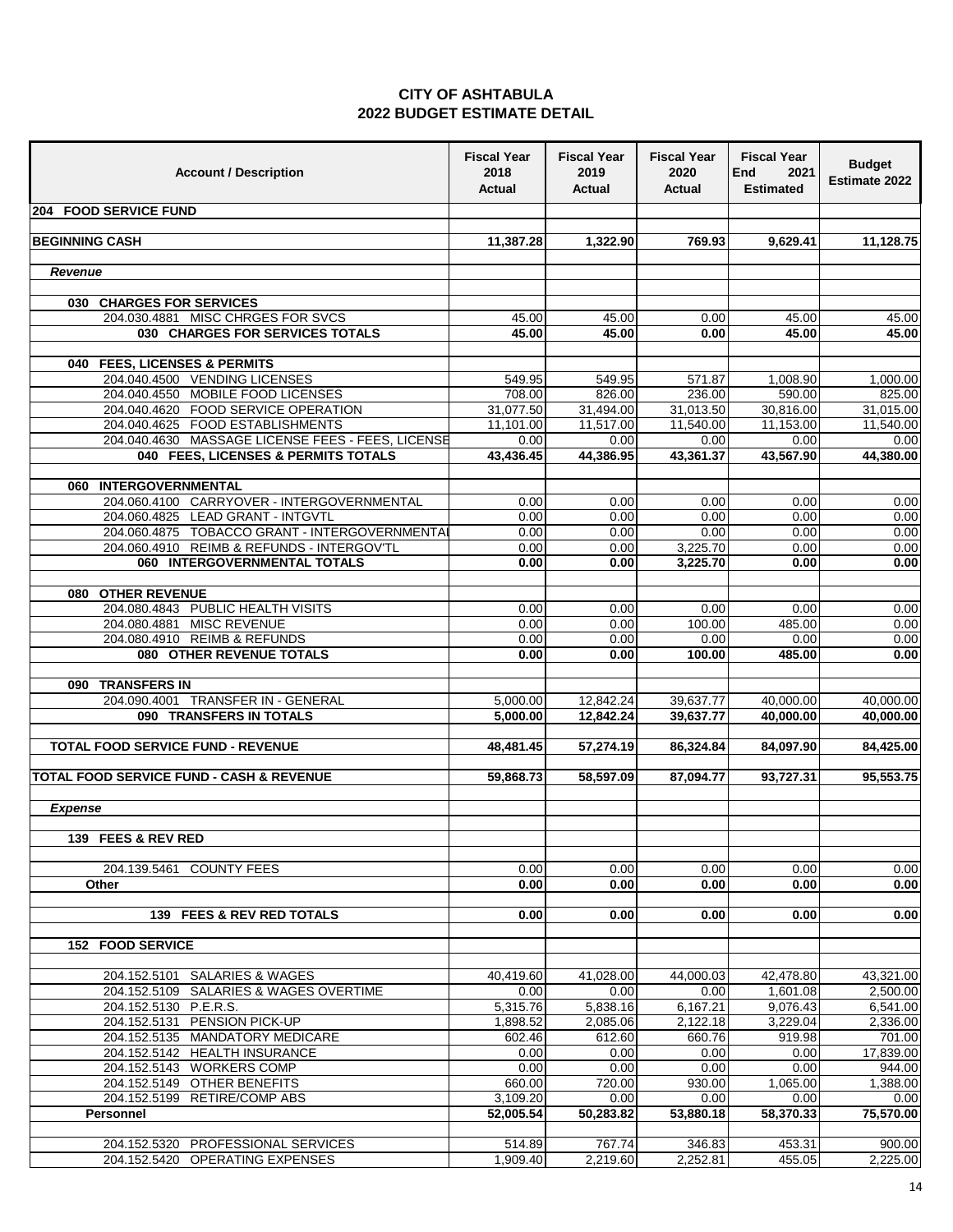# CITY OF ASHTABULA
## 2022 BUDGET ESTIMATE DETAIL

| Account / Description | Fiscal Year 2018 Actual | Fiscal Year 2019 Actual | Fiscal Year 2020 Actual | Fiscal Year End 2021 Estimated | Budget Estimate 2022 |
|---|---|---|---|---|---|
| **204 FOOD SERVICE FUND** | | | | | |
| **BEGINNING CASH** | **11,387.28** | **1,322.90** | **769.93** | **9,629.41** | **11,128.75** |
| ***Revenue*** | | | | | |
| **030 CHARGES FOR SERVICES** | | | | | |
| 204.030.4881 MISC CHRGES FOR SVCS | 45.00 | 45.00 | 0.00 | 45.00 | 45.00 |
| **030 CHARGES FOR SERVICES TOTALS** | **45.00** | **45.00** | **0.00** | **45.00** | **45.00** |
| **040 FEES, LICENSES & PERMITS** | | | | | |
| 204.040.4500 VENDING LICENSES | 549.95 | 549.95 | 571.87 | 1,008.90 | 1,000.00 |
| 204.040.4550 MOBILE FOOD LICENSES | 708.00 | 826.00 | 236.00 | 590.00 | 825.00 |
| 204.040.4620 FOOD SERVICE OPERATION | 31,077.50 | 31,494.00 | 31,013.50 | 30,816.00 | 31,015.00 |
| 204.040.4625 FOOD ESTABLISHMENTS | 11,101.00 | 11,517.00 | 11,540.00 | 11,153.00 | 11,540.00 |
| 204.040.4630 MASSAGE LICENSE FEES - FEES, LICENSE | 0.00 | 0.00 | 0.00 | 0.00 | 0.00 |
| **040 FEES, LICENSES & PERMITS TOTALS** | **43,436.45** | **44,386.95** | **43,361.37** | **43,567.90** | **44,380.00** |
| **060 INTERGOVERNMENTAL** | | | | | |
| 204.060.4100 CARRYOVER - INTERGOVERNMENTAL | 0.00 | 0.00 | 0.00 | 0.00 | 0.00 |
| 204.060.4825 LEAD GRANT - INTGVTL | 0.00 | 0.00 | 0.00 | 0.00 | 0.00 |
| 204.060.4875 TOBACCO GRANT - INTERGOVERNMENTAL | 0.00 | 0.00 | 0.00 | 0.00 | 0.00 |
| 204.060.4910 REIMB & REFUNDS - INTERGOV'TL | 0.00 | 0.00 | 3,225.70 | 0.00 | 0.00 |
| **060 INTERGOVERNMENTAL TOTALS** | **0.00** | **0.00** | **3,225.70** | **0.00** | **0.00** |
| **080 OTHER REVENUE** | | | | | |
| 204.080.4843 PUBLIC HEALTH VISITS | 0.00 | 0.00 | 0.00 | 0.00 | 0.00 |
| 204.080.4881 MISC REVENUE | 0.00 | 0.00 | 100.00 | 485.00 | 0.00 |
| 204.080.4910 REIMB & REFUNDS | 0.00 | 0.00 | 0.00 | 0.00 | 0.00 |
| **080 OTHER REVENUE TOTALS** | **0.00** | **0.00** | **100.00** | **485.00** | **0.00** |
| **090 TRANSFERS IN** | | | | | |
| 204.090.4001 TRANSFER IN - GENERAL | 5,000.00 | 12,842.24 | 39,637.77 | 40,000.00 | 40,000.00 |
| **090 TRANSFERS IN TOTALS** | **5,000.00** | **12,842.24** | **39,637.77** | **40,000.00** | **40,000.00** |
| **TOTAL FOOD SERVICE FUND - REVENUE** | **48,481.45** | **57,274.19** | **86,324.84** | **84,097.90** | **84,425.00** |
| **TOTAL FOOD SERVICE FUND - CASH & REVENUE** | **59,868.73** | **58,597.09** | **87,094.77** | **93,727.31** | **95,553.75** |
| ***Expense*** | | | | | |
| **139 FEES & REV RED** | | | | | |
| 204.139.5461 COUNTY FEES | 0.00 | 0.00 | 0.00 | 0.00 | 0.00 |
| **Other** | **0.00** | **0.00** | **0.00** | **0.00** | **0.00** |
| **139 FEES & REV RED TOTALS** | **0.00** | **0.00** | **0.00** | **0.00** | **0.00** |
| **152 FOOD SERVICE** | | | | | |
| 204.152.5101 SALARIES & WAGES | 40,419.60 | 41,028.00 | 44,000.03 | 42,478.80 | 43,321.00 |
| 204.152.5109 SALARIES & WAGES OVERTIME | 0.00 | 0.00 | 0.00 | 1,601.08 | 2,500.00 |
| 204.152.5130 P.E.R.S. | 5,315.76 | 5,838.16 | 6,167.21 | 9,076.43 | 6,541.00 |
| 204.152.5131 PENSION PICK-UP | 1,898.52 | 2,085.06 | 2,122.18 | 3,229.04 | 2,336.00 |
| 204.152.5135 MANDATORY MEDICARE | 602.46 | 612.60 | 660.76 | 919.98 | 701.00 |
| 204.152.5142 HEALTH INSURANCE | 0.00 | 0.00 | 0.00 | 0.00 | 17,839.00 |
| 204.152.5143 WORKERS COMP | 0.00 | 0.00 | 0.00 | 0.00 | 944.00 |
| 204.152.5149 OTHER BENEFITS | 660.00 | 720.00 | 930.00 | 1,065.00 | 1,388.00 |
| 204.152.5199 RETIRE/COMP ABS | 3,109.20 | 0.00 | 0.00 | 0.00 | 0.00 |
| **Personnel** | **52,005.54** | **50,283.82** | **53,880.18** | **58,370.33** | **75,570.00** |
| 204.152.5320 PROFESSIONAL SERVICES | 514.89 | 767.74 | 346.83 | 453.31 | 900.00 |
| 204.152.5420 OPERATING EXPENSES | 1,909.40 | 2,219.60 | 2,252.81 | 455.05 | 2,225.00 |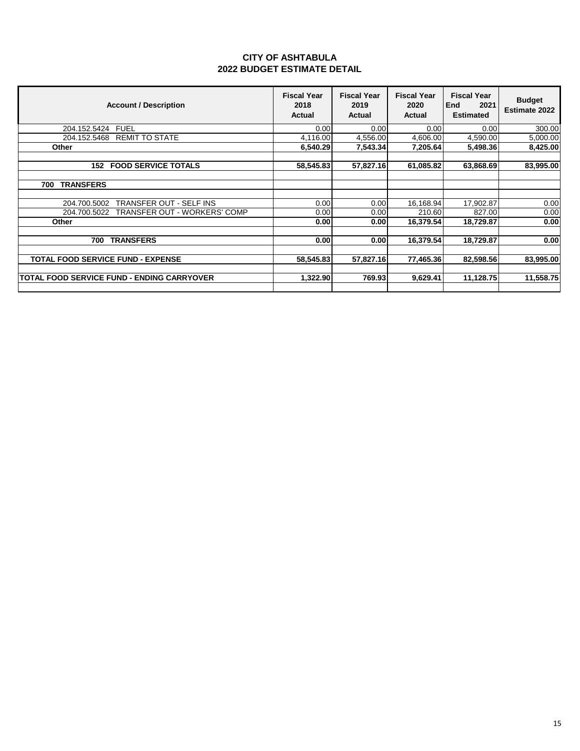# CITY OF ASHTABULA
## 2022 BUDGET ESTIMATE DETAIL

| Account / Description | Fiscal Year 2018 Actual | Fiscal Year 2019 Actual | Fiscal Year 2020 Actual | Fiscal Year End 2021 Estimated | Budget Estimate 2022 |
|---|---|---|---|---|---|
| 204.152.5424 FUEL | 0.00 | 0.00 | 0.00 | 0.00 | 300.00 |
| 204.152.5468 REMIT TO STATE | 4,116.00 | 4,556.00 | 4,606.00 | 4,590.00 | 5,000.00 |
| **Other** | **6,540.29** | **7,543.34** | **7,205.64** | **5,498.36** | **8,425.00** |
| | | | | | |
| **152 FOOD SERVICE TOTALS** | **58,545.83** | **57,827.16** | **61,085.82** | **63,868.69** | **83,995.00** |
| | | | | | |
| **700 TRANSFERS** | | | | | |
| | | | | | |
| 204.700.5002 TRANSFER OUT - SELF INS | 0.00 | 0.00 | 16,168.94 | 17,902.87 | 0.00 |
| 204.700.5022 TRANSFER OUT - WORKERS' COMP | 0.00 | 0.00 | 210.60 | 827.00 | 0.00 |
| **Other** | **0.00** | **0.00** | **16,379.54** | **18,729.87** | **0.00** |
| | | | | | |
| **700 TRANSFERS** | **0.00** | **0.00** | **16,379.54** | **18,729.87** | **0.00** |
| | | | | | |
| **TOTAL FOOD SERVICE FUND - EXPENSE** | **58,545.83** | **57,827.16** | **77,465.36** | **82,598.56** | **83,995.00** |
| | | | | | |
| **TOTAL FOOD SERVICE FUND - ENDING CARRYOVER** | **1,322.90** | **769.93** | **9,629.41** | **11,128.75** | **11,558.75** |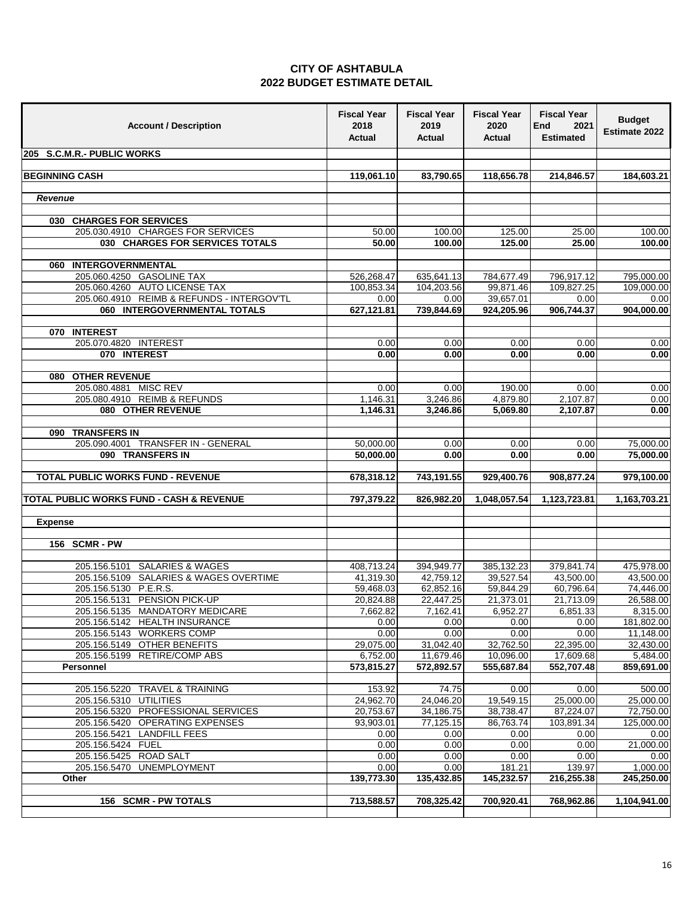# CITY OF ASHTABULA
## 2022 BUDGET ESTIMATE DETAIL

| Account / Description | Fiscal Year 2018 Actual | Fiscal Year 2019 Actual | Fiscal Year 2020 Actual | Fiscal Year End 2021 Estimated | Budget Estimate 2022 |
|---|---|---|---|---|---|
| **205 S.C.M.R.- PUBLIC WORKS** | | | | | |
| **BEGINNING CASH** | **119,061.10** | **83,790.65** | **118,656.78** | **214,846.57** | **184,603.21** |
| ***Revenue*** | | | | | |
| **030 CHARGES FOR SERVICES** | | | | | |
| 205.030.4910 CHARGES FOR SERVICES | 50.00 | 100.00 | 125.00 | 25.00 | 100.00 |
| **030 CHARGES FOR SERVICES TOTALS** | **50.00** | **100.00** | **125.00** | **25.00** | **100.00** |
| **060 INTERGOVERNMENTAL** | | | | | |
| 205.060.4250 GASOLINE TAX | 526,268.47 | 635,641.13 | 784,677.49 | 796,917.12 | 795,000.00 |
| 205.060.4260 AUTO LICENSE TAX | 100,853.34 | 104,203.56 | 99,871.46 | 109,827.25 | 109,000.00 |
| 205.060.4910 REIMB & REFUNDS - INTERGOV'TL | 0.00 | 0.00 | 39,657.01 | 0.00 | 0.00 |
| **060 INTERGOVERNMENTAL TOTALS** | **627,121.81** | **739,844.69** | **924,205.96** | **906,744.37** | **904,000.00** |
| **070 INTEREST** | | | | | |
| 205.070.4820 INTEREST | 0.00 | 0.00 | 0.00 | 0.00 | 0.00 |
| **070 INTEREST** | **0.00** | **0.00** | **0.00** | **0.00** | **0.00** |
| **080 OTHER REVENUE** | | | | | |
| 205.080.4881 MISC REV | 0.00 | 0.00 | 190.00 | 0.00 | 0.00 |
| 205.080.4910 REIMB & REFUNDS | 1,146.31 | 3,246.86 | 4,879.80 | 2,107.87 | 0.00 |
| **080 OTHER REVENUE** | **1,146.31** | **3,246.86** | **5,069.80** | **2,107.87** | **0.00** |
| **090 TRANSFERS IN** | | | | | |
| 205.090.4001 TRANSFER IN - GENERAL | 50,000.00 | 0.00 | 0.00 | 0.00 | 75,000.00 |
| **090 TRANSFERS IN** | **50,000.00** | **0.00** | **0.00** | **0.00** | **75,000.00** |
| **TOTAL PUBLIC WORKS FUND - REVENUE** | **678,318.12** | **743,191.55** | **929,400.76** | **908,877.24** | **979,100.00** |
| **TOTAL PUBLIC WORKS FUND - CASH & REVENUE** | **797,379.22** | **826,982.20** | **1,048,057.54** | **1,123,723.81** | **1,163,703.21** |
| **Expense** | | | | | |
| **156 SCMR - PW** | | | | | |
| 205.156.5101 SALARIES & WAGES | 408,713.24 | 394,949.77 | 385,132.23 | 379,841.74 | 475,978.00 |
| 205.156.5109 SALARIES & WAGES OVERTIME | 41,319.30 | 42,759.12 | 39,527.54 | 43,500.00 | 43,500.00 |
| 205.156.5130 P.E.R.S. | 59,468.03 | 62,852.16 | 59,844.29 | 60,796.64 | 74,446.00 |
| 205.156.5131 PENSION PICK-UP | 20,824.88 | 22,447.25 | 21,373.01 | 21,713.09 | 26,588.00 |
| 205.156.5135 MANDATORY MEDICARE | 7,662.82 | 7,162.41 | 6,952.27 | 6,851.33 | 8,315.00 |
| 205.156.5142 HEALTH INSURANCE | 0.00 | 0.00 | 0.00 | 0.00 | 181,802.00 |
| 205.156.5143 WORKERS COMP | 0.00 | 0.00 | 0.00 | 0.00 | 11,148.00 |
| 205.156.5149 OTHER BENEFITS | 29,075.00 | 31,042.40 | 32,762.50 | 22,395.00 | 32,430.00 |
| 205.156.5199 RETIRE/COMP ABS | 6,752.00 | 11,679.46 | 10,096.00 | 17,609.68 | 5,484.00 |
| **Personnel** | **573,815.27** | **572,892.57** | **555,687.84** | **552,707.48** | **859,691.00** |
| 205.156.5220 TRAVEL & TRAINING | 153.92 | 74.75 | 0.00 | 0.00 | 500.00 |
| 205.156.5310 UTILITIES | 24,962.70 | 24,046.20 | 19,549.15 | 25,000.00 | 25,000.00 |
| 205.156.5320 PROFESSIONAL SERVICES | 20,753.67 | 34,186.75 | 38,738.47 | 87,224.07 | 72,750.00 |
| 205.156.5420 OPERATING EXPENSES | 93,903.01 | 77,125.15 | 86,763.74 | 103,891.34 | 125,000.00 |
| 205.156.5421 LANDFILL FEES | 0.00 | 0.00 | 0.00 | 0.00 | 0.00 |
| 205.156.5424 FUEL | 0.00 | 0.00 | 0.00 | 0.00 | 21,000.00 |
| 205.156.5425 ROAD SALT | 0.00 | 0.00 | 0.00 | 0.00 | 0.00 |
| 205.156.5470 UNEMPLOYMENT | 0.00 | 0.00 | 181.21 | 139.97 | 1,000.00 |
| **Other** | **139,773.30** | **135,432.85** | **145,232.57** | **216,255.38** | **245,250.00** |
| **156 SCMR - PW TOTALS** | **713,588.57** | **708,325.42** | **700,920.41** | **768,962.86** | **1,104,941.00** |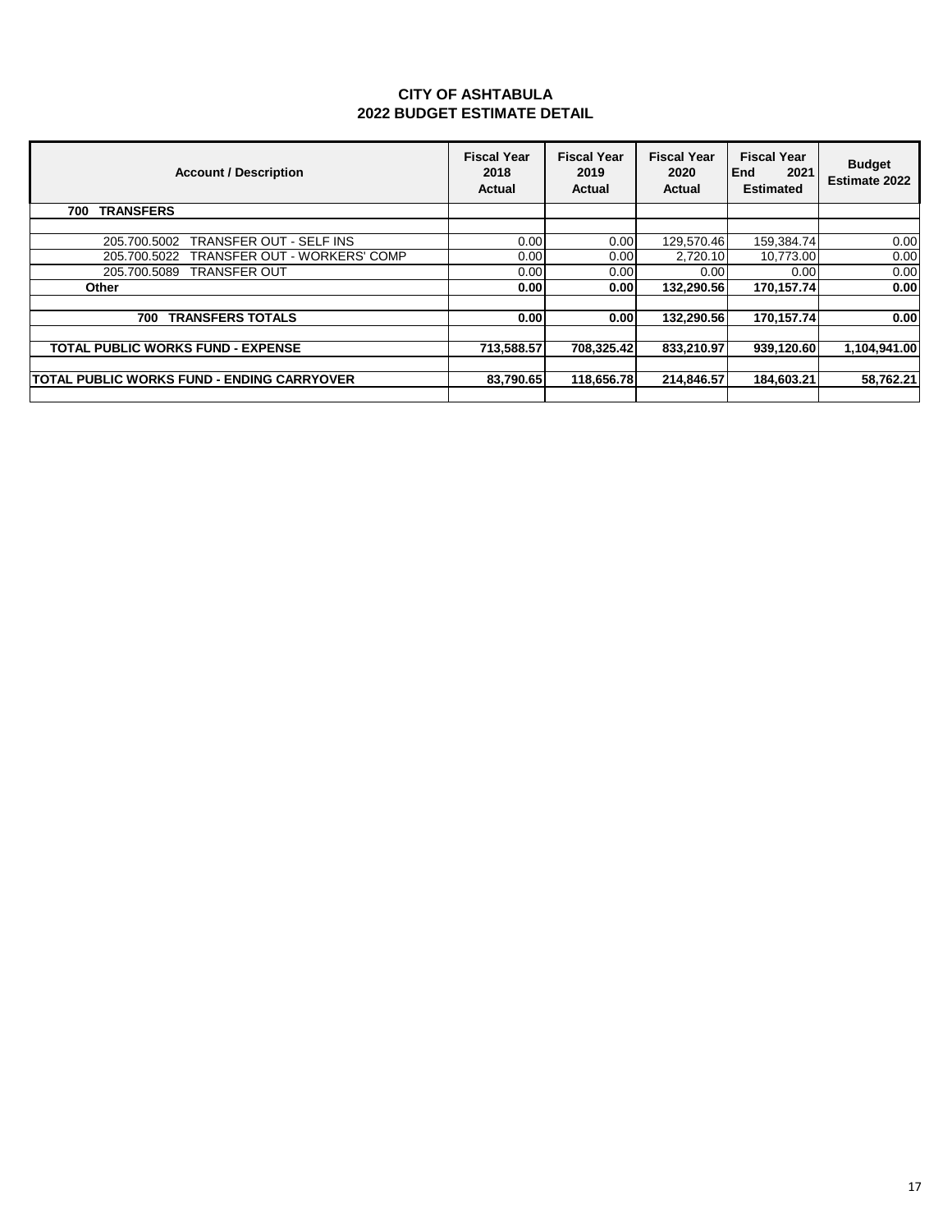## CITY OF ASHTABULA
## 2022 BUDGET ESTIMATE DETAIL

| Account / Description | Fiscal Year 2018 Actual | Fiscal Year 2019 Actual | Fiscal Year 2020 Actual | Fiscal Year End 2021 Estimated | Budget Estimate 2022 |
|---|---|---|---|---|---|
| **700 TRANSFERS** | | | | | |
| | | | | | |
| 205.700.5002 TRANSFER OUT - SELF INS | 0.00 | 0.00 | 129,570.46 | 159,384.74 | 0.00 |
| 205.700.5022 TRANSFER OUT - WORKERS' COMP | 0.00 | 0.00 | 2,720.10 | 10,773.00 | 0.00 |
| 205.700.5089 TRANSFER OUT | 0.00 | 0.00 | 0.00 | 0.00 | 0.00 |
| **Other** | **0.00** | **0.00** | **132,290.56** | **170,157.74** | **0.00** |
| | | | | | |
| **700 TRANSFERS TOTALS** | **0.00** | **0.00** | **132,290.56** | **170,157.74** | **0.00** |
| | | | | | |
| **TOTAL PUBLIC WORKS FUND - EXPENSE** | **713,588.57** | **708,325.42** | **833,210.97** | **939,120.60** | **1,104,941.00** |
| | | | | | |
| **TOTAL PUBLIC WORKS FUND - ENDING CARRYOVER** | **83,790.65** | **118,656.78** | **214,846.57** | **184,603.21** | **58,762.21** |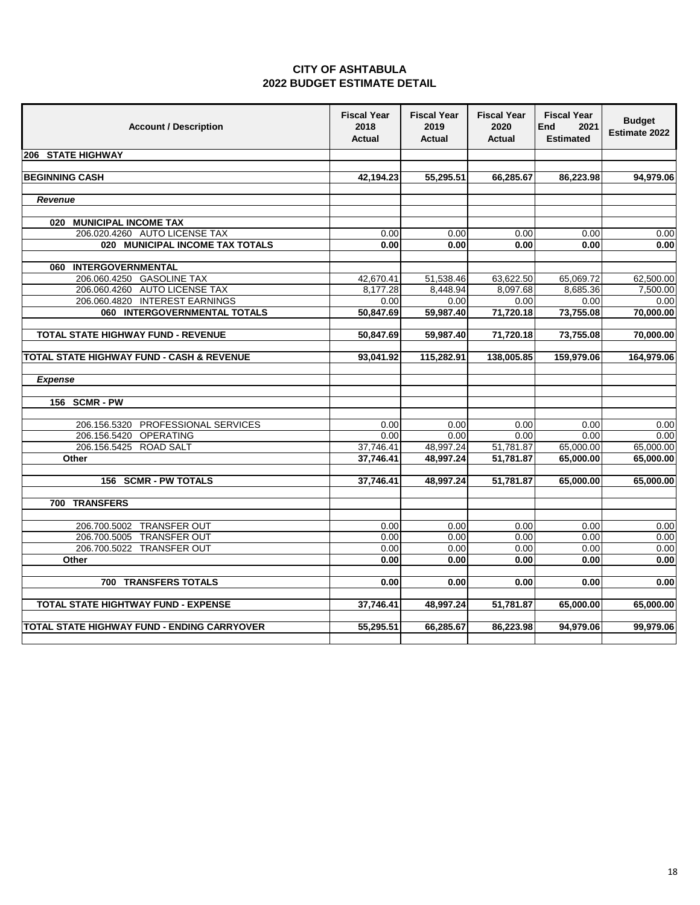# CITY OF ASHTABULA
## 2022 BUDGET ESTIMATE DETAIL

| Account / Description | Fiscal Year 2018 Actual | Fiscal Year 2019 Actual | Fiscal Year 2020 Actual | Fiscal Year End 2021 Estimated | Budget Estimate 2022 |
|---|---|---|---|---|---|
| **206 STATE HIGHWAY** | | | | | |
| **BEGINNING CASH** | **42,194.23** | **55,295.51** | **66,285.67** | **86,223.98** | **94,979.06** |
| ***Revenue*** | | | | | |
| **020 MUNICIPAL INCOME TAX** | | | | | |
| 206.020.4260 AUTO LICENSE TAX | 0.00 | 0.00 | 0.00 | 0.00 | 0.00 |
| **020 MUNICIPAL INCOME TAX TOTALS** | **0.00** | **0.00** | **0.00** | **0.00** | **0.00** |
| **060 INTERGOVERNMENTAL** | | | | | |
| 206.060.4250 GASOLINE TAX | 42,670.41 | 51,538.46 | 63,622.50 | 65,069.72 | 62,500.00 |
| 206.060.4260 AUTO LICENSE TAX | 8,177.28 | 8,448.94 | 8,097.68 | 8,685.36 | 7,500.00 |
| 206.060.4820 INTEREST EARNINGS | 0.00 | 0.00 | 0.00 | 0.00 | 0.00 |
| **060 INTERGOVERNMENTAL TOTALS** | **50,847.69** | **59,987.40** | **71,720.18** | **73,755.08** | **70,000.00** |
| **TOTAL STATE HIGHWAY FUND - REVENUE** | **50,847.69** | **59,987.40** | **71,720.18** | **73,755.08** | **70,000.00** |
| **TOTAL STATE HIGHWAY FUND - CASH & REVENUE** | **93,041.92** | **115,282.91** | **138,005.85** | **159,979.06** | **164,979.06** |
| ***Expense*** | | | | | |
| **156 SCMR - PW** | | | | | |
| 206.156.5320 PROFESSIONAL SERVICES | 0.00 | 0.00 | 0.00 | 0.00 | 0.00 |
| 206.156.5420 OPERATING | 0.00 | 0.00 | 0.00 | 0.00 | 0.00 |
| 206.156.5425 ROAD SALT | 37,746.41 | 48,997.24 | 51,781.87 | 65,000.00 | 65,000.00 |
| **Other** | **37,746.41** | **48,997.24** | **51,781.87** | **65,000.00** | **65,000.00** |
| **156 SCMR - PW TOTALS** | **37,746.41** | **48,997.24** | **51,781.87** | **65,000.00** | **65,000.00** |
| **700 TRANSFERS** | | | | | |
| 206.700.5002 TRANSFER OUT | 0.00 | 0.00 | 0.00 | 0.00 | 0.00 |
| 206.700.5005 TRANSFER OUT | 0.00 | 0.00 | 0.00 | 0.00 | 0.00 |
| 206.700.5022 TRANSFER OUT | 0.00 | 0.00 | 0.00 | 0.00 | 0.00 |
| **Other** | **0.00** | **0.00** | **0.00** | **0.00** | **0.00** |
| **700 TRANSFERS TOTALS** | **0.00** | **0.00** | **0.00** | **0.00** | **0.00** |
| **TOTAL STATE HIGHTWAY FUND - EXPENSE** | **37,746.41** | **48,997.24** | **51,781.87** | **65,000.00** | **65,000.00** |
| **TOTAL STATE HIGHWAY FUND - ENDING CARRYOVER** | **55,295.51** | **66,285.67** | **86,223.98** | **94,979.06** | **99,979.06** |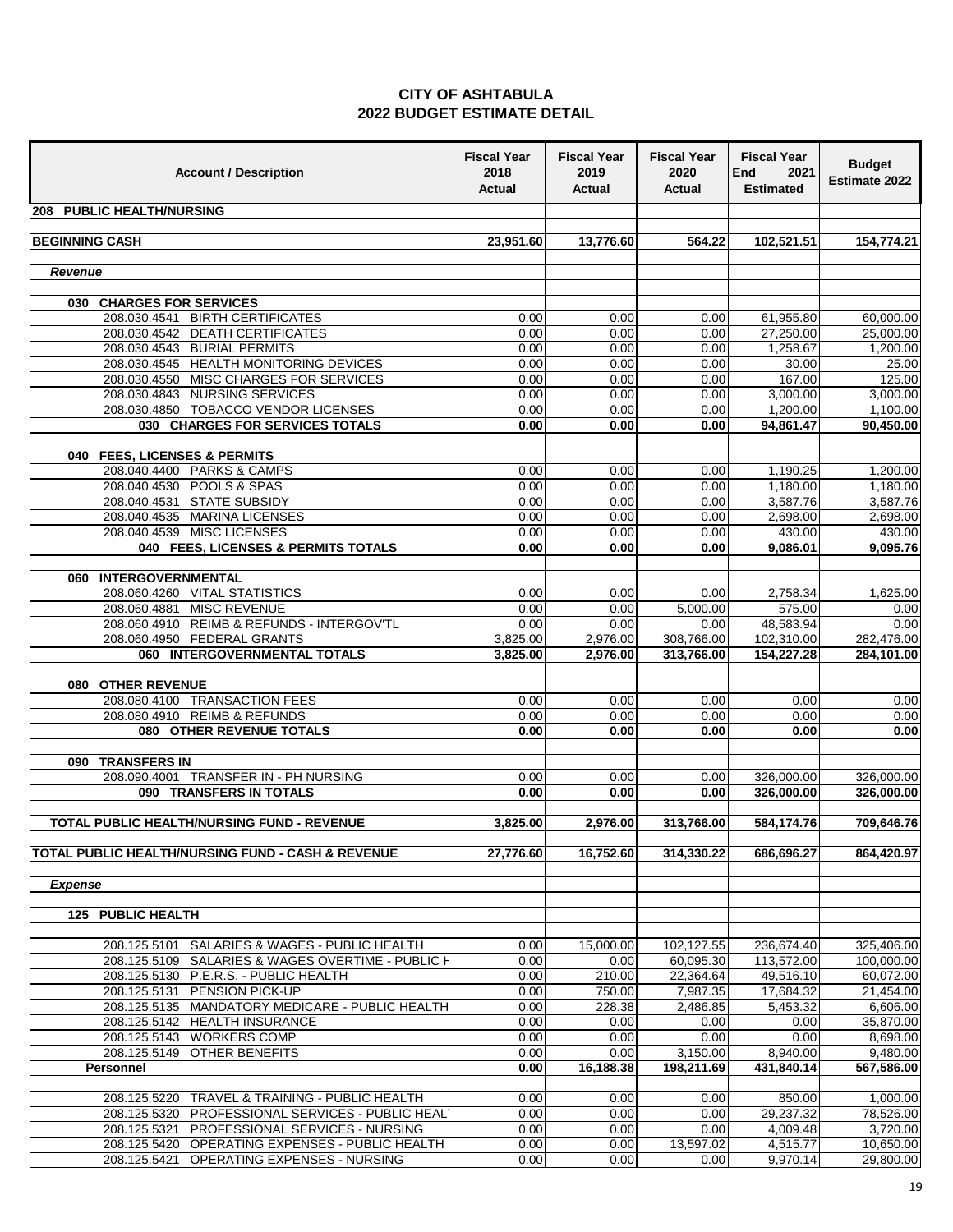# CITY OF ASHTABULA
## 2022 BUDGET ESTIMATE DETAIL

| Account / Description | Fiscal Year 2018 Actual | Fiscal Year 2019 Actual | Fiscal Year 2020 Actual | Fiscal Year End 2021 Estimated | Budget Estimate 2022 |
|---|---|---|---|---|---|
| **208 PUBLIC HEALTH/NURSING** | | | | | |
| | | | | | |
| **BEGINNING CASH** | **23,951.60** | **13,776.60** | **564.22** | **102,521.51** | **154,774.21** |
| | | | | | |
| ***Revenue*** | | | | | |
| | | | | | |
| **030 CHARGES FOR SERVICES** | | | | | |
| 208.030.4541 BIRTH CERTIFICATES | 0.00 | 0.00 | 0.00 | 61,955.80 | 60,000.00 |
| 208.030.4542 DEATH CERTIFICATES | 0.00 | 0.00 | 0.00 | 27,250.00 | 25,000.00 |
| 208.030.4543 BURIAL PERMITS | 0.00 | 0.00 | 0.00 | 1,258.67 | 1,200.00 |
| 208.030.4545 HEALTH MONITORING DEVICES | 0.00 | 0.00 | 0.00 | 30.00 | 25.00 |
| 208.030.4550 MISC CHARGES FOR SERVICES | 0.00 | 0.00 | 0.00 | 167.00 | 125.00 |
| 208.030.4843 NURSING SERVICES | 0.00 | 0.00 | 0.00 | 3,000.00 | 3,000.00 |
| 208.030.4850 TOBACCO VENDOR LICENSES | 0.00 | 0.00 | 0.00 | 1,200.00 | 1,100.00 |
| **030 CHARGES FOR SERVICES TOTALS** | **0.00** | **0.00** | **0.00** | **94,861.47** | **90,450.00** |
| | | | | | |
| **040 FEES, LICENSES & PERMITS** | | | | | |
| 208.040.4400 PARKS & CAMPS | 0.00 | 0.00 | 0.00 | 1,190.25 | 1,200.00 |
| 208.040.4530 POOLS & SPAS | 0.00 | 0.00 | 0.00 | 1,180.00 | 1,180.00 |
| 208.040.4531 STATE SUBSIDY | 0.00 | 0.00 | 0.00 | 3,587.76 | 3,587.76 |
| 208.040.4535 MARINA LICENSES | 0.00 | 0.00 | 0.00 | 2,698.00 | 2,698.00 |
| 208.040.4539 MISC LICENSES | 0.00 | 0.00 | 0.00 | 430.00 | 430.00 |
| **040 FEES, LICENSES & PERMITS TOTALS** | **0.00** | **0.00** | **0.00** | **9,086.01** | **9,095.76** |
| | | | | | |
| **060 INTERGOVERNMENTAL** | | | | | |
| 208.060.4260 VITAL STATISTICS | 0.00 | 0.00 | 0.00 | 2,758.34 | 1,625.00 |
| 208.060.4881 MISC REVENUE | 0.00 | 0.00 | 5,000.00 | 575.00 | 0.00 |
| 208.060.4910 REIMB & REFUNDS - INTERGOV'TL | 0.00 | 0.00 | 0.00 | 48,583.94 | 0.00 |
| 208.060.4950 FEDERAL GRANTS | 3,825.00 | 2,976.00 | 308,766.00 | 102,310.00 | 282,476.00 |
| **060 INTERGOVERNMENTAL TOTALS** | **3,825.00** | **2,976.00** | **313,766.00** | **154,227.28** | **284,101.00** |
| | | | | | |
| **080 OTHER REVENUE** | | | | | |
| 208.080.4100 TRANSACTION FEES | 0.00 | 0.00 | 0.00 | 0.00 | 0.00 |
| 208.080.4910 REIMB & REFUNDS | 0.00 | 0.00 | 0.00 | 0.00 | 0.00 |
| **080 OTHER REVENUE TOTALS** | **0.00** | **0.00** | **0.00** | **0.00** | **0.00** |
| | | | | | |
| **090 TRANSFERS IN** | | | | | |
| 208.090.4001 TRANSFER IN - PH NURSING | 0.00 | 0.00 | 0.00 | 326,000.00 | 326,000.00 |
| **090 TRANSFERS IN TOTALS** | **0.00** | **0.00** | **0.00** | **326,000.00** | **326,000.00** |
| | | | | | |
| **TOTAL PUBLIC HEALTH/NURSING FUND - REVENUE** | **3,825.00** | **2,976.00** | **313,766.00** | **584,174.76** | **709,646.76** |
| | | | | | |
| **TOTAL PUBLIC HEALTH/NURSING FUND - CASH & REVENUE** | **27,776.60** | **16,752.60** | **314,330.22** | **686,696.27** | **864,420.97** |
| | | | | | |
| ***Expense*** | | | | | |
| | | | | | |
| **125 PUBLIC HEALTH** | | | | | |
| | | | | | |
| 208.125.5101 SALARIES & WAGES - PUBLIC HEALTH | 0.00 | 15,000.00 | 102,127.55 | 236,674.40 | 325,406.00 |
| 208.125.5109 SALARIES & WAGES OVERTIME - PUBLIC H | 0.00 | 0.00 | 60,095.30 | 113,572.00 | 100,000.00 |
| 208.125.5130 P.E.R.S. - PUBLIC HEALTH | 0.00 | 210.00 | 22,364.64 | 49,516.10 | 60,072.00 |
| 208.125.5131 PENSION PICK-UP | 0.00 | 750.00 | 7,987.35 | 17,684.32 | 21,454.00 |
| 208.125.5135 MANDATORY MEDICARE - PUBLIC HEALTH | 0.00 | 228.38 | 2,486.85 | 5,453.32 | 6,606.00 |
| 208.125.5142 HEALTH INSURANCE | 0.00 | 0.00 | 0.00 | 0.00 | 35,870.00 |
| 208.125.5143 WORKERS COMP | 0.00 | 0.00 | 0.00 | 0.00 | 8,698.00 |
| 208.125.5149 OTHER BENEFITS | 0.00 | 0.00 | 3,150.00 | 8,940.00 | 9,480.00 |
| **Personnel** | **0.00** | **16,188.38** | **198,211.69** | **431,840.14** | **567,586.00** |
| | | | | | |
| 208.125.5220 TRAVEL & TRAINING - PUBLIC HEALTH | 0.00 | 0.00 | 0.00 | 850.00 | 1,000.00 |
| 208.125.5320 PROFESSIONAL SERVICES - PUBLIC HEAL | 0.00 | 0.00 | 0.00 | 29,237.32 | 78,526.00 |
| 208.125.5321 PROFESSIONAL SERVICES - NURSING | 0.00 | 0.00 | 0.00 | 4,009.48 | 3,720.00 |
| 208.125.5420 OPERATING EXPENSES - PUBLIC HEALTH | 0.00 | 0.00 | 13,597.02 | 4,515.77 | 10,650.00 |
| 208.125.5421 OPERATING EXPENSES - NURSING | 0.00 | 0.00 | 0.00 | 9,970.14 | 29,800.00 |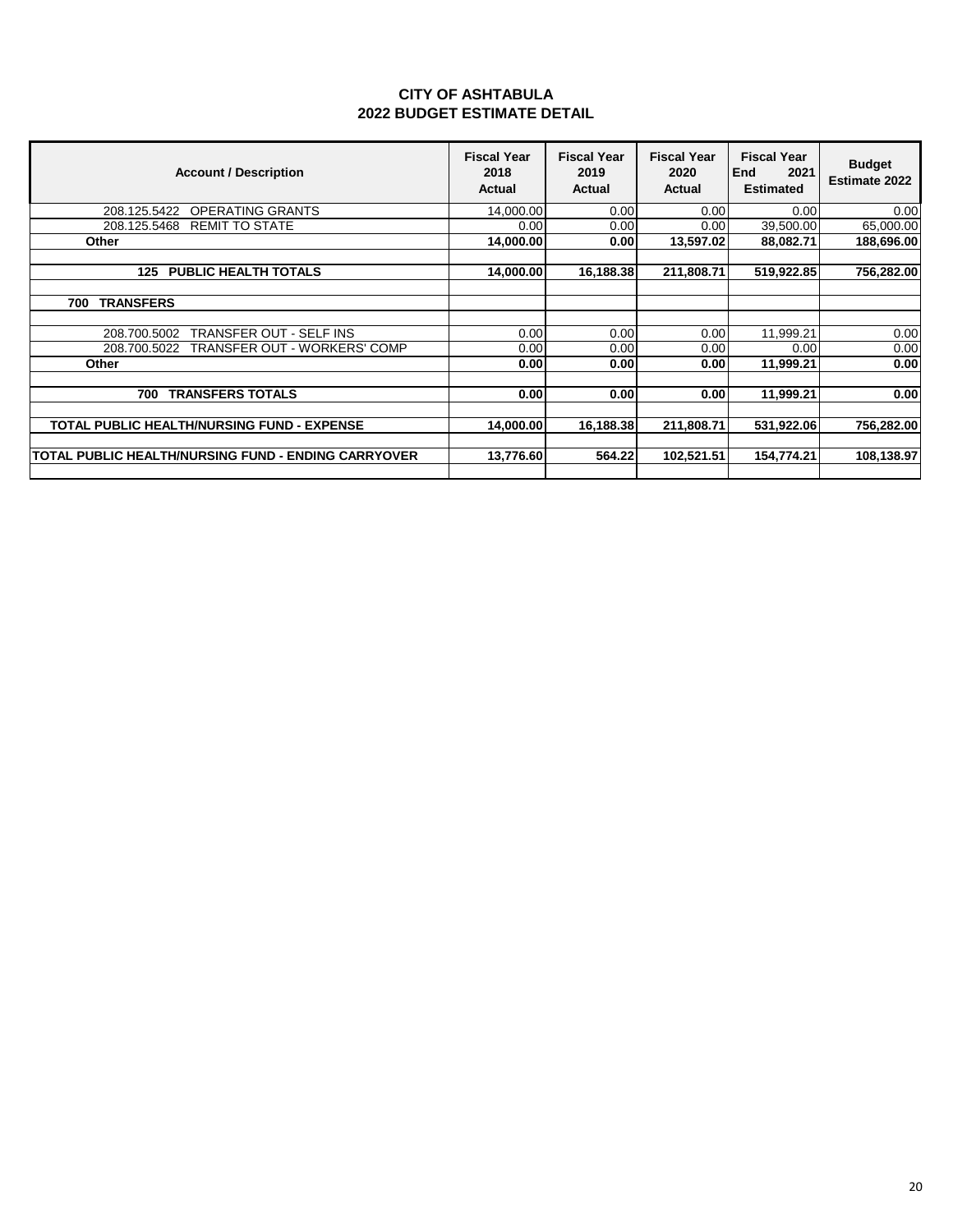# CITY OF ASHTABULA
## 2022 BUDGET ESTIMATE DETAIL

| Account / Description | Fiscal Year 2018 Actual | Fiscal Year 2019 Actual | Fiscal Year 2020 Actual | Fiscal Year End 2021 Estimated | Budget Estimate 2022 |
|---|---|---|---|---|---|
| 208.125.5422 OPERATING GRANTS | 14,000.00 | 0.00 | 0.00 | 0.00 | 0.00 |
| 208.125.5468 REMIT TO STATE | 0.00 | 0.00 | 0.00 | 39,500.00 | 65,000.00 |
| **Other** | **14,000.00** | **0.00** | **13,597.02** | **88,082.71** | **188,696.00** |
| | | | | | |
| **125 PUBLIC HEALTH TOTALS** | **14,000.00** | **16,188.38** | **211,808.71** | **519,922.85** | **756,282.00** |
| | | | | | |
| **700 TRANSFERS** | | | | | |
| | | | | | |
| 208.700.5002 TRANSFER OUT - SELF INS | 0.00 | 0.00 | 0.00 | 11,999.21 | 0.00 |
| 208.700.5022 TRANSFER OUT - WORKERS' COMP | 0.00 | 0.00 | 0.00 | 0.00 | 0.00 |
| **Other** | **0.00** | **0.00** | **0.00** | **11,999.21** | **0.00** |
| | | | | | |
| **700 TRANSFERS TOTALS** | **0.00** | **0.00** | **0.00** | **11,999.21** | **0.00** |
| | | | | | |
| **TOTAL PUBLIC HEALTH/NURSING FUND - EXPENSE** | **14,000.00** | **16,188.38** | **211,808.71** | **531,922.06** | **756,282.00** |
| | | | | | |
| **TOTAL PUBLIC HEALTH/NURSING FUND - ENDING CARRYOVER** | **13,776.60** | **564.22** | **102,521.51** | **154,774.21** | **108,138.97** |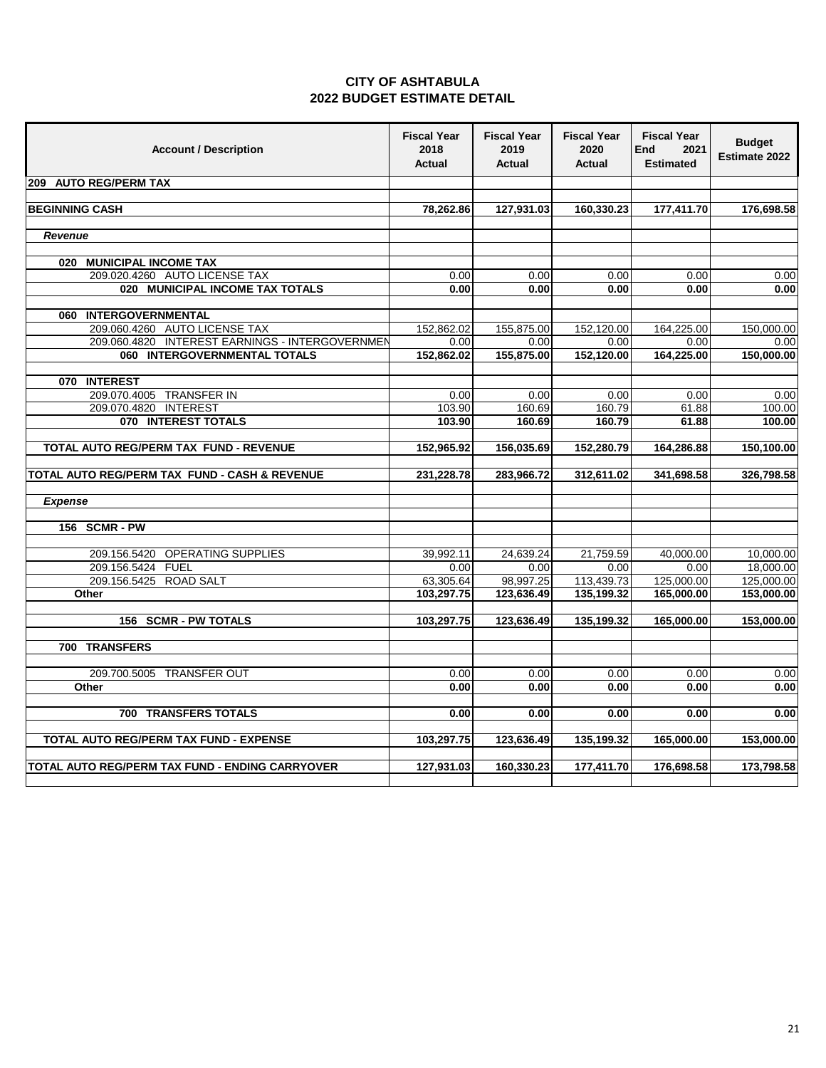# CITY OF ASHTABULA
## 2022 BUDGET ESTIMATE DETAIL

| Account / Description | Fiscal Year 2018 Actual | Fiscal Year 2019 Actual | Fiscal Year 2020 Actual | Fiscal Year End 2021 Estimated | Budget Estimate 2022 |
|---|---|---|---|---|---|
| **209 AUTO REG/PERM TAX** | | | | | |
| | | | | | |
| **BEGINNING CASH** | **78,262.86** | **127,931.03** | **160,330.23** | **177,411.70** | **176,698.58** |
| | | | | | |
| ***Revenue*** | | | | | |
| | | | | | |
| **020 MUNICIPAL INCOME TAX** | | | | | |
| 209.020.4260 AUTO LICENSE TAX | 0.00 | 0.00 | 0.00 | 0.00 | 0.00 |
| **020 MUNICIPAL INCOME TAX TOTALS** | **0.00** | **0.00** | **0.00** | **0.00** | **0.00** |
| | | | | | |
| **060 INTERGOVERNMENTAL** | | | | | |
| 209.060.4260 AUTO LICENSE TAX | 152,862.02 | 155,875.00 | 152,120.00 | 164,225.00 | 150,000.00 |
| 209.060.4820 INTEREST EARNINGS - INTERGOVERNMEN | 0.00 | 0.00 | 0.00 | 0.00 | 0.00 |
| **060 INTERGOVERNMENTAL TOTALS** | **152,862.02** | **155,875.00** | **152,120.00** | **164,225.00** | **150,000.00** |
| | | | | | |
| **070 INTEREST** | | | | | |
| 209.070.4005 TRANSFER IN | 0.00 | 0.00 | 0.00 | 0.00 | 0.00 |
| 209.070.4820 INTEREST | 103.90 | 160.69 | 160.79 | 61.88 | 100.00 |
| **070 INTEREST TOTALS** | **103.90** | **160.69** | **160.79** | **61.88** | **100.00** |
| | | | | | |
| **TOTAL AUTO REG/PERM TAX FUND - REVENUE** | **152,965.92** | **156,035.69** | **152,280.79** | **164,286.88** | **150,100.00** |
| | | | | | |
| **TOTAL AUTO REG/PERM TAX FUND - CASH & REVENUE** | **231,228.78** | **283,966.72** | **312,611.02** | **341,698.58** | **326,798.58** |
| | | | | | |
| ***Expense*** | | | | | |
| | | | | | |
| **156 SCMR - PW** | | | | | |
| | | | | | |
| 209.156.5420 OPERATING SUPPLIES | 39,992.11 | 24,639.24 | 21,759.59 | 40,000.00 | 10,000.00 |
| 209.156.5424 FUEL | 0.00 | 0.00 | 0.00 | 0.00 | 18,000.00 |
| 209.156.5425 ROAD SALT | 63,305.64 | 98,997.25 | 113,439.73 | 125,000.00 | 125,000.00 |
| **Other** | **103,297.75** | **123,636.49** | **135,199.32** | **165,000.00** | **153,000.00** |
| | | | | | |
| **156 SCMR - PW TOTALS** | **103,297.75** | **123,636.49** | **135,199.32** | **165,000.00** | **153,000.00** |
| | | | | | |
| **700 TRANSFERS** | | | | | |
| | | | | | |
| 209.700.5005 TRANSFER OUT | 0.00 | 0.00 | 0.00 | 0.00 | 0.00 |
| **Other** | **0.00** | **0.00** | **0.00** | **0.00** | **0.00** |
| | | | | | |
| **700 TRANSFERS TOTALS** | **0.00** | **0.00** | **0.00** | **0.00** | **0.00** |
| | | | | | |
| **TOTAL AUTO REG/PERM TAX FUND - EXPENSE** | **103,297.75** | **123,636.49** | **135,199.32** | **165,000.00** | **153,000.00** |
| | | | | | |
| **TOTAL AUTO REG/PERM TAX FUND - ENDING CARRYOVER** | **127,931.03** | **160,330.23** | **177,411.70** | **176,698.58** | **173,798.58** |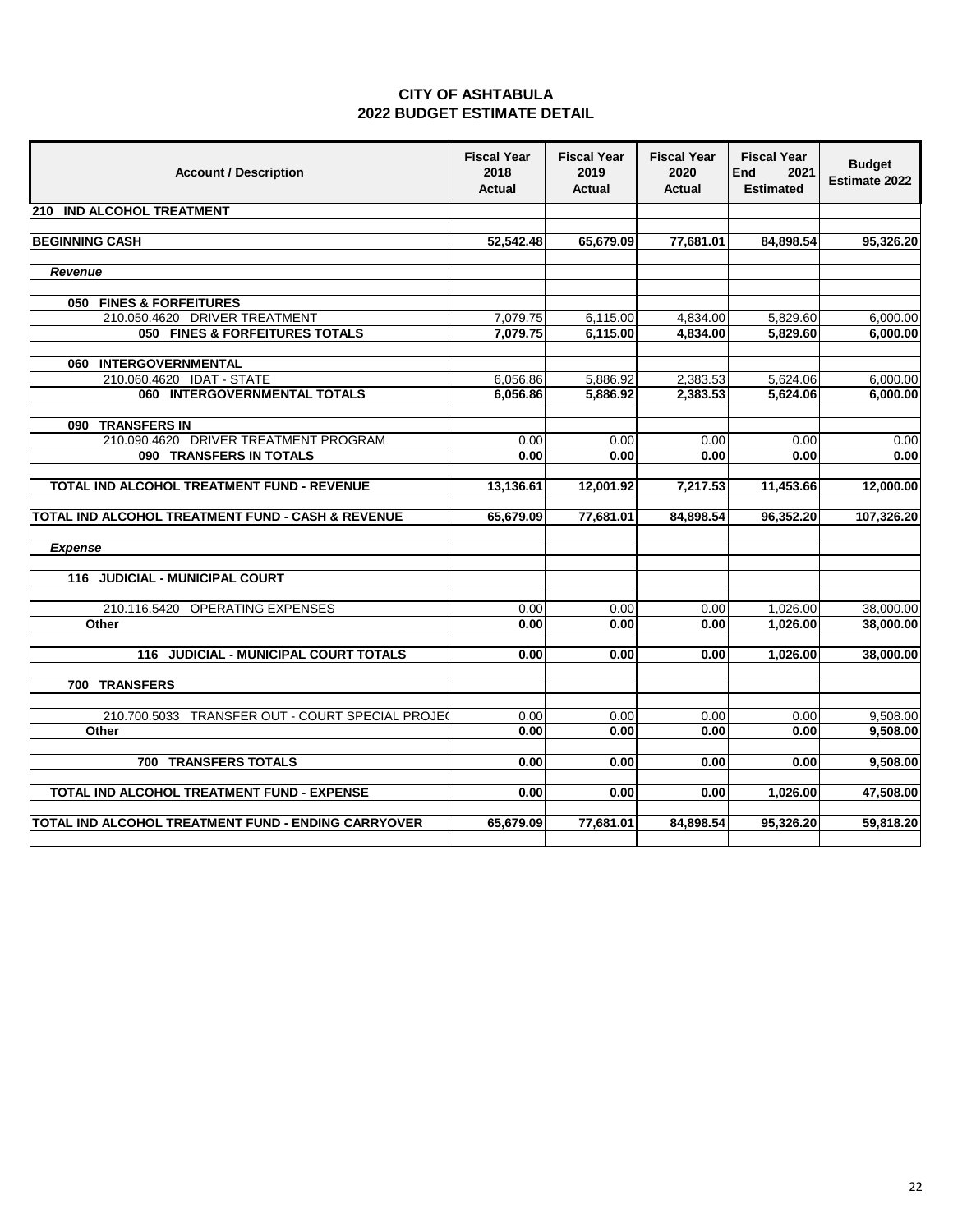# CITY OF ASHTABULA
## 2022 BUDGET ESTIMATE DETAIL

| Account / Description | Fiscal Year 2018 Actual | Fiscal Year 2019 Actual | Fiscal Year 2020 Actual | Fiscal Year End 2021 Estimated | Budget Estimate 2022 |
|---|---|---|---|---|---|
| **210 IND ALCOHOL TREATMENT** | | | | | |
| | | | | | |
| **BEGINNING CASH** | **52,542.48** | **65,679.09** | **77,681.01** | **84,898.54** | **95,326.20** |
| | | | | | |
| ***Revenue*** | | | | | |
| | | | | | |
| **050 FINES & FORFEITURES** | | | | | |
| 210.050.4620 DRIVER TREATMENT | 7,079.75 | 6,115.00 | 4,834.00 | 5,829.60 | 6,000.00 |
| **050 FINES & FORFEITURES TOTALS** | **7,079.75** | **6,115.00** | **4,834.00** | **5,829.60** | **6,000.00** |
| | | | | | |
| **060 INTERGOVERNMENTAL** | | | | | |
| 210.060.4620 IDAT - STATE | 6,056.86 | 5,886.92 | 2,383.53 | 5,624.06 | 6,000.00 |
| **060 INTERGOVERNMENTAL TOTALS** | **6,056.86** | **5,886.92** | **2,383.53** | **5,624.06** | **6,000.00** |
| | | | | | |
| **090 TRANSFERS IN** | | | | | |
| 210.090.4620 DRIVER TREATMENT PROGRAM | 0.00 | 0.00 | 0.00 | 0.00 | 0.00 |
| **090 TRANSFERS IN TOTALS** | **0.00** | **0.00** | **0.00** | **0.00** | **0.00** |
| | | | | | |
| **TOTAL IND ALCOHOL TREATMENT FUND - REVENUE** | **13,136.61** | **12,001.92** | **7,217.53** | **11,453.66** | **12,000.00** |
| | | | | | |
| **TOTAL IND ALCOHOL TREATMENT FUND - CASH & REVENUE** | **65,679.09** | **77,681.01** | **84,898.54** | **96,352.20** | **107,326.20** |
| | | | | | |
| ***Expense*** | | | | | |
| | | | | | |
| **116 JUDICIAL - MUNICIPAL COURT** | | | | | |
| | | | | | |
| 210.116.5420 OPERATING EXPENSES | 0.00 | 0.00 | 0.00 | 1,026.00 | 38,000.00 |
| **Other** | **0.00** | **0.00** | **0.00** | **1,026.00** | **38,000.00** |
| | | | | | |
| **116 JUDICIAL - MUNICIPAL COURT TOTALS** | **0.00** | **0.00** | **0.00** | **1,026.00** | **38,000.00** |
| | | | | | |
| **700 TRANSFERS** | | | | | |
| | | | | | |
| 210.700.5033 TRANSFER OUT - COURT SPECIAL PROJE( | 0.00 | 0.00 | 0.00 | 0.00 | 9,508.00 |
| **Other** | **0.00** | **0.00** | **0.00** | **0.00** | **9,508.00** |
| | | | | | |
| **700 TRANSFERS TOTALS** | **0.00** | **0.00** | **0.00** | **0.00** | **9,508.00** |
| | | | | | |
| **TOTAL IND ALCOHOL TREATMENT FUND - EXPENSE** | **0.00** | **0.00** | **0.00** | **1,026.00** | **47,508.00** |
| | | | | | |
| **TOTAL IND ALCOHOL TREATMENT FUND - ENDING CARRYOVER** | **65,679.09** | **77,681.01** | **84,898.54** | **95,326.20** | **59,818.20** |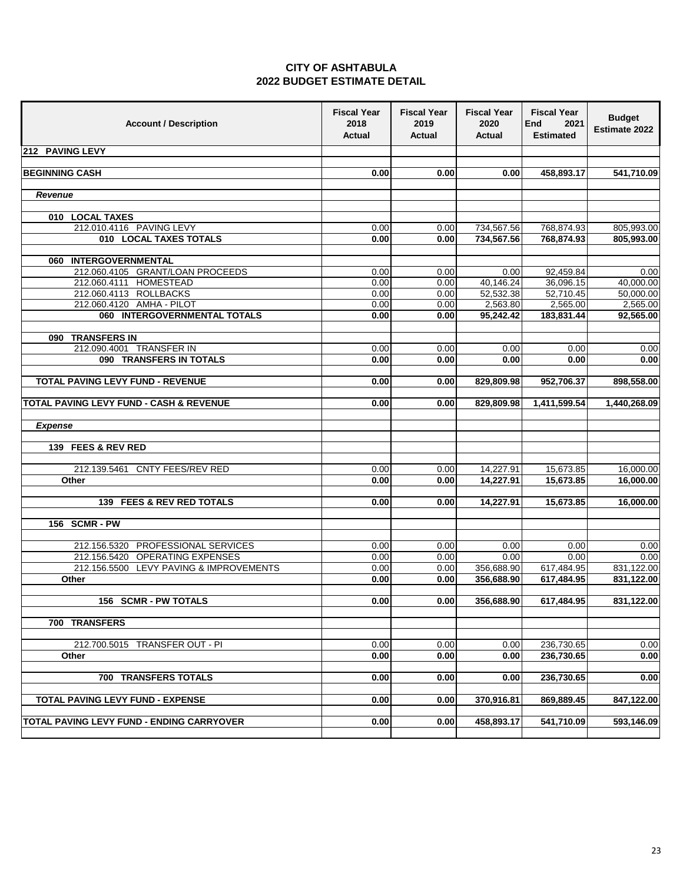# CITY OF ASHTABULA
## 2022 BUDGET ESTIMATE DETAIL

| Account / Description | Fiscal Year 2018 Actual | Fiscal Year 2019 Actual | Fiscal Year 2020 Actual | Fiscal Year End 2021 Estimated | Budget Estimate 2022 |
|---|---|---|---|---|---|
| **212 PAVING LEVY** | | | | | |
| **BEGINNING CASH** | **0.00** | **0.00** | **0.00** | **458,893.17** | **541,710.09** |
| ***Revenue*** | | | | | |
| **010 LOCAL TAXES** | | | | | |
| 212.010.4116 PAVING LEVY | 0.00 | 0.00 | 734,567.56 | 768,874.93 | 805,993.00 |
| **010 LOCAL TAXES TOTALS** | **0.00** | **0.00** | **734,567.56** | **768,874.93** | **805,993.00** |
| **060 INTERGOVERNMENTAL** | | | | | |
| 212.060.4105 GRANT/LOAN PROCEEDS | 0.00 | 0.00 | 0.00 | 92,459.84 | 0.00 |
| 212.060.4111 HOMESTEAD | 0.00 | 0.00 | 40,146.24 | 36,096.15 | 40,000.00 |
| 212.060.4113 ROLLBACKS | 0.00 | 0.00 | 52,532.38 | 52,710.45 | 50,000.00 |
| 212.060.4120 AMHA - PILOT | 0.00 | 0.00 | 2,563.80 | 2,565.00 | 2,565.00 |
| **060 INTERGOVERNMENTAL TOTALS** | **0.00** | **0.00** | **95,242.42** | **183,831.44** | **92,565.00** |
| **090 TRANSFERS IN** | | | | | |
| 212.090.4001 TRANSFER IN | 0.00 | 0.00 | 0.00 | 0.00 | 0.00 |
| **090 TRANSFERS IN TOTALS** | **0.00** | **0.00** | **0.00** | **0.00** | **0.00** |
| **TOTAL PAVING LEVY FUND - REVENUE** | **0.00** | **0.00** | **829,809.98** | **952,706.37** | **898,558.00** |
| **TOTAL PAVING LEVY FUND - CASH & REVENUE** | **0.00** | **0.00** | **829,809.98** | **1,411,599.54** | **1,440,268.09** |
| ***Expense*** | | | | | |
| **139 FEES & REV RED** | | | | | |
| 212.139.5461 CNTY FEES/REV RED | 0.00 | 0.00 | 14,227.91 | 15,673.85 | 16,000.00 |
| **Other** | **0.00** | **0.00** | **14,227.91** | **15,673.85** | **16,000.00** |
| **139 FEES & REV RED TOTALS** | **0.00** | **0.00** | **14,227.91** | **15,673.85** | **16,000.00** |
| **156 SCMR - PW** | | | | | |
| 212.156.5320 PROFESSIONAL SERVICES | 0.00 | 0.00 | 0.00 | 0.00 | 0.00 |
| 212.156.5420 OPERATING EXPENSES | 0.00 | 0.00 | 0.00 | 0.00 | 0.00 |
| 212.156.5500 LEVY PAVING & IMPROVEMENTS | 0.00 | 0.00 | 356,688.90 | 617,484.95 | 831,122.00 |
| **Other** | **0.00** | **0.00** | **356,688.90** | **617,484.95** | **831,122.00** |
| **156 SCMR - PW TOTALS** | **0.00** | **0.00** | **356,688.90** | **617,484.95** | **831,122.00** |
| **700 TRANSFERS** | | | | | |
| 212.700.5015 TRANSFER OUT - PI | 0.00 | 0.00 | 0.00 | 236,730.65 | 0.00 |
| **Other** | **0.00** | **0.00** | **0.00** | **236,730.65** | **0.00** |
| **700 TRANSFERS TOTALS** | **0.00** | **0.00** | **0.00** | **236,730.65** | **0.00** |
| **TOTAL PAVING LEVY FUND - EXPENSE** | **0.00** | **0.00** | **370,916.81** | **869,889.45** | **847,122.00** |
| **TOTAL PAVING LEVY FUND - ENDING CARRYOVER** | **0.00** | **0.00** | **458,893.17** | **541,710.09** | **593,146.09** |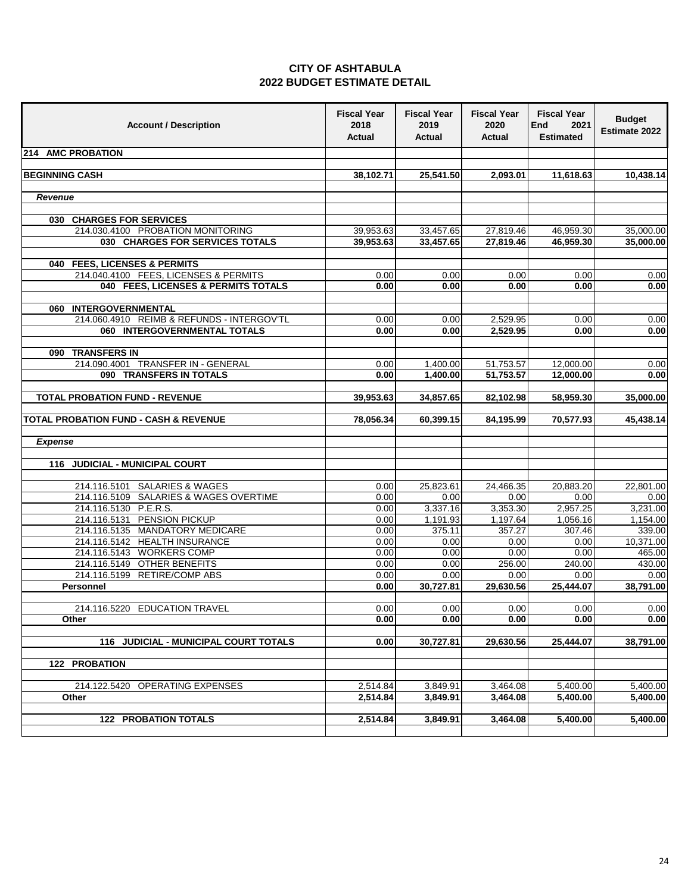# CITY OF ASHTABULA
## 2022 BUDGET ESTIMATE DETAIL

| Account / Description | Fiscal Year 2018 Actual | Fiscal Year 2019 Actual | Fiscal Year 2020 Actual | Fiscal Year End 2021 Estimated | Budget Estimate 2022 |
|---|---|---|---|---|---|
| **214 AMC PROBATION** | | | | | |
| **BEGINNING CASH** | **38,102.71** | **25,541.50** | **2,093.01** | **11,618.63** | **10,438.14** |
| ***Revenue*** | | | | | |
| **030 CHARGES FOR SERVICES** | | | | | |
| 214.030.4100 PROBATION MONITORING | 39,953.63 | 33,457.65 | 27,819.46 | 46,959.30 | 35,000.00 |
| **030 CHARGES FOR SERVICES TOTALS** | **39,953.63** | **33,457.65** | **27,819.46** | **46,959.30** | **35,000.00** |
| **040 FEES, LICENSES & PERMITS** | | | | | |
| 214.040.4100 FEES, LICENSES & PERMITS | 0.00 | 0.00 | 0.00 | 0.00 | 0.00 |
| **040 FEES, LICENSES & PERMITS TOTALS** | **0.00** | **0.00** | **0.00** | **0.00** | **0.00** |
| **060 INTERGOVERNMENTAL** | | | | | |
| 214.060.4910 REIMB & REFUNDS - INTERGOV'TL | 0.00 | 0.00 | 2,529.95 | 0.00 | 0.00 |
| **060 INTERGOVERNMENTAL TOTALS** | **0.00** | **0.00** | **2,529.95** | **0.00** | **0.00** |
| **090 TRANSFERS IN** | | | | | |
| 214.090.4001 TRANSFER IN - GENERAL | 0.00 | 1,400.00 | 51,753.57 | 12,000.00 | 0.00 |
| **090 TRANSFERS IN TOTALS** | **0.00** | **1,400.00** | **51,753.57** | **12,000.00** | **0.00** |
| **TOTAL PROBATION FUND - REVENUE** | **39,953.63** | **34,857.65** | **82,102.98** | **58,959.30** | **35,000.00** |
| **TOTAL PROBATION FUND - CASH & REVENUE** | **78,056.34** | **60,399.15** | **84,195.99** | **70,577.93** | **45,438.14** |
| ***Expense*** | | | | | |
| **116 JUDICIAL - MUNICIPAL COURT** | | | | | |
| 214.116.5101 SALARIES & WAGES | 0.00 | 25,823.61 | 24,466.35 | 20,883.20 | 22,801.00 |
| 214.116.5109 SALARIES & WAGES OVERTIME | 0.00 | 0.00 | 0.00 | 0.00 | 0.00 |
| 214.116.5130 P.E.R.S. | 0.00 | 3,337.16 | 3,353.30 | 2,957.25 | 3,231.00 |
| 214.116.5131 PENSION PICKUP | 0.00 | 1,191.93 | 1,197.64 | 1,056.16 | 1,154.00 |
| 214.116.5135 MANDATORY MEDICARE | 0.00 | 375.11 | 357.27 | 307.46 | 339.00 |
| 214.116.5142 HEALTH INSURANCE | 0.00 | 0.00 | 0.00 | 0.00 | 10,371.00 |
| 214.116.5143 WORKERS COMP | 0.00 | 0.00 | 0.00 | 0.00 | 465.00 |
| 214.116.5149 OTHER BENEFITS | 0.00 | 0.00 | 256.00 | 240.00 | 430.00 |
| 214.116.5199 RETIRE/COMP ABS | 0.00 | 0.00 | 0.00 | 0.00 | 0.00 |
| **Personnel** | **0.00** | **30,727.81** | **29,630.56** | **25,444.07** | **38,791.00** |
| 214.116.5220 EDUCATION TRAVEL | 0.00 | 0.00 | 0.00 | 0.00 | 0.00 |
| **Other** | **0.00** | **0.00** | **0.00** | **0.00** | **0.00** |
| **116 JUDICIAL - MUNICIPAL COURT TOTALS** | **0.00** | **30,727.81** | **29,630.56** | **25,444.07** | **38,791.00** |
| **122 PROBATION** | | | | | |
| 214.122.5420 OPERATING EXPENSES | 2,514.84 | 3,849.91 | 3,464.08 | 5,400.00 | 5,400.00 |
| **Other** | **2,514.84** | **3,849.91** | **3,464.08** | **5,400.00** | **5,400.00** |
| **122 PROBATION TOTALS** | **2,514.84** | **3,849.91** | **3,464.08** | **5,400.00** | **5,400.00** |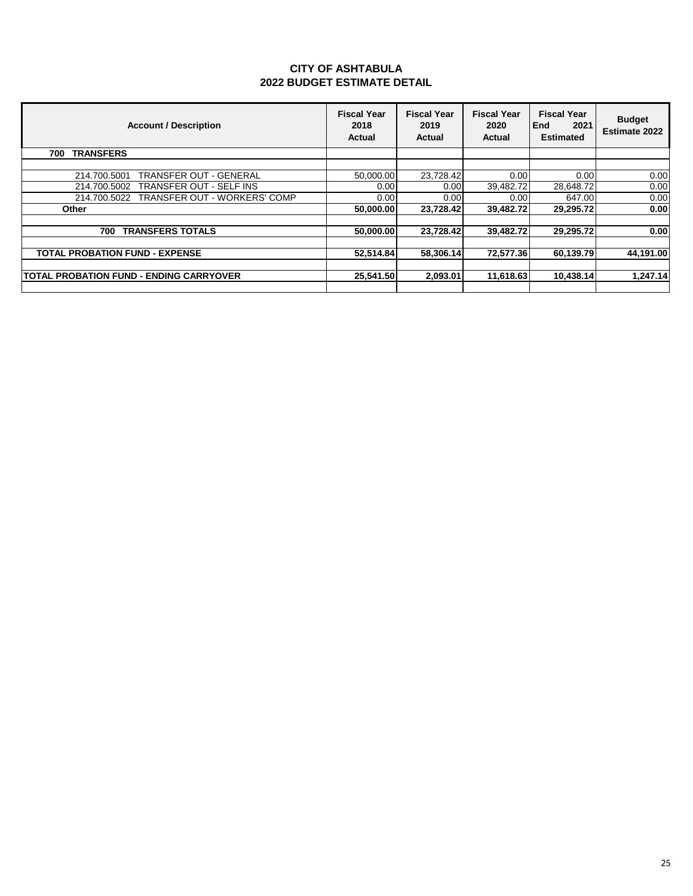# CITY OF ASHTABULA
## 2022 BUDGET ESTIMATE DETAIL

| Account / Description | Fiscal Year 2018 Actual | Fiscal Year 2019 Actual | Fiscal Year 2020 Actual | Fiscal Year End 2021 Estimated | Budget Estimate 2022 |
|---|---|---|---|---|---|
| **700 TRANSFERS** | | | | | |
| | | | | | |
| 214.700.5001 TRANSFER OUT - GENERAL | 50,000.00 | 23,728.42 | 0.00 | 0.00 | 0.00 |
| 214.700.5002 TRANSFER OUT - SELF INS | 0.00 | 0.00 | 39,482.72 | 28,648.72 | 0.00 |
| 214.700.5022 TRANSFER OUT - WORKERS' COMP | 0.00 | 0.00 | 0.00 | 647.00 | 0.00 |
| **Other** | **50,000.00** | **23,728.42** | **39,482.72** | **29,295.72** | **0.00** |
| | | | | | |
| **700 TRANSFERS TOTALS** | **50,000.00** | **23,728.42** | **39,482.72** | **29,295.72** | **0.00** |
| | | | | | |
| **TOTAL PROBATION FUND - EXPENSE** | **52,514.84** | **58,306.14** | **72,577.36** | **60,139.79** | **44,191.00** |
| | | | | | |
| **TOTAL PROBATION FUND - ENDING CARRYOVER** | **25,541.50** | **2,093.01** | **11,618.63** | **10,438.14** | **1,247.14** |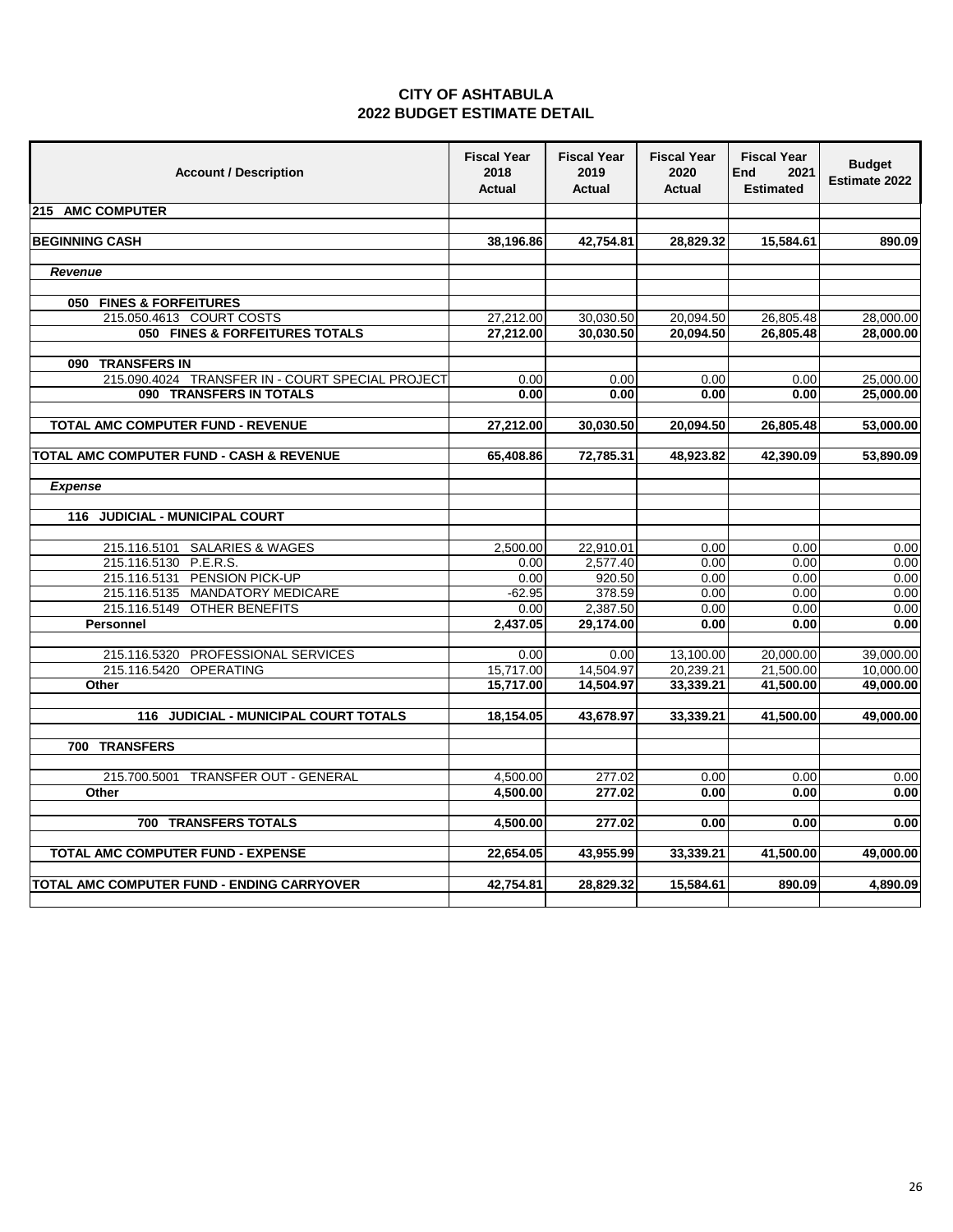# CITY OF ASHTABULA
## 2022 BUDGET ESTIMATE DETAIL

| Account / Description | Fiscal Year 2018 Actual | Fiscal Year 2019 Actual | Fiscal Year 2020 Actual | Fiscal Year End 2021 Estimated | Budget Estimate 2022 |
|---|---|---|---|---|---|
| **215 AMC COMPUTER** | | | | | |
| **BEGINNING CASH** | **38,196.86** | **42,754.81** | **28,829.32** | **15,584.61** | **890.09** |
| ***Revenue*** | | | | | |
| **050 FINES & FORFEITURES** | | | | | |
| 215.050.4613 COURT COSTS | 27,212.00 | 30,030.50 | 20,094.50 | 26,805.48 | 28,000.00 |
| **050 FINES & FORFEITURES TOTALS** | **27,212.00** | **30,030.50** | **20,094.50** | **26,805.48** | **28,000.00** |
| **090 TRANSFERS IN** | | | | | |
| 215.090.4024 TRANSFER IN - COURT SPECIAL PROJECT | 0.00 | 0.00 | 0.00 | 0.00 | 25,000.00 |
| **090 TRANSFERS IN TOTALS** | **0.00** | **0.00** | **0.00** | **0.00** | **25,000.00** |
| **TOTAL AMC COMPUTER FUND - REVENUE** | **27,212.00** | **30,030.50** | **20,094.50** | **26,805.48** | **53,000.00** |
| **TOTAL AMC COMPUTER FUND - CASH & REVENUE** | **65,408.86** | **72,785.31** | **48,923.82** | **42,390.09** | **53,890.09** |
| ***Expense*** | | | | | |
| **116 JUDICIAL - MUNICIPAL COURT** | | | | | |
| 215.116.5101 SALARIES & WAGES | 2,500.00 | 22,910.01 | 0.00 | 0.00 | 0.00 |
| 215.116.5130 P.E.R.S. | 0.00 | 2,577.40 | 0.00 | 0.00 | 0.00 |
| 215.116.5131 PENSION PICK-UP | 0.00 | 920.50 | 0.00 | 0.00 | 0.00 |
| 215.116.5135 MANDATORY MEDICARE | -62.95 | 378.59 | 0.00 | 0.00 | 0.00 |
| 215.116.5149 OTHER BENEFITS | 0.00 | 2,387.50 | 0.00 | 0.00 | 0.00 |
| **Personnel** | **2,437.05** | **29,174.00** | **0.00** | **0.00** | **0.00** |
| 215.116.5320 PROFESSIONAL SERVICES | 0.00 | 0.00 | 13,100.00 | 20,000.00 | 39,000.00 |
| 215.116.5420 OPERATING | 15,717.00 | 14,504.97 | 20,239.21 | 21,500.00 | 10,000.00 |
| **Other** | **15,717.00** | **14,504.97** | **33,339.21** | **41,500.00** | **49,000.00** |
| **116 JUDICIAL - MUNICIPAL COURT TOTALS** | **18,154.05** | **43,678.97** | **33,339.21** | **41,500.00** | **49,000.00** |
| **700 TRANSFERS** | | | | | |
| 215.700.5001 TRANSFER OUT - GENERAL | 4,500.00 | 277.02 | 0.00 | 0.00 | 0.00 |
| **Other** | **4,500.00** | **277.02** | **0.00** | **0.00** | **0.00** |
| **700 TRANSFERS TOTALS** | **4,500.00** | **277.02** | **0.00** | **0.00** | **0.00** |
| **TOTAL AMC COMPUTER FUND - EXPENSE** | **22,654.05** | **43,955.99** | **33,339.21** | **41,500.00** | **49,000.00** |
| **TOTAL AMC COMPUTER FUND - ENDING CARRYOVER** | **42,754.81** | **28,829.32** | **15,584.61** | **890.09** | **4,890.09** |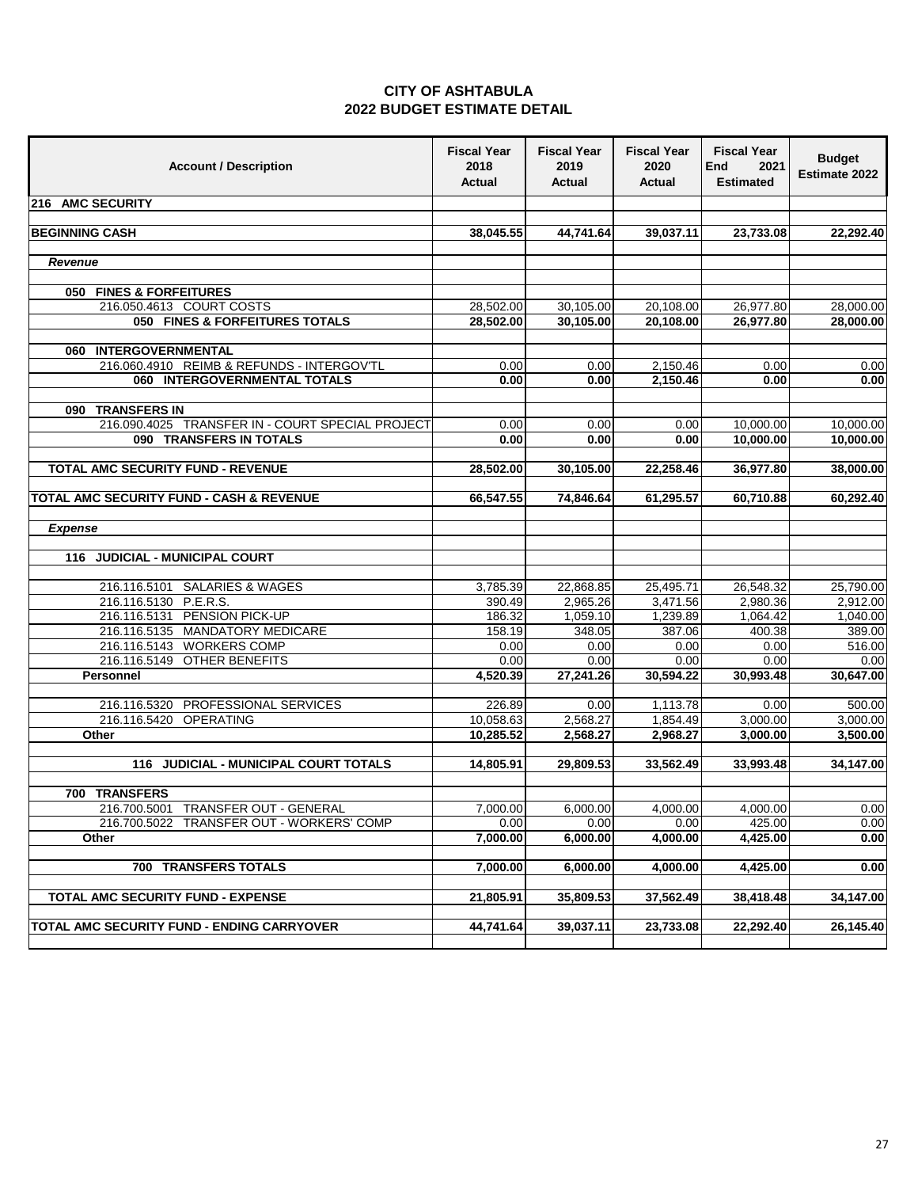# CITY OF ASHTABULA
## 2022 BUDGET ESTIMATE DETAIL

| Account / Description | Fiscal Year 2018 Actual | Fiscal Year 2019 Actual | Fiscal Year 2020 Actual | Fiscal Year End 2021 Estimated | Budget Estimate 2022 |
|---|---|---|---|---|---|
| **216 AMC SECURITY** | | | | | |
| | | | | | |
| **BEGINNING CASH** | **38,045.55** | **44,741.64** | **39,037.11** | **23,733.08** | **22,292.40** |
| | | | | | |
| ***Revenue*** | | | | | |
| | | | | | |
| **050 FINES & FORFEITURES** | | | | | |
| 216.050.4613 COURT COSTS | 28,502.00 | 30,105.00 | 20,108.00 | 26,977.80 | 28,000.00 |
| **050 FINES & FORFEITURES TOTALS** | **28,502.00** | **30,105.00** | **20,108.00** | **26,977.80** | **28,000.00** |
| | | | | | |
| **060 INTERGOVERNMENTAL** | | | | | |
| 216.060.4910 REIMB & REFUNDS - INTERGOV'TL | 0.00 | 0.00 | 2,150.46 | 0.00 | 0.00 |
| **060 INTERGOVERNMENTAL TOTALS** | **0.00** | **0.00** | **2,150.46** | **0.00** | **0.00** |
| | | | | | |
| **090 TRANSFERS IN** | | | | | |
| 216.090.4025 TRANSFER IN - COURT SPECIAL PROJECT | 0.00 | 0.00 | 0.00 | 10,000.00 | 10,000.00 |
| **090 TRANSFERS IN TOTALS** | **0.00** | **0.00** | **0.00** | **10,000.00** | **10,000.00** |
| | | | | | |
| **TOTAL AMC SECURITY FUND - REVENUE** | **28,502.00** | **30,105.00** | **22,258.46** | **36,977.80** | **38,000.00** |
| | | | | | |
| **TOTAL AMC SECURITY FUND - CASH & REVENUE** | **66,547.55** | **74,846.64** | **61,295.57** | **60,710.88** | **60,292.40** |
| | | | | | |
| ***Expense*** | | | | | |
| | | | | | |
| **116 JUDICIAL - MUNICIPAL COURT** | | | | | |
| | | | | | |
| 216.116.5101 SALARIES & WAGES | 3,785.39 | 22,868.85 | 25,495.71 | 26,548.32 | 25,790.00 |
| 216.116.5130 P.E.R.S. | 390.49 | 2,965.26 | 3,471.56 | 2,980.36 | 2,912.00 |
| 216.116.5131 PENSION PICK-UP | 186.32 | 1,059.10 | 1,239.89 | 1,064.42 | 1,040.00 |
| 216.116.5135 MANDATORY MEDICARE | 158.19 | 348.05 | 387.06 | 400.38 | 389.00 |
| 216.116.5143 WORKERS COMP | 0.00 | 0.00 | 0.00 | 0.00 | 516.00 |
| 216.116.5149 OTHER BENEFITS | 0.00 | 0.00 | 0.00 | 0.00 | 0.00 |
| **Personnel** | **4,520.39** | **27,241.26** | **30,594.22** | **30,993.48** | **30,647.00** |
| | | | | | |
| 216.116.5320 PROFESSIONAL SERVICES | 226.89 | 0.00 | 1,113.78 | 0.00 | 500.00 |
| 216.116.5420 OPERATING | 10,058.63 | 2,568.27 | 1,854.49 | 3,000.00 | 3,000.00 |
| **Other** | **10,285.52** | **2,568.27** | **2,968.27** | **3,000.00** | **3,500.00** |
| | | | | | |
| **116 JUDICIAL - MUNICIPAL COURT TOTALS** | **14,805.91** | **29,809.53** | **33,562.49** | **33,993.48** | **34,147.00** |
| | | | | | |
| **700 TRANSFERS** | | | | | |
| 216.700.5001 TRANSFER OUT - GENERAL | 7,000.00 | 6,000.00 | 4,000.00 | 4,000.00 | 0.00 |
| 216.700.5022 TRANSFER OUT - WORKERS' COMP | 0.00 | 0.00 | 0.00 | 425.00 | 0.00 |
| **Other** | **7,000.00** | **6,000.00** | **4,000.00** | **4,425.00** | **0.00** |
| | | | | | |
| **700 TRANSFERS TOTALS** | **7,000.00** | **6,000.00** | **4,000.00** | **4,425.00** | **0.00** |
| | | | | | |
| **TOTAL AMC SECURITY FUND - EXPENSE** | **21,805.91** | **35,809.53** | **37,562.49** | **38,418.48** | **34,147.00** |
| | | | | | |
| **TOTAL AMC SECURITY FUND - ENDING CARRYOVER** | **44,741.64** | **39,037.11** | **23,733.08** | **22,292.40** | **26,145.40** |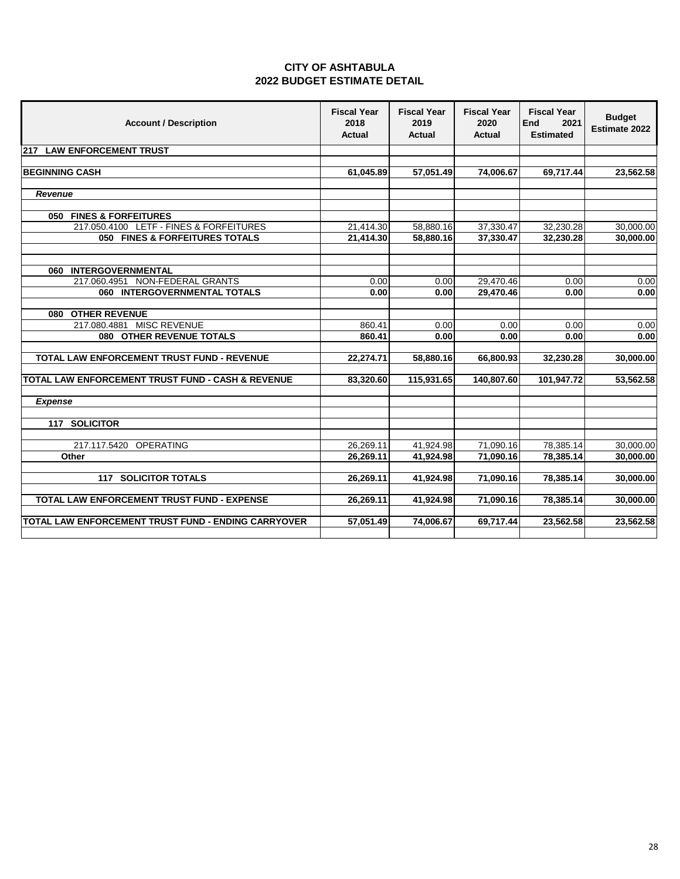# CITY OF ASHTABULA
## 2022 BUDGET ESTIMATE DETAIL

| Account / Description | Fiscal Year 2018 Actual | Fiscal Year 2019 Actual | Fiscal Year 2020 Actual | Fiscal Year End 2021 Estimated | Budget Estimate 2022 |
|---|---|---|---|---|---|
| **217 LAW ENFORCEMENT TRUST** | | | | | |
| | | | | | |
| **BEGINNING CASH** | **61,045.89** | **57,051.49** | **74,006.67** | **69,717.44** | **23,562.58** |
| | | | | | |
| ***Revenue*** | | | | | |
| | | | | | |
| **050 FINES & FORFEITURES** | | | | | |
| 217.050.4100 LETF - FINES & FORFEITURES | 21,414.30 | 58,880.16 | 37,330.47 | 32,230.28 | 30,000.00 |
| **050 FINES & FORFEITURES TOTALS** | **21,414.30** | **58,880.16** | **37,330.47** | **32,230.28** | **30,000.00** |
| | | | | | |
| | | | | | |
| **060 INTERGOVERNMENTAL** | | | | | |
| 217.060.4951 NON-FEDERAL GRANTS | 0.00 | 0.00 | 29,470.46 | 0.00 | 0.00 |
| **060 INTERGOVERNMENTAL TOTALS** | **0.00** | **0.00** | **29,470.46** | **0.00** | **0.00** |
| | | | | | |
| **080 OTHER REVENUE** | | | | | |
| 217.080.4881 MISC REVENUE | 860.41 | 0.00 | 0.00 | 0.00 | 0.00 |
| **080 OTHER REVENUE TOTALS** | **860.41** | **0.00** | **0.00** | **0.00** | **0.00** |
| | | | | | |
| **TOTAL LAW ENFORCEMENT TRUST FUND - REVENUE** | **22,274.71** | **58,880.16** | **66,800.93** | **32,230.28** | **30,000.00** |
| | | | | | |
| **TOTAL LAW ENFORCEMENT TRUST FUND - CASH & REVENUE** | **83,320.60** | **115,931.65** | **140,807.60** | **101,947.72** | **53,562.58** |
| | | | | | |
| ***Expense*** | | | | | |
| | | | | | |
| **117 SOLICITOR** | | | | | |
| | | | | | |
| 217.117.5420 OPERATING | 26,269.11 | 41,924.98 | 71,090.16 | 78,385.14 | 30,000.00 |
| **Other** | **26,269.11** | **41,924.98** | **71,090.16** | **78,385.14** | **30,000.00** |
| | | | | | |
| **117 SOLICITOR TOTALS** | **26,269.11** | **41,924.98** | **71,090.16** | **78,385.14** | **30,000.00** |
| | | | | | |
| **TOTAL LAW ENFORCEMENT TRUST FUND - EXPENSE** | **26,269.11** | **41,924.98** | **71,090.16** | **78,385.14** | **30,000.00** |
| | | | | | |
| **TOTAL LAW ENFORCEMENT TRUST FUND - ENDING CARRYOVER** | **57,051.49** | **74,006.67** | **69,717.44** | **23,562.58** | **23,562.58** |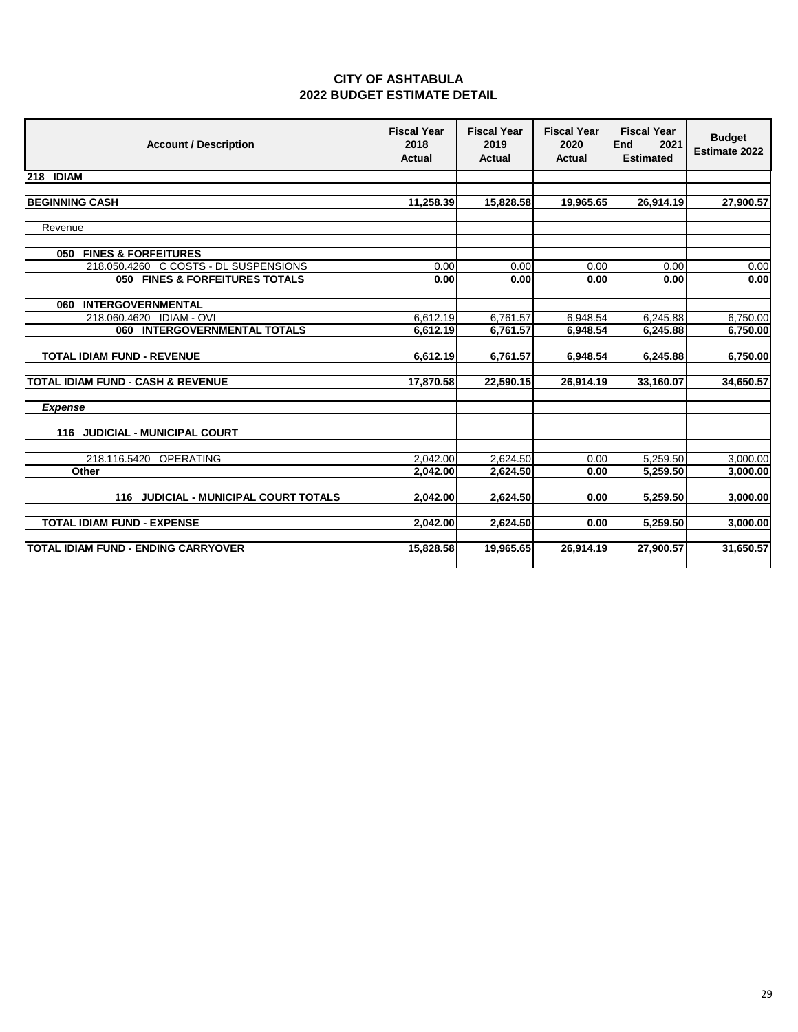# CITY OF ASHTABULA
## 2022 BUDGET ESTIMATE DETAIL

| Account / Description | Fiscal Year 2018 Actual | Fiscal Year 2019 Actual | Fiscal Year 2020 Actual | Fiscal Year End 2021 Estimated | Budget Estimate 2022 |
|---|---|---|---|---|---|
| **218 IDIAM** | | | | | |
| | | | | | |
| **BEGINNING CASH** | **11,258.39** | **15,828.58** | **19,965.65** | **26,914.19** | **27,900.57** |
| | | | | | |
| Revenue | | | | | |
| | | | | | |
| **050 FINES & FORFEITURES** | | | | | |
| 218.050.4260 C COSTS - DL SUSPENSIONS | 0.00 | 0.00 | 0.00 | 0.00 | 0.00 |
| **050 FINES & FORFEITURES TOTALS** | **0.00** | **0.00** | **0.00** | **0.00** | **0.00** |
| | | | | | |
| **060 INTERGOVERNMENTAL** | | | | | |
| 218.060.4620 IDIAM - OVI | 6,612.19 | 6,761.57 | 6,948.54 | 6,245.88 | 6,750.00 |
| **060 INTERGOVERNMENTAL TOTALS** | **6,612.19** | **6,761.57** | **6,948.54** | **6,245.88** | **6,750.00** |
| | | | | | |
| **TOTAL IDIAM FUND - REVENUE** | **6,612.19** | **6,761.57** | **6,948.54** | **6,245.88** | **6,750.00** |
| | | | | | |
| **TOTAL IDIAM FUND - CASH & REVENUE** | **17,870.58** | **22,590.15** | **26,914.19** | **33,160.07** | **34,650.57** |
| | | | | | |
| ***Expense*** | | | | | |
| | | | | | |
| **116 JUDICIAL - MUNICIPAL COURT** | | | | | |
| | | | | | |
| 218.116.5420 OPERATING | 2,042.00 | 2,624.50 | 0.00 | 5,259.50 | 3,000.00 |
| **Other** | **2,042.00** | **2,624.50** | **0.00** | **5,259.50** | **3,000.00** |
| | | | | | |
| **116 JUDICIAL - MUNICIPAL COURT TOTALS** | **2,042.00** | **2,624.50** | **0.00** | **5,259.50** | **3,000.00** |
| | | | | | |
| **TOTAL IDIAM FUND - EXPENSE** | **2,042.00** | **2,624.50** | **0.00** | **5,259.50** | **3,000.00** |
| | | | | | |
| **TOTAL IDIAM FUND - ENDING CARRYOVER** | **15,828.58** | **19,965.65** | **26,914.19** | **27,900.57** | **31,650.57** |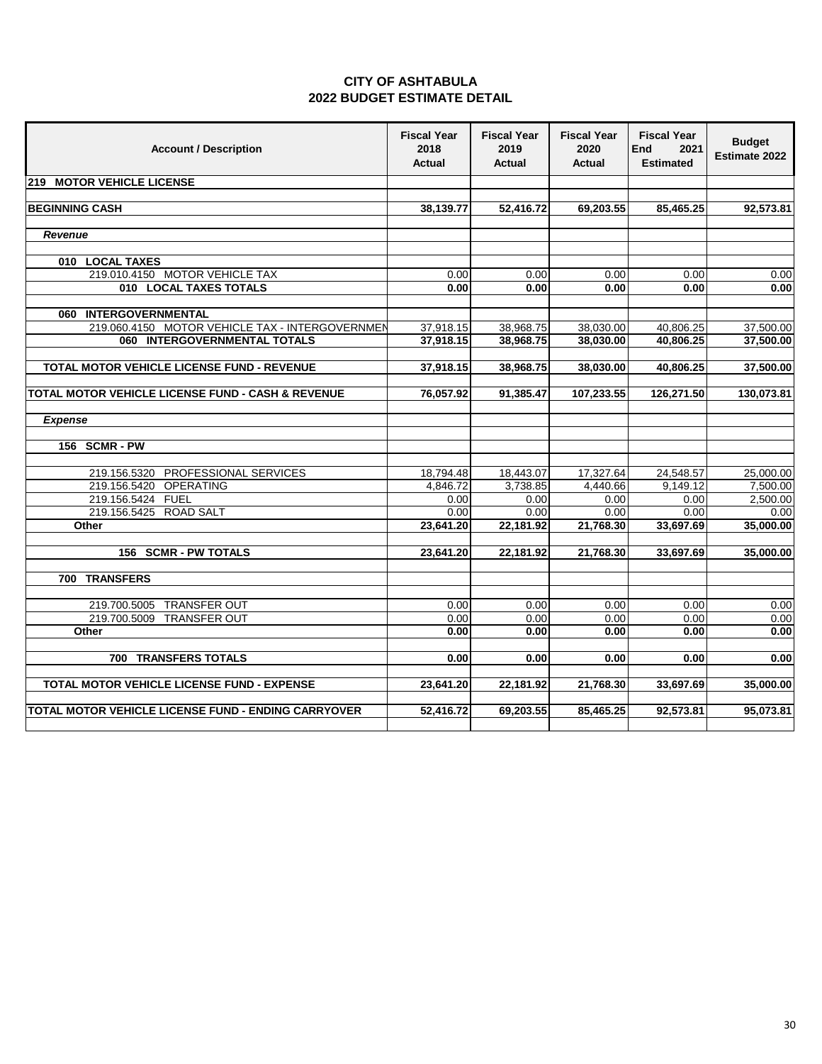# CITY OF ASHTABULA
## 2022 BUDGET ESTIMATE DETAIL

| Account / Description | Fiscal Year 2018 Actual | Fiscal Year 2019 Actual | Fiscal Year 2020 Actual | Fiscal Year End 2021 Estimated | Budget Estimate 2022 |
|---|---|---|---|---|---|
| **219 MOTOR VEHICLE LICENSE** | | | | | |
| **BEGINNING CASH** | **38,139.77** | **52,416.72** | **69,203.55** | **85,465.25** | **92,573.81** |
| ***Revenue*** | | | | | |
| **010 LOCAL TAXES** | | | | | |
| 219.010.4150 MOTOR VEHICLE TAX | 0.00 | 0.00 | 0.00 | 0.00 | 0.00 |
| **010 LOCAL TAXES TOTALS** | **0.00** | **0.00** | **0.00** | **0.00** | **0.00** |
| **060 INTERGOVERNMENTAL** | | | | | |
| 219.060.4150 MOTOR VEHICLE TAX - INTERGOVERNMEN | 37,918.15 | 38,968.75 | 38,030.00 | 40,806.25 | 37,500.00 |
| **060 INTERGOVERNMENTAL TOTALS** | **37,918.15** | **38,968.75** | **38,030.00** | **40,806.25** | **37,500.00** |
| **TOTAL MOTOR VEHICLE LICENSE FUND - REVENUE** | **37,918.15** | **38,968.75** | **38,030.00** | **40,806.25** | **37,500.00** |
| **TOTAL MOTOR VEHICLE LICENSE FUND - CASH & REVENUE** | **76,057.92** | **91,385.47** | **107,233.55** | **126,271.50** | **130,073.81** |
| ***Expense*** | | | | | |
| **156 SCMR - PW** | | | | | |
| 219.156.5320 PROFESSIONAL SERVICES | 18,794.48 | 18,443.07 | 17,327.64 | 24,548.57 | 25,000.00 |
| 219.156.5420 OPERATING | 4,846.72 | 3,738.85 | 4,440.66 | 9,149.12 | 7,500.00 |
| 219.156.5424 FUEL | 0.00 | 0.00 | 0.00 | 0.00 | 2,500.00 |
| 219.156.5425 ROAD SALT | 0.00 | 0.00 | 0.00 | 0.00 | 0.00 |
| **Other** | **23,641.20** | **22,181.92** | **21,768.30** | **33,697.69** | **35,000.00** |
| **156 SCMR - PW TOTALS** | **23,641.20** | **22,181.92** | **21,768.30** | **33,697.69** | **35,000.00** |
| **700 TRANSFERS** | | | | | |
| 219.700.5005 TRANSFER OUT | 0.00 | 0.00 | 0.00 | 0.00 | 0.00 |
| 219.700.5009 TRANSFER OUT | 0.00 | 0.00 | 0.00 | 0.00 | 0.00 |
| **Other** | **0.00** | **0.00** | **0.00** | **0.00** | **0.00** |
| **700 TRANSFERS TOTALS** | **0.00** | **0.00** | **0.00** | **0.00** | **0.00** |
| **TOTAL MOTOR VEHICLE LICENSE FUND - EXPENSE** | **23,641.20** | **22,181.92** | **21,768.30** | **33,697.69** | **35,000.00** |
| **TOTAL MOTOR VEHICLE LICENSE FUND - ENDING CARRYOVER** | **52,416.72** | **69,203.55** | **85,465.25** | **92,573.81** | **95,073.81** |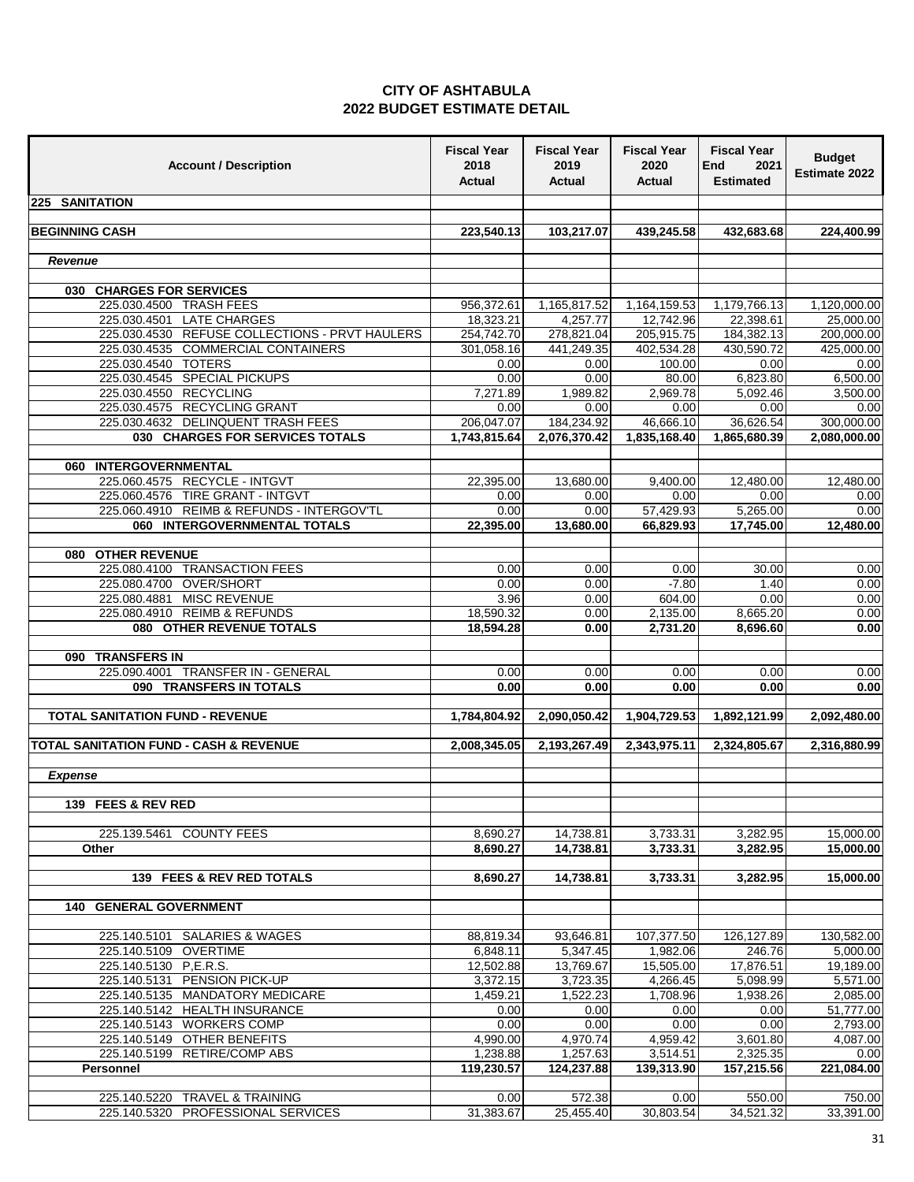# CITY OF ASHTABULA
## 2022 BUDGET ESTIMATE DETAIL

| Account / Description | Fiscal Year 2018 Actual | Fiscal Year 2019 Actual | Fiscal Year 2020 Actual | Fiscal Year End 2021 Estimated | Budget Estimate 2022 |
|---|---|---|---|---|---|
| **225 SANITATION** | | | | | |
| | | | | | |
| **BEGINNING CASH** | **223,540.13** | **103,217.07** | **439,245.58** | **432,683.68** | **224,400.99** |
| | | | | | |
| ***Revenue*** | | | | | |
| | | | | | |
| **030 CHARGES FOR SERVICES** | | | | | |
| 225.030.4500 TRASH FEES | 956,372.61 | 1,165,817.52 | 1,164,159.53 | 1,179,766.13 | 1,120,000.00 |
| 225.030.4501 LATE CHARGES | 18,323.21 | 4,257.77 | 12,742.96 | 22,398.61 | 25,000.00 |
| 225.030.4530 REFUSE COLLECTIONS - PRVT HAULERS | 254,742.70 | 278,821.04 | 205,915.75 | 184,382.13 | 200,000.00 |
| 225.030.4535 COMMERCIAL CONTAINERS | 301,058.16 | 441,249.35 | 402,534.28 | 430,590.72 | 425,000.00 |
| 225.030.4540 TOTERS | 0.00 | 0.00 | 100.00 | 0.00 | 0.00 |
| 225.030.4545 SPECIAL PICKUPS | 0.00 | 0.00 | 80.00 | 6,823.80 | 6,500.00 |
| 225.030.4550 RECYCLING | 7,271.89 | 1,989.82 | 2,969.78 | 5,092.46 | 3,500.00 |
| 225.030.4575 RECYCLING GRANT | 0.00 | 0.00 | 0.00 | 0.00 | 0.00 |
| 225.030.4632 DELINQUENT TRASH FEES | 206,047.07 | 184,234.92 | 46,666.10 | 36,626.54 | 300,000.00 |
| **030 CHARGES FOR SERVICES TOTALS** | **1,743,815.64** | **2,076,370.42** | **1,835,168.40** | **1,865,680.39** | **2,080,000.00** |
| | | | | | |
| **060 INTERGOVERNMENTAL** | | | | | |
| 225.060.4575 RECYCLE - INTGVT | 22,395.00 | 13,680.00 | 9,400.00 | 12,480.00 | 12,480.00 |
| 225.060.4576 TIRE GRANT - INTGVT | 0.00 | 0.00 | 0.00 | 0.00 | 0.00 |
| 225.060.4910 REIMB & REFUNDS - INTERGOV'TL | 0.00 | 0.00 | 57,429.93 | 5,265.00 | 0.00 |
| **060 INTERGOVERNMENTAL TOTALS** | **22,395.00** | **13,680.00** | **66,829.93** | **17,745.00** | **12,480.00** |
| | | | | | |
| **080 OTHER REVENUE** | | | | | |
| 225.080.4100 TRANSACTION FEES | 0.00 | 0.00 | 0.00 | 30.00 | 0.00 |
| 225.080.4700 OVER/SHORT | 0.00 | 0.00 | -7.80 | 1.40 | 0.00 |
| 225.080.4881 MISC REVENUE | 3.96 | 0.00 | 604.00 | 0.00 | 0.00 |
| 225.080.4910 REIMB & REFUNDS | 18,590.32 | 0.00 | 2,135.00 | 8,665.20 | 0.00 |
| **080 OTHER REVENUE TOTALS** | **18,594.28** | **0.00** | **2,731.20** | **8,696.60** | **0.00** |
| | | | | | |
| **090 TRANSFERS IN** | | | | | |
| 225.090.4001 TRANSFER IN - GENERAL | 0.00 | 0.00 | 0.00 | 0.00 | 0.00 |
| **090 TRANSFERS IN TOTALS** | **0.00** | **0.00** | **0.00** | **0.00** | **0.00** |
| | | | | | |
| **TOTAL SANITATION FUND - REVENUE** | **1,784,804.92** | **2,090,050.42** | **1,904,729.53** | **1,892,121.99** | **2,092,480.00** |
| | | | | | |
| **TOTAL SANITATION FUND - CASH & REVENUE** | **2,008,345.05** | **2,193,267.49** | **2,343,975.11** | **2,324,805.67** | **2,316,880.99** |
| | | | | | |
| ***Expense*** | | | | | |
| | | | | | |
| **139 FEES & REV RED** | | | | | |
| | | | | | |
| 225.139.5461 COUNTY FEES | 8,690.27 | 14,738.81 | 3,733.31 | 3,282.95 | 15,000.00 |
| **Other** | **8,690.27** | **14,738.81** | **3,733.31** | **3,282.95** | **15,000.00** |
| | | | | | |
| **139 FEES & REV RED TOTALS** | **8,690.27** | **14,738.81** | **3,733.31** | **3,282.95** | **15,000.00** |
| | | | | | |
| **140 GENERAL GOVERNMENT** | | | | | |
| | | | | | |
| 225.140.5101 SALARIES & WAGES | 88,819.34 | 93,646.81 | 107,377.50 | 126,127.89 | 130,582.00 |
| 225.140.5109 OVERTIME | 6,848.11 | 5,347.45 | 1,982.06 | 246.76 | 5,000.00 |
| 225.140.5130 P,E.R.S. | 12,502.88 | 13,769.67 | 15,505.00 | 17,876.51 | 19,189.00 |
| 225.140.5131 PENSION PICK-UP | 3,372.15 | 3,723.35 | 4,266.45 | 5,098.99 | 5,571.00 |
| 225.140.5135 MANDATORY MEDICARE | 1,459.21 | 1,522.23 | 1,708.96 | 1,938.26 | 2,085.00 |
| 225.140.5142 HEALTH INSURANCE | 0.00 | 0.00 | 0.00 | 0.00 | 51,777.00 |
| 225.140.5143 WORKERS COMP | 0.00 | 0.00 | 0.00 | 0.00 | 2,793.00 |
| 225.140.5149 OTHER BENEFITS | 4,990.00 | 4,970.74 | 4,959.42 | 3,601.80 | 4,087.00 |
| 225.140.5199 RETIRE/COMP ABS | 1,238.88 | 1,257.63 | 3,514.51 | 2,325.35 | 0.00 |
| **Personnel** | **119,230.57** | **124,237.88** | **139,313.90** | **157,215.56** | **221,084.00** |
| | | | | | |
| 225.140.5220 TRAVEL & TRAINING | 0.00 | 572.38 | 0.00 | 550.00 | 750.00 |
| 225.140.5320 PROFESSIONAL SERVICES | 31,383.67 | 25,455.40 | 30,803.54 | 34,521.32 | 33,391.00 |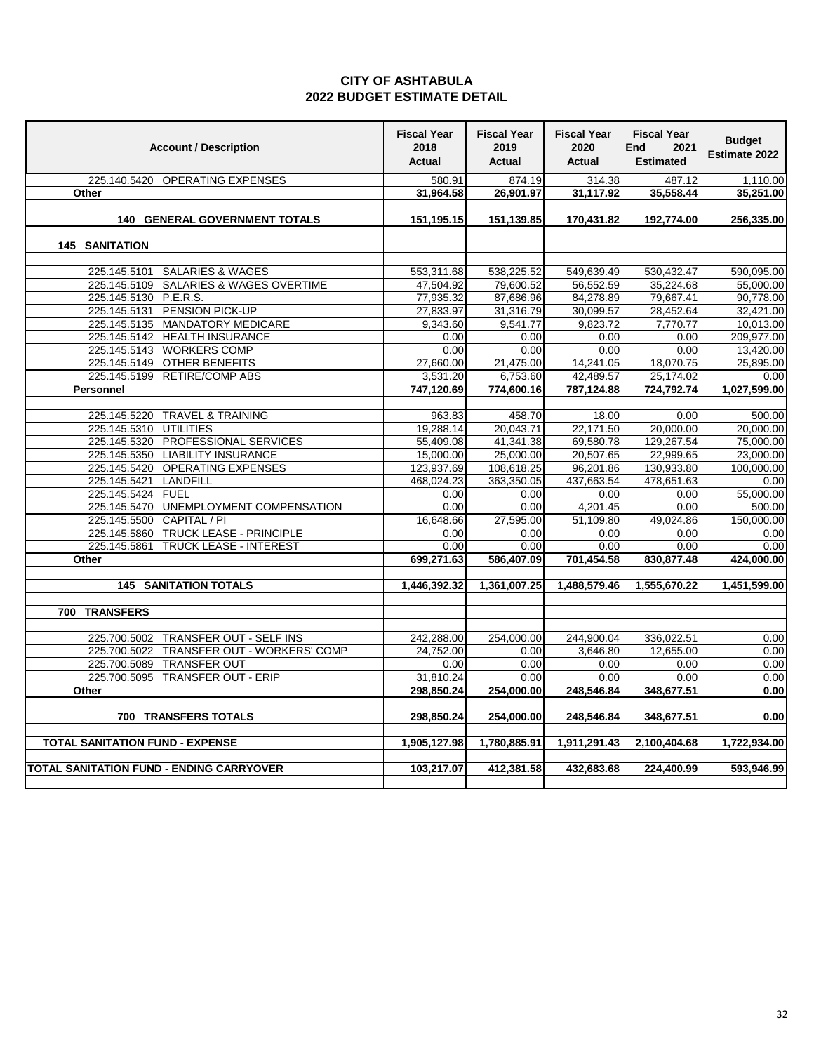# CITY OF ASHTABULA
## 2022 BUDGET ESTIMATE DETAIL

| Account / Description | Fiscal Year 2018 Actual | Fiscal Year 2019 Actual | Fiscal Year 2020 Actual | Fiscal Year End 2021 Estimated | Budget Estimate 2022 |
|---|---|---|---|---|---|
| 225.140.5420 OPERATING EXPENSES | 580.91 | 874.19 | 314.38 | 487.12 | 1,110.00 |
| **Other** | **31,964.58** | **26,901.97** | **31,117.92** | **35,558.44** | **35,251.00** |
| | | | | | |
| **140 GENERAL GOVERNMENT TOTALS** | **151,195.15** | **151,139.85** | **170,431.82** | **192,774.00** | **256,335.00** |
| | | | | | |
| **145 SANITATION** | | | | | |
| | | | | | |
| 225.145.5101 SALARIES & WAGES | 553,311.68 | 538,225.52 | 549,639.49 | 530,432.47 | 590,095.00 |
| 225.145.5109 SALARIES & WAGES OVERTIME | 47,504.92 | 79,600.52 | 56,552.59 | 35,224.68 | 55,000.00 |
| 225.145.5130 P.E.R.S. | 77,935.32 | 87,686.96 | 84,278.89 | 79,667.41 | 90,778.00 |
| 225.145.5131 PENSION PICK-UP | 27,833.97 | 31,316.79 | 30,099.57 | 28,452.64 | 32,421.00 |
| 225.145.5135 MANDATORY MEDICARE | 9,343.60 | 9,541.77 | 9,823.72 | 7,770.77 | 10,013.00 |
| 225.145.5142 HEALTH INSURANCE | 0.00 | 0.00 | 0.00 | 0.00 | 209,977.00 |
| 225.145.5143 WORKERS COMP | 0.00 | 0.00 | 0.00 | 0.00 | 13,420.00 |
| 225.145.5149 OTHER BENEFITS | 27,660.00 | 21,475.00 | 14,241.05 | 18,070.75 | 25,895.00 |
| 225.145.5199 RETIRE/COMP ABS | 3,531.20 | 6,753.60 | 42,489.57 | 25,174.02 | 0.00 |
| **Personnel** | **747,120.69** | **774,600.16** | **787,124.88** | **724,792.74** | **1,027,599.00** |
| | | | | | |
| 225.145.5220 TRAVEL & TRAINING | 963.83 | 458.70 | 18.00 | 0.00 | 500.00 |
| 225.145.5310 UTILITIES | 19,288.14 | 20,043.71 | 22,171.50 | 20,000.00 | 20,000.00 |
| 225.145.5320 PROFESSIONAL SERVICES | 55,409.08 | 41,341.38 | 69,580.78 | 129,267.54 | 75,000.00 |
| 225.145.5350 LIABILITY INSURANCE | 15,000.00 | 25,000.00 | 20,507.65 | 22,999.65 | 23,000.00 |
| 225.145.5420 OPERATING EXPENSES | 123,937.69 | 108,618.25 | 96,201.86 | 130,933.80 | 100,000.00 |
| 225.145.5421 LANDFILL | 468,024.23 | 363,350.05 | 437,663.54 | 478,651.63 | 0.00 |
| 225.145.5424 FUEL | 0.00 | 0.00 | 0.00 | 0.00 | 55,000.00 |
| 225.145.5470 UNEMPLOYMENT COMPENSATION | 0.00 | 0.00 | 4,201.45 | 0.00 | 500.00 |
| 225.145.5500 CAPITAL / PI | 16,648.66 | 27,595.00 | 51,109.80 | 49,024.86 | 150,000.00 |
| 225.145.5860 TRUCK LEASE - PRINCIPLE | 0.00 | 0.00 | 0.00 | 0.00 | 0.00 |
| 225.145.5861 TRUCK LEASE - INTEREST | 0.00 | 0.00 | 0.00 | 0.00 | 0.00 |
| **Other** | **699,271.63** | **586,407.09** | **701,454.58** | **830,877.48** | **424,000.00** |
| | | | | | |
| **145 SANITATION TOTALS** | **1,446,392.32** | **1,361,007.25** | **1,488,579.46** | **1,555,670.22** | **1,451,599.00** |
| | | | | | |
| **700 TRANSFERS** | | | | | |
| | | | | | |
| 225.700.5002 TRANSFER OUT - SELF INS | 242,288.00 | 254,000.00 | 244,900.04 | 336,022.51 | 0.00 |
| 225.700.5022 TRANSFER OUT - WORKERS' COMP | 24,752.00 | 0.00 | 3,646.80 | 12,655.00 | 0.00 |
| 225.700.5089 TRANSFER OUT | 0.00 | 0.00 | 0.00 | 0.00 | 0.00 |
| 225.700.5095 TRANSFER OUT - ERIP | 31,810.24 | 0.00 | 0.00 | 0.00 | 0.00 |
| **Other** | **298,850.24** | **254,000.00** | **248,546.84** | **348,677.51** | **0.00** |
| | | | | | |
| **700 TRANSFERS TOTALS** | **298,850.24** | **254,000.00** | **248,546.84** | **348,677.51** | **0.00** |
| | | | | | |
| **TOTAL SANITATION FUND - EXPENSE** | **1,905,127.98** | **1,780,885.91** | **1,911,291.43** | **2,100,404.68** | **1,722,934.00** |
| | | | | | |
| **TOTAL SANITATION FUND - ENDING CARRYOVER** | **103,217.07** | **412,381.58** | **432,683.68** | **224,400.99** | **593,946.99** |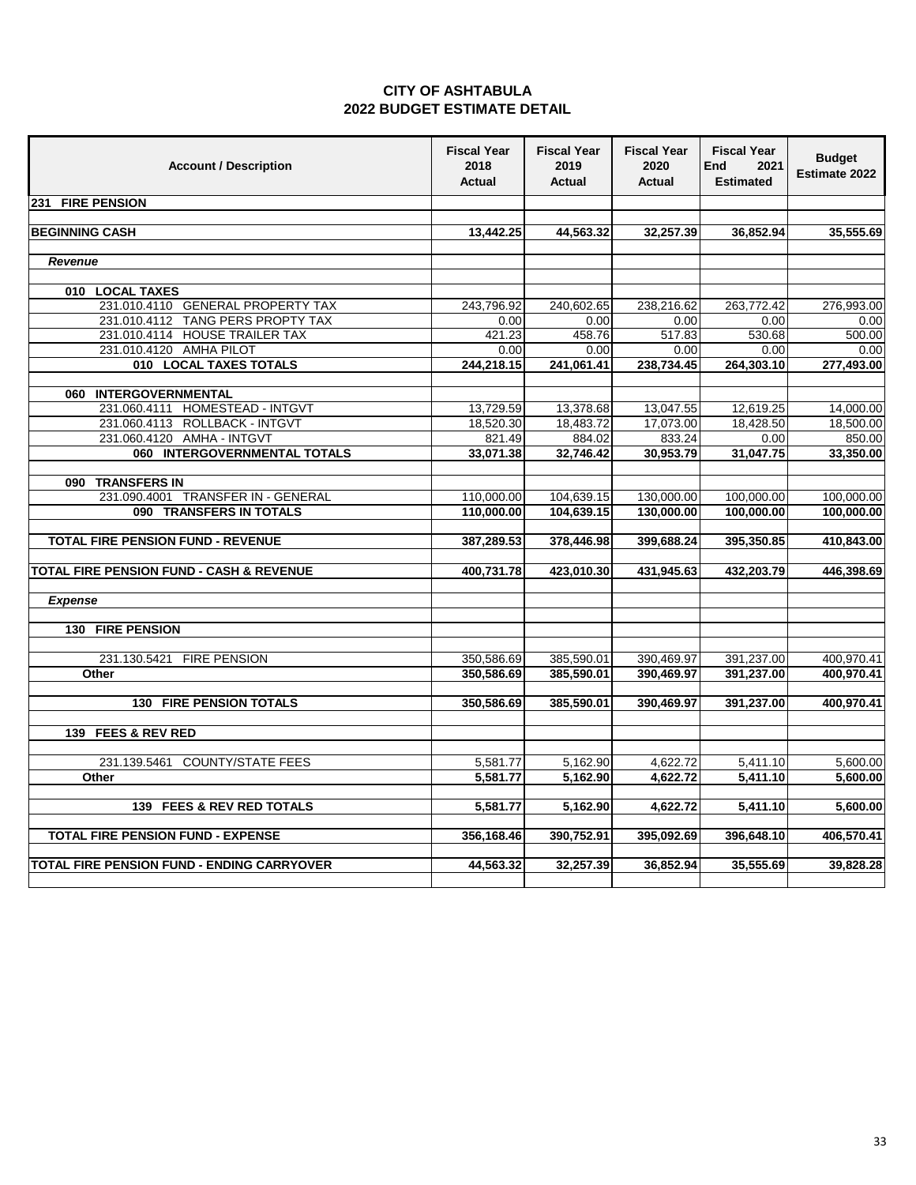# CITY OF ASHTABULA
## 2022 BUDGET ESTIMATE DETAIL

| Account / Description | Fiscal Year 2018 Actual | Fiscal Year 2019 Actual | Fiscal Year 2020 Actual | Fiscal Year End 2021 Estimated | Budget Estimate 2022 |
|---|---|---|---|---|---|
| **231 FIRE PENSION** | | | | | |
| | | | | | |
| **BEGINNING CASH** | **13,442.25** | **44,563.32** | **32,257.39** | **36,852.94** | **35,555.69** |
| | | | | | |
| ***Revenue*** | | | | | |
| | | | | | |
| **010 LOCAL TAXES** | | | | | |
| 231.010.4110 GENERAL PROPERTY TAX | 243,796.92 | 240,602.65 | 238,216.62 | 263,772.42 | 276,993.00 |
| 231.010.4112 TANG PERS PROPTY TAX | 0.00 | 0.00 | 0.00 | 0.00 | 0.00 |
| 231.010.4114 HOUSE TRAILER TAX | 421.23 | 458.76 | 517.83 | 530.68 | 500.00 |
| 231.010.4120 AMHA PILOT | 0.00 | 0.00 | 0.00 | 0.00 | 0.00 |
| **010 LOCAL TAXES TOTALS** | **244,218.15** | **241,061.41** | **238,734.45** | **264,303.10** | **277,493.00** |
| | | | | | |
| **060 INTERGOVERNMENTAL** | | | | | |
| 231.060.4111 HOMESTEAD - INTGVT | 13,729.59 | 13,378.68 | 13,047.55 | 12,619.25 | 14,000.00 |
| 231.060.4113 ROLLBACK - INTGVT | 18,520.30 | 18,483.72 | 17,073.00 | 18,428.50 | 18,500.00 |
| 231.060.4120 AMHA - INTGVT | 821.49 | 884.02 | 833.24 | 0.00 | 850.00 |
| **060 INTERGOVERNMENTAL TOTALS** | **33,071.38** | **32,746.42** | **30,953.79** | **31,047.75** | **33,350.00** |
| | | | | | |
| **090 TRANSFERS IN** | | | | | |
| 231.090.4001 TRANSFER IN - GENERAL | 110,000.00 | 104,639.15 | 130,000.00 | 100,000.00 | 100,000.00 |
| **090 TRANSFERS IN TOTALS** | **110,000.00** | **104,639.15** | **130,000.00** | **100,000.00** | **100,000.00** |
| | | | | | |
| **TOTAL FIRE PENSION FUND - REVENUE** | **387,289.53** | **378,446.98** | **399,688.24** | **395,350.85** | **410,843.00** |
| | | | | | |
| **TOTAL FIRE PENSION FUND - CASH & REVENUE** | **400,731.78** | **423,010.30** | **431,945.63** | **432,203.79** | **446,398.69** |
| | | | | | |
| ***Expense*** | | | | | |
| | | | | | |
| **130 FIRE PENSION** | | | | | |
| | | | | | |
| 231.130.5421 FIRE PENSION | 350,586.69 | 385,590.01 | 390,469.97 | 391,237.00 | 400,970.41 |
| **Other** | **350,586.69** | **385,590.01** | **390,469.97** | **391,237.00** | **400,970.41** |
| | | | | | |
| **130 FIRE PENSION TOTALS** | **350,586.69** | **385,590.01** | **390,469.97** | **391,237.00** | **400,970.41** |
| | | | | | |
| **139 FEES & REV RED** | | | | | |
| | | | | | |
| 231.139.5461 COUNTY/STATE FEES | 5,581.77 | 5,162.90 | 4,622.72 | 5,411.10 | 5,600.00 |
| **Other** | **5,581.77** | **5,162.90** | **4,622.72** | **5,411.10** | **5,600.00** |
| | | | | | |
| **139 FEES & REV RED TOTALS** | **5,581.77** | **5,162.90** | **4,622.72** | **5,411.10** | **5,600.00** |
| | | | | | |
| **TOTAL FIRE PENSION FUND - EXPENSE** | **356,168.46** | **390,752.91** | **395,092.69** | **396,648.10** | **406,570.41** |
| | | | | | |
| **TOTAL FIRE PENSION FUND - ENDING CARRYOVER** | **44,563.32** | **32,257.39** | **36,852.94** | **35,555.69** | **39,828.28** |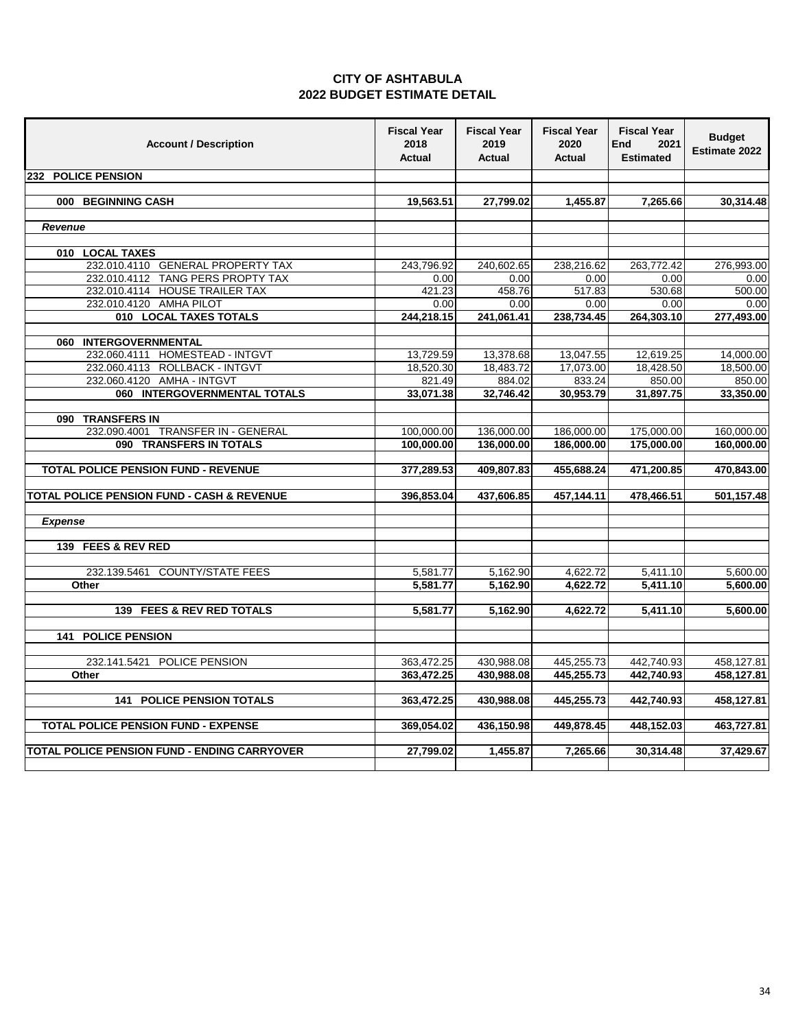# CITY OF ASHTABULA
## 2022 BUDGET ESTIMATE DETAIL

| Account / Description | Fiscal Year 2018 Actual | Fiscal Year 2019 Actual | Fiscal Year 2020 Actual | Fiscal Year End 2021 Estimated | Budget Estimate 2022 |
|---|---|---|---|---|---|
| **232 POLICE PENSION** | | | | | |
| **000 BEGINNING CASH** | **19,563.51** | **27,799.02** | **1,455.87** | **7,265.66** | **30,314.48** |
| ***Revenue*** | | | | | |
| **010 LOCAL TAXES** | | | | | |
| 232.010.4110 GENERAL PROPERTY TAX | 243,796.92 | 240,602.65 | 238,216.62 | 263,772.42 | 276,993.00 |
| 232.010.4112 TANG PERS PROPTY TAX | 0.00 | 0.00 | 0.00 | 0.00 | 0.00 |
| 232.010.4114 HOUSE TRAILER TAX | 421.23 | 458.76 | 517.83 | 530.68 | 500.00 |
| 232.010.4120 AMHA PILOT | 0.00 | 0.00 | 0.00 | 0.00 | 0.00 |
| **010 LOCAL TAXES TOTALS** | **244,218.15** | **241,061.41** | **238,734.45** | **264,303.10** | **277,493.00** |
| **060 INTERGOVERNMENTAL** | | | | | |
| 232.060.4111 HOMESTEAD - INTGVT | 13,729.59 | 13,378.68 | 13,047.55 | 12,619.25 | 14,000.00 |
| 232.060.4113 ROLLBACK - INTGVT | 18,520.30 | 18,483.72 | 17,073.00 | 18,428.50 | 18,500.00 |
| 232.060.4120 AMHA - INTGVT | 821.49 | 884.02 | 833.24 | 850.00 | 850.00 |
| **060 INTERGOVERNMENTAL TOTALS** | **33,071.38** | **32,746.42** | **30,953.79** | **31,897.75** | **33,350.00** |
| **090 TRANSFERS IN** | | | | | |
| 232.090.4001 TRANSFER IN - GENERAL | 100,000.00 | 136,000.00 | 186,000.00 | 175,000.00 | 160,000.00 |
| **090 TRANSFERS IN TOTALS** | **100,000.00** | **136,000.00** | **186,000.00** | **175,000.00** | **160,000.00** |
| **TOTAL POLICE PENSION FUND - REVENUE** | **377,289.53** | **409,807.83** | **455,688.24** | **471,200.85** | **470,843.00** |
| **TOTAL POLICE PENSION FUND - CASH & REVENUE** | **396,853.04** | **437,606.85** | **457,144.11** | **478,466.51** | **501,157.48** |
| ***Expense*** | | | | | |
| **139 FEES & REV RED** | | | | | |
| 232.139.5461 COUNTY/STATE FEES | 5,581.77 | 5,162.90 | 4,622.72 | 5,411.10 | 5,600.00 |
| **Other** | **5,581.77** | **5,162.90** | **4,622.72** | **5,411.10** | **5,600.00** |
| **139 FEES & REV RED TOTALS** | **5,581.77** | **5,162.90** | **4,622.72** | **5,411.10** | **5,600.00** |
| **141 POLICE PENSION** | | | | | |
| 232.141.5421 POLICE PENSION | 363,472.25 | 430,988.08 | 445,255.73 | 442,740.93 | 458,127.81 |
| **Other** | **363,472.25** | **430,988.08** | **445,255.73** | **442,740.93** | **458,127.81** |
| **141 POLICE PENSION TOTALS** | **363,472.25** | **430,988.08** | **445,255.73** | **442,740.93** | **458,127.81** |
| **TOTAL POLICE PENSION FUND - EXPENSE** | **369,054.02** | **436,150.98** | **449,878.45** | **448,152.03** | **463,727.81** |
| **TOTAL POLICE PENSION FUND - ENDING CARRYOVER** | **27,799.02** | **1,455.87** | **7,265.66** | **30,314.48** | **37,429.67** |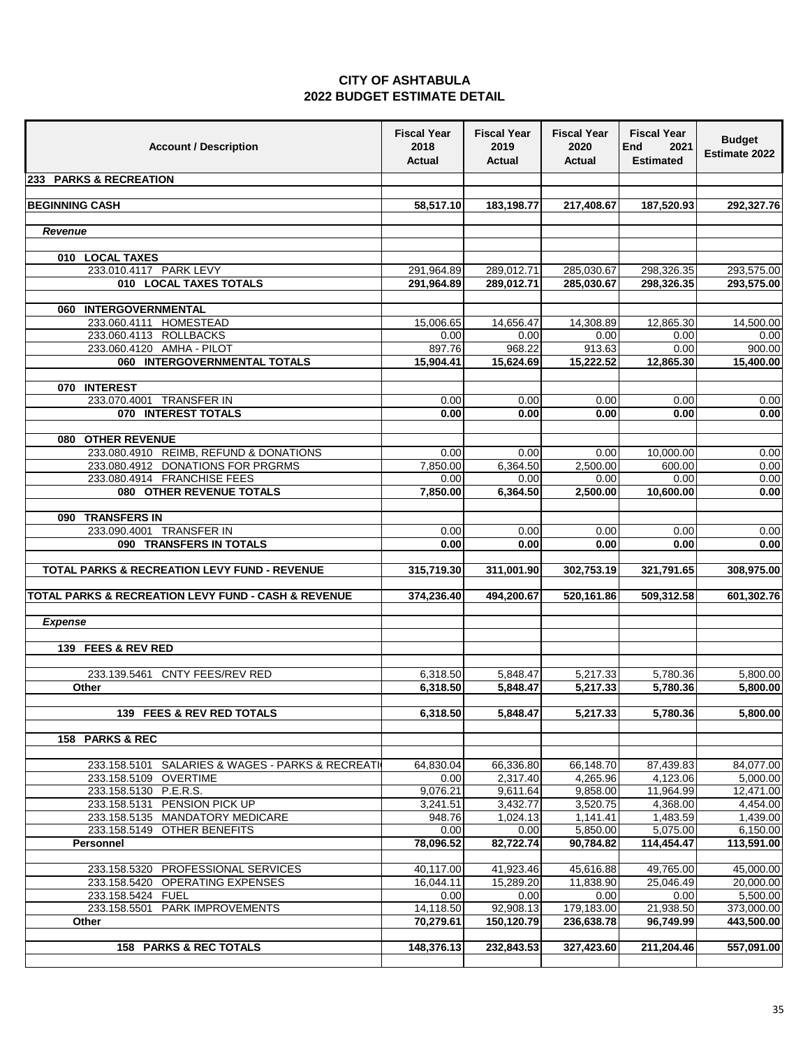# CITY OF ASHTABULA
## 2022 BUDGET ESTIMATE DETAIL

| Account / Description | Fiscal Year 2018 Actual | Fiscal Year 2019 Actual | Fiscal Year 2020 Actual | Fiscal Year End 2021 Estimated | Budget Estimate 2022 |
|---|---|---|---|---|---|
| **233 PARKS & RECREATION** | | | | | |
| **BEGINNING CASH** | **58,517.10** | **183,198.77** | **217,408.67** | **187,520.93** | **292,327.76** |
| ***Revenue*** | | | | | |
| **010 LOCAL TAXES** | | | | | |
| 233.010.4117 PARK LEVY | 291,964.89 | 289,012.71 | 285,030.67 | 298,326.35 | 293,575.00 |
| **010 LOCAL TAXES TOTALS** | **291,964.89** | **289,012.71** | **285,030.67** | **298,326.35** | **293,575.00** |
| **060 INTERGOVERNMENTAL** | | | | | |
| 233.060.4111 HOMESTEAD | 15,006.65 | 14,656.47 | 14,308.89 | 12,865.30 | 14,500.00 |
| 233.060.4113 ROLLBACKS | 0.00 | 0.00 | 0.00 | 0.00 | 0.00 |
| 233.060.4120 AMHA - PILOT | 897.76 | 968.22 | 913.63 | 0.00 | 900.00 |
| **060 INTERGOVERNMENTAL TOTALS** | **15,904.41** | **15,624.69** | **15,222.52** | **12,865.30** | **15,400.00** |
| **070 INTEREST** | | | | | |
| 233.070.4001 TRANSFER IN | 0.00 | 0.00 | 0.00 | 0.00 | 0.00 |
| **070 INTEREST TOTALS** | **0.00** | **0.00** | **0.00** | **0.00** | **0.00** |
| **080 OTHER REVENUE** | | | | | |
| 233.080.4910 REIMB, REFUND & DONATIONS | 0.00 | 0.00 | 0.00 | 10,000.00 | 0.00 |
| 233.080.4912 DONATIONS FOR PRGRMS | 7,850.00 | 6,364.50 | 2,500.00 | 600.00 | 0.00 |
| 233.080.4914 FRANCHISE FEES | 0.00 | 0.00 | 0.00 | 0.00 | 0.00 |
| **080 OTHER REVENUE TOTALS** | **7,850.00** | **6,364.50** | **2,500.00** | **10,600.00** | **0.00** |
| **090 TRANSFERS IN** | | | | | |
| 233.090.4001 TRANSFER IN | 0.00 | 0.00 | 0.00 | 0.00 | 0.00 |
| **090 TRANSFERS IN TOTALS** | **0.00** | **0.00** | **0.00** | **0.00** | **0.00** |
| **TOTAL PARKS & RECREATION LEVY FUND - REVENUE** | **315,719.30** | **311,001.90** | **302,753.19** | **321,791.65** | **308,975.00** |
| **TOTAL PARKS & RECREATION LEVY FUND - CASH & REVENUE** | **374,236.40** | **494,200.67** | **520,161.86** | **509,312.58** | **601,302.76** |
| ***Expense*** | | | | | |
| **139 FEES & REV RED** | | | | | |
| 233.139.5461 CNTY FEES/REV RED | 6,318.50 | 5,848.47 | 5,217.33 | 5,780.36 | 5,800.00 |
| **Other** | **6,318.50** | **5,848.47** | **5,217.33** | **5,780.36** | **5,800.00** |
| **139 FEES & REV RED TOTALS** | **6,318.50** | **5,848.47** | **5,217.33** | **5,780.36** | **5,800.00** |
| **158 PARKS & REC** | | | | | |
| 233.158.5101 SALARIES & WAGES - PARKS & RECREATI | 64,830.04 | 66,336.80 | 66,148.70 | 87,439.83 | 84,077.00 |
| 233.158.5109 OVERTIME | 0.00 | 2,317.40 | 4,265.96 | 4,123.06 | 5,000.00 |
| 233.158.5130 P.E.R.S. | 9,076.21 | 9,611.64 | 9,858.00 | 11,964.99 | 12,471.00 |
| 233.158.5131 PENSION PICK UP | 3,241.51 | 3,432.77 | 3,520.75 | 4,368.00 | 4,454.00 |
| 233.158.5135 MANDATORY MEDICARE | 948.76 | 1,024.13 | 1,141.41 | 1,483.59 | 1,439.00 |
| 233.158.5149 OTHER BENEFITS | 0.00 | 0.00 | 5,850.00 | 5,075.00 | 6,150.00 |
| **Personnel** | **78,096.52** | **82,722.74** | **90,784.82** | **114,454.47** | **113,591.00** |
| 233.158.5320 PROFESSIONAL SERVICES | 40,117.00 | 41,923.46 | 45,616.88 | 49,765.00 | 45,000.00 |
| 233.158.5420 OPERATING EXPENSES | 16,044.11 | 15,289.20 | 11,838.90 | 25,046.49 | 20,000.00 |
| 233.158.5424 FUEL | 0.00 | 0.00 | 0.00 | 0.00 | 5,500.00 |
| 233.158.5501 PARK IMPROVEMENTS | 14,118.50 | 92,908.13 | 179,183.00 | 21,938.50 | 373,000.00 |
| **Other** | **70,279.61** | **150,120.79** | **236,638.78** | **96,749.99** | **443,500.00** |
| **158 PARKS & REC TOTALS** | **148,376.13** | **232,843.53** | **327,423.60** | **211,204.46** | **557,091.00** |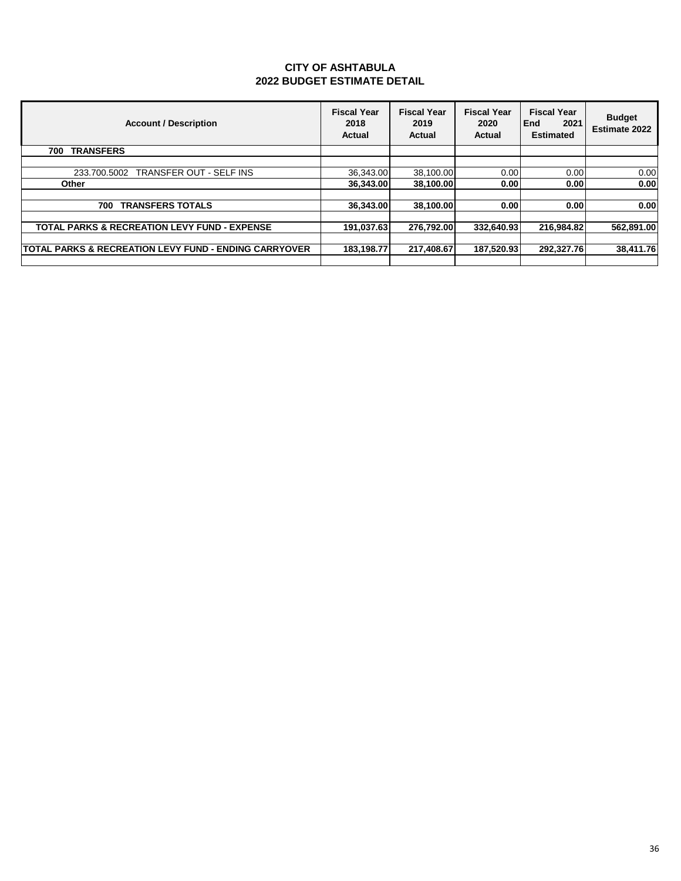**CITY OF ASHTABULA**
**2022 BUDGET ESTIMATE DETAIL**

| Account / Description | Fiscal Year 2018 Actual | Fiscal Year 2019 Actual | Fiscal Year 2020 Actual | Fiscal Year End 2021 Estimated | Budget Estimate 2022 |
|---|---|---|---|---|---|
| **700 TRANSFERS** | | | | | |
| | | | | | |
| 233.700.5002 TRANSFER OUT - SELF INS | 36,343.00 | 38,100.00 | 0.00 | 0.00 | 0.00 |
| **Other** | **36,343.00** | **38,100.00** | **0.00** | **0.00** | **0.00** |
| | | | | | |
| **700 TRANSFERS TOTALS** | **36,343.00** | **38,100.00** | **0.00** | **0.00** | **0.00** |
| | | | | | |
| **TOTAL PARKS & RECREATION LEVY FUND - EXPENSE** | **191,037.63** | **276,792.00** | **332,640.93** | **216,984.82** | **562,891.00** |
| | | | | | |
| **TOTAL PARKS & RECREATION LEVY FUND - ENDING CARRYOVER** | **183,198.77** | **217,408.67** | **187,520.93** | **292,327.76** | **38,411.76** |
| | | | | | |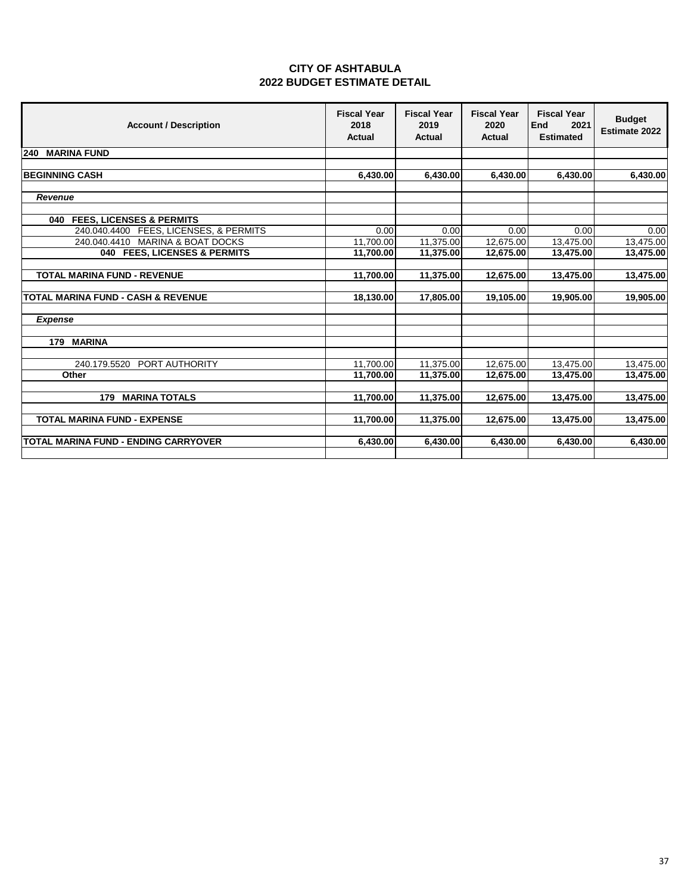# CITY OF ASHTABULA
## 2022 BUDGET ESTIMATE DETAIL

| Account / Description | Fiscal Year 2018 Actual | Fiscal Year 2019 Actual | Fiscal Year 2020 Actual | Fiscal Year End 2021 Estimated | Budget Estimate 2022 |
|---|---|---|---|---|---|
| **240 MARINA FUND** | | | | | |
| | | | | | |
| **BEGINNING CASH** | **6,430.00** | **6,430.00** | **6,430.00** | **6,430.00** | **6,430.00** |
| | | | | | |
| ***Revenue*** | | | | | |
| | | | | | |
| **040 FEES, LICENSES & PERMITS** | | | | | |
| 240.040.4400 FEES, LICENSES, & PERMITS | 0.00 | 0.00 | 0.00 | 0.00 | 0.00 |
| 240.040.4410 MARINA & BOAT DOCKS | 11,700.00 | 11,375.00 | 12,675.00 | 13,475.00 | 13,475.00 |
| **040 FEES, LICENSES & PERMITS** | **11,700.00** | **11,375.00** | **12,675.00** | **13,475.00** | **13,475.00** |
| | | | | | |
| **TOTAL MARINA FUND - REVENUE** | **11,700.00** | **11,375.00** | **12,675.00** | **13,475.00** | **13,475.00** |
| | | | | | |
| **TOTAL MARINA FUND - CASH & REVENUE** | **18,130.00** | **17,805.00** | **19,105.00** | **19,905.00** | **19,905.00** |
| | | | | | |
| ***Expense*** | | | | | |
| | | | | | |
| **179 MARINA** | | | | | |
| | | | | | |
| 240.179.5520 PORT AUTHORITY | 11,700.00 | 11,375.00 | 12,675.00 | 13,475.00 | 13,475.00 |
| **Other** | **11,700.00** | **11,375.00** | **12,675.00** | **13,475.00** | **13,475.00** |
| | | | | | |
| **179 MARINA TOTALS** | **11,700.00** | **11,375.00** | **12,675.00** | **13,475.00** | **13,475.00** |
| | | | | | |
| **TOTAL MARINA FUND - EXPENSE** | **11,700.00** | **11,375.00** | **12,675.00** | **13,475.00** | **13,475.00** |
| | | | | | |
| **TOTAL MARINA FUND - ENDING CARRYOVER** | **6,430.00** | **6,430.00** | **6,430.00** | **6,430.00** | **6,430.00** |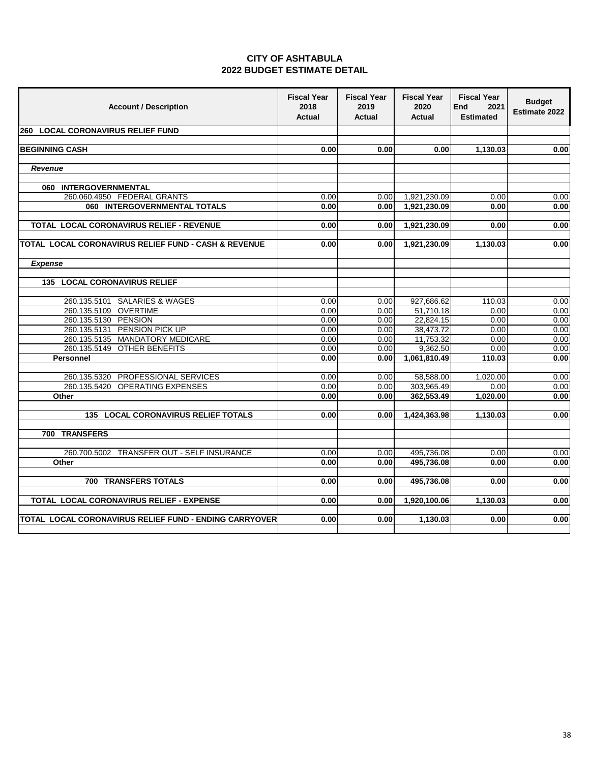# CITY OF ASHTABULA
## 2022 BUDGET ESTIMATE DETAIL

| Account / Description | Fiscal Year 2018 Actual | Fiscal Year 2019 Actual | Fiscal Year 2020 Actual | Fiscal Year End 2021 Estimated | Budget Estimate 2022 |
|---|---|---|---|---|---|
| **260 LOCAL CORONAVIRUS RELIEF FUND** | | | | | |
| | | | | | |
| **BEGINNING CASH** | **0.00** | **0.00** | **0.00** | **1,130.03** | **0.00** |
| | | | | | |
| ***Revenue*** | | | | | |
| | | | | | |
| **060 INTERGOVERNMENTAL** | | | | | |
| 260.060.4950 FEDERAL GRANTS | 0.00 | 0.00 | 1,921,230.09 | 0.00 | 0.00 |
| **060 INTERGOVERNMENTAL TOTALS** | **0.00** | **0.00** | **1,921,230.09** | **0.00** | **0.00** |
| | | | | | |
| **TOTAL LOCAL CORONAVIRUS RELIEF - REVENUE** | **0.00** | **0.00** | **1,921,230.09** | **0.00** | **0.00** |
| | | | | | |
| **TOTAL LOCAL CORONAVIRUS RELIEF FUND - CASH & REVENUE** | **0.00** | **0.00** | **1,921,230.09** | **1,130.03** | **0.00** |
| | | | | | |
| ***Expense*** | | | | | |
| | | | | | |
| **135 LOCAL CORONAVIRUS RELIEF** | | | | | |
| | | | | | |
| 260.135.5101 SALARIES & WAGES | 0.00 | 0.00 | 927,686.62 | 110.03 | 0.00 |
| 260.135.5109 OVERTIME | 0.00 | 0.00 | 51,710.18 | 0.00 | 0.00 |
| 260.135.5130 PENSION | 0.00 | 0.00 | 22,824.15 | 0.00 | 0.00 |
| 260.135.5131 PENSION PICK UP | 0.00 | 0.00 | 38,473.72 | 0.00 | 0.00 |
| 260.135.5135 MANDATORY MEDICARE | 0.00 | 0.00 | 11,753.32 | 0.00 | 0.00 |
| 260.135.5149 OTHER BENEFITS | 0.00 | 0.00 | 9,362.50 | 0.00 | 0.00 |
| **Personnel** | **0.00** | **0.00** | **1,061,810.49** | **110.03** | **0.00** |
| | | | | | |
| 260.135.5320 PROFESSIONAL SERVICES | 0.00 | 0.00 | 58,588.00 | 1,020.00 | 0.00 |
| 260.135.5420 OPERATING EXPENSES | 0.00 | 0.00 | 303,965.49 | 0.00 | 0.00 |
| **Other** | **0.00** | **0.00** | **362,553.49** | **1,020.00** | **0.00** |
| | | | | | |
| **135 LOCAL CORONAVIRUS RELIEF TOTALS** | **0.00** | **0.00** | **1,424,363.98** | **1,130.03** | **0.00** |
| | | | | | |
| **700 TRANSFERS** | | | | | |
| | | | | | |
| 260.700.5002 TRANSFER OUT - SELF INSURANCE | 0.00 | 0.00 | 495,736.08 | 0.00 | 0.00 |
| **Other** | **0.00** | **0.00** | **495,736.08** | **0.00** | **0.00** |
| | | | | | |
| **700 TRANSFERS TOTALS** | **0.00** | **0.00** | **495,736.08** | **0.00** | **0.00** |
| | | | | | |
| **TOTAL LOCAL CORONAVIRUS RELIEF - EXPENSE** | **0.00** | **0.00** | **1,920,100.06** | **1,130.03** | **0.00** |
| | | | | | |
| **TOTAL LOCAL CORONAVIRUS RELIEF FUND - ENDING CARRYOVER** | **0.00** | **0.00** | **1,130.03** | **0.00** | **0.00** |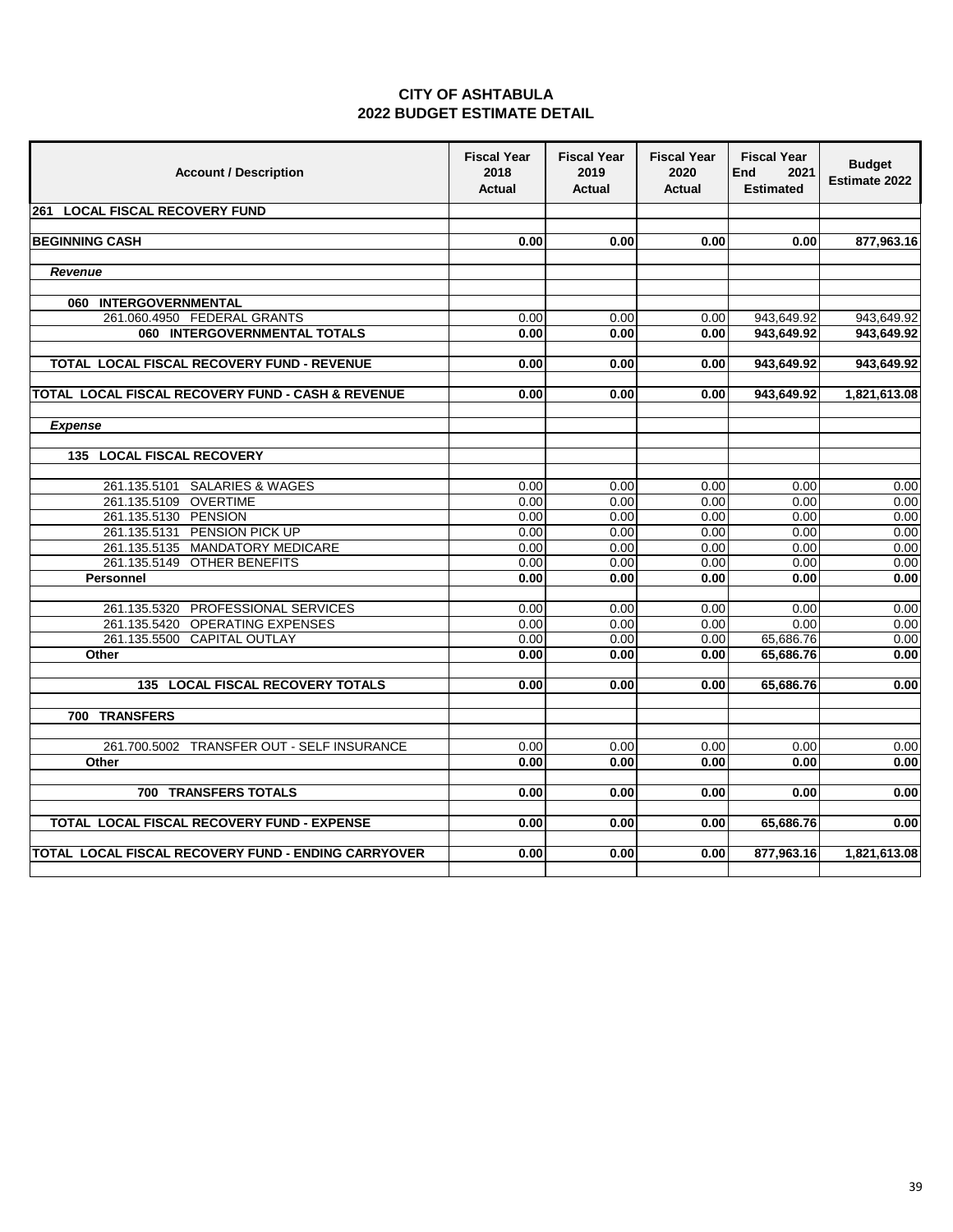# CITY OF ASHTABULA
## 2022 BUDGET ESTIMATE DETAIL

| Account / Description | Fiscal Year 2018 Actual | Fiscal Year 2019 Actual | Fiscal Year 2020 Actual | Fiscal Year End 2021 Estimated | Budget Estimate 2022 |
|---|---|---|---|---|---|
| **261 LOCAL FISCAL RECOVERY FUND** | | | | | |
| **BEGINNING CASH** | **0.00** | **0.00** | **0.00** | **0.00** | **877,963.16** |
| ***Revenue*** | | | | | |
| **060 INTERGOVERNMENTAL** | | | | | |
| 261.060.4950 FEDERAL GRANTS | 0.00 | 0.00 | 0.00 | 943,649.92 | 943,649.92 |
| **060 INTERGOVERNMENTAL TOTALS** | **0.00** | **0.00** | **0.00** | **943,649.92** | **943,649.92** |
| **TOTAL LOCAL FISCAL RECOVERY FUND - REVENUE** | **0.00** | **0.00** | **0.00** | **943,649.92** | **943,649.92** |
| **TOTAL LOCAL FISCAL RECOVERY FUND - CASH & REVENUE** | **0.00** | **0.00** | **0.00** | **943,649.92** | **1,821,613.08** |
| ***Expense*** | | | | | |
| **135 LOCAL FISCAL RECOVERY** | | | | | |
| 261.135.5101 SALARIES & WAGES | 0.00 | 0.00 | 0.00 | 0.00 | 0.00 |
| 261.135.5109 OVERTIME | 0.00 | 0.00 | 0.00 | 0.00 | 0.00 |
| 261.135.5130 PENSION | 0.00 | 0.00 | 0.00 | 0.00 | 0.00 |
| 261.135.5131 PENSION PICK UP | 0.00 | 0.00 | 0.00 | 0.00 | 0.00 |
| 261.135.5135 MANDATORY MEDICARE | 0.00 | 0.00 | 0.00 | 0.00 | 0.00 |
| 261.135.5149 OTHER BENEFITS | 0.00 | 0.00 | 0.00 | 0.00 | 0.00 |
| **Personnel** | **0.00** | **0.00** | **0.00** | **0.00** | **0.00** |
| 261.135.5320 PROFESSIONAL SERVICES | 0.00 | 0.00 | 0.00 | 0.00 | 0.00 |
| 261.135.5420 OPERATING EXPENSES | 0.00 | 0.00 | 0.00 | 0.00 | 0.00 |
| 261.135.5500 CAPITAL OUTLAY | 0.00 | 0.00 | 0.00 | 65,686.76 | 0.00 |
| **Other** | **0.00** | **0.00** | **0.00** | **65,686.76** | **0.00** |
| **135 LOCAL FISCAL RECOVERY TOTALS** | **0.00** | **0.00** | **0.00** | **65,686.76** | **0.00** |
| **700 TRANSFERS** | | | | | |
| 261.700.5002 TRANSFER OUT - SELF INSURANCE | 0.00 | 0.00 | 0.00 | 0.00 | 0.00 |
| **Other** | **0.00** | **0.00** | **0.00** | **0.00** | **0.00** |
| **700 TRANSFERS TOTALS** | **0.00** | **0.00** | **0.00** | **0.00** | **0.00** |
| **TOTAL LOCAL FISCAL RECOVERY FUND - EXPENSE** | **0.00** | **0.00** | **0.00** | **65,686.76** | **0.00** |
| **TOTAL LOCAL FISCAL RECOVERY FUND - ENDING CARRYOVER** | **0.00** | **0.00** | **0.00** | **877,963.16** | **1,821,613.08** |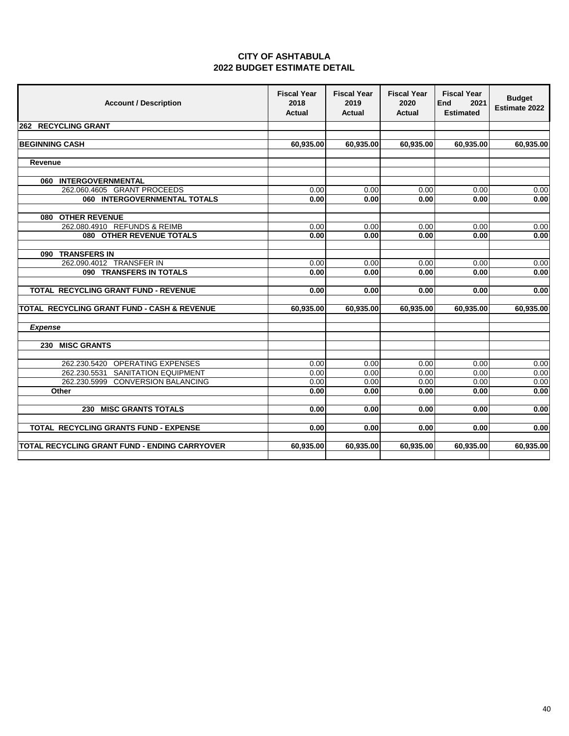# CITY OF ASHTABULA
## 2022 BUDGET ESTIMATE DETAIL

| Account / Description | Fiscal Year 2018 Actual | Fiscal Year 2019 Actual | Fiscal Year 2020 Actual | Fiscal Year End 2021 Estimated | Budget Estimate 2022 |
|---|---|---|---|---|---|
| **262 RECYCLING GRANT** | | | | | |
| | | | | | |
| **BEGINNING CASH** | **60,935.00** | **60,935.00** | **60,935.00** | **60,935.00** | **60,935.00** |
| | | | | | |
| **Revenue** | | | | | |
| | | | | | |
| **060 INTERGOVERNMENTAL** | | | | | |
| 262.060.4605 GRANT PROCEEDS | 0.00 | 0.00 | 0.00 | 0.00 | 0.00 |
| **060 INTERGOVERNMENTAL TOTALS** | **0.00** | **0.00** | **0.00** | **0.00** | **0.00** |
| | | | | | |
| **080 OTHER REVENUE** | | | | | |
| 262.080.4910 REFUNDS & REIMB | 0.00 | 0.00 | 0.00 | 0.00 | 0.00 |
| **080 OTHER REVENUE TOTALS** | **0.00** | **0.00** | **0.00** | **0.00** | **0.00** |
| | | | | | |
| **090 TRANSFERS IN** | | | | | |
| 262.090.4012 TRANSFER IN | 0.00 | 0.00 | 0.00 | 0.00 | 0.00 |
| **090 TRANSFERS IN TOTALS** | **0.00** | **0.00** | **0.00** | **0.00** | **0.00** |
| | | | | | |
| **TOTAL RECYCLING GRANT FUND - REVENUE** | **0.00** | **0.00** | **0.00** | **0.00** | **0.00** |
| | | | | | |
| **TOTAL RECYCLING GRANT FUND - CASH & REVENUE** | **60,935.00** | **60,935.00** | **60,935.00** | **60,935.00** | **60,935.00** |
| | | | | | |
| ***Expense*** | | | | | |
| | | | | | |
| **230 MISC GRANTS** | | | | | |
| | | | | | |
| 262.230.5420 OPERATING EXPENSES | 0.00 | 0.00 | 0.00 | 0.00 | 0.00 |
| 262.230.5531 SANITATION EQUIPMENT | 0.00 | 0.00 | 0.00 | 0.00 | 0.00 |
| 262.230.5999 CONVERSION BALANCING | 0.00 | 0.00 | 0.00 | 0.00 | 0.00 |
| **Other** | **0.00** | **0.00** | **0.00** | **0.00** | **0.00** |
| | | | | | |
| **230 MISC GRANTS TOTALS** | **0.00** | **0.00** | **0.00** | **0.00** | **0.00** |
| | | | | | |
| **TOTAL RECYCLING GRANTS FUND - EXPENSE** | **0.00** | **0.00** | **0.00** | **0.00** | **0.00** |
| | | | | | |
| **TOTAL RECYCLING GRANT FUND - ENDING CARRYOVER** | **60,935.00** | **60,935.00** | **60,935.00** | **60,935.00** | **60,935.00** |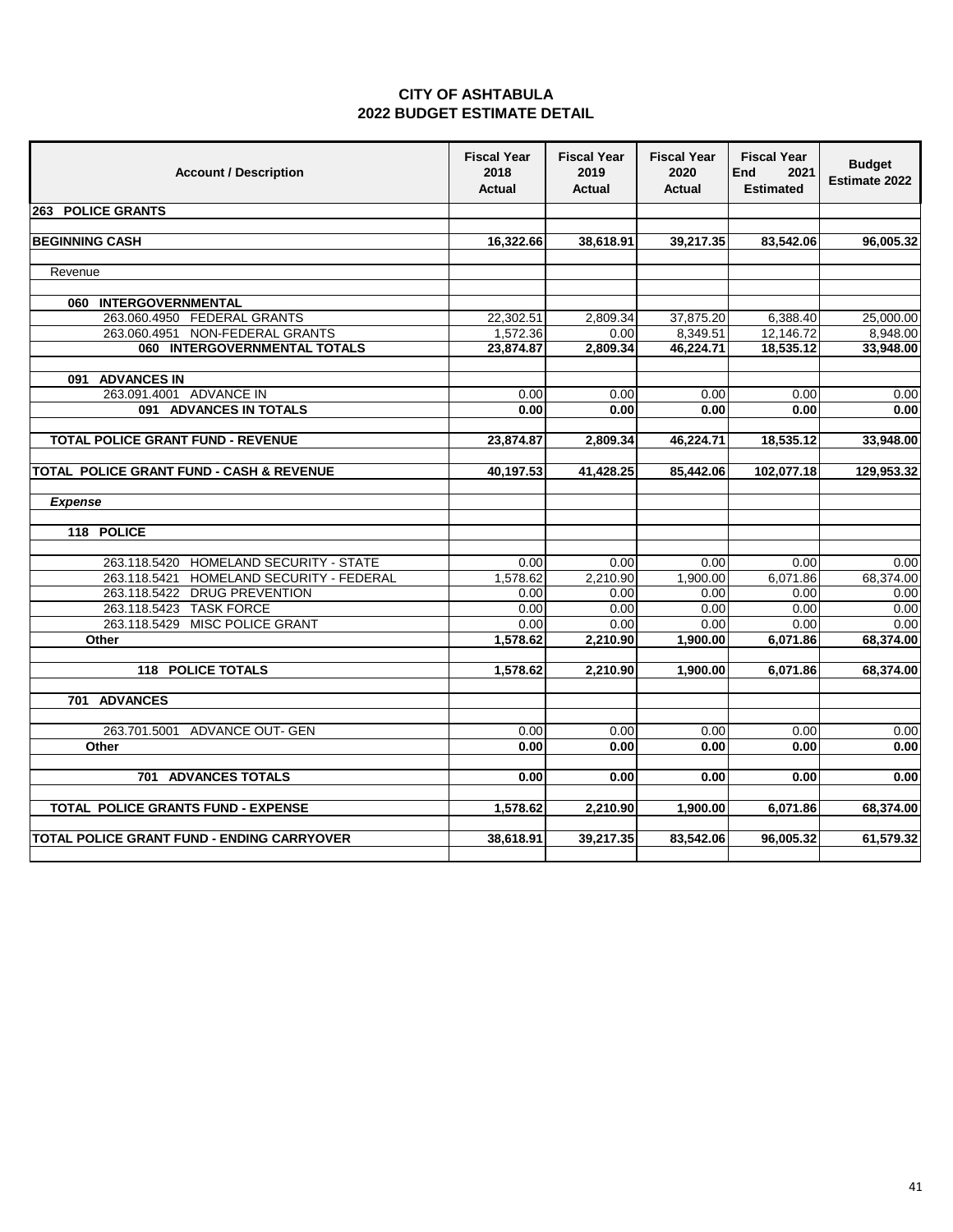# CITY OF ASHTABULA
## 2022 BUDGET ESTIMATE DETAIL

| Account / Description | Fiscal Year 2018 Actual | Fiscal Year 2019 Actual | Fiscal Year 2020 Actual | Fiscal Year End 2021 Estimated | Budget Estimate 2022 |
|---|---|---|---|---|---|
| **263 POLICE GRANTS** | | | | | |
| | | | | | |
| **BEGINNING CASH** | **16,322.66** | **38,618.91** | **39,217.35** | **83,542.06** | **96,005.32** |
| | | | | | |
| Revenue | | | | | |
| | | | | | |
| **060 INTERGOVERNMENTAL** | | | | | |
| 263.060.4950 FEDERAL GRANTS | 22,302.51 | 2,809.34 | 37,875.20 | 6,388.40 | 25,000.00 |
| 263.060.4951 NON-FEDERAL GRANTS | 1,572.36 | 0.00 | 8,349.51 | 12,146.72 | 8,948.00 |
| **060 INTERGOVERNMENTAL TOTALS** | **23,874.87** | **2,809.34** | **46,224.71** | **18,535.12** | **33,948.00** |
| | | | | | |
| **091 ADVANCES IN** | | | | | |
| 263.091.4001 ADVANCE IN | 0.00 | 0.00 | 0.00 | 0.00 | 0.00 |
| **091 ADVANCES IN TOTALS** | **0.00** | **0.00** | **0.00** | **0.00** | **0.00** |
| | | | | | |
| **TOTAL POLICE GRANT FUND - REVENUE** | **23,874.87** | **2,809.34** | **46,224.71** | **18,535.12** | **33,948.00** |
| | | | | | |
| **TOTAL POLICE GRANT FUND - CASH & REVENUE** | **40,197.53** | **41,428.25** | **85,442.06** | **102,077.18** | **129,953.32** |
| | | | | | |
| ***Expense*** | | | | | |
| | | | | | |
| **118 POLICE** | | | | | |
| | | | | | |
| 263.118.5420 HOMELAND SECURITY - STATE | 0.00 | 0.00 | 0.00 | 0.00 | 0.00 |
| 263.118.5421 HOMELAND SECURITY - FEDERAL | 1,578.62 | 2,210.90 | 1,900.00 | 6,071.86 | 68,374.00 |
| 263.118.5422 DRUG PREVENTION | 0.00 | 0.00 | 0.00 | 0.00 | 0.00 |
| 263.118.5423 TASK FORCE | 0.00 | 0.00 | 0.00 | 0.00 | 0.00 |
| 263.118.5429 MISC POLICE GRANT | 0.00 | 0.00 | 0.00 | 0.00 | 0.00 |
| **Other** | **1,578.62** | **2,210.90** | **1,900.00** | **6,071.86** | **68,374.00** |
| | | | | | |
| **118 POLICE TOTALS** | **1,578.62** | **2,210.90** | **1,900.00** | **6,071.86** | **68,374.00** |
| | | | | | |
| **701 ADVANCES** | | | | | |
| | | | | | |
| 263.701.5001 ADVANCE OUT- GEN | 0.00 | 0.00 | 0.00 | 0.00 | 0.00 |
| **Other** | **0.00** | **0.00** | **0.00** | **0.00** | **0.00** |
| | | | | | |
| **701 ADVANCES TOTALS** | **0.00** | **0.00** | **0.00** | **0.00** | **0.00** |
| | | | | | |
| **TOTAL POLICE GRANTS FUND - EXPENSE** | **1,578.62** | **2,210.90** | **1,900.00** | **6,071.86** | **68,374.00** |
| | | | | | |
| **TOTAL POLICE GRANT FUND - ENDING CARRYOVER** | **38,618.91** | **39,217.35** | **83,542.06** | **96,005.32** | **61,579.32** |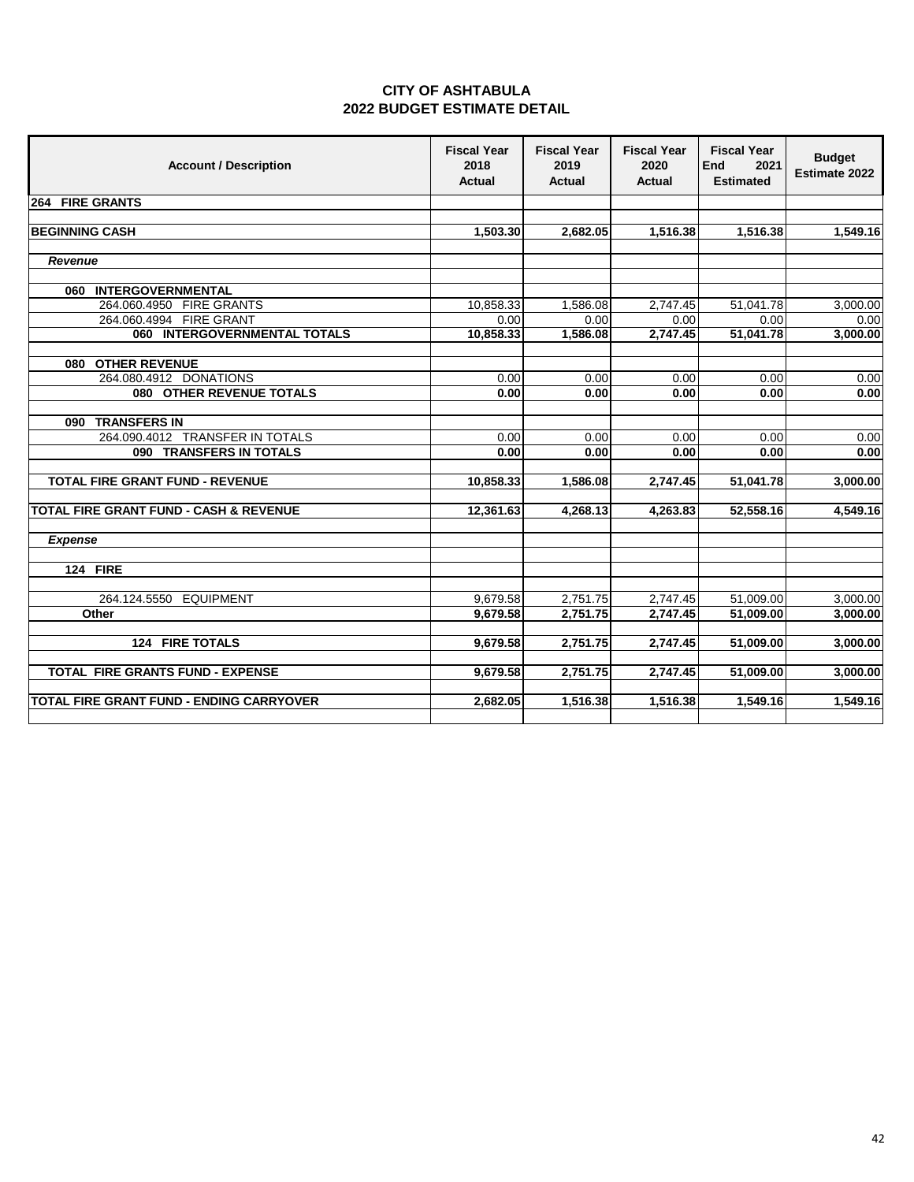# CITY OF ASHTABULA
## 2022 BUDGET ESTIMATE DETAIL

| Account / Description | Fiscal Year 2018 Actual | Fiscal Year 2019 Actual | Fiscal Year 2020 Actual | Fiscal Year End 2021 Estimated | Budget Estimate 2022 |
|---|---|---|---|---|---|
| **264 FIRE GRANTS** | | | | | |
| **BEGINNING CASH** | **1,503.30** | **2,682.05** | **1,516.38** | **1,516.38** | **1,549.16** |
| ***Revenue*** | | | | | |
| **060 INTERGOVERNMENTAL** | | | | | |
| 264.060.4950 FIRE GRANTS | 10,858.33 | 1,586.08 | 2,747.45 | 51,041.78 | 3,000.00 |
| 264.060.4994 FIRE GRANT | 0.00 | 0.00 | 0.00 | 0.00 | 0.00 |
| **060 INTERGOVERNMENTAL TOTALS** | **10,858.33** | **1,586.08** | **2,747.45** | **51,041.78** | **3,000.00** |
| **080 OTHER REVENUE** | | | | | |
| 264.080.4912 DONATIONS | 0.00 | 0.00 | 0.00 | 0.00 | 0.00 |
| **080 OTHER REVENUE TOTALS** | **0.00** | **0.00** | **0.00** | **0.00** | **0.00** |
| **090 TRANSFERS IN** | | | | | |
| 264.090.4012 TRANSFER IN TOTALS | 0.00 | 0.00 | 0.00 | 0.00 | 0.00 |
| **090 TRANSFERS IN TOTALS** | **0.00** | **0.00** | **0.00** | **0.00** | **0.00** |
| **TOTAL FIRE GRANT FUND - REVENUE** | **10,858.33** | **1,586.08** | **2,747.45** | **51,041.78** | **3,000.00** |
| **TOTAL FIRE GRANT FUND - CASH & REVENUE** | **12,361.63** | **4,268.13** | **4,263.83** | **52,558.16** | **4,549.16** |
| ***Expense*** | | | | | |
| **124 FIRE** | | | | | |
| 264.124.5550 EQUIPMENT | 9,679.58 | 2,751.75 | 2,747.45 | 51,009.00 | 3,000.00 |
| **Other** | **9,679.58** | **2,751.75** | **2,747.45** | **51,009.00** | **3,000.00** |
| **124 FIRE TOTALS** | **9,679.58** | **2,751.75** | **2,747.45** | **51,009.00** | **3,000.00** |
| **TOTAL FIRE GRANTS FUND - EXPENSE** | **9,679.58** | **2,751.75** | **2,747.45** | **51,009.00** | **3,000.00** |
| **TOTAL FIRE GRANT FUND - ENDING CARRYOVER** | **2,682.05** | **1,516.38** | **1,516.38** | **1,549.16** | **1,549.16** |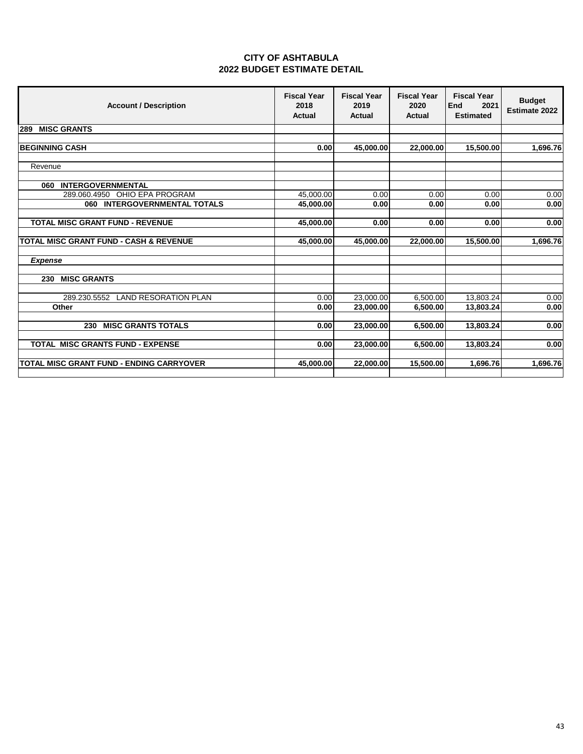# CITY OF ASHTABULA
## 2022 BUDGET ESTIMATE DETAIL

| Account / Description | Fiscal Year 2018 Actual | Fiscal Year 2019 Actual | Fiscal Year 2020 Actual | Fiscal Year End 2021 Estimated | Budget Estimate 2022 |
|---|---|---|---|---|---|
| **289 MISC GRANTS** | | | | | |
| | | | | | |
| **BEGINNING CASH** | **0.00** | **45,000.00** | **22,000.00** | **15,500.00** | **1,696.76** |
| | | | | | |
| Revenue | | | | | |
| | | | | | |
| **060 INTERGOVERNMENTAL** | | | | | |
| 289.060.4950 OHIO EPA PROGRAM | 45,000.00 | 0.00 | 0.00 | 0.00 | 0.00 |
| **060 INTERGOVERNMENTAL TOTALS** | **45,000.00** | **0.00** | **0.00** | **0.00** | **0.00** |
| | | | | | |
| **TOTAL MISC GRANT FUND - REVENUE** | **45,000.00** | **0.00** | **0.00** | **0.00** | **0.00** |
| | | | | | |
| **TOTAL MISC GRANT FUND - CASH & REVENUE** | **45,000.00** | **45,000.00** | **22,000.00** | **15,500.00** | **1,696.76** |
| | | | | | |
| ***Expense*** | | | | | |
| | | | | | |
| **230 MISC GRANTS** | | | | | |
| | | | | | |
| 289.230.5552 LAND RESORATION PLAN | 0.00 | 23,000.00 | 6,500.00 | 13,803.24 | 0.00 |
| **Other** | **0.00** | **23,000.00** | **6,500.00** | **13,803.24** | **0.00** |
| | | | | | |
| **230 MISC GRANTS TOTALS** | **0.00** | **23,000.00** | **6,500.00** | **13,803.24** | **0.00** |
| | | | | | |
| **TOTAL MISC GRANTS FUND - EXPENSE** | **0.00** | **23,000.00** | **6,500.00** | **13,803.24** | **0.00** |
| | | | | | |
| **TOTAL MISC GRANT FUND - ENDING CARRYOVER** | **45,000.00** | **22,000.00** | **15,500.00** | **1,696.76** | **1,696.76** |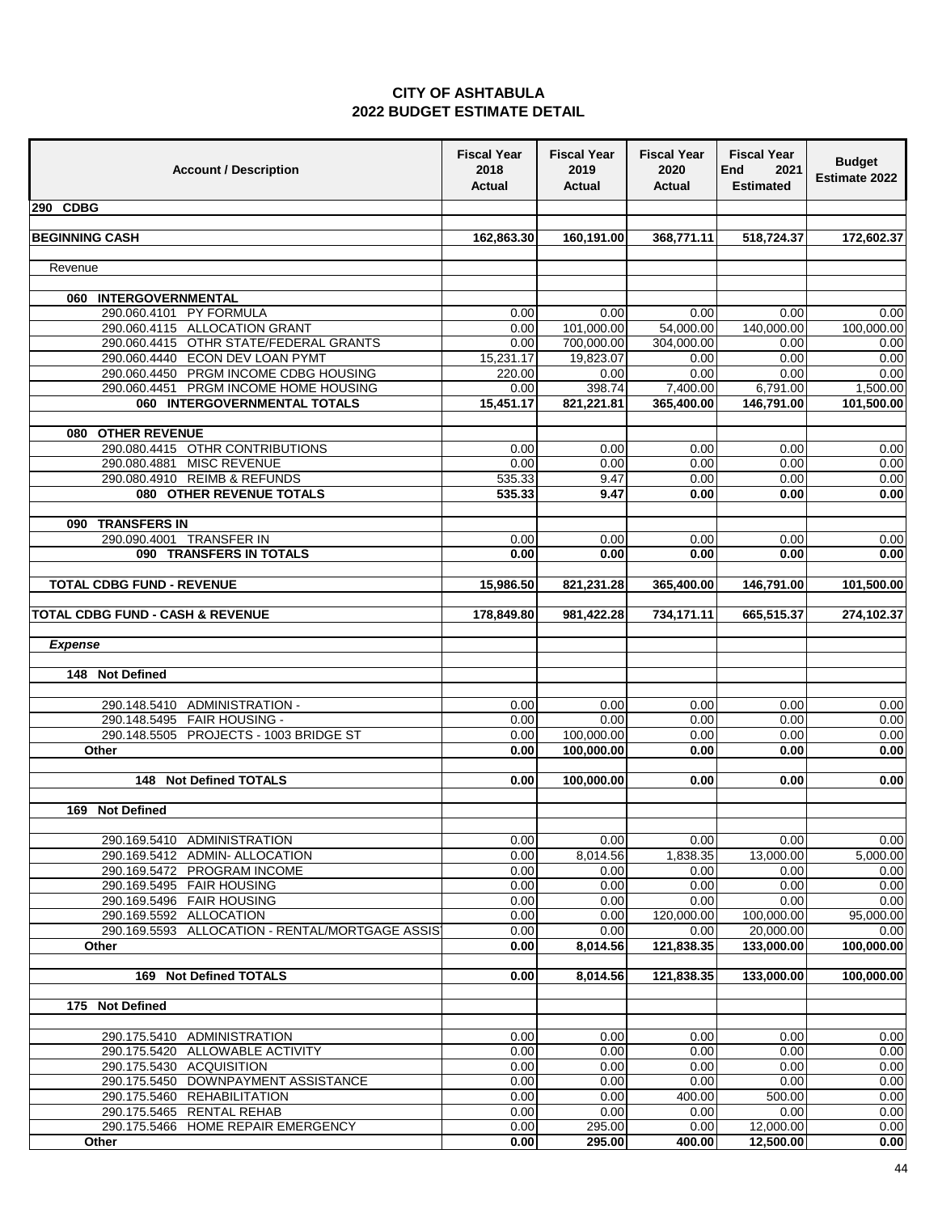# CITY OF ASHTABULA
## 2022 BUDGET ESTIMATE DETAIL

| Account / Description | Fiscal Year 2018 Actual | Fiscal Year 2019 Actual | Fiscal Year 2020 Actual | Fiscal Year End 2021 Estimated | Budget Estimate 2022 |
|---|---|---|---|---|---|
| **290 CDBG** | | | | | |
| **BEGINNING CASH** | **162,863.30** | **160,191.00** | **368,771.11** | **518,724.37** | **172,602.37** |
| Revenue | | | | | |
| **060 INTERGOVERNMENTAL** | | | | | |
| 290.060.4101 PY FORMULA | 0.00 | 0.00 | 0.00 | 0.00 | 0.00 |
| 290.060.4115 ALLOCATION GRANT | 0.00 | 101,000.00 | 54,000.00 | 140,000.00 | 100,000.00 |
| 290.060.4415 OTHR STATE/FEDERAL GRANTS | 0.00 | 700,000.00 | 304,000.00 | 0.00 | 0.00 |
| 290.060.4440 ECON DEV LOAN PYMT | 15,231.17 | 19,823.07 | 0.00 | 0.00 | 0.00 |
| 290.060.4450 PRGM INCOME CDBG HOUSING | 220.00 | 0.00 | 0.00 | 0.00 | 0.00 |
| 290.060.4451 PRGM INCOME HOME HOUSING | 0.00 | 398.74 | 7,400.00 | 6,791.00 | 1,500.00 |
| **060 INTERGOVERNMENTAL TOTALS** | **15,451.17** | **821,221.81** | **365,400.00** | **146,791.00** | **101,500.00** |
| **080 OTHER REVENUE** | | | | | |
| 290.080.4415 OTHR CONTRIBUTIONS | 0.00 | 0.00 | 0.00 | 0.00 | 0.00 |
| 290.080.4881 MISC REVENUE | 0.00 | 0.00 | 0.00 | 0.00 | 0.00 |
| 290.080.4910 REIMB & REFUNDS | 535.33 | 9.47 | 0.00 | 0.00 | 0.00 |
| **080 OTHER REVENUE TOTALS** | **535.33** | **9.47** | **0.00** | **0.00** | **0.00** |
| **090 TRANSFERS IN** | | | | | |
| 290.090.4001 TRANSFER IN | 0.00 | 0.00 | 0.00 | 0.00 | 0.00 |
| **090 TRANSFERS IN TOTALS** | **0.00** | **0.00** | **0.00** | **0.00** | **0.00** |
| **TOTAL CDBG FUND - REVENUE** | **15,986.50** | **821,231.28** | **365,400.00** | **146,791.00** | **101,500.00** |
| **TOTAL CDBG FUND - CASH & REVENUE** | **178,849.80** | **981,422.28** | **734,171.11** | **665,515.37** | **274,102.37** |
| ***Expense*** | | | | | |
| **148 Not Defined** | | | | | |
| 290.148.5410 ADMINISTRATION - | 0.00 | 0.00 | 0.00 | 0.00 | 0.00 |
| 290.148.5495 FAIR HOUSING - | 0.00 | 0.00 | 0.00 | 0.00 | 0.00 |
| 290.148.5505 PROJECTS - 1003 BRIDGE ST | 0.00 | 100,000.00 | 0.00 | 0.00 | 0.00 |
| **Other** | **0.00** | **100,000.00** | **0.00** | **0.00** | **0.00** |
| **148 Not Defined TOTALS** | **0.00** | **100,000.00** | **0.00** | **0.00** | **0.00** |
| **169 Not Defined** | | | | | |
| 290.169.5410 ADMINISTRATION | 0.00 | 0.00 | 0.00 | 0.00 | 0.00 |
| 290.169.5412 ADMIN- ALLOCATION | 0.00 | 8,014.56 | 1,838.35 | 13,000.00 | 5,000.00 |
| 290.169.5472 PROGRAM INCOME | 0.00 | 0.00 | 0.00 | 0.00 | 0.00 |
| 290.169.5495 FAIR HOUSING | 0.00 | 0.00 | 0.00 | 0.00 | 0.00 |
| 290.169.5496 FAIR HOUSING | 0.00 | 0.00 | 0.00 | 0.00 | 0.00 |
| 290.169.5592 ALLOCATION | 0.00 | 0.00 | 120,000.00 | 100,000.00 | 95,000.00 |
| 290.169.5593 ALLOCATION - RENTAL/MORTGAGE ASSIST | 0.00 | 0.00 | 0.00 | 20,000.00 | 0.00 |
| **Other** | **0.00** | **8,014.56** | **121,838.35** | **133,000.00** | **100,000.00** |
| **169 Not Defined TOTALS** | **0.00** | **8,014.56** | **121,838.35** | **133,000.00** | **100,000.00** |
| **175 Not Defined** | | | | | |
| 290.175.5410 ADMINISTRATION | 0.00 | 0.00 | 0.00 | 0.00 | 0.00 |
| 290.175.5420 ALLOWABLE ACTIVITY | 0.00 | 0.00 | 0.00 | 0.00 | 0.00 |
| 290.175.5430 ACQUISITION | 0.00 | 0.00 | 0.00 | 0.00 | 0.00 |
| 290.175.5450 DOWNPAYMENT ASSISTANCE | 0.00 | 0.00 | 0.00 | 0.00 | 0.00 |
| 290.175.5460 REHABILITATION | 0.00 | 0.00 | 400.00 | 500.00 | 0.00 |
| 290.175.5465 RENTAL REHAB | 0.00 | 0.00 | 0.00 | 0.00 | 0.00 |
| 290.175.5466 HOME REPAIR EMERGENCY | 0.00 | 295.00 | 0.00 | 12,000.00 | 0.00 |
| **Other** | **0.00** | **295.00** | **400.00** | **12,500.00** | **0.00** |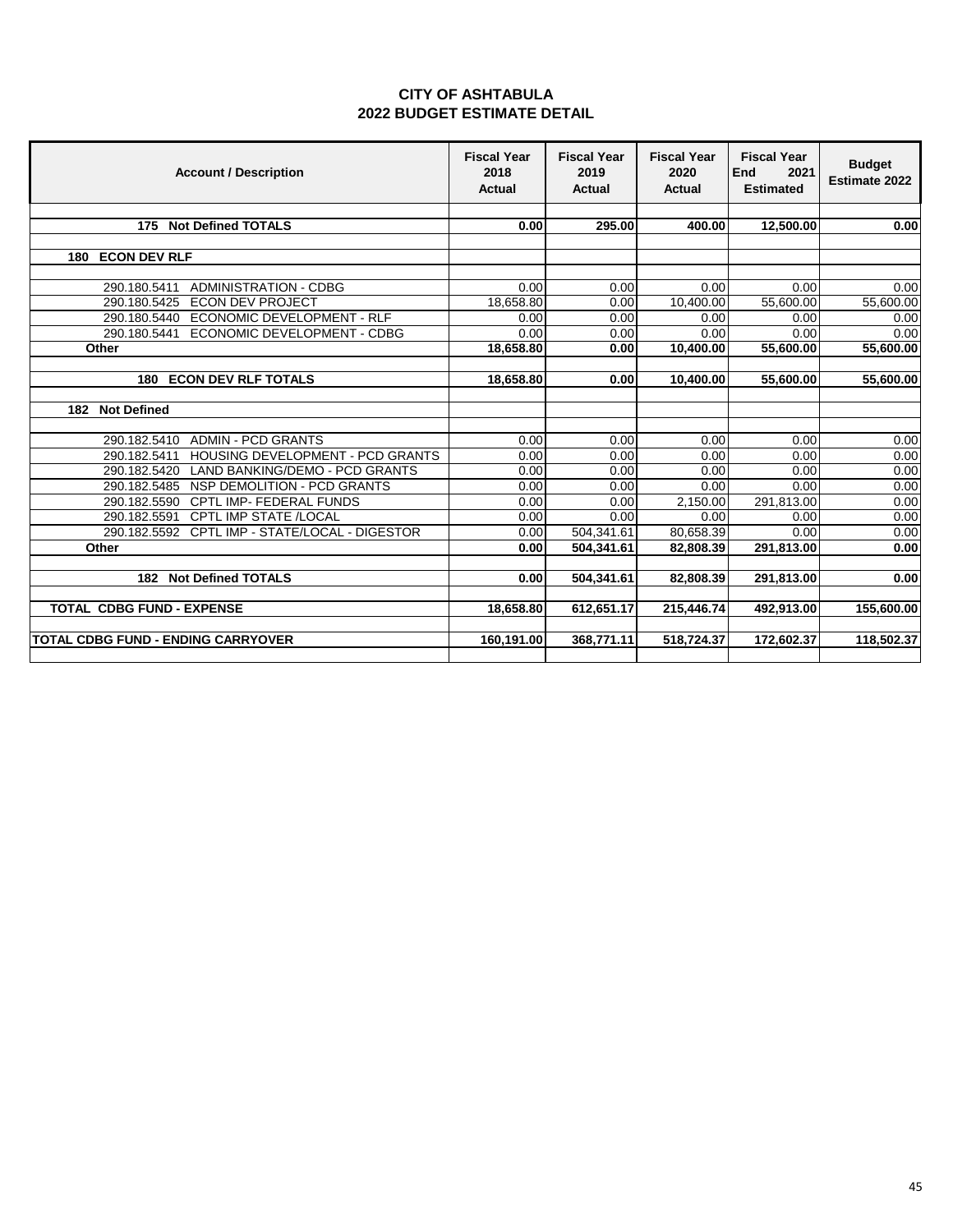# CITY OF ASHTABULA
## 2022 BUDGET ESTIMATE DETAIL

| Account / Description | Fiscal Year 2018 Actual | Fiscal Year 2019 Actual | Fiscal Year 2020 Actual | Fiscal Year End 2021 Estimated | Budget Estimate 2022 |
|---|---|---|---|---|---|
| **175 Not Defined TOTALS** | **0.00** | **295.00** | **400.00** | **12,500.00** | **0.00** |
| **180 ECON DEV RLF** | | | | | |
| 290.180.5411 ADMINISTRATION - CDBG | 0.00 | 0.00 | 0.00 | 0.00 | 0.00 |
| 290.180.5425 ECON DEV PROJECT | 18,658.80 | 0.00 | 10,400.00 | 55,600.00 | 55,600.00 |
| 290.180.5440 ECONOMIC DEVELOPMENT - RLF | 0.00 | 0.00 | 0.00 | 0.00 | 0.00 |
| 290.180.5441 ECONOMIC DEVELOPMENT - CDBG | 0.00 | 0.00 | 0.00 | 0.00 | 0.00 |
| **Other** | **18,658.80** | **0.00** | **10,400.00** | **55,600.00** | **55,600.00** |
| **180 ECON DEV RLF TOTALS** | **18,658.80** | **0.00** | **10,400.00** | **55,600.00** | **55,600.00** |
| **182 Not Defined** | | | | | |
| 290.182.5410 ADMIN - PCD GRANTS | 0.00 | 0.00 | 0.00 | 0.00 | 0.00 |
| 290.182.5411 HOUSING DEVELOPMENT - PCD GRANTS | 0.00 | 0.00 | 0.00 | 0.00 | 0.00 |
| 290.182.5420 LAND BANKING/DEMO - PCD GRANTS | 0.00 | 0.00 | 0.00 | 0.00 | 0.00 |
| 290.182.5485 NSP DEMOLITION - PCD GRANTS | 0.00 | 0.00 | 0.00 | 0.00 | 0.00 |
| 290.182.5590 CPTL IMP- FEDERAL FUNDS | 0.00 | 0.00 | 2,150.00 | 291,813.00 | 0.00 |
| 290.182.5591 CPTL IMP STATE /LOCAL | 0.00 | 0.00 | 0.00 | 0.00 | 0.00 |
| 290.182.5592 CPTL IMP - STATE/LOCAL - DIGESTOR | 0.00 | 504,341.61 | 80,658.39 | 0.00 | 0.00 |
| **Other** | **0.00** | **504,341.61** | **82,808.39** | **291,813.00** | **0.00** |
| **182 Not Defined TOTALS** | **0.00** | **504,341.61** | **82,808.39** | **291,813.00** | **0.00** |
| **TOTAL CDBG FUND - EXPENSE** | **18,658.80** | **612,651.17** | **215,446.74** | **492,913.00** | **155,600.00** |
| **TOTAL CDBG FUND - ENDING CARRYOVER** | **160,191.00** | **368,771.11** | **518,724.37** | **172,602.37** | **118,502.37** |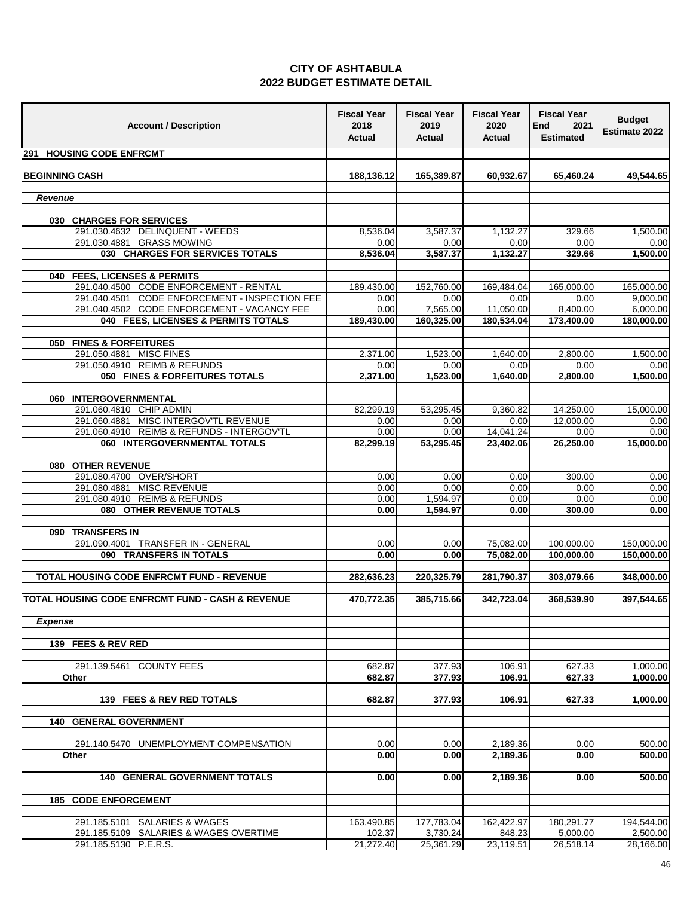# CITY OF ASHTABULA
## 2022 BUDGET ESTIMATE DETAIL

| Account / Description | Fiscal Year 2018 Actual | Fiscal Year 2019 Actual | Fiscal Year 2020 Actual | Fiscal Year End 2021 Estimated | Budget Estimate 2022 |
|---|---|---|---|---|---|
| **291 HOUSING CODE ENFRCMT** | | | | | |
| **BEGINNING CASH** | **188,136.12** | **165,389.87** | **60,932.67** | **65,460.24** | **49,544.65** |
| ***Revenue*** | | | | | |
| **030 CHARGES FOR SERVICES** | | | | | |
| 291.030.4632 DELINQUENT - WEEDS | 8,536.04 | 3,587.37 | 1,132.27 | 329.66 | 1,500.00 |
| 291.030.4881 GRASS MOWING | 0.00 | 0.00 | 0.00 | 0.00 | 0.00 |
| **030 CHARGES FOR SERVICES TOTALS** | **8,536.04** | **3,587.37** | **1,132.27** | **329.66** | **1,500.00** |
| **040 FEES, LICENSES & PERMITS** | | | | | |
| 291.040.4500 CODE ENFORCEMENT - RENTAL | 189,430.00 | 152,760.00 | 169,484.04 | 165,000.00 | 165,000.00 |
| 291.040.4501 CODE ENFORCEMENT - INSPECTION FEE | 0.00 | 0.00 | 0.00 | 0.00 | 9,000.00 |
| 291.040.4502 CODE ENFORCEMENT - VACANCY FEE | 0.00 | 7,565.00 | 11,050.00 | 8,400.00 | 6,000.00 |
| **040 FEES, LICENSES & PERMITS TOTALS** | **189,430.00** | **160,325.00** | **180,534.04** | **173,400.00** | **180,000.00** |
| **050 FINES & FORFEITURES** | | | | | |
| 291.050.4881 MISC FINES | 2,371.00 | 1,523.00 | 1,640.00 | 2,800.00 | 1,500.00 |
| 291.050.4910 REIMB & REFUNDS | 0.00 | 0.00 | 0.00 | 0.00 | 0.00 |
| **050 FINES & FORFEITURES TOTALS** | **2,371.00** | **1,523.00** | **1,640.00** | **2,800.00** | **1,500.00** |
| **060 INTERGOVERNMENTAL** | | | | | |
| 291.060.4810 CHIP ADMIN | 82,299.19 | 53,295.45 | 9,360.82 | 14,250.00 | 15,000.00 |
| 291.060.4881 MISC INTERGOV'TL REVENUE | 0.00 | 0.00 | 0.00 | 12,000.00 | 0.00 |
| 291.060.4910 REIMB & REFUNDS - INTERGOV'TL | 0.00 | 0.00 | 14,041.24 | 0.00 | 0.00 |
| **060 INTERGOVERNMENTAL TOTALS** | **82,299.19** | **53,295.45** | **23,402.06** | **26,250.00** | **15,000.00** |
| **080 OTHER REVENUE** | | | | | |
| 291.080.4700 OVER/SHORT | 0.00 | 0.00 | 0.00 | 300.00 | 0.00 |
| 291.080.4881 MISC REVENUE | 0.00 | 0.00 | 0.00 | 0.00 | 0.00 |
| 291.080.4910 REIMB & REFUNDS | 0.00 | 1,594.97 | 0.00 | 0.00 | 0.00 |
| **080 OTHER REVENUE TOTALS** | **0.00** | **1,594.97** | **0.00** | **300.00** | **0.00** |
| **090 TRANSFERS IN** | | | | | |
| 291.090.4001 TRANSFER IN - GENERAL | 0.00 | 0.00 | 75,082.00 | 100,000.00 | 150,000.00 |
| **090 TRANSFERS IN TOTALS** | **0.00** | **0.00** | **75,082.00** | **100,000.00** | **150,000.00** |
| **TOTAL HOUSING CODE ENFRCMT FUND - REVENUE** | **282,636.23** | **220,325.79** | **281,790.37** | **303,079.66** | **348,000.00** |
| **TOTAL HOUSING CODE ENFRCMT FUND - CASH & REVENUE** | **470,772.35** | **385,715.66** | **342,723.04** | **368,539.90** | **397,544.65** |
| ***Expense*** | | | | | |
| **139 FEES & REV RED** | | | | | |
| 291.139.5461 COUNTY FEES | 682.87 | 377.93 | 106.91 | 627.33 | 1,000.00 |
| **Other** | **682.87** | **377.93** | **106.91** | **627.33** | **1,000.00** |
| **139 FEES & REV RED TOTALS** | **682.87** | **377.93** | **106.91** | **627.33** | **1,000.00** |
| **140 GENERAL GOVERNMENT** | | | | | |
| 291.140.5470 UNEMPLOYMENT COMPENSATION | 0.00 | 0.00 | 2,189.36 | 0.00 | 500.00 |
| **Other** | **0.00** | **0.00** | **2,189.36** | **0.00** | **500.00** |
| **140 GENERAL GOVERNMENT TOTALS** | **0.00** | **0.00** | **2,189.36** | **0.00** | **500.00** |
| **185 CODE ENFORCEMENT** | | | | | |
| 291.185.5101 SALARIES & WAGES | 163,490.85 | 177,783.04 | 162,422.97 | 180,291.77 | 194,544.00 |
| 291.185.5109 SALARIES & WAGES OVERTIME | 102.37 | 3,730.24 | 848.23 | 5,000.00 | 2,500.00 |
| 291.185.5130 P.E.R.S. | 21,272.40 | 25,361.29 | 23,119.51 | 26,518.14 | 28,166.00 |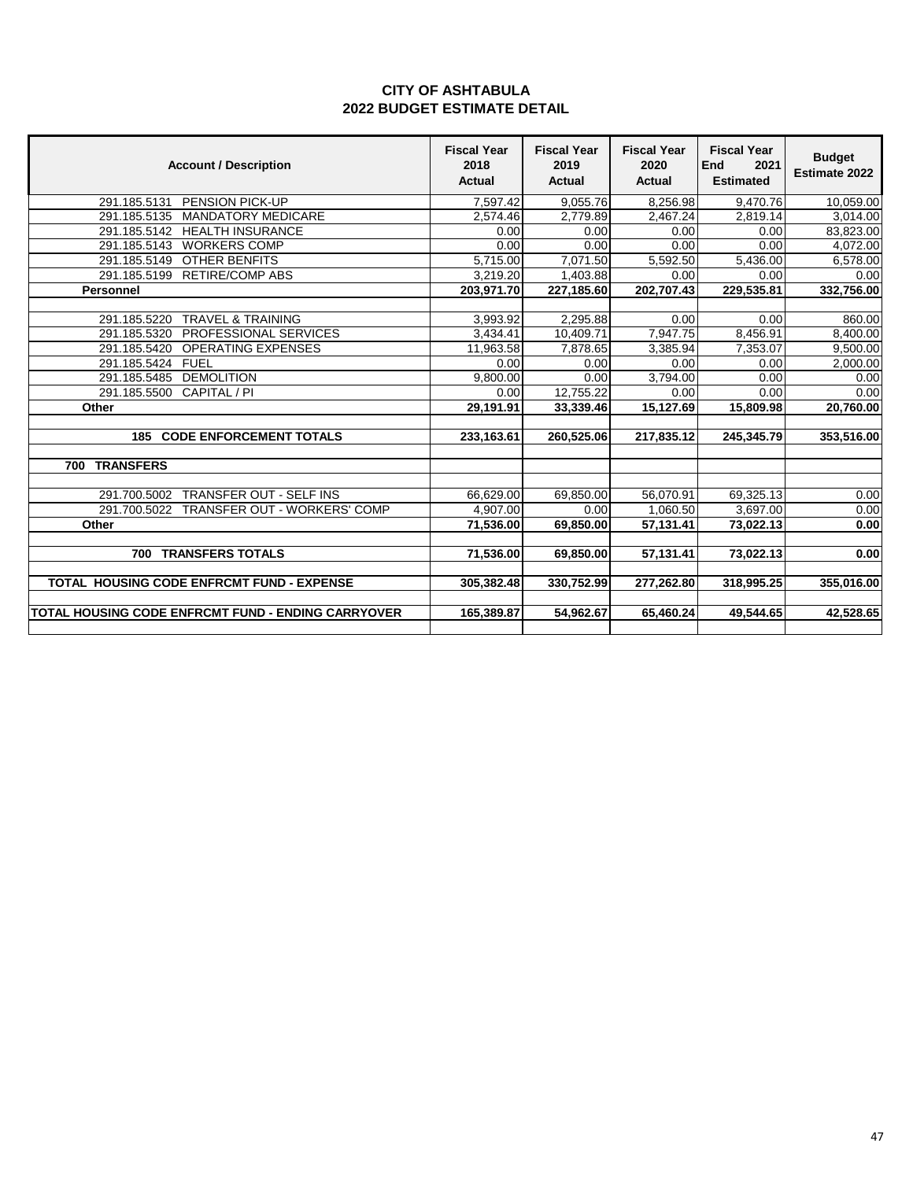# CITY OF ASHTABULA
## 2022 BUDGET ESTIMATE DETAIL

| Account / Description | Fiscal Year 2018 Actual | Fiscal Year 2019 Actual | Fiscal Year 2020 Actual | Fiscal Year End 2021 Estimated | Budget Estimate 2022 |
|---|---|---|---|---|---|
| 291.185.5131 PENSION PICK-UP | 7,597.42 | 9,055.76 | 8,256.98 | 9,470.76 | 10,059.00 |
| 291.185.5135 MANDATORY MEDICARE | 2,574.46 | 2,779.89 | 2,467.24 | 2,819.14 | 3,014.00 |
| 291.185.5142 HEALTH INSURANCE | 0.00 | 0.00 | 0.00 | 0.00 | 83,823.00 |
| 291.185.5143 WORKERS COMP | 0.00 | 0.00 | 0.00 | 0.00 | 4,072.00 |
| 291.185.5149 OTHER BENFITS | 5,715.00 | 7,071.50 | 5,592.50 | 5,436.00 | 6,578.00 |
| 291.185.5199 RETIRE/COMP ABS | 3,219.20 | 1,403.88 | 0.00 | 0.00 | 0.00 |
| **Personnel** | **203,971.70** | **227,185.60** | **202,707.43** | **229,535.81** | **332,756.00** |
| | | | | | |
| 291.185.5220 TRAVEL & TRAINING | 3,993.92 | 2,295.88 | 0.00 | 0.00 | 860.00 |
| 291.185.5320 PROFESSIONAL SERVICES | 3,434.41 | 10,409.71 | 7,947.75 | 8,456.91 | 8,400.00 |
| 291.185.5420 OPERATING EXPENSES | 11,963.58 | 7,878.65 | 3,385.94 | 7,353.07 | 9,500.00 |
| 291.185.5424 FUEL | 0.00 | 0.00 | 0.00 | 0.00 | 2,000.00 |
| 291.185.5485 DEMOLITION | 9,800.00 | 0.00 | 3,794.00 | 0.00 | 0.00 |
| 291.185.5500 CAPITAL / PI | 0.00 | 12,755.22 | 0.00 | 0.00 | 0.00 |
| **Other** | **29,191.91** | **33,339.46** | **15,127.69** | **15,809.98** | **20,760.00** |
| | | | | | |
| **185 CODE ENFORCEMENT TOTALS** | **233,163.61** | **260,525.06** | **217,835.12** | **245,345.79** | **353,516.00** |
| | | | | | |
| **700 TRANSFERS** | | | | | |
| | | | | | |
| 291.700.5002 TRANSFER OUT - SELF INS | 66,629.00 | 69,850.00 | 56,070.91 | 69,325.13 | 0.00 |
| 291.700.5022 TRANSFER OUT - WORKERS' COMP | 4,907.00 | 0.00 | 1,060.50 | 3,697.00 | 0.00 |
| **Other** | **71,536.00** | **69,850.00** | **57,131.41** | **73,022.13** | **0.00** |
| | | | | | |
| **700 TRANSFERS TOTALS** | **71,536.00** | **69,850.00** | **57,131.41** | **73,022.13** | **0.00** |
| | | | | | |
| **TOTAL HOUSING CODE ENFRCMT FUND - EXPENSE** | **305,382.48** | **330,752.99** | **277,262.80** | **318,995.25** | **355,016.00** |
| | | | | | |
| **TOTAL HOUSING CODE ENFRCMT FUND - ENDING CARRYOVER** | **165,389.87** | **54,962.67** | **65,460.24** | **49,544.65** | **42,528.65** |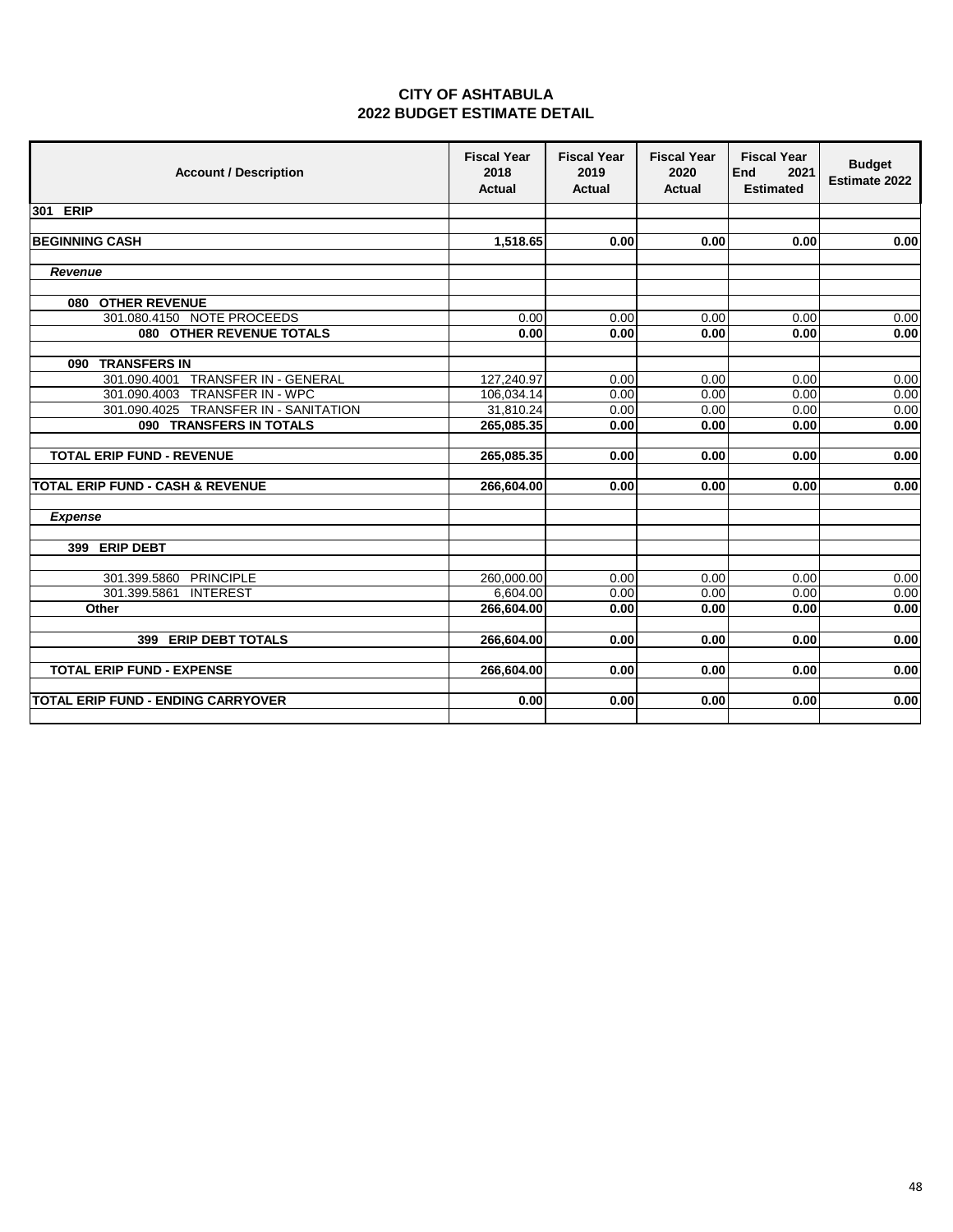# CITY OF ASHTABULA
## 2022 BUDGET ESTIMATE DETAIL

| Account / Description | Fiscal Year 2018 Actual | Fiscal Year 2019 Actual | Fiscal Year 2020 Actual | Fiscal Year End 2021 Estimated | Budget Estimate 2022 |
|---|---|---|---|---|---|
| **301 ERIP** | | | | | |
| | | | | | |
| **BEGINNING CASH** | **1,518.65** | **0.00** | **0.00** | **0.00** | **0.00** |
| | | | | | |
| ***Revenue*** | | | | | |
| | | | | | |
| **080 OTHER REVENUE** | | | | | |
| 301.080.4150 NOTE PROCEEDS | 0.00 | 0.00 | 0.00 | 0.00 | 0.00 |
| **080 OTHER REVENUE TOTALS** | **0.00** | **0.00** | **0.00** | **0.00** | **0.00** |
| | | | | | |
| **090 TRANSFERS IN** | | | | | |
| 301.090.4001 TRANSFER IN - GENERAL | 127,240.97 | 0.00 | 0.00 | 0.00 | 0.00 |
| 301.090.4003 TRANSFER IN - WPC | 106,034.14 | 0.00 | 0.00 | 0.00 | 0.00 |
| 301.090.4025 TRANSFER IN - SANITATION | 31,810.24 | 0.00 | 0.00 | 0.00 | 0.00 |
| **090 TRANSFERS IN TOTALS** | **265,085.35** | **0.00** | **0.00** | **0.00** | **0.00** |
| | | | | | |
| **TOTAL ERIP FUND - REVENUE** | **265,085.35** | **0.00** | **0.00** | **0.00** | **0.00** |
| | | | | | |
| **TOTAL ERIP FUND - CASH & REVENUE** | **266,604.00** | **0.00** | **0.00** | **0.00** | **0.00** |
| | | | | | |
| ***Expense*** | | | | | |
| | | | | | |
| **399 ERIP DEBT** | | | | | |
| | | | | | |
| 301.399.5860 PRINCIPLE | 260,000.00 | 0.00 | 0.00 | 0.00 | 0.00 |
| 301.399.5861 INTEREST | 6,604.00 | 0.00 | 0.00 | 0.00 | 0.00 |
| **Other** | **266,604.00** | **0.00** | **0.00** | **0.00** | **0.00** |
| | | | | | |
| **399 ERIP DEBT TOTALS** | **266,604.00** | **0.00** | **0.00** | **0.00** | **0.00** |
| | | | | | |
| **TOTAL ERIP FUND - EXPENSE** | **266,604.00** | **0.00** | **0.00** | **0.00** | **0.00** |
| | | | | | |
| **TOTAL ERIP FUND - ENDING CARRYOVER** | **0.00** | **0.00** | **0.00** | **0.00** | **0.00** |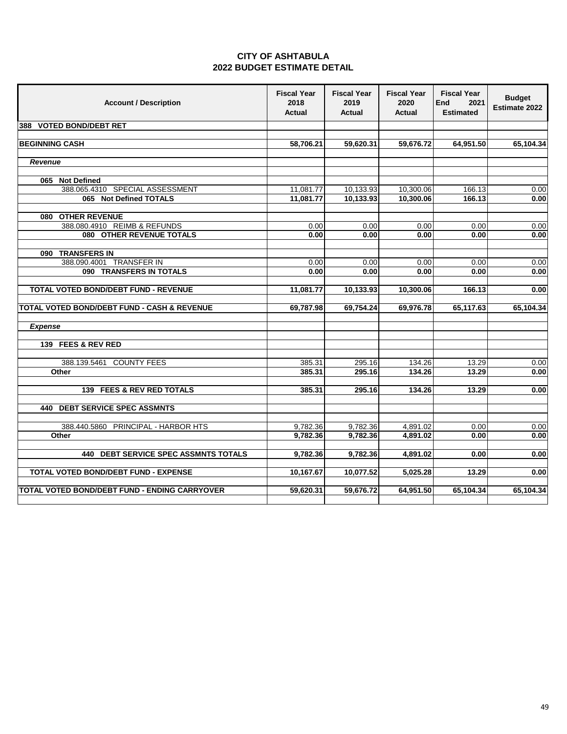# CITY OF ASHTABULA
## 2022 BUDGET ESTIMATE DETAIL

| Account / Description | Fiscal Year 2018 Actual | Fiscal Year 2019 Actual | Fiscal Year 2020 Actual | Fiscal Year End 2021 Estimated | Budget Estimate 2022 |
|---|---|---|---|---|---|
| **388 VOTED BOND/DEBT RET** | | | | | |
| | | | | | |
| **BEGINNING CASH** | **58,706.21** | **59,620.31** | **59,676.72** | **64,951.50** | **65,104.34** |
| | | | | | |
| ***Revenue*** | | | | | |
| | | | | | |
| **065 Not Defined** | | | | | |
| 388.065.4310 SPECIAL ASSESSMENT | 11,081.77 | 10,133.93 | 10,300.06 | 166.13 | 0.00 |
| **065 Not Defined TOTALS** | **11,081.77** | **10,133.93** | **10,300.06** | **166.13** | **0.00** |
| | | | | | |
| **080 OTHER REVENUE** | | | | | |
| 388.080.4910 REIMB & REFUNDS | 0.00 | 0.00 | 0.00 | 0.00 | 0.00 |
| **080 OTHER REVENUE TOTALS** | **0.00** | **0.00** | **0.00** | **0.00** | **0.00** |
| | | | | | |
| **090 TRANSFERS IN** | | | | | |
| 388.090.4001 TRANSFER IN | 0.00 | 0.00 | 0.00 | 0.00 | 0.00 |
| **090 TRANSFERS IN TOTALS** | **0.00** | **0.00** | **0.00** | **0.00** | **0.00** |
| | | | | | |
| **TOTAL VOTED BOND/DEBT FUND - REVENUE** | **11,081.77** | **10,133.93** | **10,300.06** | **166.13** | **0.00** |
| | | | | | |
| **TOTAL VOTED BOND/DEBT FUND - CASH & REVENUE** | **69,787.98** | **69,754.24** | **69,976.78** | **65,117.63** | **65,104.34** |
| | | | | | |
| ***Expense*** | | | | | |
| | | | | | |
| **139 FEES & REV RED** | | | | | |
| | | | | | |
| 388.139.5461 COUNTY FEES | 385.31 | 295.16 | 134.26 | 13.29 | 0.00 |
| **Other** | **385.31** | **295.16** | **134.26** | **13.29** | **0.00** |
| | | | | | |
| **139 FEES & REV RED TOTALS** | **385.31** | **295.16** | **134.26** | **13.29** | **0.00** |
| | | | | | |
| **440 DEBT SERVICE SPEC ASSMNTS** | | | | | |
| | | | | | |
| 388.440.5860 PRINCIPAL - HARBOR HTS | 9,782.36 | 9,782.36 | 4,891.02 | 0.00 | 0.00 |
| **Other** | **9,782.36** | **9,782.36** | **4,891.02** | **0.00** | **0.00** |
| | | | | | |
| **440 DEBT SERVICE SPEC ASSMNTS TOTALS** | **9,782.36** | **9,782.36** | **4,891.02** | **0.00** | **0.00** |
| | | | | | |
| **TOTAL VOTED BOND/DEBT FUND - EXPENSE** | **10,167.67** | **10,077.52** | **5,025.28** | **13.29** | **0.00** |
| | | | | | |
| **TOTAL VOTED BOND/DEBT FUND - ENDING CARRYOVER** | **59,620.31** | **59,676.72** | **64,951.50** | **65,104.34** | **65,104.34** |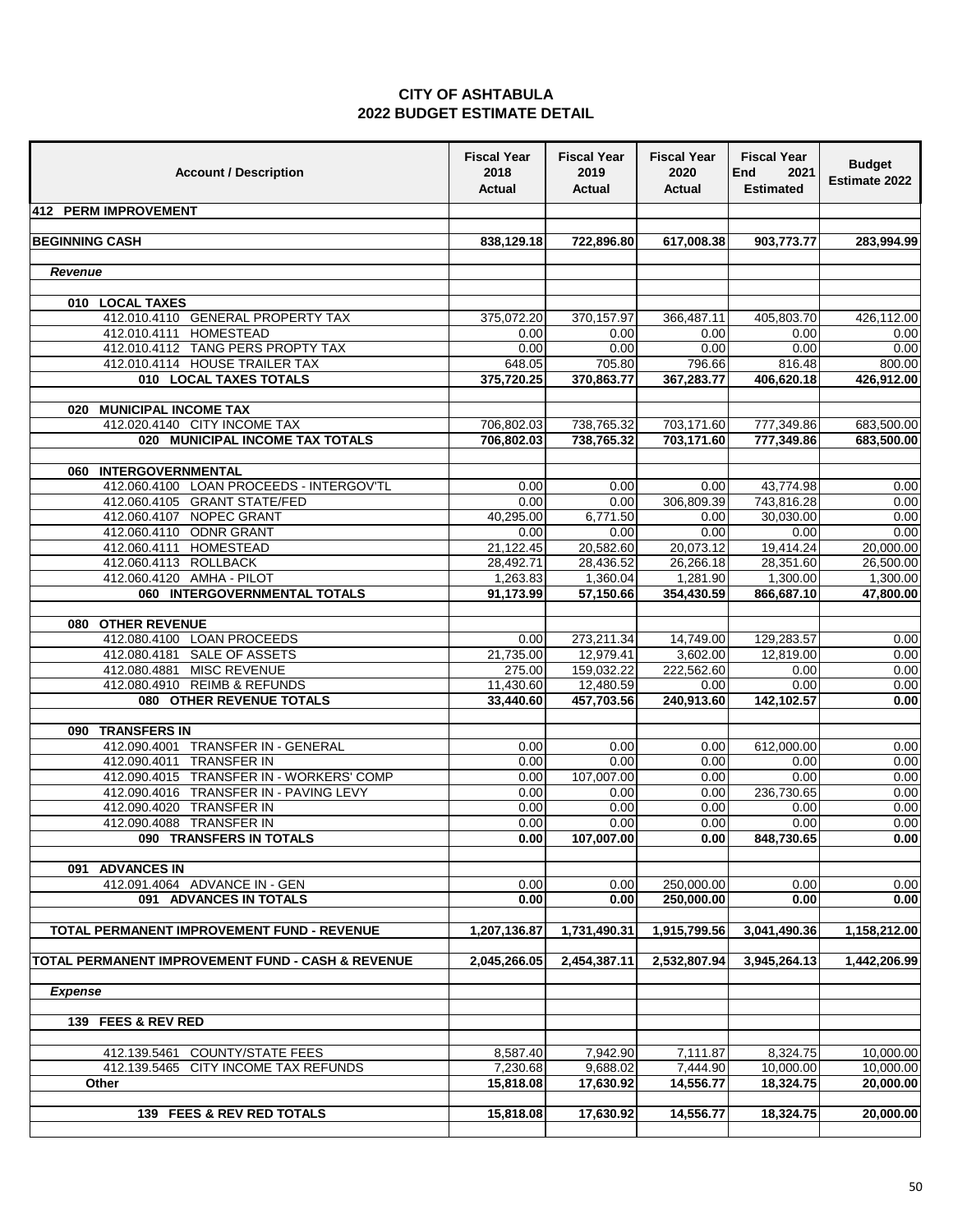# CITY OF ASHTABULA
## 2022 BUDGET ESTIMATE DETAIL

| Account / Description | Fiscal Year 2018 Actual | Fiscal Year 2019 Actual | Fiscal Year 2020 Actual | Fiscal Year End 2021 Estimated | Budget Estimate 2022 |
|---|---|---|---|---|---|
| **412 PERM IMPROVEMENT** | | | | | |
| | | | | | |
| **BEGINNING CASH** | **838,129.18** | **722,896.80** | **617,008.38** | **903,773.77** | **283,994.99** |
| | | | | | |
| ***Revenue*** | | | | | |
| | | | | | |
| **010 LOCAL TAXES** | | | | | |
| 412.010.4110 GENERAL PROPERTY TAX | 375,072.20 | 370,157.97 | 366,487.11 | 405,803.70 | 426,112.00 |
| 412.010.4111 HOMESTEAD | 0.00 | 0.00 | 0.00 | 0.00 | 0.00 |
| 412.010.4112 TANG PERS PROPTY TAX | 0.00 | 0.00 | 0.00 | 0.00 | 0.00 |
| 412.010.4114 HOUSE TRAILER TAX | 648.05 | 705.80 | 796.66 | 816.48 | 800.00 |
| **010 LOCAL TAXES TOTALS** | **375,720.25** | **370,863.77** | **367,283.77** | **406,620.18** | **426,912.00** |
| | | | | | |
| **020 MUNICIPAL INCOME TAX** | | | | | |
| 412.020.4140 CITY INCOME TAX | 706,802.03 | 738,765.32 | 703,171.60 | 777,349.86 | 683,500.00 |
| **020 MUNICIPAL INCOME TAX TOTALS** | **706,802.03** | **738,765.32** | **703,171.60** | **777,349.86** | **683,500.00** |
| | | | | | |
| **060 INTERGOVERNMENTAL** | | | | | |
| 412.060.4100 LOAN PROCEEDS - INTERGOV'TL | 0.00 | 0.00 | 0.00 | 43,774.98 | 0.00 |
| 412.060.4105 GRANT STATE/FED | 0.00 | 0.00 | 306,809.39 | 743,816.28 | 0.00 |
| 412.060.4107 NOPEC GRANT | 40,295.00 | 6,771.50 | 0.00 | 30,030.00 | 0.00 |
| 412.060.4110 ODNR GRANT | 0.00 | 0.00 | 0.00 | 0.00 | 0.00 |
| 412.060.4111 HOMESTEAD | 21,122.45 | 20,582.60 | 20,073.12 | 19,414.24 | 20,000.00 |
| 412.060.4113 ROLLBACK | 28,492.71 | 28,436.52 | 26,266.18 | 28,351.60 | 26,500.00 |
| 412.060.4120 AMHA - PILOT | 1,263.83 | 1,360.04 | 1,281.90 | 1,300.00 | 1,300.00 |
| **060 INTERGOVERNMENTAL TOTALS** | **91,173.99** | **57,150.66** | **354,430.59** | **866,687.10** | **47,800.00** |
| | | | | | |
| **080 OTHER REVENUE** | | | | | |
| 412.080.4100 LOAN PROCEEDS | 0.00 | 273,211.34 | 14,749.00 | 129,283.57 | 0.00 |
| 412.080.4181 SALE OF ASSETS | 21,735.00 | 12,979.41 | 3,602.00 | 12,819.00 | 0.00 |
| 412.080.4881 MISC REVENUE | 275.00 | 159,032.22 | 222,562.60 | 0.00 | 0.00 |
| 412.080.4910 REIMB & REFUNDS | 11,430.60 | 12,480.59 | 0.00 | 0.00 | 0.00 |
| **080 OTHER REVENUE TOTALS** | **33,440.60** | **457,703.56** | **240,913.60** | **142,102.57** | **0.00** |
| | | | | | |
| **090 TRANSFERS IN** | | | | | |
| 412.090.4001 TRANSFER IN - GENERAL | 0.00 | 0.00 | 0.00 | 612,000.00 | 0.00 |
| 412.090.4011 TRANSFER IN | 0.00 | 0.00 | 0.00 | 0.00 | 0.00 |
| 412.090.4015 TRANSFER IN - WORKERS' COMP | 0.00 | 107,007.00 | 0.00 | 0.00 | 0.00 |
| 412.090.4016 TRANSFER IN - PAVING LEVY | 0.00 | 0.00 | 0.00 | 236,730.65 | 0.00 |
| 412.090.4020 TRANSFER IN | 0.00 | 0.00 | 0.00 | 0.00 | 0.00 |
| 412.090.4088 TRANSFER IN | 0.00 | 0.00 | 0.00 | 0.00 | 0.00 |
| **090 TRANSFERS IN TOTALS** | **0.00** | **107,007.00** | **0.00** | **848,730.65** | **0.00** |
| | | | | | |
| **091 ADVANCES IN** | | | | | |
| 412.091.4064 ADVANCE IN - GEN | 0.00 | 0.00 | 250,000.00 | 0.00 | 0.00 |
| **091 ADVANCES IN TOTALS** | **0.00** | **0.00** | **250,000.00** | **0.00** | **0.00** |
| | | | | | |
| **TOTAL PERMANENT IMPROVEMENT FUND - REVENUE** | **1,207,136.87** | **1,731,490.31** | **1,915,799.56** | **3,041,490.36** | **1,158,212.00** |
| | | | | | |
| **TOTAL PERMANENT IMPROVEMENT FUND - CASH & REVENUE** | **2,045,266.05** | **2,454,387.11** | **2,532,807.94** | **3,945,264.13** | **1,442,206.99** |
| | | | | | |
| ***Expense*** | | | | | |
| | | | | | |
| **139 FEES & REV RED** | | | | | |
| | | | | | |
| 412.139.5461 COUNTY/STATE FEES | 8,587.40 | 7,942.90 | 7,111.87 | 8,324.75 | 10,000.00 |
| 412.139.5465 CITY INCOME TAX REFUNDS | 7,230.68 | 9,688.02 | 7,444.90 | 10,000.00 | 10,000.00 |
| **Other** | **15,818.08** | **17,630.92** | **14,556.77** | **18,324.75** | **20,000.00** |
| | | | | | |
| **139 FEES & REV RED TOTALS** | **15,818.08** | **17,630.92** | **14,556.77** | **18,324.75** | **20,000.00** |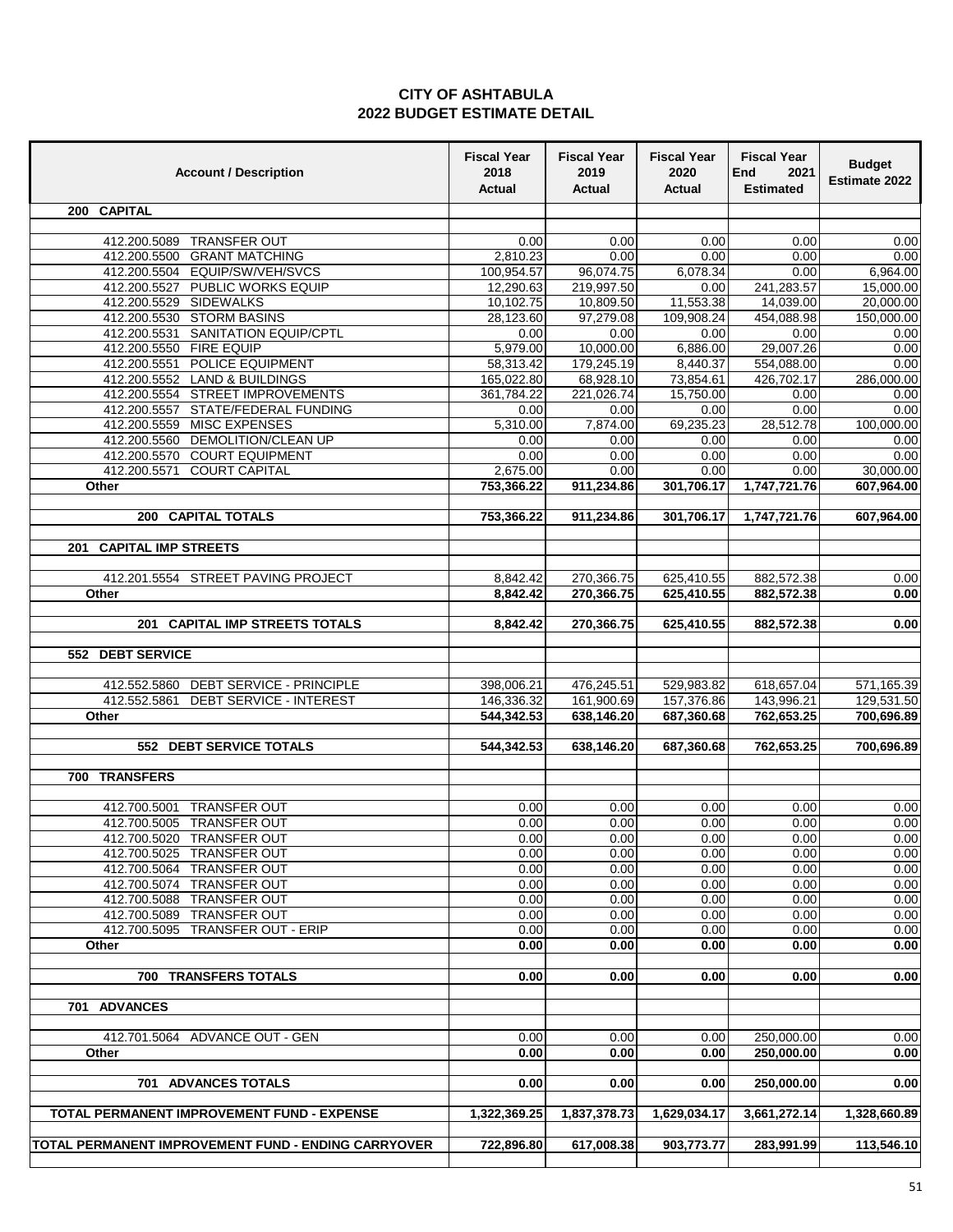## CITY OF ASHTABULA
## 2022 BUDGET ESTIMATE DETAIL

| Account / Description | Fiscal Year 2018 Actual | Fiscal Year 2019 Actual | Fiscal Year 2020 Actual | Fiscal Year End 2021 Estimated | Budget Estimate 2022 |
|---|---|---|---|---|---|
| **200 CAPITAL** | | | | | |
| 412.200.5089 TRANSFER OUT | 0.00 | 0.00 | 0.00 | 0.00 | 0.00 |
| 412.200.5500 GRANT MATCHING | 2,810.23 | 0.00 | 0.00 | 0.00 | 0.00 |
| 412.200.5504 EQUIP/SW/VEH/SVCS | 100,954.57 | 96,074.75 | 6,078.34 | 0.00 | 6,964.00 |
| 412.200.5527 PUBLIC WORKS EQUIP | 12,290.63 | 219,997.50 | 0.00 | 241,283.57 | 15,000.00 |
| 412.200.5529 SIDEWALKS | 10,102.75 | 10,809.50 | 11,553.38 | 14,039.00 | 20,000.00 |
| 412.200.5530 STORM BASINS | 28,123.60 | 97,279.08 | 109,908.24 | 454,088.98 | 150,000.00 |
| 412.200.5531 SANITATION EQUIP/CPTL | 0.00 | 0.00 | 0.00 | 0.00 | 0.00 |
| 412.200.5550 FIRE EQUIP | 5,979.00 | 10,000.00 | 6,886.00 | 29,007.26 | 0.00 |
| 412.200.5551 POLICE EQUIPMENT | 58,313.42 | 179,245.19 | 8,440.37 | 554,088.00 | 0.00 |
| 412.200.5552 LAND & BUILDINGS | 165,022.80 | 68,928.10 | 73,854.61 | 426,702.17 | 286,000.00 |
| 412.200.5554 STREET IMPROVEMENTS | 361,784.22 | 221,026.74 | 15,750.00 | 0.00 | 0.00 |
| 412.200.5557 STATE/FEDERAL FUNDING | 0.00 | 0.00 | 0.00 | 0.00 | 0.00 |
| 412.200.5559 MISC EXPENSES | 5,310.00 | 7,874.00 | 69,235.23 | 28,512.78 | 100,000.00 |
| 412.200.5560 DEMOLITION/CLEAN UP | 0.00 | 0.00 | 0.00 | 0.00 | 0.00 |
| 412.200.5570 COURT EQUIPMENT | 0.00 | 0.00 | 0.00 | 0.00 | 0.00 |
| 412.200.5571 COURT CAPITAL | 2,675.00 | 0.00 | 0.00 | 0.00 | 30,000.00 |
| **Other** | **753,366.22** | **911,234.86** | **301,706.17** | **1,747,721.76** | **607,964.00** |
| **200 CAPITAL TOTALS** | **753,366.22** | **911,234.86** | **301,706.17** | **1,747,721.76** | **607,964.00** |
| **201 CAPITAL IMP STREETS** | | | | | |
| 412.201.5554 STREET PAVING PROJECT | 8,842.42 | 270,366.75 | 625,410.55 | 882,572.38 | 0.00 |
| **Other** | **8,842.42** | **270,366.75** | **625,410.55** | **882,572.38** | **0.00** |
| **201 CAPITAL IMP STREETS TOTALS** | **8,842.42** | **270,366.75** | **625,410.55** | **882,572.38** | **0.00** |
| **552 DEBT SERVICE** | | | | | |
| 412.552.5860 DEBT SERVICE - PRINCIPLE | 398,006.21 | 476,245.51 | 529,983.82 | 618,657.04 | 571,165.39 |
| 412.552.5861 DEBT SERVICE - INTEREST | 146,336.32 | 161,900.69 | 157,376.86 | 143,996.21 | 129,531.50 |
| **Other** | **544,342.53** | **638,146.20** | **687,360.68** | **762,653.25** | **700,696.89** |
| **552 DEBT SERVICE TOTALS** | **544,342.53** | **638,146.20** | **687,360.68** | **762,653.25** | **700,696.89** |
| **700 TRANSFERS** | | | | | |
| 412.700.5001 TRANSFER OUT | 0.00 | 0.00 | 0.00 | 0.00 | 0.00 |
| 412.700.5005 TRANSFER OUT | 0.00 | 0.00 | 0.00 | 0.00 | 0.00 |
| 412.700.5020 TRANSFER OUT | 0.00 | 0.00 | 0.00 | 0.00 | 0.00 |
| 412.700.5025 TRANSFER OUT | 0.00 | 0.00 | 0.00 | 0.00 | 0.00 |
| 412.700.5064 TRANSFER OUT | 0.00 | 0.00 | 0.00 | 0.00 | 0.00 |
| 412.700.5074 TRANSFER OUT | 0.00 | 0.00 | 0.00 | 0.00 | 0.00 |
| 412.700.5088 TRANSFER OUT | 0.00 | 0.00 | 0.00 | 0.00 | 0.00 |
| 412.700.5089 TRANSFER OUT | 0.00 | 0.00 | 0.00 | 0.00 | 0.00 |
| 412.700.5095 TRANSFER OUT - ERIP | 0.00 | 0.00 | 0.00 | 0.00 | 0.00 |
| **Other** | **0.00** | **0.00** | **0.00** | **0.00** | **0.00** |
| **700 TRANSFERS TOTALS** | **0.00** | **0.00** | **0.00** | **0.00** | **0.00** |
| **701 ADVANCES** | | | | | |
| 412.701.5064 ADVANCE OUT - GEN | 0.00 | 0.00 | 0.00 | 250,000.00 | 0.00 |
| **Other** | **0.00** | **0.00** | **0.00** | **250,000.00** | **0.00** |
| **701 ADVANCES TOTALS** | **0.00** | **0.00** | **0.00** | **250,000.00** | **0.00** |
| **TOTAL PERMANENT IMPROVEMENT FUND - EXPENSE** | **1,322,369.25** | **1,837,378.73** | **1,629,034.17** | **3,661,272.14** | **1,328,660.89** |
| **TOTAL PERMANENT IMPROVEMENT FUND - ENDING CARRYOVER** | **722,896.80** | **617,008.38** | **903,773.77** | **283,991.99** | **113,546.10** |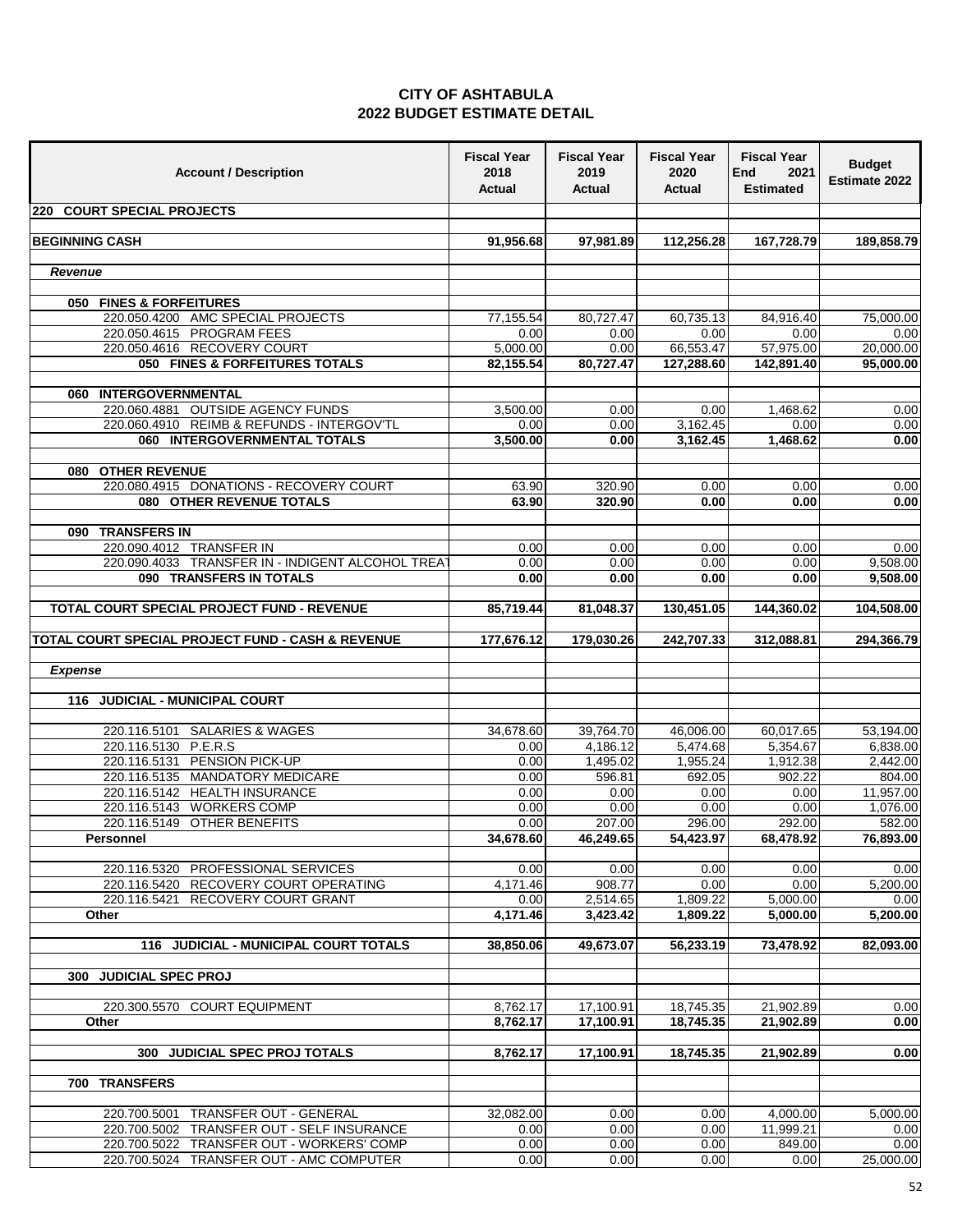# CITY OF ASHTABULA
## 2022 BUDGET ESTIMATE DETAIL

| Account / Description | Fiscal Year 2018 Actual | Fiscal Year 2019 Actual | Fiscal Year 2020 Actual | Fiscal Year End 2021 Estimated | Budget Estimate 2022 |
|---|---|---|---|---|---|
| **220 COURT SPECIAL PROJECTS** | | | | | |
| **BEGINNING CASH** | **91,956.68** | **97,981.89** | **112,256.28** | **167,728.79** | **189,858.79** |
| ***Revenue*** | | | | | |
| **050 FINES & FORFEITURES** | | | | | |
| 220.050.4200 AMC SPECIAL PROJECTS | 77,155.54 | 80,727.47 | 60,735.13 | 84,916.40 | 75,000.00 |
| 220.050.4615 PROGRAM FEES | 0.00 | 0.00 | 0.00 | 0.00 | 0.00 |
| 220.050.4616 RECOVERY COURT | 5,000.00 | 0.00 | 66,553.47 | 57,975.00 | 20,000.00 |
| **050 FINES & FORFEITURES TOTALS** | **82,155.54** | **80,727.47** | **127,288.60** | **142,891.40** | **95,000.00** |
| **060 INTERGOVERNMENTAL** | | | | | |
| 220.060.4881 OUTSIDE AGENCY FUNDS | 3,500.00 | 0.00 | 0.00 | 1,468.62 | 0.00 |
| 220.060.4910 REIMB & REFUNDS - INTERGOV'TL | 0.00 | 0.00 | 3,162.45 | 0.00 | 0.00 |
| **060 INTERGOVERNMENTAL TOTALS** | **3,500.00** | **0.00** | **3,162.45** | **1,468.62** | **0.00** |
| **080 OTHER REVENUE** | | | | | |
| 220.080.4915 DONATIONS - RECOVERY COURT | 63.90 | 320.90 | 0.00 | 0.00 | 0.00 |
| **080 OTHER REVENUE TOTALS** | **63.90** | **320.90** | **0.00** | **0.00** | **0.00** |
| **090 TRANSFERS IN** | | | | | |
| 220.090.4012 TRANSFER IN | 0.00 | 0.00 | 0.00 | 0.00 | 0.00 |
| 220.090.4033 TRANSFER IN - INDIGENT ALCOHOL TREAT | 0.00 | 0.00 | 0.00 | 0.00 | 9,508.00 |
| **090 TRANSFERS IN TOTALS** | **0.00** | **0.00** | **0.00** | **0.00** | **9,508.00** |
| **TOTAL COURT SPECIAL PROJECT FUND - REVENUE** | **85,719.44** | **81,048.37** | **130,451.05** | **144,360.02** | **104,508.00** |
| **TOTAL COURT SPECIAL PROJECT FUND - CASH & REVENUE** | **177,676.12** | **179,030.26** | **242,707.33** | **312,088.81** | **294,366.79** |
| ***Expense*** | | | | | |
| **116 JUDICIAL - MUNICIPAL COURT** | | | | | |
| 220.116.5101 SALARIES & WAGES | 34,678.60 | 39,764.70 | 46,006.00 | 60,017.65 | 53,194.00 |
| 220.116.5130 P.E.R.S | 0.00 | 4,186.12 | 5,474.68 | 5,354.67 | 6,838.00 |
| 220.116.5131 PENSION PICK-UP | 0.00 | 1,495.02 | 1,955.24 | 1,912.38 | 2,442.00 |
| 220.116.5135 MANDATORY MEDICARE | 0.00 | 596.81 | 692.05 | 902.22 | 804.00 |
| 220.116.5142 HEALTH INSURANCE | 0.00 | 0.00 | 0.00 | 0.00 | 11,957.00 |
| 220.116.5143 WORKERS COMP | 0.00 | 0.00 | 0.00 | 0.00 | 1,076.00 |
| 220.116.5149 OTHER BENEFITS | 0.00 | 207.00 | 296.00 | 292.00 | 582.00 |
| **Personnel** | **34,678.60** | **46,249.65** | **54,423.97** | **68,478.92** | **76,893.00** |
| 220.116.5320 PROFESSIONAL SERVICES | 0.00 | 0.00 | 0.00 | 0.00 | 0.00 |
| 220.116.5420 RECOVERY COURT OPERATING | 4,171.46 | 908.77 | 0.00 | 0.00 | 5,200.00 |
| 220.116.5421 RECOVERY COURT GRANT | 0.00 | 2,514.65 | 1,809.22 | 5,000.00 | 0.00 |
| **Other** | **4,171.46** | **3,423.42** | **1,809.22** | **5,000.00** | **5,200.00** |
| **116 JUDICIAL - MUNICIPAL COURT TOTALS** | **38,850.06** | **49,673.07** | **56,233.19** | **73,478.92** | **82,093.00** |
| **300 JUDICIAL SPEC PROJ** | | | | | |
| 220.300.5570 COURT EQUIPMENT | 8,762.17 | 17,100.91 | 18,745.35 | 21,902.89 | 0.00 |
| **Other** | **8,762.17** | **17,100.91** | **18,745.35** | **21,902.89** | **0.00** |
| **300 JUDICIAL SPEC PROJ TOTALS** | **8,762.17** | **17,100.91** | **18,745.35** | **21,902.89** | **0.00** |
| **700 TRANSFERS** | | | | | |
| 220.700.5001 TRANSFER OUT - GENERAL | 32,082.00 | 0.00 | 0.00 | 4,000.00 | 5,000.00 |
| 220.700.5002 TRANSFER OUT - SELF INSURANCE | 0.00 | 0.00 | 0.00 | 11,999.21 | 0.00 |
| 220.700.5022 TRANSFER OUT - WORKERS' COMP | 0.00 | 0.00 | 0.00 | 849.00 | 0.00 |
| 220.700.5024 TRANSFER OUT - AMC COMPUTER | 0.00 | 0.00 | 0.00 | 0.00 | 25,000.00 |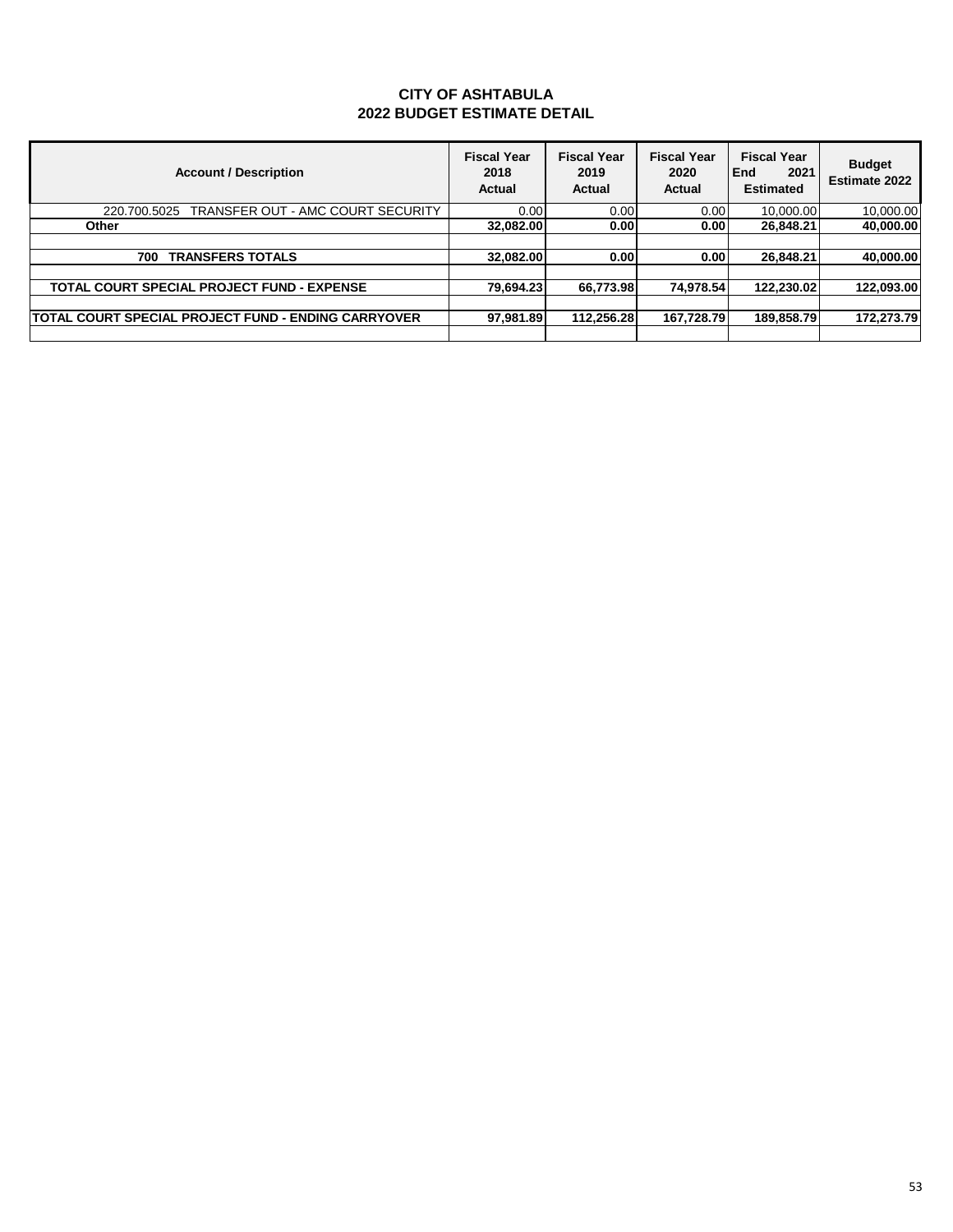# CITY OF ASHTABULA
## 2022 BUDGET ESTIMATE DETAIL

| Account / Description | Fiscal Year 2018 Actual | Fiscal Year 2019 Actual | Fiscal Year 2020 Actual | Fiscal Year End 2021 Estimated | Budget Estimate 2022 |
|---|---|---|---|---|---|
| 220.700.5025 TRANSFER OUT - AMC COURT SECURITY | 0.00 | 0.00 | 0.00 | 10,000.00 | 10,000.00 |
| **Other** | **32,082.00** | **0.00** | **0.00** | **26,848.21** | **40,000.00** |
| | | | | | |
| **700 TRANSFERS TOTALS** | **32,082.00** | **0.00** | **0.00** | **26,848.21** | **40,000.00** |
| | | | | | |
| **TOTAL COURT SPECIAL PROJECT FUND - EXPENSE** | **79,694.23** | **66,773.98** | **74,978.54** | **122,230.02** | **122,093.00** |
| | | | | | |
| **TOTAL COURT SPECIAL PROJECT FUND - ENDING CARRYOVER** | **97,981.89** | **112,256.28** | **167,728.79** | **189,858.79** | **172,273.79** |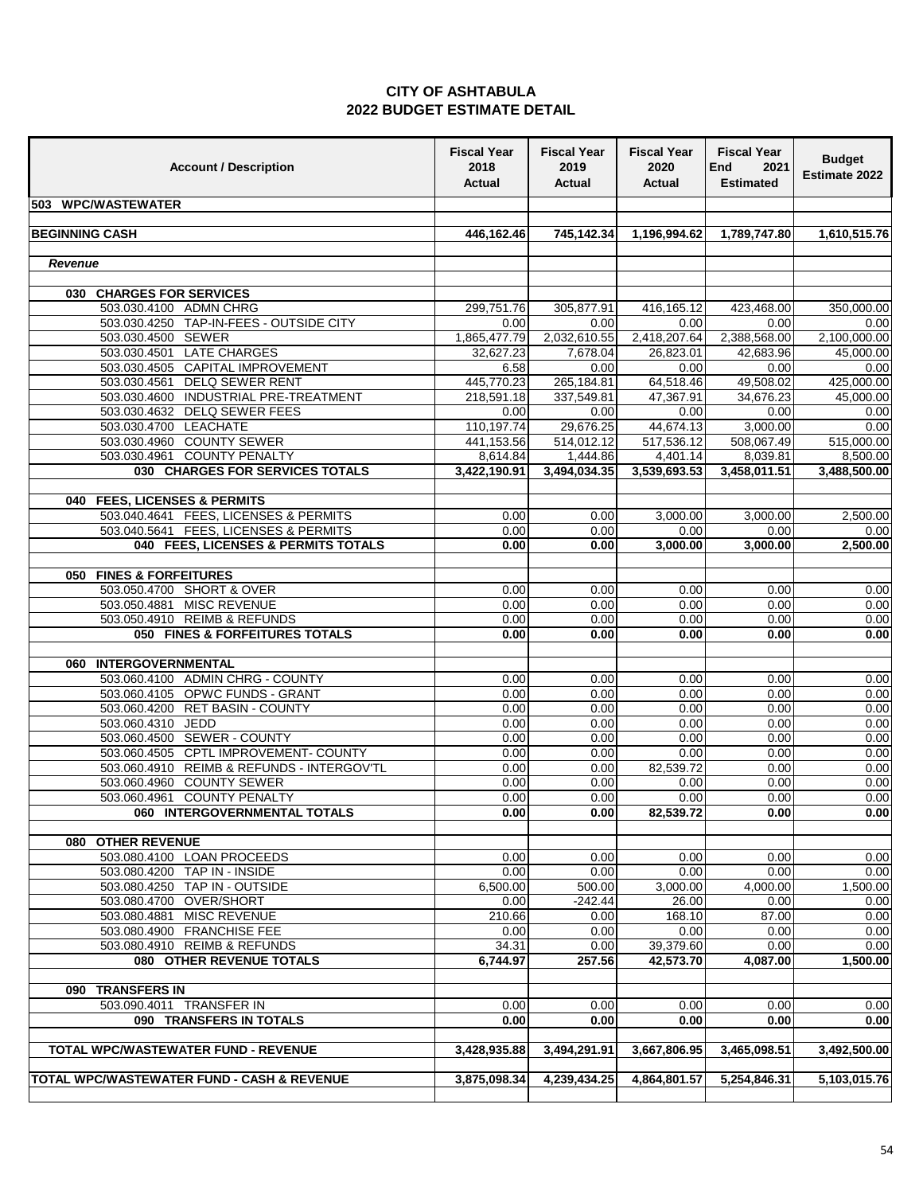# CITY OF ASHTABULA
## 2022 BUDGET ESTIMATE DETAIL

| Account / Description | Fiscal Year 2018 Actual | Fiscal Year 2019 Actual | Fiscal Year 2020 Actual | Fiscal Year End 2021 Estimated | Budget Estimate 2022 |
|---|---|---|---|---|---|
| **503 WPC/WASTEWATER** | | | | | |
| **BEGINNING CASH** | **446,162.46** | **745,142.34** | **1,196,994.62** | **1,789,747.80** | **1,610,515.76** |
| ***Revenue*** | | | | | |
| **030 CHARGES FOR SERVICES** | | | | | |
| 503.030.4100 ADMN CHRG | 299,751.76 | 305,877.91 | 416,165.12 | 423,468.00 | 350,000.00 |
| 503.030.4250 TAP-IN-FEES - OUTSIDE CITY | 0.00 | 0.00 | 0.00 | 0.00 | 0.00 |
| 503.030.4500 SEWER | 1,865,477.79 | 2,032,610.55 | 2,418,207.64 | 2,388,568.00 | 2,100,000.00 |
| 503.030.4501 LATE CHARGES | 32,627.23 | 7,678.04 | 26,823.01 | 42,683.96 | 45,000.00 |
| 503.030.4505 CAPITAL IMPROVEMENT | 6.58 | 0.00 | 0.00 | 0.00 | 0.00 |
| 503.030.4561 DELQ SEWER RENT | 445,770.23 | 265,184.81 | 64,518.46 | 49,508.02 | 425,000.00 |
| 503.030.4600 INDUSTRIAL PRE-TREATMENT | 218,591.18 | 337,549.81 | 47,367.91 | 34,676.23 | 45,000.00 |
| 503.030.4632 DELQ SEWER FEES | 0.00 | 0.00 | 0.00 | 0.00 | 0.00 |
| 503.030.4700 LEACHATE | 110,197.74 | 29,676.25 | 44,674.13 | 3,000.00 | 0.00 |
| 503.030.4960 COUNTY SEWER | 441,153.56 | 514,012.12 | 517,536.12 | 508,067.49 | 515,000.00 |
| 503.030.4961 COUNTY PENALTY | 8,614.84 | 1,444.86 | 4,401.14 | 8,039.81 | 8,500.00 |
| **030 CHARGES FOR SERVICES TOTALS** | **3,422,190.91** | **3,494,034.35** | **3,539,693.53** | **3,458,011.51** | **3,488,500.00** |
| **040 FEES, LICENSES & PERMITS** | | | | | |
| 503.040.4641 FEES, LICENSES & PERMITS | 0.00 | 0.00 | 3,000.00 | 3,000.00 | 2,500.00 |
| 503.040.5641 FEES, LICENSES & PERMITS | 0.00 | 0.00 | 0.00 | 0.00 | 0.00 |
| **040 FEES, LICENSES & PERMITS TOTALS** | **0.00** | **0.00** | **3,000.00** | **3,000.00** | **2,500.00** |
| **050 FINES & FORFEITURES** | | | | | |
| 503.050.4700 SHORT & OVER | 0.00 | 0.00 | 0.00 | 0.00 | 0.00 |
| 503.050.4881 MISC REVENUE | 0.00 | 0.00 | 0.00 | 0.00 | 0.00 |
| 503.050.4910 REIMB & REFUNDS | 0.00 | 0.00 | 0.00 | 0.00 | 0.00 |
| **050 FINES & FORFEITURES TOTALS** | **0.00** | **0.00** | **0.00** | **0.00** | **0.00** |
| **060 INTERGOVERNMENTAL** | | | | | |
| 503.060.4100 ADMIN CHRG - COUNTY | 0.00 | 0.00 | 0.00 | 0.00 | 0.00 |
| 503.060.4105 OPWC FUNDS - GRANT | 0.00 | 0.00 | 0.00 | 0.00 | 0.00 |
| 503.060.4200 RET BASIN - COUNTY | 0.00 | 0.00 | 0.00 | 0.00 | 0.00 |
| 503.060.4310 JEDD | 0.00 | 0.00 | 0.00 | 0.00 | 0.00 |
| 503.060.4500 SEWER - COUNTY | 0.00 | 0.00 | 0.00 | 0.00 | 0.00 |
| 503.060.4505 CPTL IMPROVEMENT- COUNTY | 0.00 | 0.00 | 0.00 | 0.00 | 0.00 |
| 503.060.4910 REIMB & REFUNDS - INTERGOV'TL | 0.00 | 0.00 | 82,539.72 | 0.00 | 0.00 |
| 503.060.4960 COUNTY SEWER | 0.00 | 0.00 | 0.00 | 0.00 | 0.00 |
| 503.060.4961 COUNTY PENALTY | 0.00 | 0.00 | 0.00 | 0.00 | 0.00 |
| **060 INTERGOVERNMENTAL TOTALS** | **0.00** | **0.00** | **82,539.72** | **0.00** | **0.00** |
| **080 OTHER REVENUE** | | | | | |
| 503.080.4100 LOAN PROCEEDS | 0.00 | 0.00 | 0.00 | 0.00 | 0.00 |
| 503.080.4200 TAP IN - INSIDE | 0.00 | 0.00 | 0.00 | 0.00 | 0.00 |
| 503.080.4250 TAP IN - OUTSIDE | 6,500.00 | 500.00 | 3,000.00 | 4,000.00 | 1,500.00 |
| 503.080.4700 OVER/SHORT | 0.00 | -242.44 | 26.00 | 0.00 | 0.00 |
| 503.080.4881 MISC REVENUE | 210.66 | 0.00 | 168.10 | 87.00 | 0.00 |
| 503.080.4900 FRANCHISE FEE | 0.00 | 0.00 | 0.00 | 0.00 | 0.00 |
| 503.080.4910 REIMB & REFUNDS | 34.31 | 0.00 | 39,379.60 | 0.00 | 0.00 |
| **080 OTHER REVENUE TOTALS** | **6,744.97** | **257.56** | **42,573.70** | **4,087.00** | **1,500.00** |
| **090 TRANSFERS IN** | | | | | |
| 503.090.4011 TRANSFER IN | 0.00 | 0.00 | 0.00 | 0.00 | 0.00 |
| **090 TRANSFERS IN TOTALS** | **0.00** | **0.00** | **0.00** | **0.00** | **0.00** |
| **TOTAL WPC/WASTEWATER FUND - REVENUE** | **3,428,935.88** | **3,494,291.91** | **3,667,806.95** | **3,465,098.51** | **3,492,500.00** |
| **TOTAL WPC/WASTEWATER FUND - CASH & REVENUE** | **3,875,098.34** | **4,239,434.25** | **4,864,801.57** | **5,254,846.31** | **5,103,015.76** |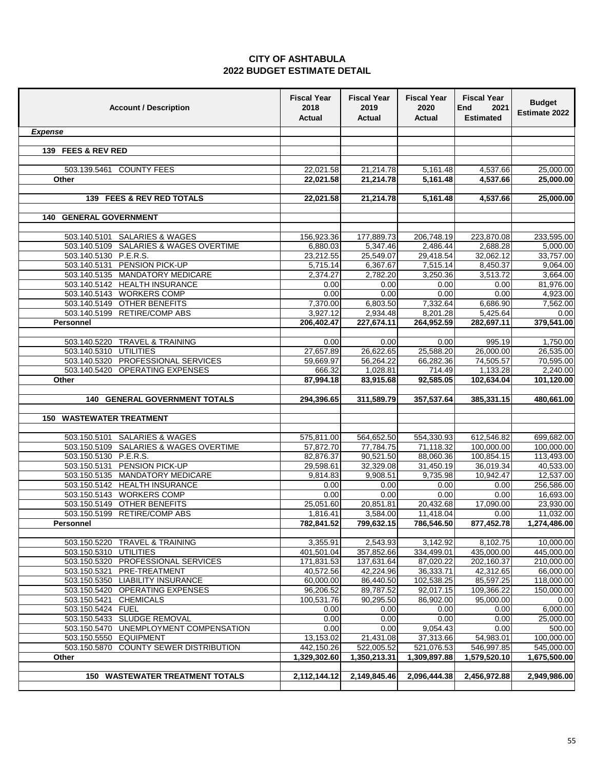# CITY OF ASHTABULA
## 2022 BUDGET ESTIMATE DETAIL

| Account / Description | Fiscal Year 2018 Actual | Fiscal Year 2019 Actual | Fiscal Year 2020 Actual | Fiscal Year End 2021 Estimated | Budget Estimate 2022 |
|---|---|---|---|---|---|
| *Expense* | | | | | |
| **139 FEES & REV RED** | | | | | |
| 503.139.5461 COUNTY FEES | 22,021.58 | 21,214.78 | 5,161.48 | 4,537.66 | 25,000.00 |
| **Other** | **22,021.58** | **21,214.78** | **5,161.48** | **4,537.66** | **25,000.00** |
| **139 FEES & REV RED TOTALS** | **22,021.58** | **21,214.78** | **5,161.48** | **4,537.66** | **25,000.00** |
| **140 GENERAL GOVERNMENT** | | | | | |
| 503.140.5101 SALARIES & WAGES | 156,923.36 | 177,889.73 | 206,748.19 | 223,870.08 | 233,595.00 |
| 503.140.5109 SALARIES & WAGES OVERTIME | 6,880.03 | 5,347.46 | 2,486.44 | 2,688.28 | 5,000.00 |
| 503.140.5130 P.E.R.S. | 23,212.55 | 25,549.07 | 29,418.54 | 32,062.12 | 33,757.00 |
| 503.140.5131 PENSION PICK-UP | 5,715.14 | 6,367.67 | 7,515.14 | 8,450.37 | 9,064.00 |
| 503.140.5135 MANDATORY MEDICARE | 2,374.27 | 2,782.20 | 3,250.36 | 3,513.72 | 3,664.00 |
| 503.140.5142 HEALTH INSURANCE | 0.00 | 0.00 | 0.00 | 0.00 | 81,976.00 |
| 503.140.5143 WORKERS COMP | 0.00 | 0.00 | 0.00 | 0.00 | 4,923.00 |
| 503.140.5149 OTHER BENEFITS | 7,370.00 | 6,803.50 | 7,332.64 | 6,686.90 | 7,562.00 |
| 503.140.5199 RETIRE/COMP ABS | 3,927.12 | 2,934.48 | 8,201.28 | 5,425.64 | 0.00 |
| **Personnel** | **206,402.47** | **227,674.11** | **264,952.59** | **282,697.11** | **379,541.00** |
| 503.140.5220 TRAVEL & TRAINING | 0.00 | 0.00 | 0.00 | 995.19 | 1,750.00 |
| 503.140.5310 UTILITIES | 27,657.89 | 26,622.65 | 25,588.20 | 26,000.00 | 26,535.00 |
| 503.140.5320 PROFESSIONAL SERVICES | 59,669.97 | 56,264.22 | 66,282.36 | 74,505.57 | 70,595.00 |
| 503.140.5420 OPERATING EXPENSES | 666.32 | 1,028.81 | 714.49 | 1,133.28 | 2,240.00 |
| **Other** | **87,994.18** | **83,915.68** | **92,585.05** | **102,634.04** | **101,120.00** |
| **140 GENERAL GOVERNMENT TOTALS** | **294,396.65** | **311,589.79** | **357,537.64** | **385,331.15** | **480,661.00** |
| **150 WASTEWATER TREATMENT** | | | | | |
| 503.150.5101 SALARIES & WAGES | 575,811.00 | 564,652.50 | 554,330.93 | 612,546.82 | 699,682.00 |
| 503.150.5109 SALARIES & WAGES OVERTIME | 57,872.70 | 77,784.75 | 71,118.32 | 100,000.00 | 100,000.00 |
| 503.150.5130 P.E.R.S. | 82,876.37 | 90,521.50 | 88,060.36 | 100,854.15 | 113,493.00 |
| 503.150.5131 PENSION PICK-UP | 29,598.61 | 32,329.08 | 31,450.19 | 36,019.34 | 40,533.00 |
| 503.150.5135 MANDATORY MEDICARE | 9,814.83 | 9,908.51 | 9,735.98 | 10,942.47 | 12,537.00 |
| 503.150.5142 HEALTH INSURANCE | 0.00 | 0.00 | 0.00 | 0.00 | 256,586.00 |
| 503.150.5143 WORKERS COMP | 0.00 | 0.00 | 0.00 | 0.00 | 16,693.00 |
| 503.150.5149 OTHER BENEFITS | 25,051.60 | 20,851.81 | 20,432.68 | 17,090.00 | 23,930.00 |
| 503.150.5199 RETIRE/COMP ABS | 1,816.41 | 3,584.00 | 11,418.04 | 0.00 | 11,032.00 |
| **Personnel** | **782,841.52** | **799,632.15** | **786,546.50** | **877,452.78** | **1,274,486.00** |
| 503.150.5220 TRAVEL & TRAINING | 3,355.91 | 2,543.93 | 3,142.92 | 8,102.75 | 10,000.00 |
| 503.150.5310 UTILITIES | 401,501.04 | 357,852.66 | 334,499.01 | 435,000.00 | 445,000.00 |
| 503.150.5320 PROFESSIONAL SERVICES | 171,831.53 | 137,631.64 | 87,020.22 | 202,160.37 | 210,000.00 |
| 503.150.5321 PRE-TREATMENT | 40,572.56 | 42,224.96 | 36,333.71 | 42,312.65 | 66,000.00 |
| 503.150.5350 LIABILITY INSURANCE | 60,000.00 | 86,440.50 | 102,538.25 | 85,597.25 | 118,000.00 |
| 503.150.5420 OPERATING EXPENSES | 96,206.52 | 89,787.52 | 92,017.15 | 109,366.22 | 150,000.00 |
| 503.150.5421 CHEMICALS | 100,531.76 | 90,295.50 | 86,902.00 | 95,000.00 | 0.00 |
| 503.150.5424 FUEL | 0.00 | 0.00 | 0.00 | 0.00 | 6,000.00 |
| 503.150.5433 SLUDGE REMOVAL | 0.00 | 0.00 | 0.00 | 0.00 | 25,000.00 |
| 503.150.5470 UNEMPLOYMENT COMPENSATION | 0.00 | 0.00 | 9,054.43 | 0.00 | 500.00 |
| 503.150.5550 EQUIPMENT | 13,153.02 | 21,431.08 | 37,313.66 | 54,983.01 | 100,000.00 |
| 503.150.5870 COUNTY SEWER DISTRIBUTION | 442,150.26 | 522,005.52 | 521,076.53 | 546,997.85 | 545,000.00 |
| **Other** | **1,329,302.60** | **1,350,213.31** | **1,309,897.88** | **1,579,520.10** | **1,675,500.00** |
| **150 WASTEWATER TREATMENT TOTALS** | **2,112,144.12** | **2,149,845.46** | **2,096,444.38** | **2,456,972.88** | **2,949,986.00** |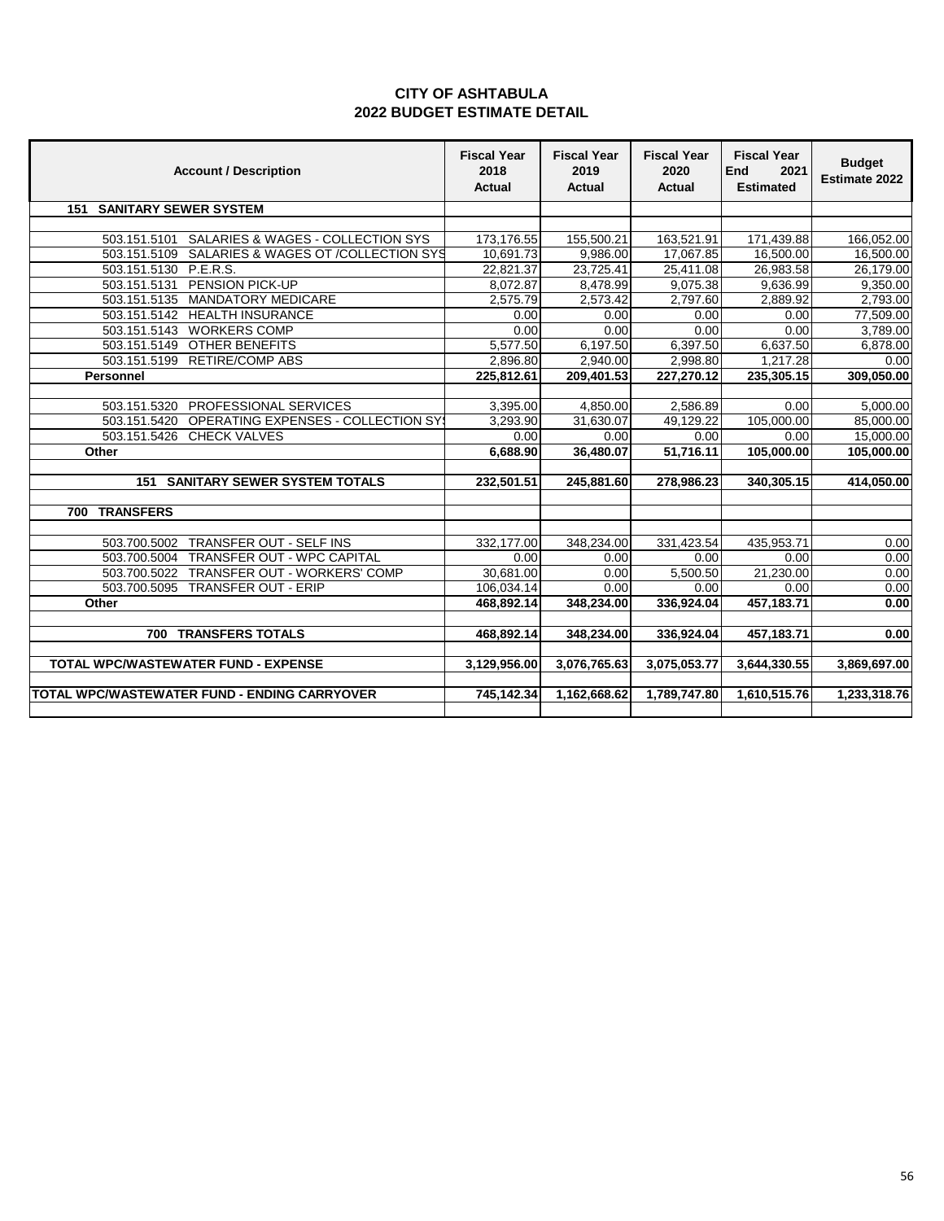# CITY OF ASHTABULA
## 2022 BUDGET ESTIMATE DETAIL

| Account / Description | Fiscal Year 2018 Actual | Fiscal Year 2019 Actual | Fiscal Year 2020 Actual | Fiscal Year End 2021 Estimated | Budget Estimate 2022 |
|---|---|---|---|---|---|
| **151 SANITARY SEWER SYSTEM** | | | | | |
| | | | | | |
| 503.151.5101 SALARIES & WAGES - COLLECTION SYS | 173,176.55 | 155,500.21 | 163,521.91 | 171,439.88 | 166,052.00 |
| 503.151.5109 SALARIES & WAGES OT /COLLECTION SYS | 10,691.73 | 9,986.00 | 17,067.85 | 16,500.00 | 16,500.00 |
| 503.151.5130 P.E.R.S. | 22,821.37 | 23,725.41 | 25,411.08 | 26,983.58 | 26,179.00 |
| 503.151.5131 PENSION PICK-UP | 8,072.87 | 8,478.99 | 9,075.38 | 9,636.99 | 9,350.00 |
| 503.151.5135 MANDATORY MEDICARE | 2,575.79 | 2,573.42 | 2,797.60 | 2,889.92 | 2,793.00 |
| 503.151.5142 HEALTH INSURANCE | 0.00 | 0.00 | 0.00 | 0.00 | 77,509.00 |
| 503.151.5143 WORKERS COMP | 0.00 | 0.00 | 0.00 | 0.00 | 3,789.00 |
| 503.151.5149 OTHER BENEFITS | 5,577.50 | 6,197.50 | 6,397.50 | 6,637.50 | 6,878.00 |
| 503.151.5199 RETIRE/COMP ABS | 2,896.80 | 2,940.00 | 2,998.80 | 1,217.28 | 0.00 |
| **Personnel** | **225,812.61** | **209,401.53** | **227,270.12** | **235,305.15** | **309,050.00** |
| | | | | | |
| 503.151.5320 PROFESSIONAL SERVICES | 3,395.00 | 4,850.00 | 2,586.89 | 0.00 | 5,000.00 |
| 503.151.5420 OPERATING EXPENSES - COLLECTION SYS | 3,293.90 | 31,630.07 | 49,129.22 | 105,000.00 | 85,000.00 |
| 503.151.5426 CHECK VALVES | 0.00 | 0.00 | 0.00 | 0.00 | 15,000.00 |
| **Other** | **6,688.90** | **36,480.07** | **51,716.11** | **105,000.00** | **105,000.00** |
| | | | | | |
| **151 SANITARY SEWER SYSTEM TOTALS** | **232,501.51** | **245,881.60** | **278,986.23** | **340,305.15** | **414,050.00** |
| | | | | | |
| **700 TRANSFERS** | | | | | |
| | | | | | |
| 503.700.5002 TRANSFER OUT - SELF INS | 332,177.00 | 348,234.00 | 331,423.54 | 435,953.71 | 0.00 |
| 503.700.5004 TRANSFER OUT - WPC CAPITAL | 0.00 | 0.00 | 0.00 | 0.00 | 0.00 |
| 503.700.5022 TRANSFER OUT - WORKERS' COMP | 30,681.00 | 0.00 | 5,500.50 | 21,230.00 | 0.00 |
| 503.700.5095 TRANSFER OUT - ERIP | 106,034.14 | 0.00 | 0.00 | 0.00 | 0.00 |
| **Other** | **468,892.14** | **348,234.00** | **336,924.04** | **457,183.71** | **0.00** |
| | | | | | |
| **700 TRANSFERS TOTALS** | **468,892.14** | **348,234.00** | **336,924.04** | **457,183.71** | **0.00** |
| | | | | | |
| **TOTAL WPC/WASTEWATER FUND - EXPENSE** | **3,129,956.00** | **3,076,765.63** | **3,075,053.77** | **3,644,330.55** | **3,869,697.00** |
| | | | | | |
| **TOTAL WPC/WASTEWATER FUND - ENDING CARRYOVER** | **745,142.34** | **1,162,668.62** | **1,789,747.80** | **1,610,515.76** | **1,233,318.76** |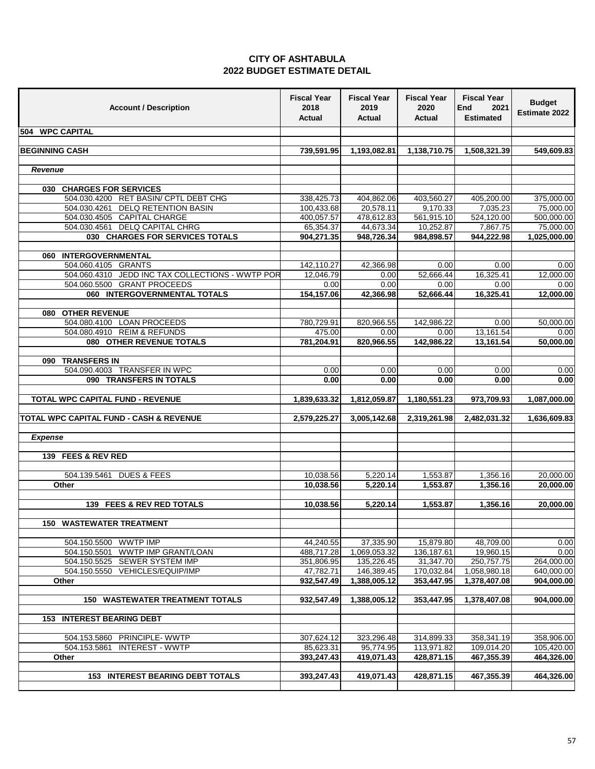# CITY OF ASHTABULA
## 2022 BUDGET ESTIMATE DETAIL

| Account / Description | Fiscal Year 2018 Actual | Fiscal Year 2019 Actual | Fiscal Year 2020 Actual | Fiscal Year End 2021 Estimated | Budget Estimate 2022 |
|---|---|---|---|---|---|
| **504 WPC CAPITAL** | | | | | |
| | | | | | |
| **BEGINNING CASH** | **739,591.95** | **1,193,082.81** | **1,138,710.75** | **1,508,321.39** | **549,609.83** |
| | | | | | |
| ***Revenue*** | | | | | |
| | | | | | |
| **030 CHARGES FOR SERVICES** | | | | | |
| 504.030.4200 RET BASIN/ CPTL DEBT CHG | 338,425.73 | 404,862.06 | 403,560.27 | 405,200.00 | 375,000.00 |
| 504.030.4261 DELQ RETENTION BASIN | 100,433.68 | 20,578.11 | 9,170.33 | 7,035.23 | 75,000.00 |
| 504.030.4505 CAPITAL CHARGE | 400,057.57 | 478,612.83 | 561,915.10 | 524,120.00 | 500,000.00 |
| 504.030.4561 DELQ CAPITAL CHRG | 65,354.37 | 44,673.34 | 10,252.87 | 7,867.75 | 75,000.00 |
| **030 CHARGES FOR SERVICES TOTALS** | **904,271.35** | **948,726.34** | **984,898.57** | **944,222.98** | **1,025,000.00** |
| | | | | | |
| **060 INTERGOVERNMENTAL** | | | | | |
| 504.060.4105 GRANTS | 142,110.27 | 42,366.98 | 0.00 | 0.00 | 0.00 |
| 504.060.4310 JEDD INC TAX COLLECTIONS - WWTP POR | 12,046.79 | 0.00 | 52,666.44 | 16,325.41 | 12,000.00 |
| 504.060.5500 GRANT PROCEEDS | 0.00 | 0.00 | 0.00 | 0.00 | 0.00 |
| **060 INTERGOVERNMENTAL TOTALS** | **154,157.06** | **42,366.98** | **52,666.44** | **16,325.41** | **12,000.00** |
| | | | | | |
| **080 OTHER REVENUE** | | | | | |
| 504.080.4100 LOAN PROCEEDS | 780,729.91 | 820,966.55 | 142,986.22 | 0.00 | 50,000.00 |
| 504.080.4910 REIM & REFUNDS | 475.00 | 0.00 | 0.00 | 13,161.54 | 0.00 |
| **080 OTHER REVENUE TOTALS** | **781,204.91** | **820,966.55** | **142,986.22** | **13,161.54** | **50,000.00** |
| | | | | | |
| **090 TRANSFERS IN** | | | | | |
| 504.090.4003 TRANSFER IN WPC | 0.00 | 0.00 | 0.00 | 0.00 | 0.00 |
| **090 TRANSFERS IN TOTALS** | **0.00** | **0.00** | **0.00** | **0.00** | **0.00** |
| | | | | | |
| **TOTAL WPC CAPITAL FUND - REVENUE** | **1,839,633.32** | **1,812,059.87** | **1,180,551.23** | **973,709.93** | **1,087,000.00** |
| | | | | | |
| **TOTAL WPC CAPITAL FUND - CASH & REVENUE** | **2,579,225.27** | **3,005,142.68** | **2,319,261.98** | **2,482,031.32** | **1,636,609.83** |
| | | | | | |
| ***Expense*** | | | | | |
| | | | | | |
| **139 FEES & REV RED** | | | | | |
| | | | | | |
| 504.139.5461 DUES & FEES | 10,038.56 | 5,220.14 | 1,553.87 | 1,356.16 | 20,000.00 |
| **Other** | **10,038.56** | **5,220.14** | **1,553.87** | **1,356.16** | **20,000.00** |
| | | | | | |
| **139 FEES & REV RED TOTALS** | **10,038.56** | **5,220.14** | **1,553.87** | **1,356.16** | **20,000.00** |
| | | | | | |
| **150 WASTEWATER TREATMENT** | | | | | |
| | | | | | |
| 504.150.5500 WWTP IMP | 44,240.55 | 37,335.90 | 15,879.80 | 48,709.00 | 0.00 |
| 504.150.5501 WWTP IMP GRANT/LOAN | 488,717.28 | 1,069,053.32 | 136,187.61 | 19,960.15 | 0.00 |
| 504.150.5525 SEWER SYSTEM IMP | 351,806.95 | 135,226.45 | 31,347.70 | 250,757.75 | 264,000.00 |
| 504.150.5550 VEHICLES/EQUIP/IMP | 47,782.71 | 146,389.45 | 170,032.84 | 1,058,980.18 | 640,000.00 |
| **Other** | **932,547.49** | **1,388,005.12** | **353,447.95** | **1,378,407.08** | **904,000.00** |
| | | | | | |
| **150 WASTEWATER TREATMENT TOTALS** | **932,547.49** | **1,388,005.12** | **353,447.95** | **1,378,407.08** | **904,000.00** |
| | | | | | |
| **153 INTEREST BEARING DEBT** | | | | | |
| | | | | | |
| 504.153.5860 PRINCIPLE- WWTP | 307,624.12 | 323,296.48 | 314,899.33 | 358,341.19 | 358,906.00 |
| 504.153.5861 INTEREST - WWTP | 85,623.31 | 95,774.95 | 113,971.82 | 109,014.20 | 105,420.00 |
| **Other** | **393,247.43** | **419,071.43** | **428,871.15** | **467,355.39** | **464,326.00** |
| | | | | | |
| **153 INTEREST BEARING DEBT TOTALS** | **393,247.43** | **419,071.43** | **428,871.15** | **467,355.39** | **464,326.00** |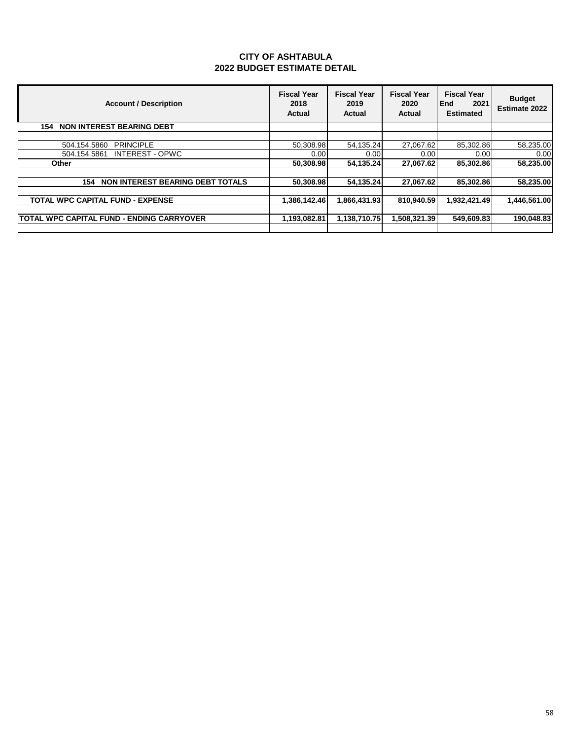# CITY OF ASHTABULA
## 2022 BUDGET ESTIMATE DETAIL

| Account / Description | Fiscal Year 2018 Actual | Fiscal Year 2019 Actual | Fiscal Year 2020 Actual | Fiscal Year End 2021 Estimated | Budget Estimate 2022 |
|---|---|---|---|---|---|
| **154 NON INTEREST BEARING DEBT** | | | | | |
| | | | | | |
| 504.154.5860 PRINCIPLE | 50,308.98 | 54,135.24 | 27,067.62 | 85,302.86 | 58,235.00 |
| 504.154.5861 INTEREST - OPWC | 0.00 | 0.00 | 0.00 | 0.00 | 0.00 |
| **Other** | **50,308.98** | **54,135.24** | **27,067.62** | **85,302.86** | **58,235.00** |
| | | | | | |
| **154 NON INTEREST BEARING DEBT TOTALS** | **50,308.98** | **54,135.24** | **27,067.62** | **85,302.86** | **58,235.00** |
| | | | | | |
| **TOTAL WPC CAPITAL FUND - EXPENSE** | **1,386,142.46** | **1,866,431.93** | **810,940.59** | **1,932,421.49** | **1,446,561.00** |
| | | | | | |
| **TOTAL WPC CAPITAL FUND - ENDING CARRYOVER** | **1,193,082.81** | **1,138,710.75** | **1,508,321.39** | **549,609.83** | **190,048.83** |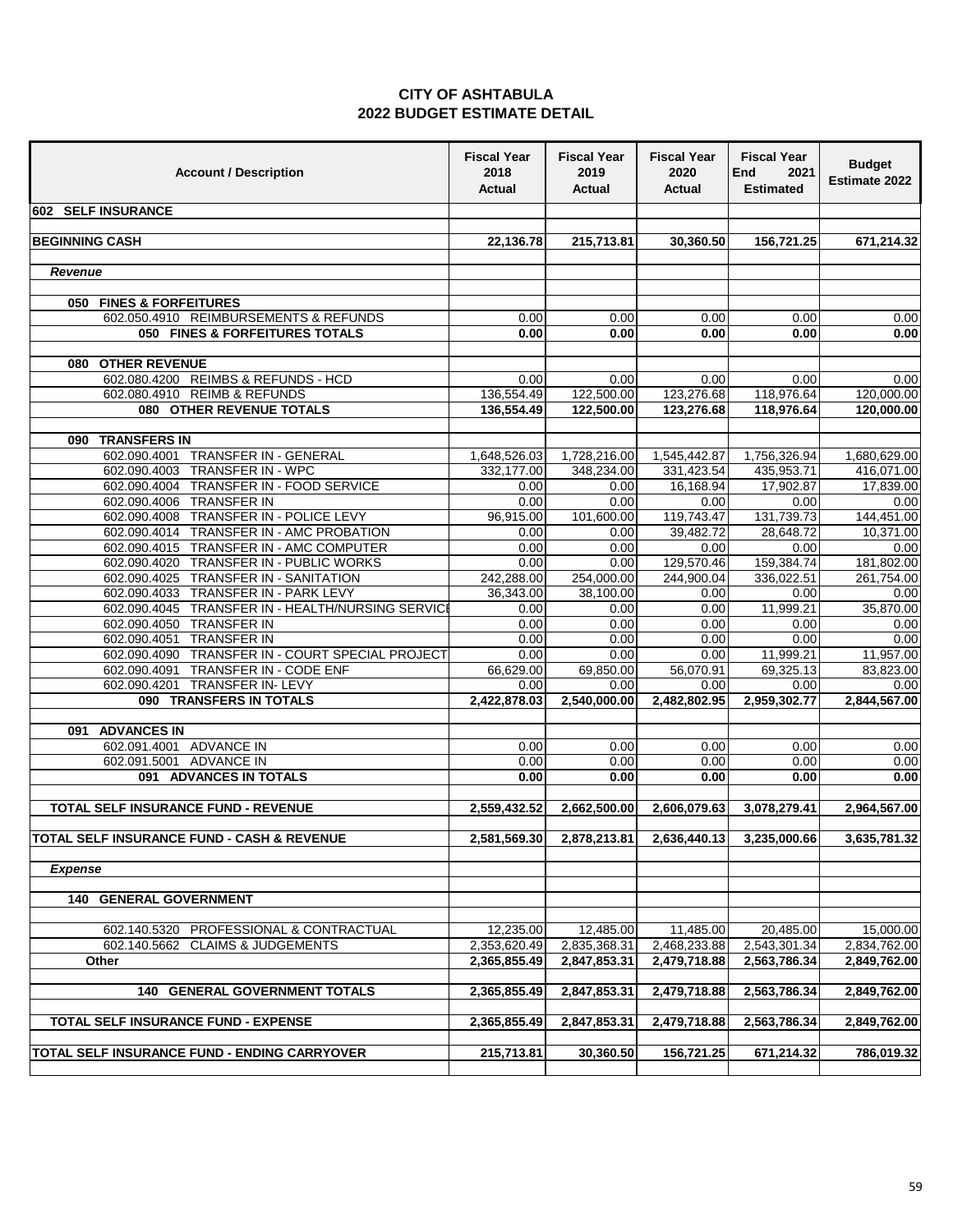# CITY OF ASHTABULA
## 2022 BUDGET ESTIMATE DETAIL

| Account / Description | Fiscal Year 2018 Actual | Fiscal Year 2019 Actual | Fiscal Year 2020 Actual | Fiscal Year End 2021 Estimated | Budget Estimate 2022 |
|---|---|---|---|---|---|
| **602 SELF INSURANCE** | | | | | |
| | | | | | |
| **BEGINNING CASH** | **22,136.78** | **215,713.81** | **30,360.50** | **156,721.25** | **671,214.32** |
| | | | | | |
| ***Revenue*** | | | | | |
| | | | | | |
| **050 FINES & FORFEITURES** | | | | | |
| 602.050.4910 REIMBURSEMENTS & REFUNDS | 0.00 | 0.00 | 0.00 | 0.00 | 0.00 |
| **050 FINES & FORFEITURES TOTALS** | **0.00** | **0.00** | **0.00** | **0.00** | **0.00** |
| | | | | | |
| **080 OTHER REVENUE** | | | | | |
| 602.080.4200 REIMBS & REFUNDS - HCD | 0.00 | 0.00 | 0.00 | 0.00 | 0.00 |
| 602.080.4910 REIMB & REFUNDS | 136,554.49 | 122,500.00 | 123,276.68 | 118,976.64 | 120,000.00 |
| **080 OTHER REVENUE TOTALS** | **136,554.49** | **122,500.00** | **123,276.68** | **118,976.64** | **120,000.00** |
| | | | | | |
| **090 TRANSFERS IN** | | | | | |
| 602.090.4001 TRANSFER IN - GENERAL | 1,648,526.03 | 1,728,216.00 | 1,545,442.87 | 1,756,326.94 | 1,680,629.00 |
| 602.090.4003 TRANSFER IN - WPC | 332,177.00 | 348,234.00 | 331,423.54 | 435,953.71 | 416,071.00 |
| 602.090.4004 TRANSFER IN - FOOD SERVICE | 0.00 | 0.00 | 16,168.94 | 17,902.87 | 17,839.00 |
| 602.090.4006 TRANSFER IN | 0.00 | 0.00 | 0.00 | 0.00 | 0.00 |
| 602.090.4008 TRANSFER IN - POLICE LEVY | 96,915.00 | 101,600.00 | 119,743.47 | 131,739.73 | 144,451.00 |
| 602.090.4014 TRANSFER IN - AMC PROBATION | 0.00 | 0.00 | 39,482.72 | 28,648.72 | 10,371.00 |
| 602.090.4015 TRANSFER IN - AMC COMPUTER | 0.00 | 0.00 | 0.00 | 0.00 | 0.00 |
| 602.090.4020 TRANSFER IN - PUBLIC WORKS | 0.00 | 0.00 | 129,570.46 | 159,384.74 | 181,802.00 |
| 602.090.4025 TRANSFER IN - SANITATION | 242,288.00 | 254,000.00 | 244,900.04 | 336,022.51 | 261,754.00 |
| 602.090.4033 TRANSFER IN - PARK LEVY | 36,343.00 | 38,100.00 | 0.00 | 0.00 | 0.00 |
| 602.090.4045 TRANSFER IN - HEALTH/NURSING SERVICE | 0.00 | 0.00 | 0.00 | 11,999.21 | 35,870.00 |
| 602.090.4050 TRANSFER IN | 0.00 | 0.00 | 0.00 | 0.00 | 0.00 |
| 602.090.4051 TRANSFER IN | 0.00 | 0.00 | 0.00 | 0.00 | 0.00 |
| 602.090.4090 TRANSFER IN - COURT SPECIAL PROJECT | 0.00 | 0.00 | 0.00 | 11,999.21 | 11,957.00 |
| 602.090.4091 TRANSFER IN - CODE ENF | 66,629.00 | 69,850.00 | 56,070.91 | 69,325.13 | 83,823.00 |
| 602.090.4201 TRANSFER IN- LEVY | 0.00 | 0.00 | 0.00 | 0.00 | 0.00 |
| **090 TRANSFERS IN TOTALS** | **2,422,878.03** | **2,540,000.00** | **2,482,802.95** | **2,959,302.77** | **2,844,567.00** |
| | | | | | |
| **091 ADVANCES IN** | | | | | |
| 602.091.4001 ADVANCE IN | 0.00 | 0.00 | 0.00 | 0.00 | 0.00 |
| 602.091.5001 ADVANCE IN | 0.00 | 0.00 | 0.00 | 0.00 | 0.00 |
| **091 ADVANCES IN TOTALS** | **0.00** | **0.00** | **0.00** | **0.00** | **0.00** |
| | | | | | |
| **TOTAL SELF INSURANCE FUND - REVENUE** | **2,559,432.52** | **2,662,500.00** | **2,606,079.63** | **3,078,279.41** | **2,964,567.00** |
| | | | | | |
| **TOTAL SELF INSURANCE FUND - CASH & REVENUE** | **2,581,569.30** | **2,878,213.81** | **2,636,440.13** | **3,235,000.66** | **3,635,781.32** |
| | | | | | |
| ***Expense*** | | | | | |
| | | | | | |
| **140 GENERAL GOVERNMENT** | | | | | |
| | | | | | |
| 602.140.5320 PROFESSIONAL & CONTRACTUAL | 12,235.00 | 12,485.00 | 11,485.00 | 20,485.00 | 15,000.00 |
| 602.140.5662 CLAIMS & JUDGEMENTS | 2,353,620.49 | 2,835,368.31 | 2,468,233.88 | 2,543,301.34 | 2,834,762.00 |
| **Other** | **2,365,855.49** | **2,847,853.31** | **2,479,718.88** | **2,563,786.34** | **2,849,762.00** |
| | | | | | |
| **140 GENERAL GOVERNMENT TOTALS** | **2,365,855.49** | **2,847,853.31** | **2,479,718.88** | **2,563,786.34** | **2,849,762.00** |
| | | | | | |
| **TOTAL SELF INSURANCE FUND - EXPENSE** | **2,365,855.49** | **2,847,853.31** | **2,479,718.88** | **2,563,786.34** | **2,849,762.00** |
| | | | | | |
| **TOTAL SELF INSURANCE FUND - ENDING CARRYOVER** | **215,713.81** | **30,360.50** | **156,721.25** | **671,214.32** | **786,019.32** |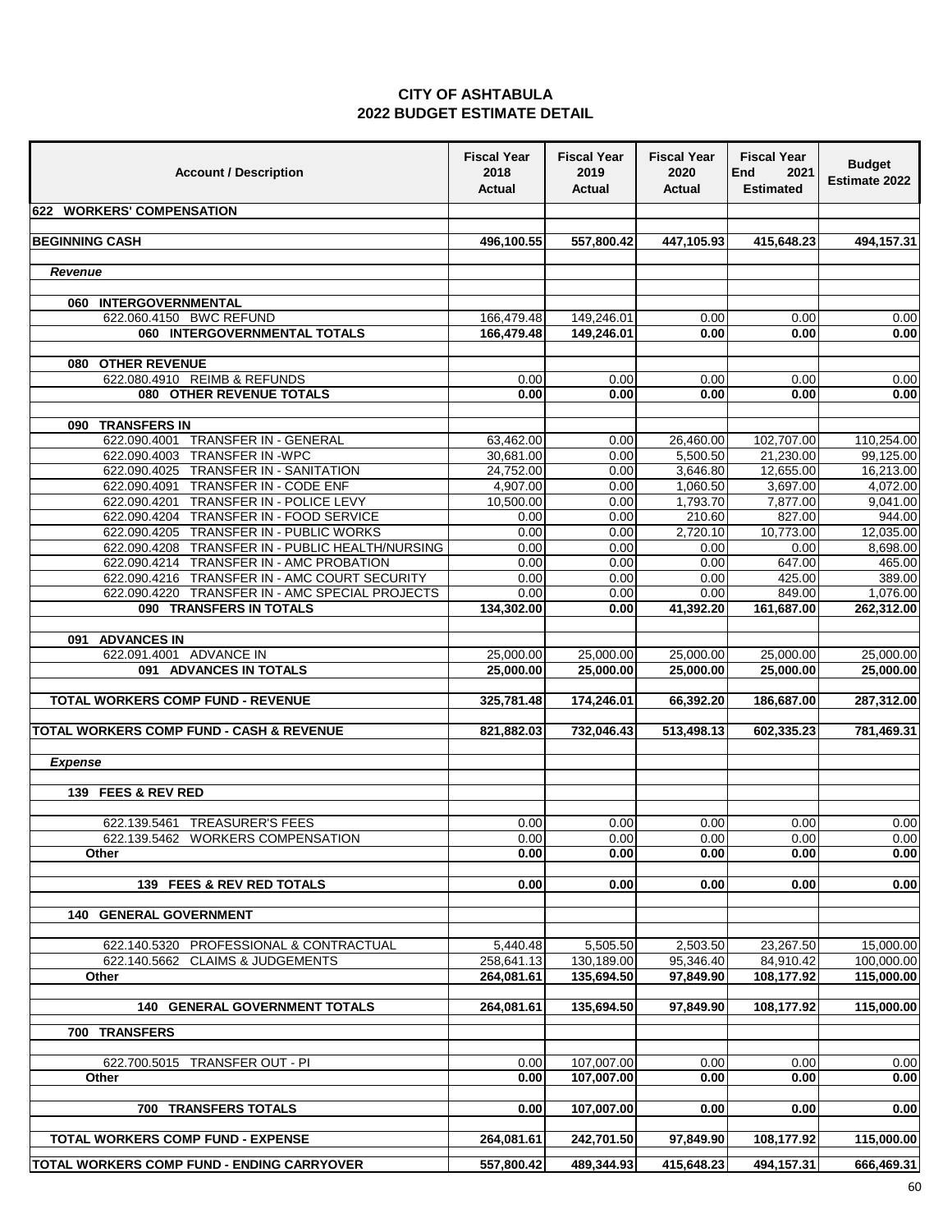# CITY OF ASHTABULA
## 2022 BUDGET ESTIMATE DETAIL

| Account / Description | Fiscal Year 2018 Actual | Fiscal Year 2019 Actual | Fiscal Year 2020 Actual | Fiscal Year End 2021 Estimated | Budget Estimate 2022 |
|---|---|---|---|---|---|
| **622 WORKERS' COMPENSATION** | | | | | |
| **BEGINNING CASH** | **496,100.55** | **557,800.42** | **447,105.93** | **415,648.23** | **494,157.31** |
| ***Revenue*** | | | | | |
| **060 INTERGOVERNMENTAL** | | | | | |
| 622.060.4150 BWC REFUND | 166,479.48 | 149,246.01 | 0.00 | 0.00 | 0.00 |
| **060 INTERGOVERNMENTAL TOTALS** | **166,479.48** | **149,246.01** | **0.00** | **0.00** | **0.00** |
| **080 OTHER REVENUE** | | | | | |
| 622.080.4910 REIMB & REFUNDS | 0.00 | 0.00 | 0.00 | 0.00 | 0.00 |
| **080 OTHER REVENUE TOTALS** | **0.00** | **0.00** | **0.00** | **0.00** | **0.00** |
| **090 TRANSFERS IN** | | | | | |
| 622.090.4001 TRANSFER IN - GENERAL | 63,462.00 | 0.00 | 26,460.00 | 102,707.00 | 110,254.00 |
| 622.090.4003 TRANSFER IN -WPC | 30,681.00 | 0.00 | 5,500.50 | 21,230.00 | 99,125.00 |
| 622.090.4025 TRANSFER IN - SANITATION | 24,752.00 | 0.00 | 3,646.80 | 12,655.00 | 16,213.00 |
| 622.090.4091 TRANSFER IN - CODE ENF | 4,907.00 | 0.00 | 1,060.50 | 3,697.00 | 4,072.00 |
| 622.090.4201 TRANSFER IN - POLICE LEVY | 10,500.00 | 0.00 | 1,793.70 | 7,877.00 | 9,041.00 |
| 622.090.4204 TRANSFER IN - FOOD SERVICE | 0.00 | 0.00 | 210.60 | 827.00 | 944.00 |
| 622.090.4205 TRANSFER IN - PUBLIC WORKS | 0.00 | 0.00 | 2,720.10 | 10,773.00 | 12,035.00 |
| 622.090.4208 TRANSFER IN - PUBLIC HEALTH/NURSING | 0.00 | 0.00 | 0.00 | 0.00 | 8,698.00 |
| 622.090.4214 TRANSFER IN - AMC PROBATION | 0.00 | 0.00 | 0.00 | 647.00 | 465.00 |
| 622.090.4216 TRANSFER IN - AMC COURT SECURITY | 0.00 | 0.00 | 0.00 | 425.00 | 389.00 |
| 622.090.4220 TRANSFER IN - AMC SPECIAL PROJECTS | 0.00 | 0.00 | 0.00 | 849.00 | 1,076.00 |
| **090 TRANSFERS IN TOTALS** | **134,302.00** | **0.00** | **41,392.20** | **161,687.00** | **262,312.00** |
| **091 ADVANCES IN** | | | | | |
| 622.091.4001 ADVANCE IN | 25,000.00 | 25,000.00 | 25,000.00 | 25,000.00 | 25,000.00 |
| **091 ADVANCES IN TOTALS** | **25,000.00** | **25,000.00** | **25,000.00** | **25,000.00** | **25,000.00** |
| **TOTAL WORKERS COMP FUND - REVENUE** | **325,781.48** | **174,246.01** | **66,392.20** | **186,687.00** | **287,312.00** |
| **TOTAL WORKERS COMP FUND - CASH & REVENUE** | **821,882.03** | **732,046.43** | **513,498.13** | **602,335.23** | **781,469.31** |
| ***Expense*** | | | | | |
| **139 FEES & REV RED** | | | | | |
| 622.139.5461 TREASURER'S FEES | 0.00 | 0.00 | 0.00 | 0.00 | 0.00 |
| 622.139.5462 WORKERS COMPENSATION | 0.00 | 0.00 | 0.00 | 0.00 | 0.00 |
| **Other** | **0.00** | **0.00** | **0.00** | **0.00** | **0.00** |
| **139 FEES & REV RED TOTALS** | **0.00** | **0.00** | **0.00** | **0.00** | **0.00** |
| **140 GENERAL GOVERNMENT** | | | | | |
| 622.140.5320 PROFESSIONAL & CONTRACTUAL | 5,440.48 | 5,505.50 | 2,503.50 | 23,267.50 | 15,000.00 |
| 622.140.5662 CLAIMS & JUDGEMENTS | 258,641.13 | 130,189.00 | 95,346.40 | 84,910.42 | 100,000.00 |
| **Other** | **264,081.61** | **135,694.50** | **97,849.90** | **108,177.92** | **115,000.00** |
| **140 GENERAL GOVERNMENT TOTALS** | **264,081.61** | **135,694.50** | **97,849.90** | **108,177.92** | **115,000.00** |
| **700 TRANSFERS** | | | | | |
| 622.700.5015 TRANSFER OUT - PI | 0.00 | 107,007.00 | 0.00 | 0.00 | 0.00 |
| **Other** | **0.00** | **107,007.00** | **0.00** | **0.00** | **0.00** |
| **700 TRANSFERS TOTALS** | **0.00** | **107,007.00** | **0.00** | **0.00** | **0.00** |
| **TOTAL WORKERS COMP FUND - EXPENSE** | **264,081.61** | **242,701.50** | **97,849.90** | **108,177.92** | **115,000.00** |
| **TOTAL WORKERS COMP FUND - ENDING CARRYOVER** | **557,800.42** | **489,344.93** | **415,648.23** | **494,157.31** | **666,469.31** |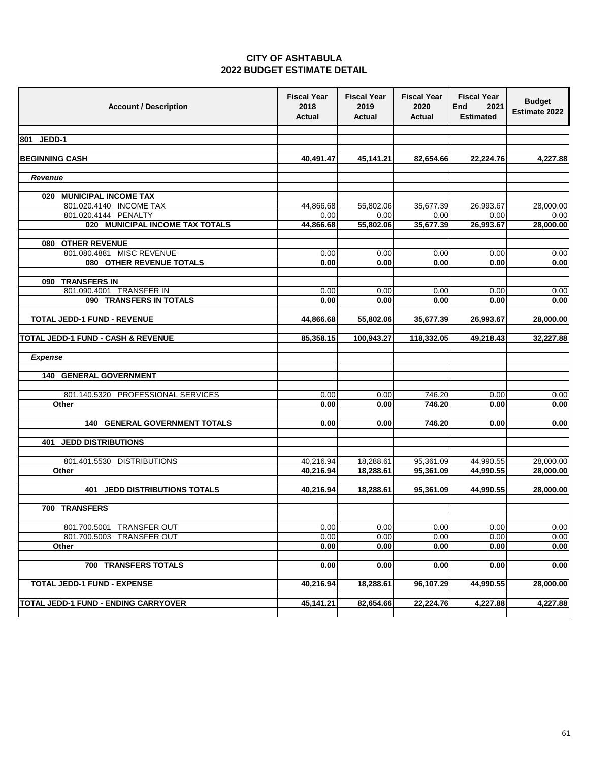# CITY OF ASHTABULA
## 2022 BUDGET ESTIMATE DETAIL

| Account / Description | Fiscal Year 2018 Actual | Fiscal Year 2019 Actual | Fiscal Year 2020 Actual | Fiscal Year End 2021 Estimated | Budget Estimate 2022 |
|---|---|---|---|---|---|
| **801 JEDD-1** | | | | | |
| **BEGINNING CASH** | **40,491.47** | **45,141.21** | **82,654.66** | **22,224.76** | **4,227.88** |
| ***Revenue*** | | | | | |
| **020 MUNICIPAL INCOME TAX** | | | | | |
| 801.020.4140 INCOME TAX | 44,866.68 | 55,802.06 | 35,677.39 | 26,993.67 | 28,000.00 |
| 801.020.4144 PENALTY | 0.00 | 0.00 | 0.00 | 0.00 | 0.00 |
| **020 MUNICIPAL INCOME TAX TOTALS** | **44,866.68** | **55,802.06** | **35,677.39** | **26,993.67** | **28,000.00** |
| **080 OTHER REVENUE** | | | | | |
| 801.080.4881 MISC REVENUE | 0.00 | 0.00 | 0.00 | 0.00 | 0.00 |
| **080 OTHER REVENUE TOTALS** | **0.00** | **0.00** | **0.00** | **0.00** | **0.00** |
| **090 TRANSFERS IN** | | | | | |
| 801.090.4001 TRANSFER IN | 0.00 | 0.00 | 0.00 | 0.00 | 0.00 |
| **090 TRANSFERS IN TOTALS** | **0.00** | **0.00** | **0.00** | **0.00** | **0.00** |
| **TOTAL JEDD-1 FUND - REVENUE** | **44,866.68** | **55,802.06** | **35,677.39** | **26,993.67** | **28,000.00** |
| **TOTAL JEDD-1 FUND - CASH & REVENUE** | **85,358.15** | **100,943.27** | **118,332.05** | **49,218.43** | **32,227.88** |
| ***Expense*** | | | | | |
| **140 GENERAL GOVERNMENT** | | | | | |
| 801.140.5320 PROFESSIONAL SERVICES | 0.00 | 0.00 | 746.20 | 0.00 | 0.00 |
| **Other** | **0.00** | **0.00** | **746.20** | **0.00** | **0.00** |
| **140 GENERAL GOVERNMENT TOTALS** | **0.00** | **0.00** | **746.20** | **0.00** | **0.00** |
| **401 JEDD DISTRIBUTIONS** | | | | | |
| 801.401.5530 DISTRIBUTIONS | 40,216.94 | 18,288.61 | 95,361.09 | 44,990.55 | 28,000.00 |
| **Other** | **40,216.94** | **18,288.61** | **95,361.09** | **44,990.55** | **28,000.00** |
| **401 JEDD DISTRIBUTIONS TOTALS** | **40,216.94** | **18,288.61** | **95,361.09** | **44,990.55** | **28,000.00** |
| **700 TRANSFERS** | | | | | |
| 801.700.5001 TRANSFER OUT | 0.00 | 0.00 | 0.00 | 0.00 | 0.00 |
| 801.700.5003 TRANSFER OUT | 0.00 | 0.00 | 0.00 | 0.00 | 0.00 |
| **Other** | **0.00** | **0.00** | **0.00** | **0.00** | **0.00** |
| **700 TRANSFERS TOTALS** | **0.00** | **0.00** | **0.00** | **0.00** | **0.00** |
| **TOTAL JEDD-1 FUND - EXPENSE** | **40,216.94** | **18,288.61** | **96,107.29** | **44,990.55** | **28,000.00** |
| **TOTAL JEDD-1 FUND - ENDING CARRYOVER** | **45,141.21** | **82,654.66** | **22,224.76** | **4,227.88** | **4,227.88** |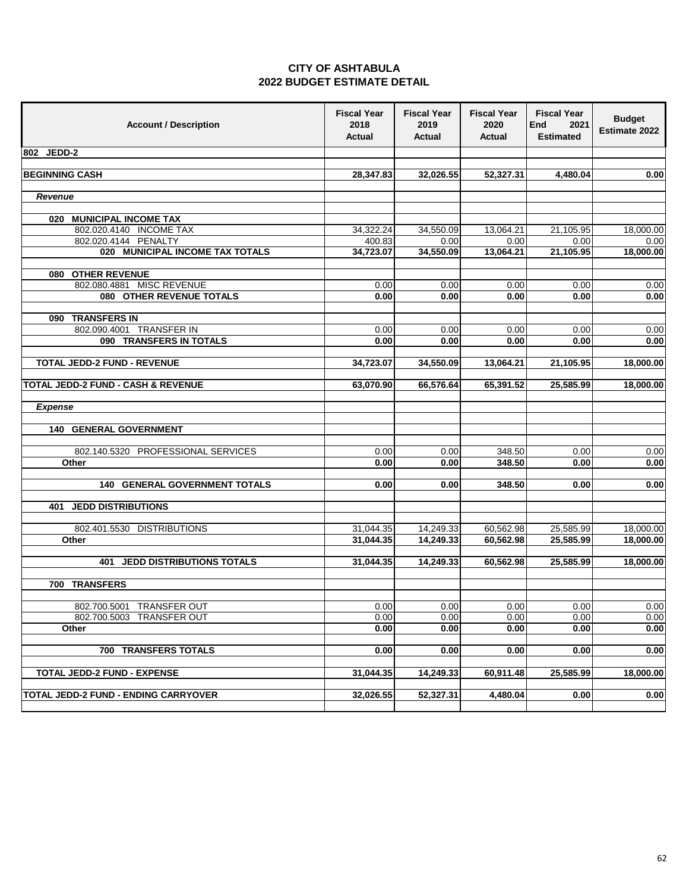# CITY OF ASHTABULA
## 2022 BUDGET ESTIMATE DETAIL

| Account / Description | Fiscal Year 2018 Actual | Fiscal Year 2019 Actual | Fiscal Year 2020 Actual | Fiscal Year End 2021 Estimated | Budget Estimate 2022 |
|---|---|---|---|---|---|
| **802 JEDD-2** | | | | | |
| **BEGINNING CASH** | **28,347.83** | **32,026.55** | **52,327.31** | **4,480.04** | **0.00** |
| ***Revenue*** | | | | | |
| **020 MUNICIPAL INCOME TAX** | | | | | |
| 802.020.4140 INCOME TAX | 34,322.24 | 34,550.09 | 13,064.21 | 21,105.95 | 18,000.00 |
| 802.020.4144 PENALTY | 400.83 | 0.00 | 0.00 | 0.00 | 0.00 |
| **020 MUNICIPAL INCOME TAX TOTALS** | **34,723.07** | **34,550.09** | **13,064.21** | **21,105.95** | **18,000.00** |
| **080 OTHER REVENUE** | | | | | |
| 802.080.4881 MISC REVENUE | 0.00 | 0.00 | 0.00 | 0.00 | 0.00 |
| **080 OTHER REVENUE TOTALS** | **0.00** | **0.00** | **0.00** | **0.00** | **0.00** |
| **090 TRANSFERS IN** | | | | | |
| 802.090.4001 TRANSFER IN | 0.00 | 0.00 | 0.00 | 0.00 | 0.00 |
| **090 TRANSFERS IN TOTALS** | **0.00** | **0.00** | **0.00** | **0.00** | **0.00** |
| **TOTAL JEDD-2 FUND - REVENUE** | **34,723.07** | **34,550.09** | **13,064.21** | **21,105.95** | **18,000.00** |
| **TOTAL JEDD-2 FUND - CASH & REVENUE** | **63,070.90** | **66,576.64** | **65,391.52** | **25,585.99** | **18,000.00** |
| ***Expense*** | | | | | |
| **140 GENERAL GOVERNMENT** | | | | | |
| 802.140.5320 PROFESSIONAL SERVICES | 0.00 | 0.00 | 348.50 | 0.00 | 0.00 |
| **Other** | **0.00** | **0.00** | **348.50** | **0.00** | **0.00** |
| **140 GENERAL GOVERNMENT TOTALS** | **0.00** | **0.00** | **348.50** | **0.00** | **0.00** |
| **401 JEDD DISTRIBUTIONS** | | | | | |
| 802.401.5530 DISTRIBUTIONS | 31,044.35 | 14,249.33 | 60,562.98 | 25,585.99 | 18,000.00 |
| **Other** | **31,044.35** | **14,249.33** | **60,562.98** | **25,585.99** | **18,000.00** |
| **401 JEDD DISTRIBUTIONS TOTALS** | **31,044.35** | **14,249.33** | **60,562.98** | **25,585.99** | **18,000.00** |
| **700 TRANSFERS** | | | | | |
| 802.700.5001 TRANSFER OUT | 0.00 | 0.00 | 0.00 | 0.00 | 0.00 |
| 802.700.5003 TRANSFER OUT | 0.00 | 0.00 | 0.00 | 0.00 | 0.00 |
| **Other** | **0.00** | **0.00** | **0.00** | **0.00** | **0.00** |
| **700 TRANSFERS TOTALS** | **0.00** | **0.00** | **0.00** | **0.00** | **0.00** |
| **TOTAL JEDD-2 FUND - EXPENSE** | **31,044.35** | **14,249.33** | **60,911.48** | **25,585.99** | **18,000.00** |
| **TOTAL JEDD-2 FUND - ENDING CARRYOVER** | **32,026.55** | **52,327.31** | **4,480.04** | **0.00** | **0.00** |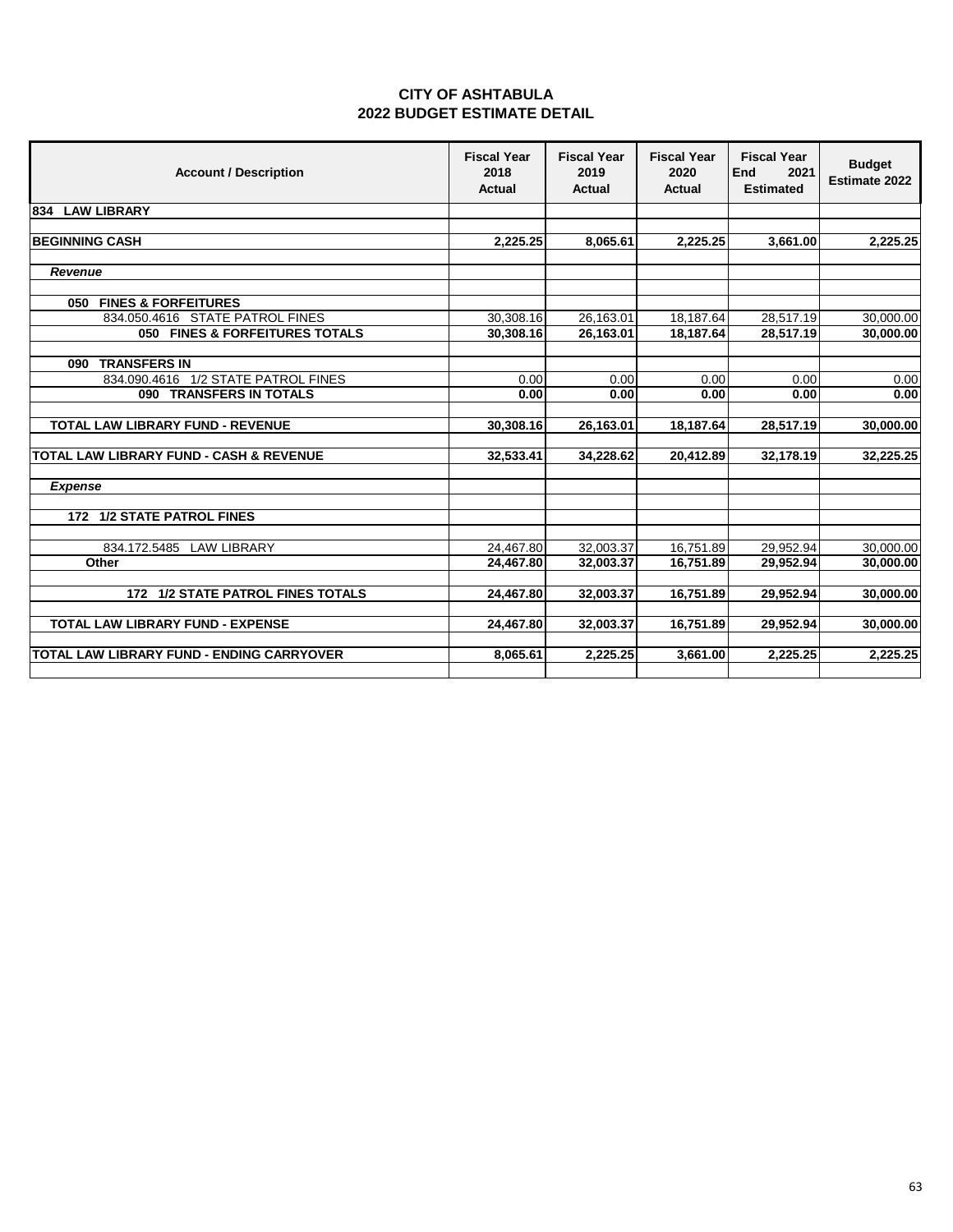# CITY OF ASHTABULA
## 2022 BUDGET ESTIMATE DETAIL

| Account / Description | Fiscal Year 2018 Actual | Fiscal Year 2019 Actual | Fiscal Year 2020 Actual | Fiscal Year End 2021 Estimated | Budget Estimate 2022 |
|---|---|---|---|---|---|
| **834 LAW LIBRARY** | | | | | |
| | | | | | |
| **BEGINNING CASH** | **2,225.25** | **8,065.61** | **2,225.25** | **3,661.00** | **2,225.25** |
| | | | | | |
| ***Revenue*** | | | | | |
| | | | | | |
| **050 FINES & FORFEITURES** | | | | | |
| 834.050.4616 STATE PATROL FINES | 30,308.16 | 26,163.01 | 18,187.64 | 28,517.19 | 30,000.00 |
| **050 FINES & FORFEITURES TOTALS** | **30,308.16** | **26,163.01** | **18,187.64** | **28,517.19** | **30,000.00** |
| | | | | | |
| **090 TRANSFERS IN** | | | | | |
| 834.090.4616 1/2 STATE PATROL FINES | 0.00 | 0.00 | 0.00 | 0.00 | 0.00 |
| **090 TRANSFERS IN TOTALS** | **0.00** | **0.00** | **0.00** | **0.00** | **0.00** |
| | | | | | |
| **TOTAL LAW LIBRARY FUND - REVENUE** | **30,308.16** | **26,163.01** | **18,187.64** | **28,517.19** | **30,000.00** |
| | | | | | |
| **TOTAL LAW LIBRARY FUND - CASH & REVENUE** | **32,533.41** | **34,228.62** | **20,412.89** | **32,178.19** | **32,225.25** |
| | | | | | |
| ***Expense*** | | | | | |
| | | | | | |
| **172 1/2 STATE PATROL FINES** | | | | | |
| | | | | | |
| 834.172.5485 LAW LIBRARY | 24,467.80 | 32,003.37 | 16,751.89 | 29,952.94 | 30,000.00 |
| **Other** | **24,467.80** | **32,003.37** | **16,751.89** | **29,952.94** | **30,000.00** |
| | | | | | |
| **172 1/2 STATE PATROL FINES TOTALS** | **24,467.80** | **32,003.37** | **16,751.89** | **29,952.94** | **30,000.00** |
| | | | | | |
| **TOTAL LAW LIBRARY FUND - EXPENSE** | **24,467.80** | **32,003.37** | **16,751.89** | **29,952.94** | **30,000.00** |
| | | | | | |
| **TOTAL LAW LIBRARY FUND - ENDING CARRYOVER** | **8,065.61** | **2,225.25** | **3,661.00** | **2,225.25** | **2,225.25** |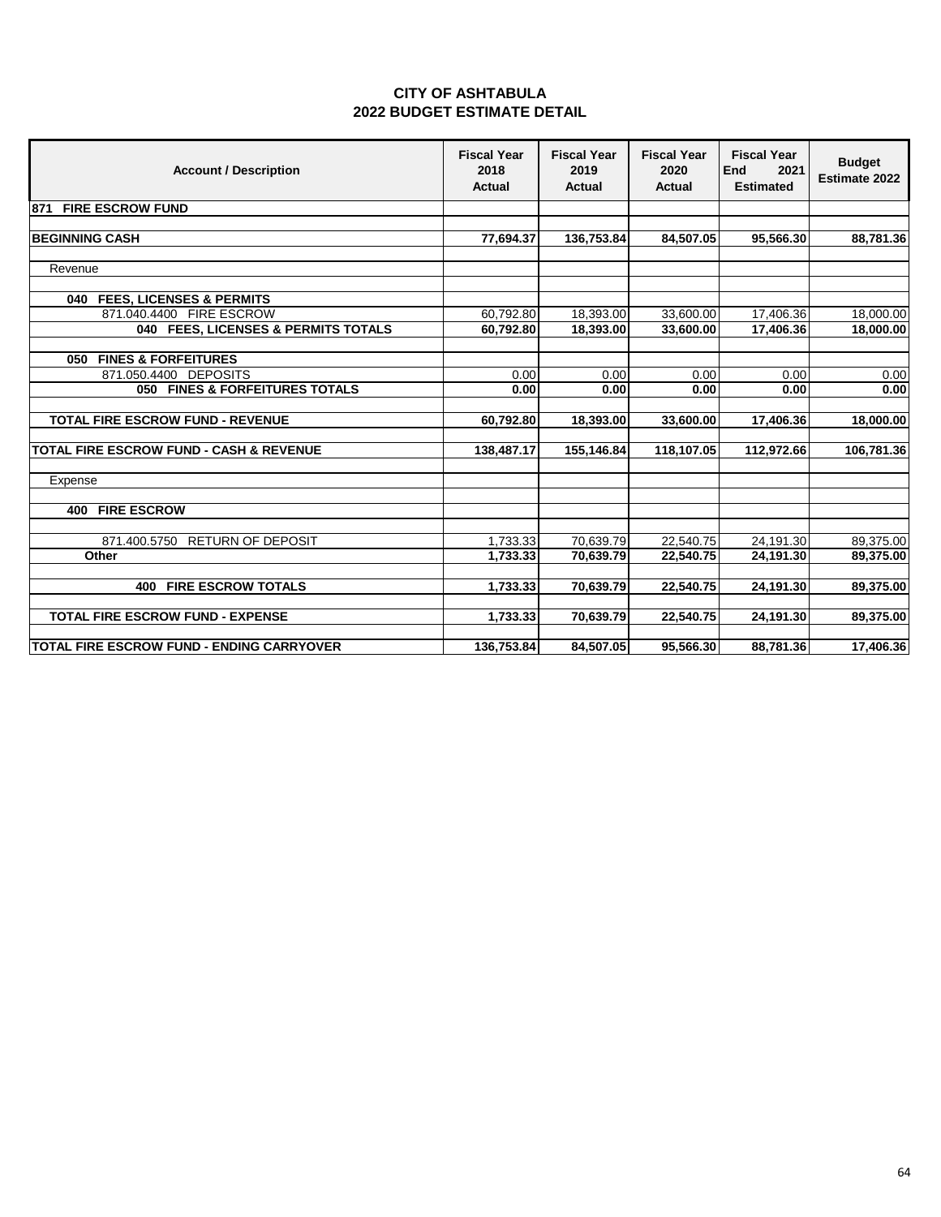# CITY OF ASHTABULA
## 2022 BUDGET ESTIMATE DETAIL

| Account / Description | Fiscal Year 2018 Actual | Fiscal Year 2019 Actual | Fiscal Year 2020 Actual | Fiscal Year End 2021 Estimated | Budget Estimate 2022 |
|---|---|---|---|---|---|
| **871 FIRE ESCROW FUND** | | | | | |
| | | | | | |
| **BEGINNING CASH** | **77,694.37** | **136,753.84** | **84,507.05** | **95,566.30** | **88,781.36** |
| | | | | | |
| Revenue | | | | | |
| | | | | | |
| **040 FEES, LICENSES & PERMITS** | | | | | |
| 871.040.4400 FIRE ESCROW | 60,792.80 | 18,393.00 | 33,600.00 | 17,406.36 | 18,000.00 |
| **040 FEES, LICENSES & PERMITS TOTALS** | **60,792.80** | **18,393.00** | **33,600.00** | **17,406.36** | **18,000.00** |
| | | | | | |
| **050 FINES & FORFEITURES** | | | | | |
| 871.050.4400 DEPOSITS | 0.00 | 0.00 | 0.00 | 0.00 | 0.00 |
| **050 FINES & FORFEITURES TOTALS** | **0.00** | **0.00** | **0.00** | **0.00** | **0.00** |
| | | | | | |
| **TOTAL FIRE ESCROW FUND - REVENUE** | **60,792.80** | **18,393.00** | **33,600.00** | **17,406.36** | **18,000.00** |
| | | | | | |
| **TOTAL FIRE ESCROW FUND - CASH & REVENUE** | **138,487.17** | **155,146.84** | **118,107.05** | **112,972.66** | **106,781.36** |
| | | | | | |
| Expense | | | | | |
| | | | | | |
| **400 FIRE ESCROW** | | | | | |
| | | | | | |
| 871.400.5750 RETURN OF DEPOSIT | 1,733.33 | 70,639.79 | 22,540.75 | 24,191.30 | 89,375.00 |
| **Other** | **1,733.33** | **70,639.79** | **22,540.75** | **24,191.30** | **89,375.00** |
| | | | | | |
| **400 FIRE ESCROW TOTALS** | **1,733.33** | **70,639.79** | **22,540.75** | **24,191.30** | **89,375.00** |
| | | | | | |
| **TOTAL FIRE ESCROW FUND - EXPENSE** | **1,733.33** | **70,639.79** | **22,540.75** | **24,191.30** | **89,375.00** |
| | | | | | |
| **TOTAL FIRE ESCROW FUND - ENDING CARRYOVER** | **136,753.84** | **84,507.05** | **95,566.30** | **88,781.36** | **17,406.36** |